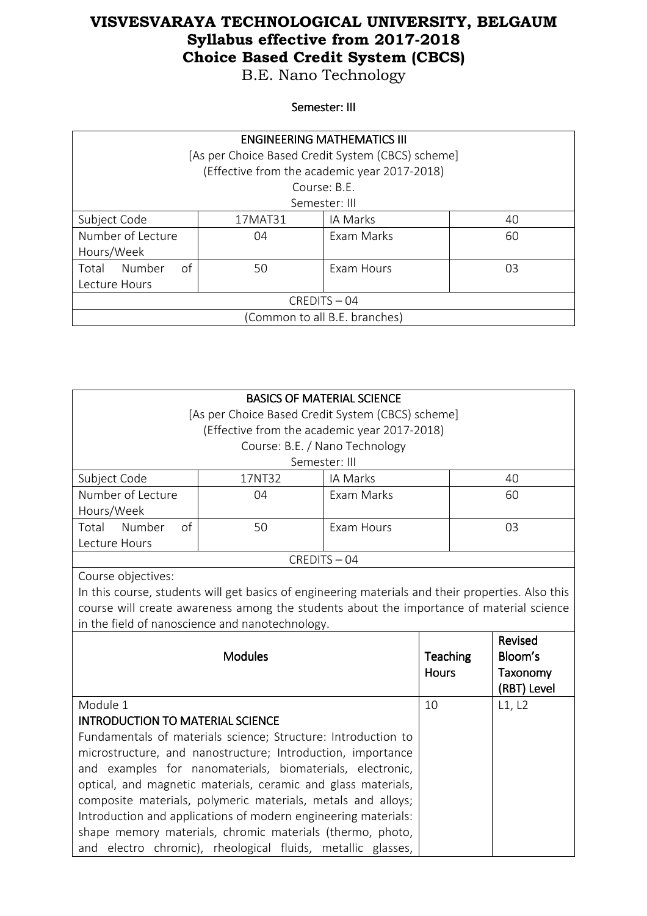# VISVESVARAYA TECHNOLOGICAL UNIVERSITY, BELGAUM
## Syllabus effective from 2017-2018
## Choice Based Credit System (CBCS)
B.E. Nano Technology

Semester: III

| ENGINEERING MATHEMATICS III<br>[As per Choice Based Credit System (CBCS) scheme]<br>(Effective from the academic year 2017-2018)<br>Course: B.E.<br>Semester: III | | | |
|---|---|---|---|
| Subject Code | 17MAT31 | IA Marks | 40 |
| Number of Lecture Hours/Week | 04 | Exam Marks | 60 |
| Total Number of Lecture Hours | 50 | Exam Hours | 03 |
| CREDITS – 04 | | | |
| (Common to all B.E. branches) | | | |

| BASICS OF MATERIAL SCIENCE<br>[As per Choice Based Credit System (CBCS) scheme]<br>(Effective from the academic year 2017-2018)<br>Course: B.E. / Nano Technology<br>Semester: III | | | |
|---|---|---|---|
| Subject Code | 17NT32 | IA Marks | 40 |
| Number of Lecture Hours/Week | 04 | Exam Marks | 60 |
| Total Number of Lecture Hours | 50 | Exam Hours | 03 |
| CREDITS – 04 | | | |

Course objectives:
In this course, students will get basics of engineering materials and their properties. Also this course will create awareness among the students about the importance of material science in the field of nanoscience and nanotechnology.

| Modules | Teaching Hours | Revised Bloom's Taxonomy (RBT) Level |
|---|---|---|
| Module 1<br>INTRODUCTION TO MATERIAL SCIENCE<br>Fundamentals of materials science; Structure: Introduction to microstructure, and nanostructure; Introduction, importance and examples for nanomaterials, biomaterials, electronic, optical, and magnetic materials, ceramic and glass materials, composite materials, polymeric materials, metals and alloys; Introduction and applications of modern engineering materials: shape memory materials, chromic materials (thermo, photo, and electro chromic), rheological fluids, metallic glasses, | 10 | L1, L2 |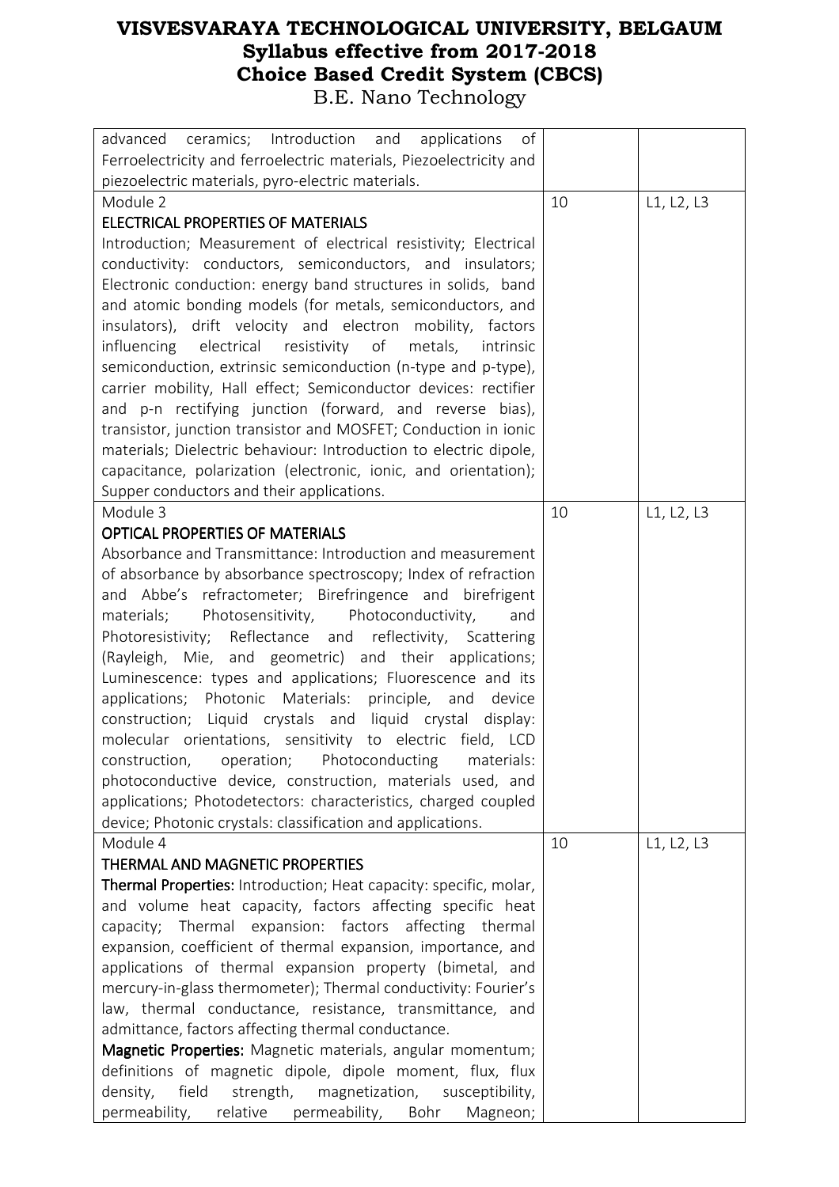| | | |
|---|---|---|
| advanced ceramics; Introduction and applications of Ferroelectricity and ferroelectric materials, Piezoelectricity and piezoelectric materials, pyro-electric materials. | | |
| Module 2<br>**ELECTRICAL PROPERTIES OF MATERIALS**<br>Introduction; Measurement of electrical resistivity; Electrical conductivity: conductors, semiconductors, and insulators; Electronic conduction: energy band structures in solids, band and atomic bonding models (for metals, semiconductors, and insulators), drift velocity and electron mobility, factors influencing electrical resistivity of metals, intrinsic semiconduction, extrinsic semiconduction (n-type and p-type), carrier mobility, Hall effect; Semiconductor devices: rectifier and p-n rectifying junction (forward, and reverse bias), transistor, junction transistor and MOSFET; Conduction in ionic materials; Dielectric behaviour: Introduction to electric dipole, capacitance, polarization (electronic, ionic, and orientation); Supper conductors and their applications. | 10 | L1, L2, L3 |
| Module 3<br>**OPTICAL PROPERTIES OF MATERIALS**<br>Absorbance and Transmittance: Introduction and measurement of absorbance by absorbance spectroscopy; Index of refraction and Abbe's refractometer; Birefringence and birefrigent materials; Photosensitivity, Photoconductivity, and Photoresistivity; Reflectance and reflectivity, Scattering (Rayleigh, Mie, and geometric) and their applications; Luminescence: types and applications; Fluorescence and its applications; Photonic Materials: principle, and device construction; Liquid crystals and liquid crystal display: molecular orientations, sensitivity to electric field, LCD construction, operation; Photoconducting materials: photoconductive device, construction, materials used, and applications; Photodetectors: characteristics, charged coupled device; Photonic crystals: classification and applications. | 10 | L1, L2, L3 |
| Module 4<br>**THERMAL AND MAGNETIC PROPERTIES**<br>**Thermal Properties:** Introduction; Heat capacity: specific, molar, and volume heat capacity, factors affecting specific heat capacity; Thermal expansion: factors affecting thermal expansion, coefficient of thermal expansion, importance, and applications of thermal expansion property (bimetal, and mercury-in-glass thermometer); Thermal conductivity: Fourier's law, thermal conductance, resistance, transmittance, and admittance, factors affecting thermal conductance.<br>**Magnetic Properties:** Magnetic materials, angular momentum; definitions of magnetic dipole, dipole moment, flux, flux density, field strength, magnetization, susceptibility, permeability, relative permeability, Bohr Magneon; | 10 | L1, L2, L3 |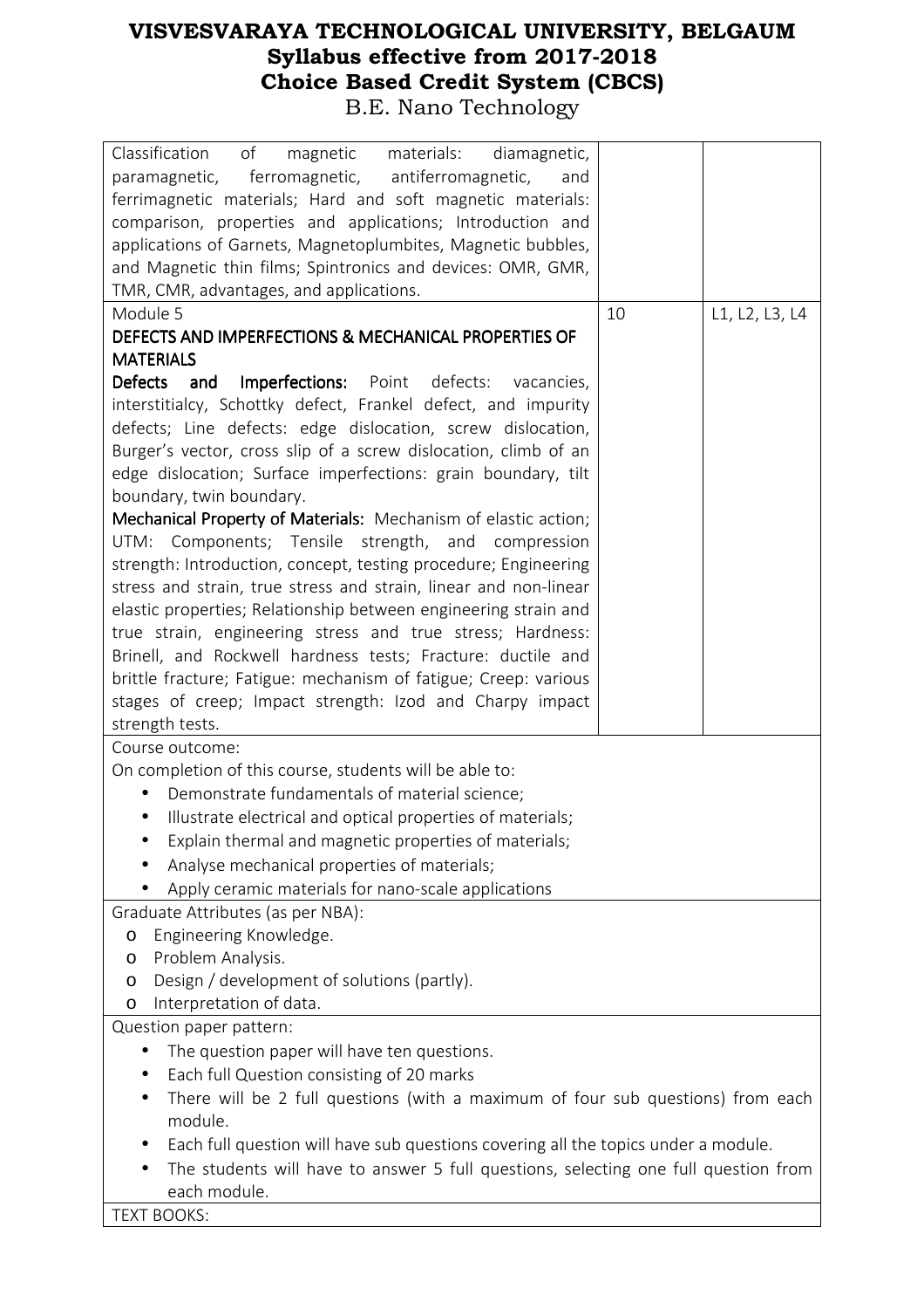| | | |
|---|---|---|
| Classification of magnetic materials: diamagnetic, paramagnetic, ferromagnetic, antiferromagnetic, and ferrimagnetic materials; Hard and soft magnetic materials: comparison, properties and applications; Introduction and applications of Garnets, Magnetoplumbites, Magnetic bubbles, and Magnetic thin films; Spintronics and devices: OMR, GMR, TMR, CMR, advantages, and applications. | | |
| Module 5<br>**DEFECTS AND IMPERFECTIONS & MECHANICAL PROPERTIES OF MATERIALS**<br>**Defects and Imperfections:** Point defects: vacancies, interstitialcy, Schottky defect, Frankel defect, and impurity defects; Line defects: edge dislocation, screw dislocation, Burger's vector, cross slip of a screw dislocation, climb of an edge dislocation; Surface imperfections: grain boundary, tilt boundary, twin boundary.<br>**Mechanical Property of Materials:** Mechanism of elastic action; UTM: Components; Tensile strength, and compression strength: Introduction, concept, testing procedure; Engineering stress and strain, true stress and strain, linear and non-linear elastic properties; Relationship between engineering strain and true strain, engineering stress and true stress; Hardness: Brinell, and Rockwell hardness tests; Fracture: ductile and brittle fracture; Fatigue: mechanism of fatigue; Creep: various stages of creep; Impact strength: Izod and Charpy impact strength tests. | 10 | L1, L2, L3, L4 |

Course outcome:

On completion of this course, students will be able to:

- Demonstrate fundamentals of material science;
- Illustrate electrical and optical properties of materials;
- Explain thermal and magnetic properties of materials;
- Analyse mechanical properties of materials;
- Apply ceramic materials for nano-scale applications

Graduate Attributes (as per NBA):

- Engineering Knowledge.
- Problem Analysis.
- Design / development of solutions (partly).
- Interpretation of data.

Question paper pattern:

- The question paper will have ten questions.
- Each full Question consisting of 20 marks
- There will be 2 full questions (with a maximum of four sub questions) from each module.
- Each full question will have sub questions covering all the topics under a module.
- The students will have to answer 5 full questions, selecting one full question from each module.

TEXT BOOKS: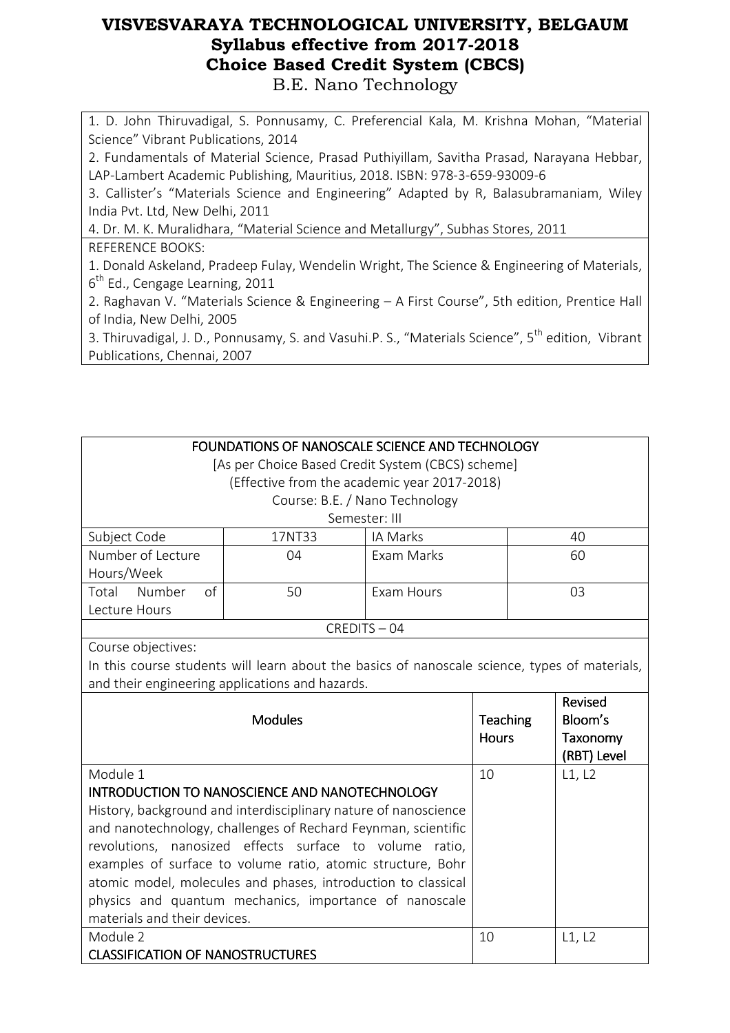1. D. John Thiruvadigal, S. Ponnusamy, C. Preferencial Kala, M. Krishna Mohan, "Material Science" Vibrant Publications, 2014
2. Fundamentals of Material Science, Prasad Puthiyillam, Savitha Prasad, Narayana Hebbar, LAP-Lambert Academic Publishing, Mauritius, 2018. ISBN: 978-3-659-93009-6
3. Callister's "Materials Science and Engineering" Adapted by R, Balasubramaniam, Wiley India Pvt. Ltd, New Delhi, 2011
4. Dr. M. K. Muralidhara, "Material Science and Metallurgy", Subhas Stores, 2011

REFERENCE BOOKS:

1. Donald Askeland, Pradeep Fulay, Wendelin Wright, The Science & Engineering of Materials, 6th Ed., Cengage Learning, 2011
2. Raghavan V. "Materials Science & Engineering – A First Course", 5th edition, Prentice Hall of India, New Delhi, 2005
3. Thiruvadigal, J. D., Ponnusamy, S. and Vasuhi.P. S., "Materials Science", 5th edition, Vibrant Publications, Chennai, 2007

## FOUNDATIONS OF NANOSCALE SCIENCE AND TECHNOLOGY

[As per Choice Based Credit System (CBCS) scheme]
(Effective from the academic year 2017-2018)
Course: B.E. / Nano Technology
Semester: III

| Subject Code | 17NT33 | IA Marks | 40 |
|---|---|---|---|
| Number of Lecture Hours/Week | 04 | Exam Marks | 60 |
| Total Number of Lecture Hours | 50 | Exam Hours | 03 |

CREDITS – 04

Course objectives:
In this course students will learn about the basics of nanoscale science, types of materials, and their engineering applications and hazards.

| Modules | Teaching Hours | Revised Bloom's Taxonomy (RBT) Level |
|---|---|---|
| Module 1<br>INTRODUCTION TO NANOSCIENCE AND NANOTECHNOLOGY<br>History, background and interdisciplinary nature of nanoscience and nanotechnology, challenges of Rechard Feynman, scientific revolutions, nanosized effects surface to volume ratio, examples of surface to volume ratio, atomic structure, Bohr atomic model, molecules and phases, introduction to classical physics and quantum mechanics, importance of nanoscale materials and their devices. | 10 | L1, L2 |
| Module 2<br>CLASSIFICATION OF NANOSTRUCTURES | 10 | L1, L2 |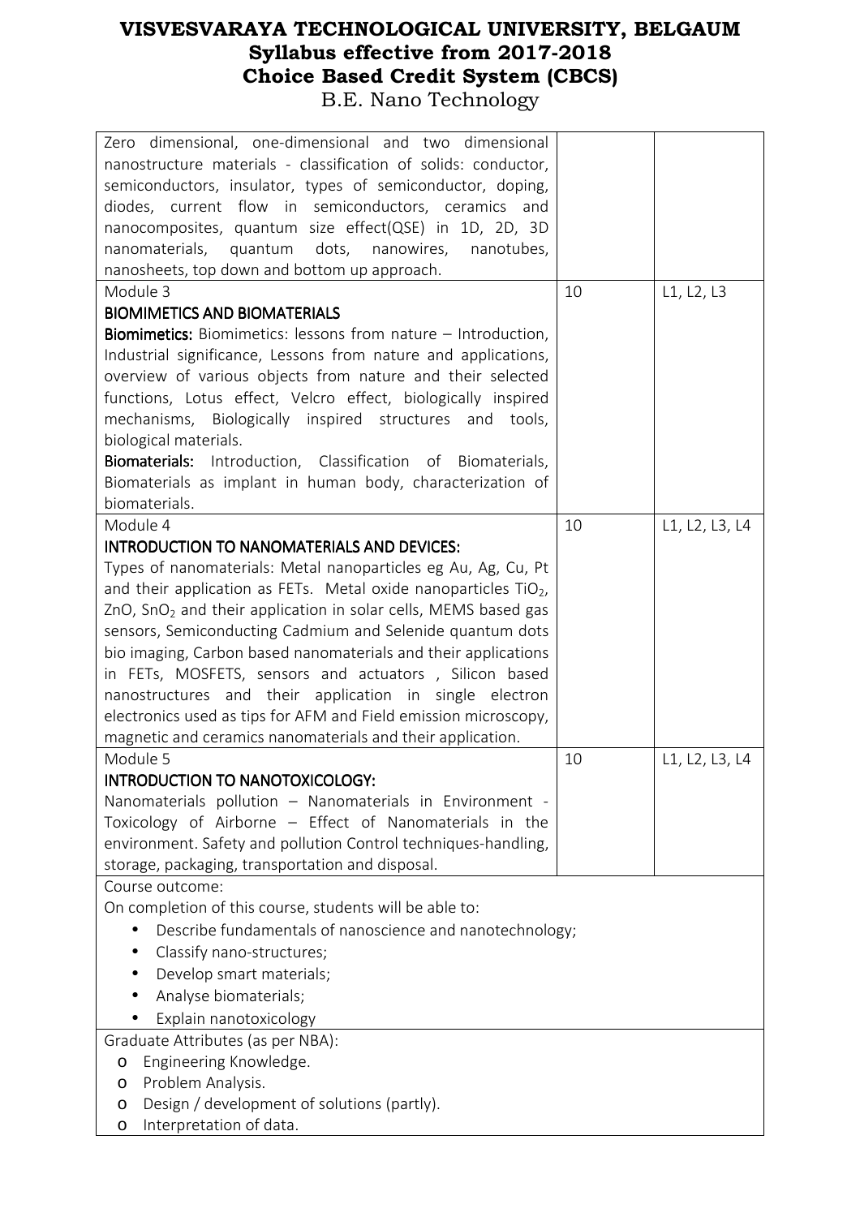# VISVESVARAYA TECHNOLOGICAL UNIVERSITY, BELGAUM
## Syllabus effective from 2017-2018
## Choice Based Credit System (CBCS)
B.E. Nano Technology

| | | |
|---|---|---|
| Zero dimensional, one-dimensional and two dimensional nanostructure materials - classification of solids: conductor, semiconductors, insulator, types of semiconductor, doping, diodes, current flow in semiconductors, ceramics and nanocomposites, quantum size effect(QSE) in 1D, 2D, 3D nanomaterials, quantum dots, nanowires, nanotubes, nanosheets, top down and bottom up approach. | | |
| Module 3<br>**BIOMIMETICS AND BIOMATERIALS**<br>**Biomimetics:** Biomimetics: lessons from nature – Introduction, Industrial significance, Lessons from nature and applications, overview of various objects from nature and their selected functions, Lotus effect, Velcro effect, biologically inspired mechanisms, Biologically inspired structures and tools, biological materials.<br>**Biomaterials:** Introduction, Classification of Biomaterials, Biomaterials as implant in human body, characterization of biomaterials. | 10 | L1, L2, L3 |
| Module 4<br>**INTRODUCTION TO NANOMATERIALS AND DEVICES:**<br>Types of nanomaterials: Metal nanoparticles eg Au, Ag, Cu, Pt and their application as FETs. Metal oxide nanoparticles $TiO_2$, ZnO, $SnO_2$ and their application in solar cells, MEMS based gas sensors, Semiconducting Cadmium and Selenide quantum dots bio imaging, Carbon based nanomaterials and their applications in FETs, MOSFETS, sensors and actuators , Silicon based nanostructures and their application in single electron electronics used as tips for AFM and Field emission microscopy, magnetic and ceramics nanomaterials and their application. | 10 | L1, L2, L3, L4 |
| Module 5<br>**INTRODUCTION TO NANOTOXICOLOGY:**<br>Nanomaterials pollution – Nanomaterials in Environment - Toxicology of Airborne – Effect of Nanomaterials in the environment. Safety and pollution Control techniques-handling, storage, packaging, transportation and disposal. | 10 | L1, L2, L3, L4 |

Course outcome:

On completion of this course, students will be able to:

- Describe fundamentals of nanoscience and nanotechnology;
- Classify nano-structures;
- Develop smart materials;
- Analyse biomaterials;
- Explain nanotoxicology

Graduate Attributes (as per NBA):

- Engineering Knowledge.
- Problem Analysis.
- Design / development of solutions (partly).
- Interpretation of data.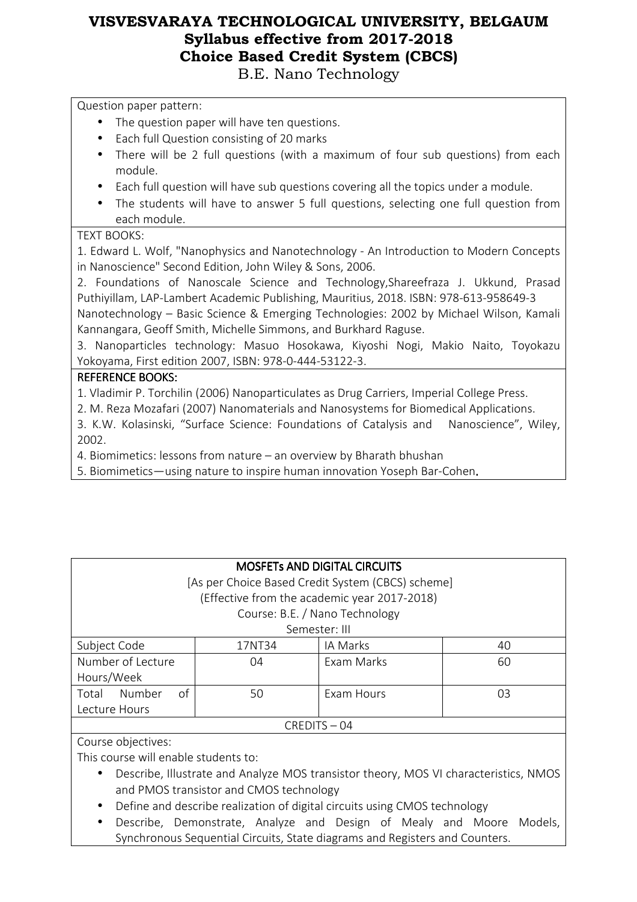Question paper pattern:

- The question paper will have ten questions.
- Each full Question consisting of 20 marks
- There will be 2 full questions (with a maximum of four sub questions) from each module.
- Each full question will have sub questions covering all the topics under a module.
- The students will have to answer 5 full questions, selecting one full question from each module.

TEXT BOOKS:

1. Edward L. Wolf, "Nanophysics and Nanotechnology - An Introduction to Modern Concepts in Nanoscience" Second Edition, John Wiley & Sons, 2006.
2. Foundations of Nanoscale Science and Technology,Shareefraza J. Ukkund, Prasad Puthiyillam, LAP-Lambert Academic Publishing, Mauritius, 2018. ISBN: 978-613-958649-3
Nanotechnology – Basic Science & Emerging Technologies: 2002 by Michael Wilson, Kamali Kannangara, Geoff Smith, Michelle Simmons, and Burkhard Raguse.
3. Nanoparticles technology: Masuo Hosokawa, Kiyoshi Nogi, Makio Naito, Toyokazu Yokoyama, First edition 2007, ISBN: 978-0-444-53122-3.

REFERENCE BOOKS:

1. Vladimir P. Torchilin (2006) Nanoparticulates as Drug Carriers, Imperial College Press.
2. M. Reza Mozafari (2007) Nanomaterials and Nanosystems for Biomedical Applications.
3. K.W. Kolasinski, "Surface Science: Foundations of Catalysis and Nanoscience", Wiley, 2002.
4. Biomimetics: lessons from nature – an overview by Bharath bhushan
5. Biomimetics—using nature to inspire human innovation Yoseph Bar-Cohen.

## MOSFETs AND DIGITAL CIRCUITS

[As per Choice Based Credit System (CBCS) scheme]
(Effective from the academic year 2017-2018)
Course: B.E. / Nano Technology
Semester: III

| Subject Code | 17NT34 | IA Marks | 40 |
|---|---|---|---|
| Number of Lecture Hours/Week | 04 | Exam Marks | 60 |
| Total Number of Lecture Hours | 50 | Exam Hours | 03 |
| CREDITS – 04 | | | |

Course objectives:
This course will enable students to:

- Describe, Illustrate and Analyze MOS transistor theory, MOS VI characteristics, NMOS and PMOS transistor and CMOS technology
- Define and describe realization of digital circuits using CMOS technology
- Describe, Demonstrate, Analyze and Design of Mealy and Moore Models, Synchronous Sequential Circuits, State diagrams and Registers and Counters.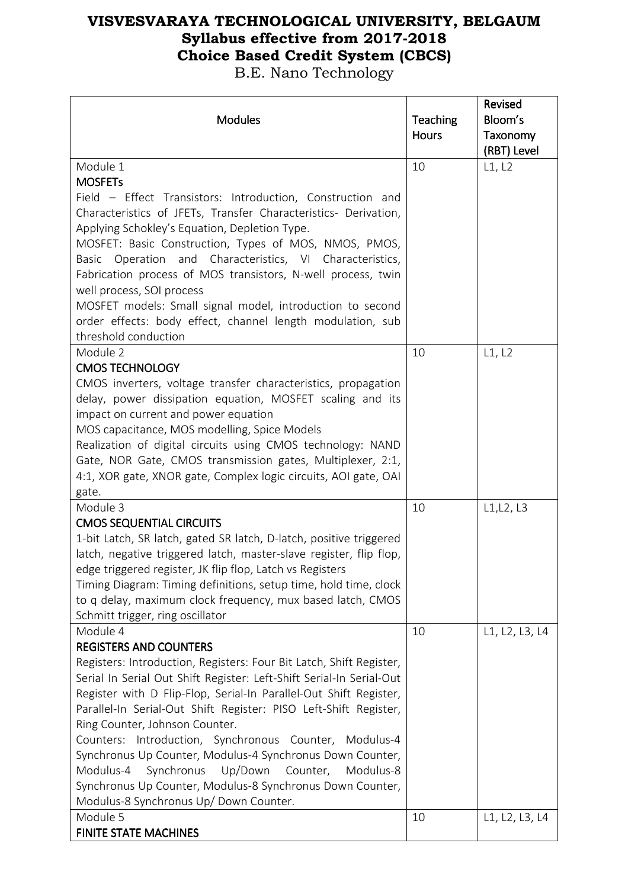# VISVESVARAYA TECHNOLOGICAL UNIVERSITY, BELGAUM
## Syllabus effective from 2017-2018
## Choice Based Credit System (CBCS)
B.E. Nano Technology

| Modules | Teaching Hours | Revised Bloom's Taxonomy (RBT) Level |
|---|---|---|
| Module 1<br>**MOSFETs**<br>Field – Effect Transistors: Introduction, Construction and Characteristics of JFETs, Transfer Characteristics- Derivation, Applying Schokley's Equation, Depletion Type.<br>MOSFET: Basic Construction, Types of MOS, NMOS, PMOS, Basic Operation and Characteristics, VI Characteristics, Fabrication process of MOS transistors, N-well process, twin well process, SOI process<br>MOSFET models: Small signal model, introduction to second order effects: body effect, channel length modulation, sub threshold conduction | 10 | L1, L2 |
| Module 2<br>**CMOS TECHNOLOGY**<br>CMOS inverters, voltage transfer characteristics, propagation delay, power dissipation equation, MOSFET scaling and its impact on current and power equation<br>MOS capacitance, MOS modelling, Spice Models<br>Realization of digital circuits using CMOS technology: NAND Gate, NOR Gate, CMOS transmission gates, Multiplexer, 2:1, 4:1, XOR gate, XNOR gate, Complex logic circuits, AOI gate, OAI gate. | 10 | L1, L2 |
| Module 3<br>**CMOS SEQUENTIAL CIRCUITS**<br>1-bit Latch, SR latch, gated SR latch, D-latch, positive triggered latch, negative triggered latch, master-slave register, flip flop, edge triggered register, JK flip flop, Latch vs Registers<br>Timing Diagram: Timing definitions, setup time, hold time, clock to q delay, maximum clock frequency, mux based latch, CMOS Schmitt trigger, ring oscillator | 10 | L1,L2, L3 |
| Module 4<br>**REGISTERS AND COUNTERS**<br>Registers: Introduction, Registers: Four Bit Latch, Shift Register, Serial In Serial Out Shift Register: Left-Shift Serial-In Serial-Out Register with D Flip-Flop, Serial-In Parallel-Out Shift Register, Parallel-In Serial-Out Shift Register: PISO Left-Shift Register, Ring Counter, Johnson Counter.<br>Counters: Introduction, Synchronous Counter, Modulus-4 Synchronus Up Counter, Modulus-4 Synchronus Down Counter, Modulus-4 Synchronus Up/Down Counter, Modulus-8 Synchronus Up Counter, Modulus-8 Synchronus Down Counter, Modulus-8 Synchronus Up/ Down Counter. | 10 | L1, L2, L3, L4 |
| Module 5<br>**FINITE STATE MACHINES** | 10 | L1, L2, L3, L4 |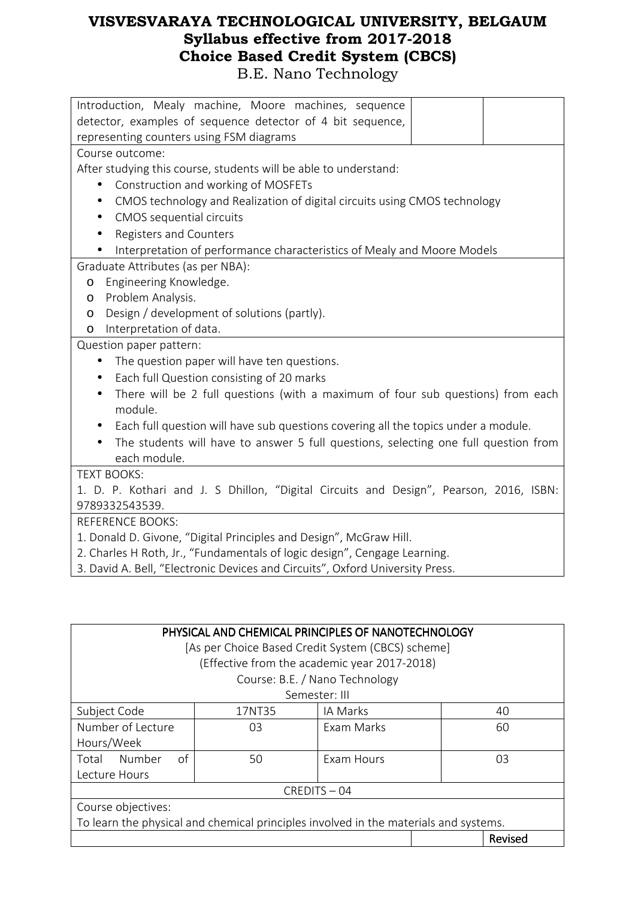| Introduction, Mealy machine, Moore machines, sequence detector, examples of sequence detector of 4 bit sequence, representing counters using FSM diagrams | | |
|---|---|---|

Course outcome:

After studying this course, students will be able to understand:

- Construction and working of MOSFETs
- CMOS technology and Realization of digital circuits using CMOS technology
- CMOS sequential circuits
- Registers and Counters
- Interpretation of performance characteristics of Mealy and Moore Models

Graduate Attributes (as per NBA):

- Engineering Knowledge.
- Problem Analysis.
- Design / development of solutions (partly).
- Interpretation of data.

Question paper pattern:

- The question paper will have ten questions.
- Each full Question consisting of 20 marks
- There will be 2 full questions (with a maximum of four sub questions) from each module.
- Each full question will have sub questions covering all the topics under a module.
- The students will have to answer 5 full questions, selecting one full question from each module.

TEXT BOOKS:

1. D. P. Kothari and J. S Dhillon, "Digital Circuits and Design", Pearson, 2016, ISBN: 9789332543539.

REFERENCE BOOKS:

1. Donald D. Givone, "Digital Principles and Design", McGraw Hill.
2. Charles H Roth, Jr., "Fundamentals of logic design", Cengage Learning.
3. David A. Bell, "Electronic Devices and Circuits", Oxford University Press.

## PHYSICAL AND CHEMICAL PRINCIPLES OF NANOTECHNOLOGY

[As per Choice Based Credit System (CBCS) scheme]

(Effective from the academic year 2017-2018)

Course: B.E. / Nano Technology

Semester: III

| Subject Code | 17NT35 | IA Marks | 40 |
|---|---|---|---|
| Number of Lecture Hours/Week | 03 | Exam Marks | 60 |
| Total Number of Lecture Hours | 50 | Exam Hours | 03 |

CREDITS – 04

Course objectives:

To learn the physical and chemical principles involved in the materials and systems.

| | | Revised |
|---|---|---|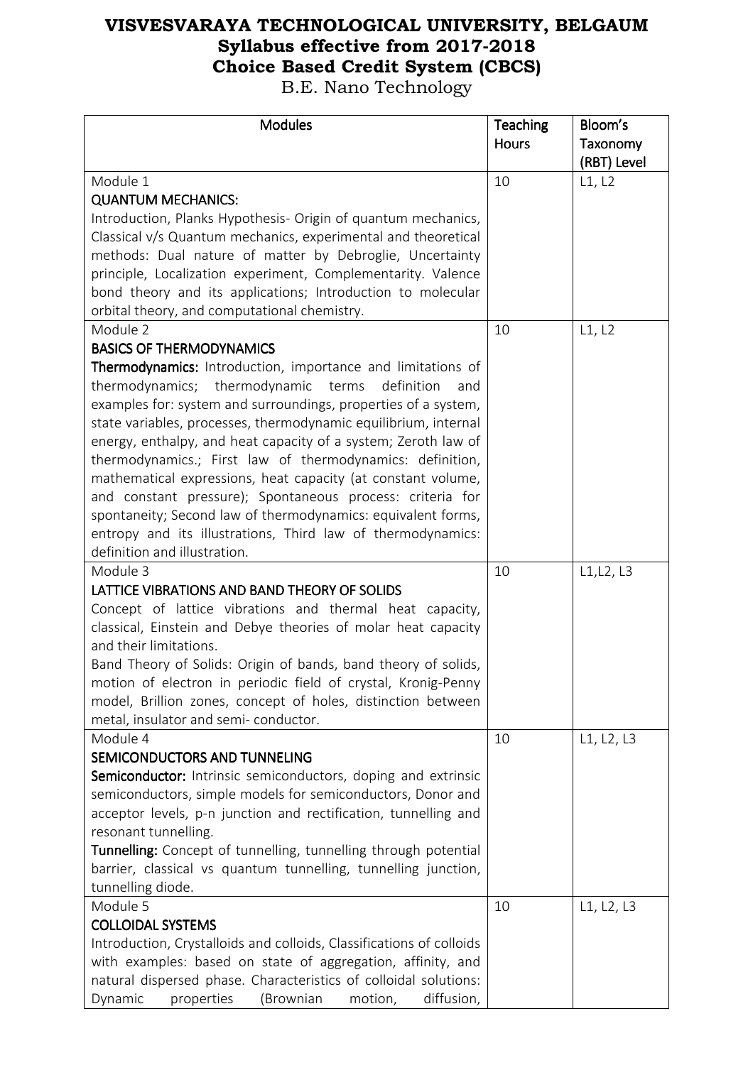# VISVESVARAYA TECHNOLOGICAL UNIVERSITY, BELGAUM
## Syllabus effective from 2017-2018
## Choice Based Credit System (CBCS)
B.E. Nano Technology

| Modules | Teaching Hours | Bloom's Taxonomy (RBT) Level |
|---|---|---|
| Module 1<br>**QUANTUM MECHANICS:**<br>Introduction, Planks Hypothesis- Origin of quantum mechanics, Classical v/s Quantum mechanics, experimental and theoretical methods: Dual nature of matter by Debroglie, Uncertainty principle, Localization experiment, Complementarity. Valence bond theory and its applications; Introduction to molecular orbital theory, and computational chemistry. | 10 | L1, L2 |
| Module 2<br>**BASICS OF THERMODYNAMICS**<br>**Thermodynamics:** Introduction, importance and limitations of thermodynamics; thermodynamic terms definition and examples for: system and surroundings, properties of a system, state variables, processes, thermodynamic equilibrium, internal energy, enthalpy, and heat capacity of a system; Zeroth law of thermodynamics.; First law of thermodynamics: definition, mathematical expressions, heat capacity (at constant volume, and constant pressure); Spontaneous process: criteria for spontaneity; Second law of thermodynamics: equivalent forms, entropy and its illustrations, Third law of thermodynamics: definition and illustration. | 10 | L1, L2 |
| Module 3<br>**LATTICE VIBRATIONS AND BAND THEORY OF SOLIDS**<br>Concept of lattice vibrations and thermal heat capacity, classical, Einstein and Debye theories of molar heat capacity and their limitations.<br>Band Theory of Solids: Origin of bands, band theory of solids, motion of electron in periodic field of crystal, Kronig-Penny model, Brillion zones, concept of holes, distinction between metal, insulator and semi- conductor. | 10 | L1,L2, L3 |
| Module 4<br>**SEMICONDUCTORS AND TUNNELING**<br>**Semiconductor:** Intrinsic semiconductors, doping and extrinsic semiconductors, simple models for semiconductors, Donor and acceptor levels, p-n junction and rectification, tunnelling and resonant tunnelling.<br>**Tunnelling:** Concept of tunnelling, tunnelling through potential barrier, classical vs quantum tunnelling, tunnelling junction, tunnelling diode. | 10 | L1, L2, L3 |
| Module 5<br>**COLLOIDAL SYSTEMS**<br>Introduction, Crystalloids and colloids, Classifications of colloids with examples: based on state of aggregation, affinity, and natural dispersed phase. Characteristics of colloidal solutions: Dynamic properties (Brownian motion, diffusion, | 10 | L1, L2, L3 |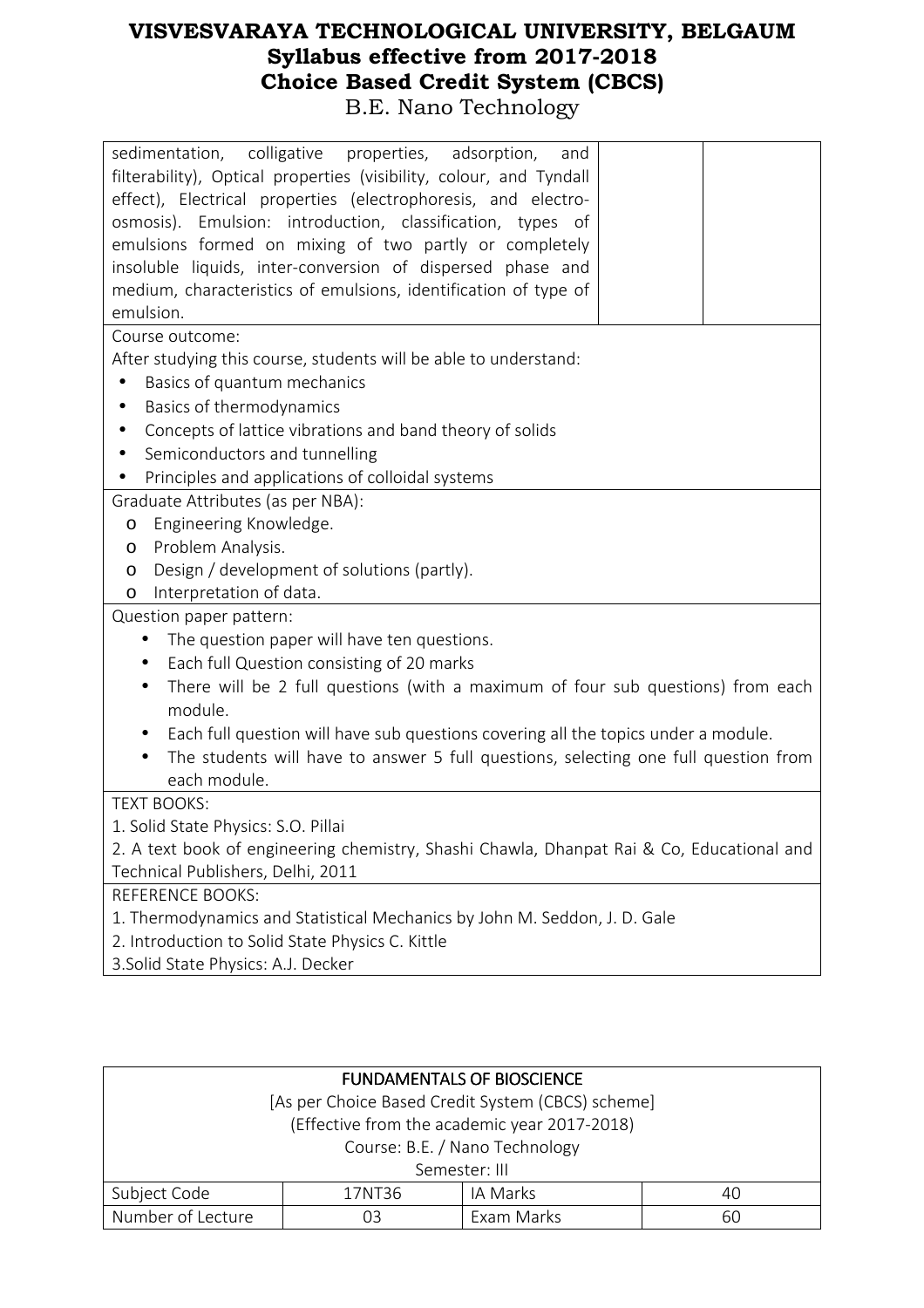| sedimentation, colligative properties, adsorption, and filterability), Optical properties (visibility, colour, and Tyndall effect), Electrical properties (electrophoresis, and electro-osmosis). Emulsion: introduction, classification, types of emulsions formed on mixing of two partly or completely insoluble liquids, inter-conversion of dispersed phase and medium, characteristics of emulsions, identification of type of emulsion. | | |
|---|---|---|

Course outcome:

After studying this course, students will be able to understand:

- Basics of quantum mechanics
- Basics of thermodynamics
- Concepts of lattice vibrations and band theory of solids
- Semiconductors and tunnelling
- Principles and applications of colloidal systems

Graduate Attributes (as per NBA):

- Engineering Knowledge.
- Problem Analysis.
- Design / development of solutions (partly).
- Interpretation of data.

Question paper pattern:

- The question paper will have ten questions.
- Each full Question consisting of 20 marks
- There will be 2 full questions (with a maximum of four sub questions) from each module.
- Each full question will have sub questions covering all the topics under a module.
- The students will have to answer 5 full questions, selecting one full question from each module.

TEXT BOOKS:

1. Solid State Physics: S.O. Pillai
2. A text book of engineering chemistry, Shashi Chawla, Dhanpat Rai & Co, Educational and Technical Publishers, Delhi, 2011

REFERENCE BOOKS:

1. Thermodynamics and Statistical Mechanics by John M. Seddon, J. D. Gale
2. Introduction to Solid State Physics C. Kittle
3. Solid State Physics: A.J. Decker

## FUNDAMENTALS OF BIOSCIENCE

[As per Choice Based Credit System (CBCS) scheme]
(Effective from the academic year 2017-2018)
Course: B.E. / Nano Technology
Semester: III

| Subject Code | 17NT36 | IA Marks | 40 |
|---|---|---|---|
| Number of Lecture | 03 | Exam Marks | 60 |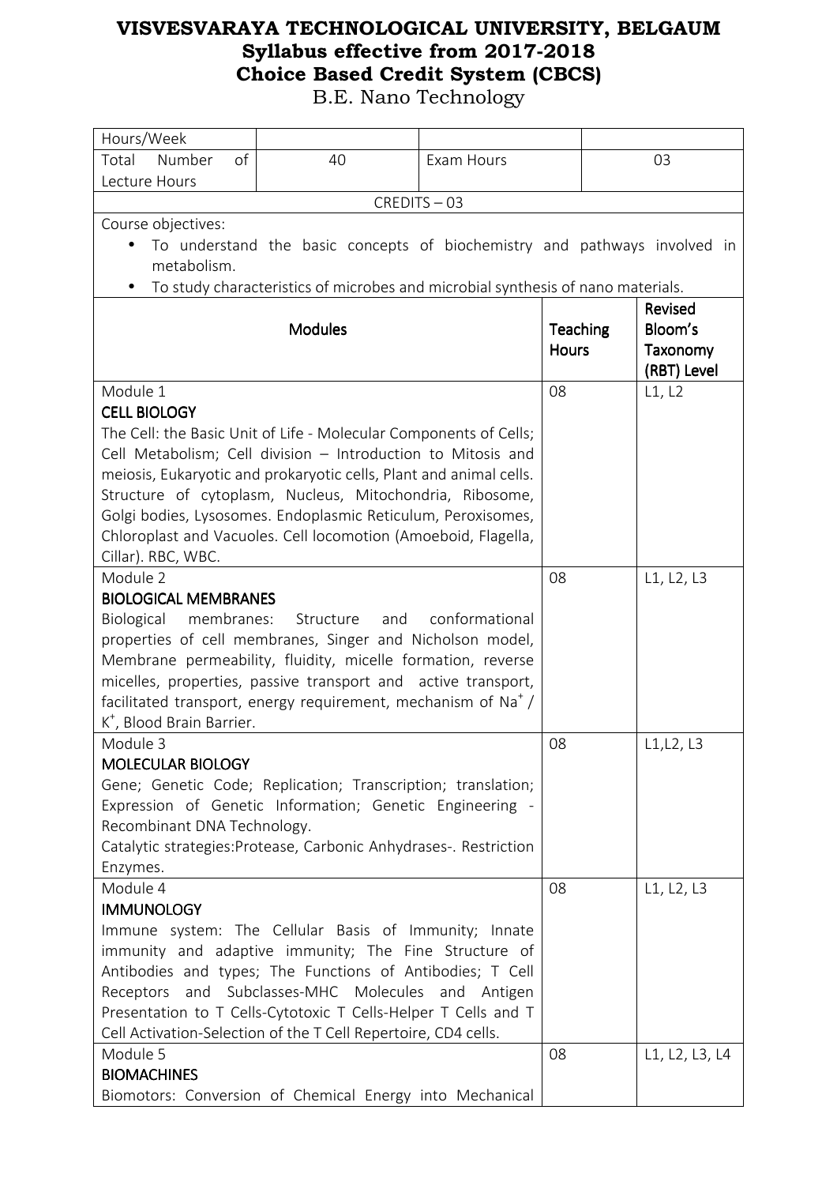# VISVESVARAYA TECHNOLOGICAL UNIVERSITY, BELGAUM
## Syllabus effective from 2017-2018
## Choice Based Credit System (CBCS)
B.E. Nano Technology

| Hours/Week | | | |
|---|---|---|---|
| Total Number of Lecture Hours | 40 | Exam Hours | 03 |

CREDITS – 03

Course objectives:

- To understand the basic concepts of biochemistry and pathways involved in metabolism.
- To study characteristics of microbes and microbial synthesis of nano materials.

| Modules | Teaching Hours | Revised Bloom's Taxonomy (RBT) Level |
|---|---|---|
| Module 1<br>**CELL BIOLOGY**<br>The Cell: the Basic Unit of Life - Molecular Components of Cells; Cell Metabolism; Cell division – Introduction to Mitosis and meiosis, Eukaryotic and prokaryotic cells, Plant and animal cells. Structure of cytoplasm, Nucleus, Mitochondria, Ribosome, Golgi bodies, Lysosomes. Endoplasmic Reticulum, Peroxisomes, Chloroplast and Vacuoles. Cell locomotion (Amoeboid, Flagella, Cillar). RBC, WBC. | 08 | L1, L2 |
| Module 2<br>**BIOLOGICAL MEMBRANES**<br>Biological membranes: Structure and conformational properties of cell membranes, Singer and Nicholson model, Membrane permeability, fluidity, micelle formation, reverse micelles, properties, passive transport and active transport, facilitated transport, energy requirement, mechanism of $Na^+$ / $K^+$, Blood Brain Barrier. | 08 | L1, L2, L3 |
| Module 3<br>**MOLECULAR BIOLOGY**<br>Gene; Genetic Code; Replication; Transcription; translation; Expression of Genetic Information; Genetic Engineering - Recombinant DNA Technology.<br>Catalytic strategies:Protease, Carbonic Anhydrases-. Restriction Enzymes. | 08 | L1,L2, L3 |
| Module 4<br>**IMMUNOLOGY**<br>Immune system: The Cellular Basis of Immunity; Innate immunity and adaptive immunity; The Fine Structure of Antibodies and types; The Functions of Antibodies; T Cell Receptors and Subclasses-MHC Molecules and Antigen Presentation to T Cells-Cytotoxic T Cells-Helper T Cells and T Cell Activation-Selection of the T Cell Repertoire, CD4 cells. | 08 | L1, L2, L3 |
| Module 5<br>**BIOMACHINES**<br>Biomotors: Conversion of Chemical Energy into Mechanical | 08 | L1, L2, L3, L4 |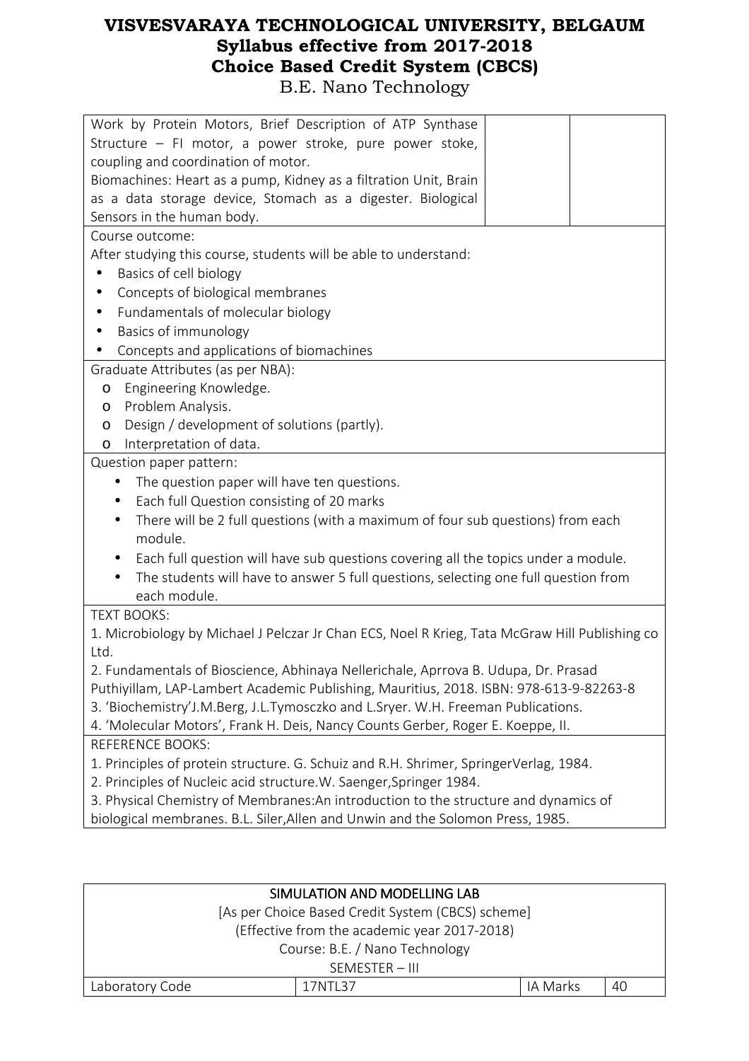| Work by Protein Motors, Brief Description of ATP Synthase Structure – FI motor, a power stroke, pure power stoke, coupling and coordination of motor.<br>Biomachines: Heart as a pump, Kidney as a filtration Unit, Brain as a data storage device, Stomach as a digester. Biological Sensors in the human body. | | |
|---|---|---|

Course outcome:

After studying this course, students will be able to understand:

- Basics of cell biology
- Concepts of biological membranes
- Fundamentals of molecular biology
- Basics of immunology
- Concepts and applications of biomachines

Graduate Attributes (as per NBA):

- Engineering Knowledge.
- Problem Analysis.
- Design / development of solutions (partly).
- Interpretation of data.

Question paper pattern:

- The question paper will have ten questions.
- Each full Question consisting of 20 marks
- There will be 2 full questions (with a maximum of four sub questions) from each module.
- Each full question will have sub questions covering all the topics under a module.
- The students will have to answer 5 full questions, selecting one full question from each module.

TEXT BOOKS:

1. Microbiology by Michael J Pelczar Jr Chan ECS, Noel R Krieg, Tata McGraw Hill Publishing co Ltd.
2. Fundamentals of Bioscience, Abhinaya Nellerichale, Aprrova B. Udupa, Dr. Prasad Puthiyillam, LAP-Lambert Academic Publishing, Mauritius, 2018. ISBN: 978-613-9-82263-8
3. 'Biochemistry'J.M.Berg, J.L.Tymosczko and L.Sryer. W.H. Freeman Publications.
4. 'Molecular Motors', Frank H. Deis, Nancy Counts Gerber, Roger E. Koeppe, II.

REFERENCE BOOKS:

1. Principles of protein structure. G. Schuiz and R.H. Shrimer, SpringerVerlag, 1984.
2. Principles of Nucleic acid structure.W. Saenger,Springer 1984.
3. Physical Chemistry of Membranes:An introduction to the structure and dynamics of biological membranes. B.L. Siler,Allen and Unwin and the Solomon Press, 1985.

## SIMULATION AND MODELLING LAB

[As per Choice Based Credit System (CBCS) scheme]

(Effective from the academic year 2017-2018)

Course: B.E. / Nano Technology

SEMESTER – III

| Laboratory Code | 17NTL37 | IA Marks | 40 |
|---|---|---|---|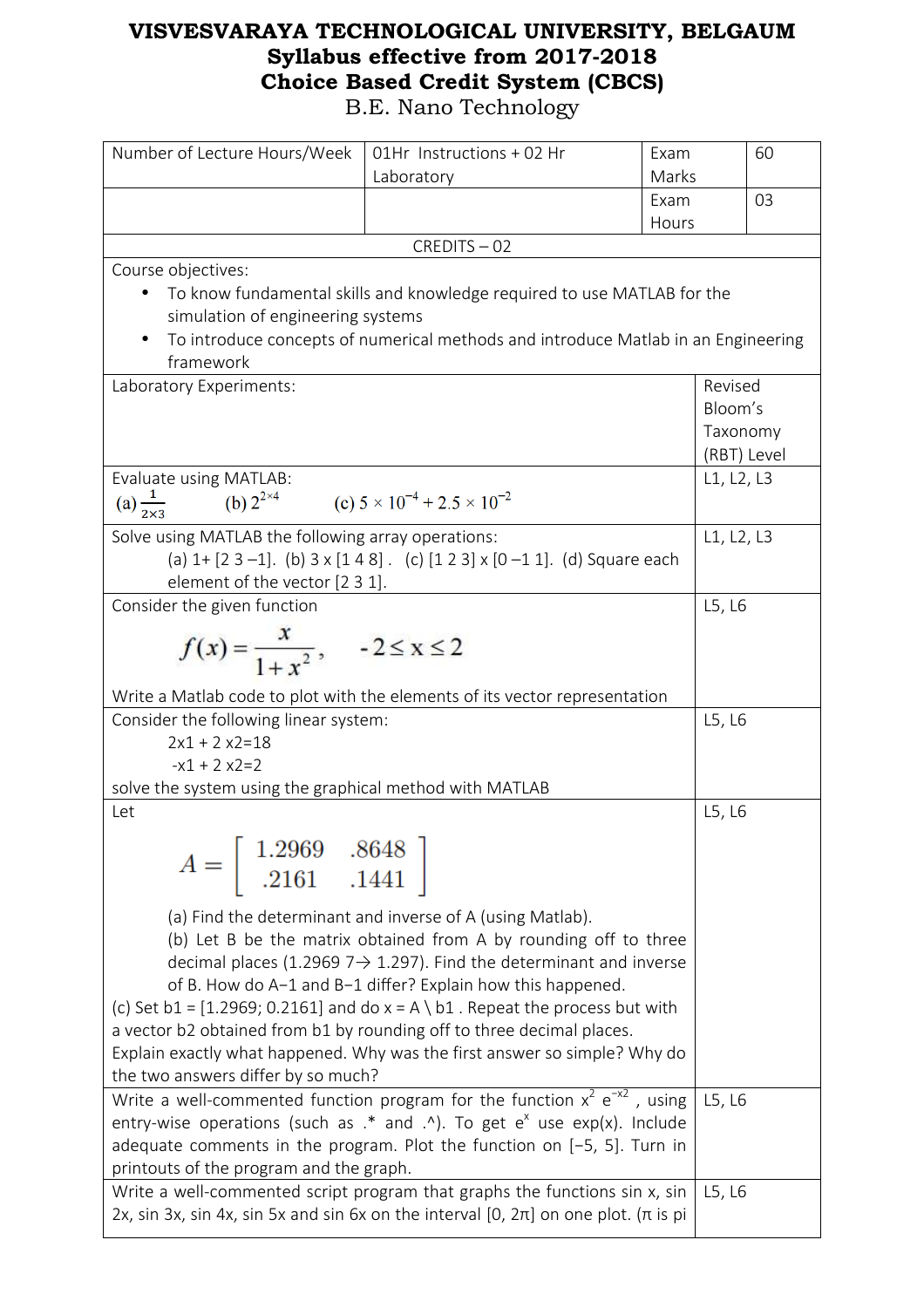# VISVESVARAYA TECHNOLOGICAL UNIVERSITY, BELGAUM
## Syllabus effective from 2017-2018
## Choice Based Credit System (CBCS)
### B.E. Nano Technology

| Number of Lecture Hours/Week | 01Hr Instructions + 02 Hr Laboratory | Exam Marks | 60 |
|---|---|---|---|
| | | Exam Hours | 03 |
| CREDITS – 02 | | | |

Course objectives:

- To know fundamental skills and knowledge required to use MATLAB for the simulation of engineering systems
- To introduce concepts of numerical methods and introduce Matlab in an Engineering framework

| Laboratory Experiments: | Revised Bloom's Taxonomy (RBT) Level |
|---|---|
| Evaluate using MATLAB: (a) $\frac{1}{2\times3}$ (b) $2^{2\times4}$ (c) $5 \times 10^{-4} + 2.5 \times 10^{-2}$ | L1, L2, L3 |
| Solve using MATLAB the following array operations: (a) 1+ [2 3 –1]. (b) 3 x [1 4 8] . (c) [1 2 3] x [0 –1 1]. (d) Square each element of the vector [2 3 1]. | L1, L2, L3 |
| Consider the given function $$f(x) = \frac{x}{1+x^2}, \quad -2 \le x \le 2$$ Write a Matlab code to plot with the elements of its vector representation | L5, L6 |
| Consider the following linear system: 2x1 + 2 x2=18 -x1 + 2 x2=2 solve the system using the graphical method with MATLAB | L5, L6 |
| Let $$A = \begin{bmatrix} 1.2969 & .8648 \\ .2161 & .1441 \end{bmatrix}$$ (a) Find the determinant and inverse of A (using Matlab). (b) Let B be the matrix obtained from A by rounding off to three decimal places (1.2969 7→ 1.297). Find the determinant and inverse of B. How do A−1 and B−1 differ? Explain how this happened. (c) Set b1 = [1.2969; 0.2161] and do x = A \ b1 . Repeat the process but with a vector b2 obtained from b1 by rounding off to three decimal places. Explain exactly what happened. Why was the first answer so simple? Why do the two answers differ by so much? | L5, L6 |
| Write a well-commented function program for the function $x^2 e^{-x2}$ , using entry-wise operations (such as .* and .^). To get $e^x$ use exp(x). Include adequate comments in the program. Plot the function on [−5, 5]. Turn in printouts of the program and the graph. | L5, L6 |
| Write a well-commented script program that graphs the functions sin x, sin 2x, sin 3x, sin 4x, sin 5x and sin 6x on the interval [0, 2π] on one plot. (π is pi | L5, L6 |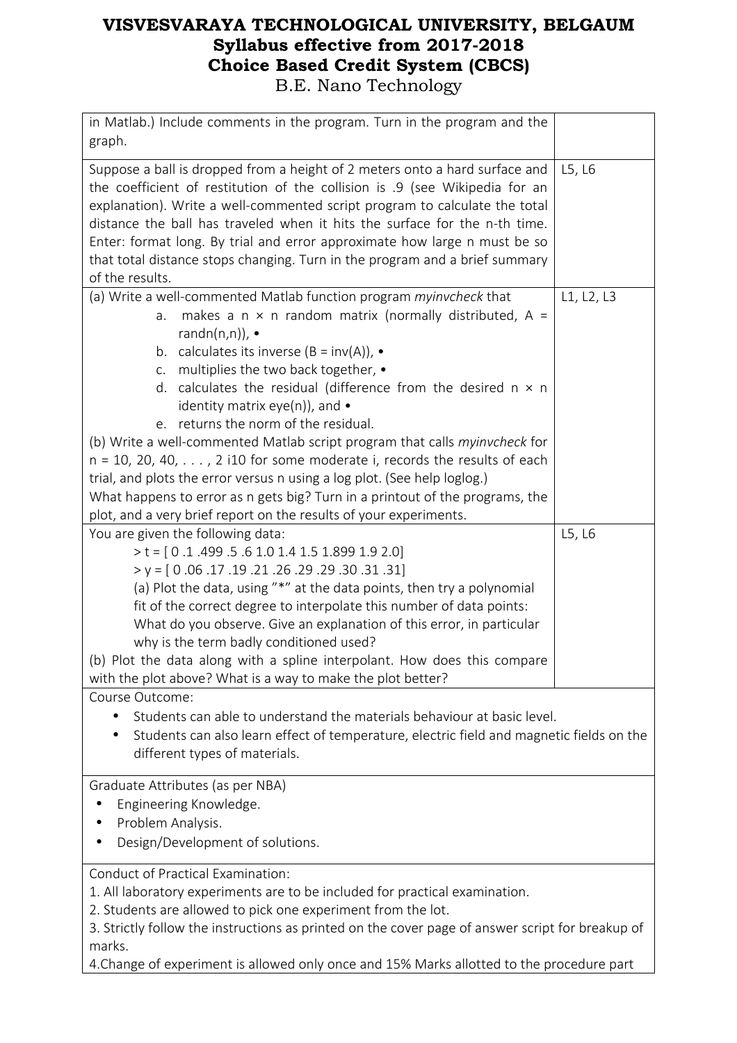| | |
|---|---|
| in Matlab.) Include comments in the program. Turn in the program and the graph. | |
| Suppose a ball is dropped from a height of 2 meters onto a hard surface and the coefficient of restitution of the collision is .9 (see Wikipedia for an explanation). Write a well-commented script program to calculate the total distance the ball has traveled when it hits the surface for the n-th time. Enter: format long. By trial and error approximate how large n must be so that total distance stops changing. Turn in the program and a brief summary of the results. | L5, L6 |
| (a) Write a well-commented Matlab function program *myinvcheck* that<br>a. makes a n × n random matrix (normally distributed, A = randn(n,n)), •<br>b. calculates its inverse (B = inv(A)), •<br>c. multiplies the two back together, •<br>d. calculates the residual (difference from the desired n × n identity matrix eye(n)), and •<br>e. returns the norm of the residual.<br>(b) Write a well-commented Matlab script program that calls *myinvcheck* for n = 10, 20, 40, . . . , 2 i10 for some moderate i, records the results of each trial, and plots the error versus n using a log plot. (See help loglog.)<br>What happens to error as n gets big? Turn in a printout of the programs, the plot, and a very brief report on the results of your experiments. | L1, L2, L3 |
| You are given the following data:<br>> t = [ 0 .1 .499 .5 .6 1.0 1.4 1.5 1.899 1.9 2.0]<br>> y = [ 0 .06 .17 .19 .21 .26 .29 .29 .30 .31 .31]<br>(a) Plot the data, using "*" at the data points, then try a polynomial fit of the correct degree to interpolate this number of data points: What do you observe. Give an explanation of this error, in particular why is the term badly conditioned used?<br>(b) Plot the data along with a spline interpolant. How does this compare with the plot above? What is a way to make the plot better? | L5, L6 |

Course Outcome:

- Students can able to understand the materials behaviour at basic level.
- Students can also learn effect of temperature, electric field and magnetic fields on the different types of materials.

Graduate Attributes (as per NBA)

- Engineering Knowledge.
- Problem Analysis.
- Design/Development of solutions.

Conduct of Practical Examination:

1. All laboratory experiments are to be included for practical examination.
2. Students are allowed to pick one experiment from the lot.
3. Strictly follow the instructions as printed on the cover page of answer script for breakup of marks.
4. Change of experiment is allowed only once and 15% Marks allotted to the procedure part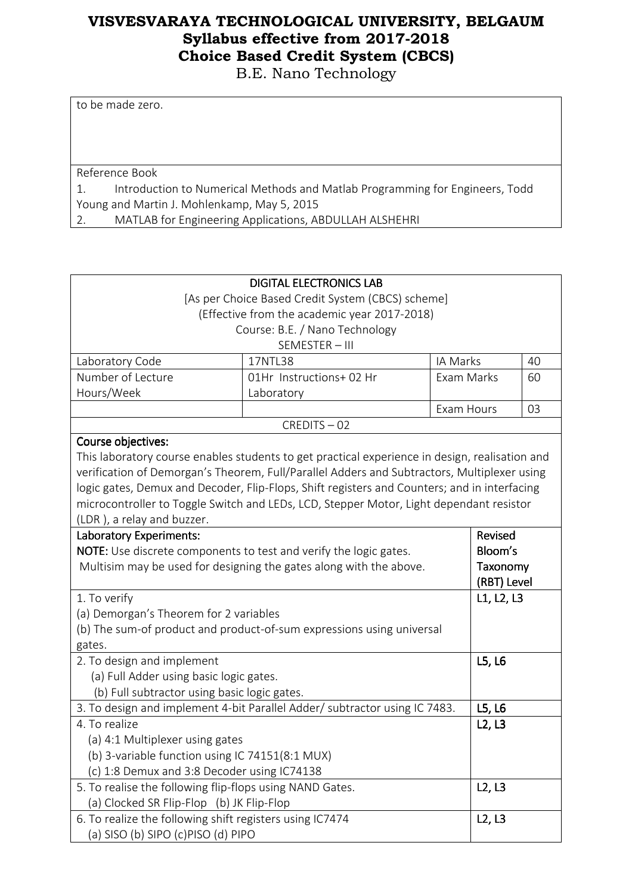to be made zero.

Reference Book

1. Introduction to Numerical Methods and Matlab Programming for Engineers, Todd Young and Martin J. Mohlenkamp, May 5, 2015
2. MATLAB for Engineering Applications, ABDULLAH ALSHEHRI

**DIGITAL ELECTRONICS LAB**

[As per Choice Based Credit System (CBCS) scheme]

(Effective from the academic year 2017-2018)

Course: B.E. / Nano Technology

SEMESTER – III

| Laboratory Code | 17NTL38 | IA Marks | 40 |
|---|---|---|---|
| Number of Lecture Hours/Week | 01Hr Instructions+ 02 Hr Laboratory | Exam Marks | 60 |
| | | Exam Hours | 03 |

CREDITS – 02

**Course objectives:**

This laboratory course enables students to get practical experience in design, realisation and verification of Demorgan's Theorem, Full/Parallel Adders and Subtractors, Multiplexer using logic gates, Demux and Decoder, Flip-Flops, Shift registers and Counters; and in interfacing microcontroller to Toggle Switch and LEDs, LCD, Stepper Motor, Light dependant resistor (LDR ), a relay and buzzer.

| Laboratory Experiments:<br>**NOTE:** Use discrete components to test and verify the logic gates.<br>Multisim may be used for designing the gates along with the above. | Revised Bloom's Taxonomy (RBT) Level |
|---|---|
| 1. To verify<br>(a) Demorgan's Theorem for 2 variables<br>(b) The sum-of product and product-of-sum expressions using universal gates. | L1, L2, L3 |
| 2. To design and implement<br>(a) Full Adder using basic logic gates.<br>(b) Full subtractor using basic logic gates. | L5, L6 |
| 3. To design and implement 4-bit Parallel Adder/ subtractor using IC 7483. | L5, L6 |
| 4. To realize<br>(a) 4:1 Multiplexer using gates<br>(b) 3-variable function using IC 74151(8:1 MUX)<br>(c) 1:8 Demux and 3:8 Decoder using IC74138 | L2, L3 |
| 5. To realise the following flip-flops using NAND Gates.<br>(a) Clocked SR Flip-Flop (b) JK Flip-Flop | L2, L3 |
| 6. To realize the following shift registers using IC7474<br>(a) SISO (b) SIPO (c)PISO (d) PIPO | L2, L3 |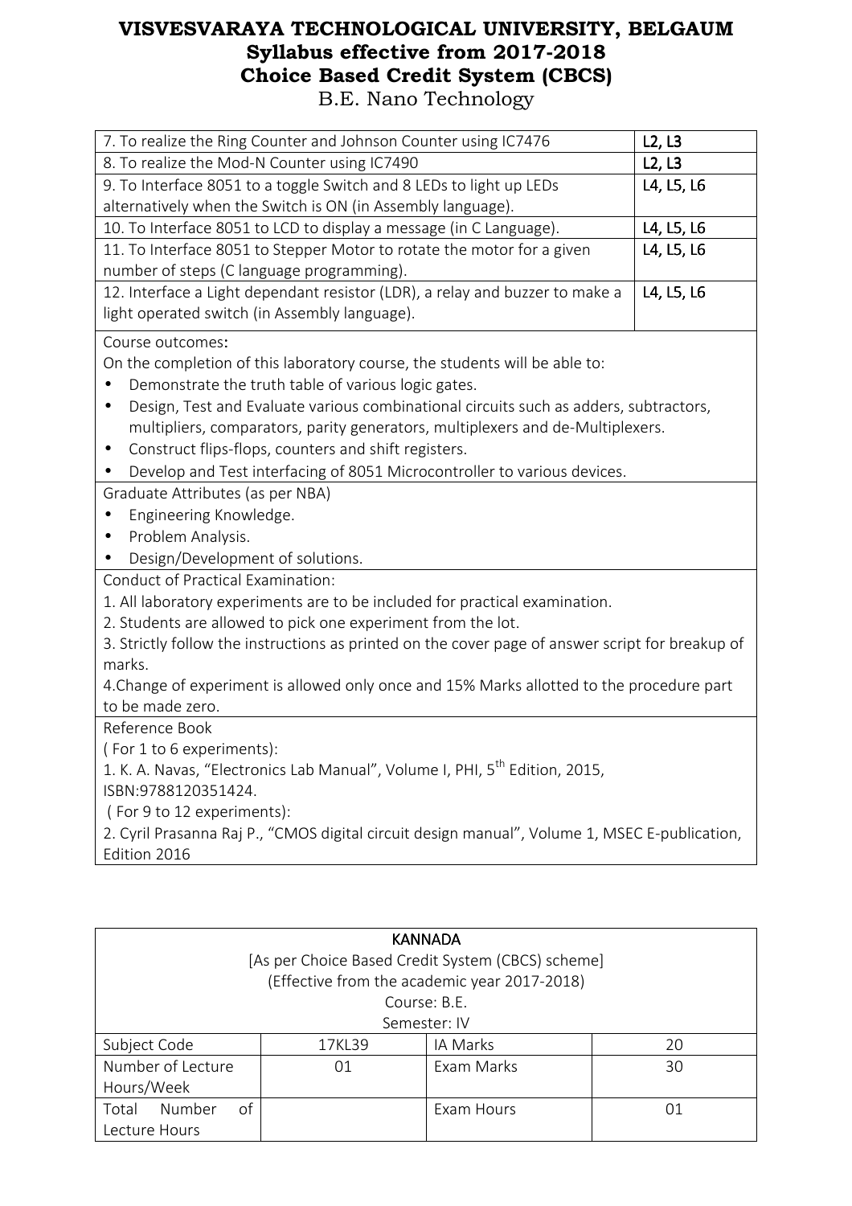| | |
|---|---|
| 7. To realize the Ring Counter and Johnson Counter using IC7476 | L2, L3 |
| 8. To realize the Mod-N Counter using IC7490 | L2, L3 |
| 9. To Interface 8051 to a toggle Switch and 8 LEDs to light up LEDs alternatively when the Switch is ON (in Assembly language). | L4, L5, L6 |
| 10. To Interface 8051 to LCD to display a message (in C Language). | L4, L5, L6 |
| 11. To Interface 8051 to Stepper Motor to rotate the motor for a given number of steps (C language programming). | L4, L5, L6 |
| 12. Interface a Light dependant resistor (LDR), a relay and buzzer to make a light operated switch (in Assembly language). | L4, L5, L6 |

Course outcomes:

On the completion of this laboratory course, the students will be able to:

- Demonstrate the truth table of various logic gates.
- Design, Test and Evaluate various combinational circuits such as adders, subtractors, multipliers, comparators, parity generators, multiplexers and de-Multiplexers.
- Construct flips-flops, counters and shift registers.
- Develop and Test interfacing of 8051 Microcontroller to various devices.

Graduate Attributes (as per NBA)

- Engineering Knowledge.
- Problem Analysis.
- Design/Development of solutions.

Conduct of Practical Examination:

1. All laboratory experiments are to be included for practical examination.
2. Students are allowed to pick one experiment from the lot.
3. Strictly follow the instructions as printed on the cover page of answer script for breakup of marks.
4. Change of experiment is allowed only once and 15% Marks allotted to the procedure part to be made zero.

Reference Book

( For 1 to 6 experiments):

1. K. A. Navas, "Electronics Lab Manual", Volume I, PHI, 5th Edition, 2015, ISBN:9788120351424.

( For 9 to 12 experiments):

2. Cyril Prasanna Raj P., "CMOS digital circuit design manual", Volume 1, MSEC E-publication, Edition 2016

## KANNADA

[As per Choice Based Credit System (CBCS) scheme]
(Effective from the academic year 2017-2018)
Course: B.E.
Semester: IV

| Subject Code | 17KL39 | IA Marks | 20 |
|---|---|---|---|
| Number of Lecture Hours/Week | 01 | Exam Marks | 30 |
| Total Number of Lecture Hours | | Exam Hours | 01 |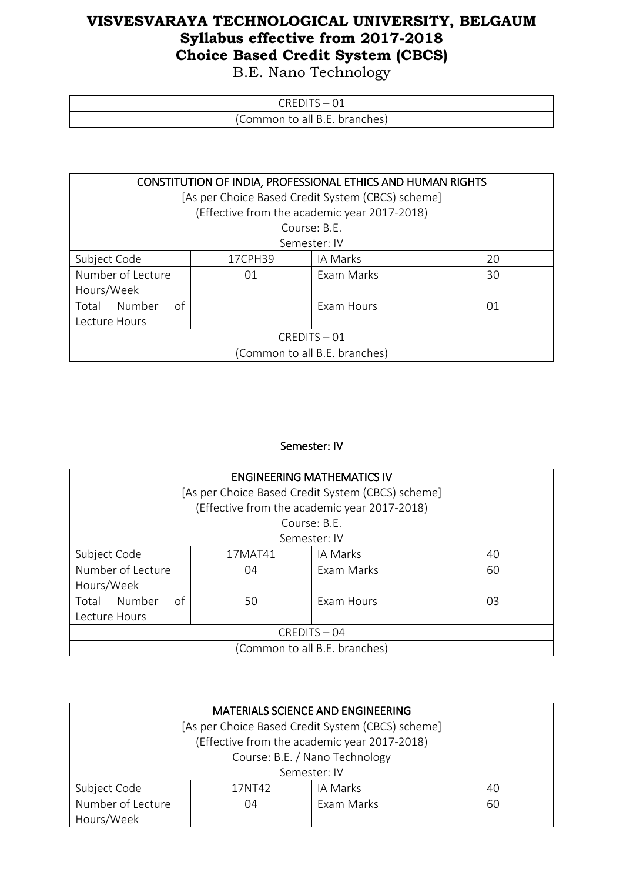# VISVESVARAYA TECHNOLOGICAL UNIVERSITY, BELGAUM
## Syllabus effective from 2017-2018
## Choice Based Credit System (CBCS)
B.E. Nano Technology

| CREDITS – 01 |
|---|
| (Common to all B.E. branches) |

| CONSTITUTION OF INDIA, PROFESSIONAL ETHICS AND HUMAN RIGHTS<br>[As per Choice Based Credit System (CBCS) scheme]<br>(Effective from the academic year 2017-2018)<br>Course: B.E.<br>Semester: IV | | | |
|---|---|---|---|
| Subject Code | 17CPH39 | IA Marks | 20 |
| Number of Lecture Hours/Week | 01 | Exam Marks | 30 |
| Total Number of Lecture Hours | | Exam Hours | 01 |
| CREDITS – 01 | | | |
| (Common to all B.E. branches) | | | |

Semester: IV

| ENGINEERING MATHEMATICS IV<br>[As per Choice Based Credit System (CBCS) scheme]<br>(Effective from the academic year 2017-2018)<br>Course: B.E.<br>Semester: IV | | | |
|---|---|---|---|
| Subject Code | 17MAT41 | IA Marks | 40 |
| Number of Lecture Hours/Week | 04 | Exam Marks | 60 |
| Total Number of Lecture Hours | 50 | Exam Hours | 03 |
| CREDITS – 04 | | | |
| (Common to all B.E. branches) | | | |

| MATERIALS SCIENCE AND ENGINEERING<br>[As per Choice Based Credit System (CBCS) scheme]<br>(Effective from the academic year 2017-2018)<br>Course: B.E. / Nano Technology<br>Semester: IV | | | |
|---|---|---|---|
| Subject Code | 17NT42 | IA Marks | 40 |
| Number of Lecture Hours/Week | 04 | Exam Marks | 60 |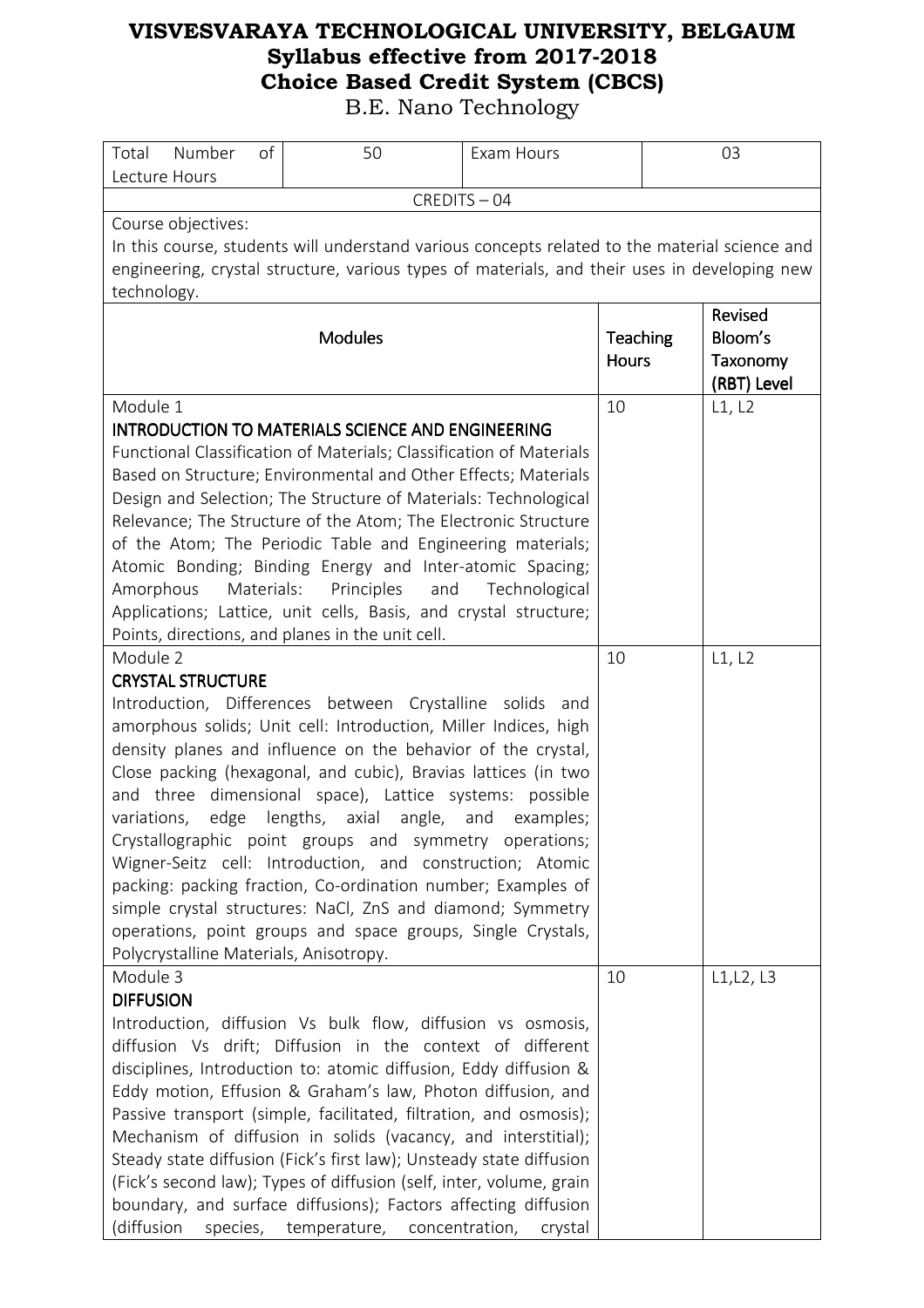# VISVESVARAYA TECHNOLOGICAL UNIVERSITY, BELGAUM
## Syllabus effective from 2017-2018
## Choice Based Credit System (CBCS)
B.E. Nano Technology

| Total Number of Lecture Hours | 50 | Exam Hours | 03 |
|---|---|---|---|
| CREDITS – 04 | | | |

Course objectives:
In this course, students will understand various concepts related to the material science and engineering, crystal structure, various types of materials, and their uses in developing new technology.

| Modules | Teaching Hours | Revised Bloom's Taxonomy (RBT) Level |
|---|---|---|
| Module 1<br>**INTRODUCTION TO MATERIALS SCIENCE AND ENGINEERING**<br>Functional Classification of Materials; Classification of Materials Based on Structure; Environmental and Other Effects; Materials Design and Selection; The Structure of Materials: Technological Relevance; The Structure of the Atom; The Electronic Structure of the Atom; The Periodic Table and Engineering materials; Atomic Bonding; Binding Energy and Inter-atomic Spacing; Amorphous Materials: Principles and Technological Applications; Lattice, unit cells, Basis, and crystal structure; Points, directions, and planes in the unit cell. | 10 | L1, L2 |
| Module 2<br>**CRYSTAL STRUCTURE**<br>Introduction, Differences between Crystalline solids and amorphous solids; Unit cell: Introduction, Miller Indices, high density planes and influence on the behavior of the crystal, Close packing (hexagonal, and cubic), Bravias lattices (in two and three dimensional space), Lattice systems: possible variations, edge lengths, axial angle, and examples; Crystallographic point groups and symmetry operations; Wigner-Seitz cell: Introduction, and construction; Atomic packing: packing fraction, Co-ordination number; Examples of simple crystal structures: NaCl, ZnS and diamond; Symmetry operations, point groups and space groups, Single Crystals, Polycrystalline Materials, Anisotropy. | 10 | L1, L2 |
| Module 3<br>**DIFFUSION**<br>Introduction, diffusion Vs bulk flow, diffusion vs osmosis, diffusion Vs drift; Diffusion in the context of different disciplines, Introduction to: atomic diffusion, Eddy diffusion & Eddy motion, Effusion & Graham's law, Photon diffusion, and Passive transport (simple, facilitated, filtration, and osmosis); Mechanism of diffusion in solids (vacancy, and interstitial); Steady state diffusion (Fick's first law); Unsteady state diffusion (Fick's second law); Types of diffusion (self, inter, volume, grain boundary, and surface diffusions); Factors affecting diffusion (diffusion species, temperature, concentration, crystal | 10 | L1,L2, L3 |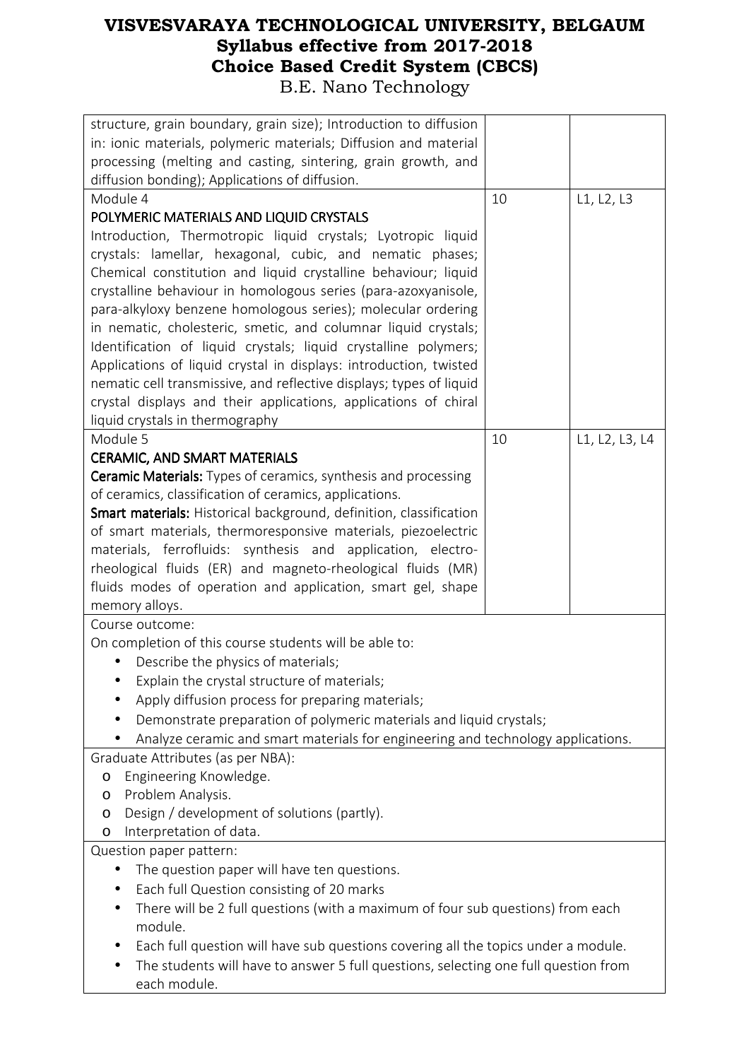| | | |
|---|---|---|
| structure, grain boundary, grain size); Introduction to diffusion in: ionic materials, polymeric materials; Diffusion and material processing (melting and casting, sintering, grain growth, and diffusion bonding); Applications of diffusion. | | |
| Module 4<br>POLYMERIC MATERIALS AND LIQUID CRYSTALS<br>Introduction, Thermotropic liquid crystals; Lyotropic liquid crystals: lamellar, hexagonal, cubic, and nematic phases; Chemical constitution and liquid crystalline behaviour; liquid crystalline behaviour in homologous series (para-azoxyanisole, para-alkyloxy benzene homologous series); molecular ordering in nematic, cholesteric, smetic, and columnar liquid crystals; Identification of liquid crystals; liquid crystalline polymers; Applications of liquid crystal in displays: introduction, twisted nematic cell transmissive, and reflective displays; types of liquid crystal displays and their applications, applications of chiral liquid crystals in thermography | 10 | L1, L2, L3 |
| Module 5<br>CERAMIC, AND SMART MATERIALS<br>**Ceramic Materials:** Types of ceramics, synthesis and processing of ceramics, classification of ceramics, applications.<br>**Smart materials:** Historical background, definition, classification of smart materials, thermoresponsive materials, piezoelectric materials, ferrofluids: synthesis and application, electro-rheological fluids (ER) and magneto-rheological fluids (MR) fluids modes of operation and application, smart gel, shape memory alloys. | 10 | L1, L2, L3, L4 |

Course outcome:

On completion of this course students will be able to:

- Describe the physics of materials;
- Explain the crystal structure of materials;
- Apply diffusion process for preparing materials;
- Demonstrate preparation of polymeric materials and liquid crystals;
- Analyze ceramic and smart materials for engineering and technology applications.

Graduate Attributes (as per NBA):

- Engineering Knowledge.
- Problem Analysis.
- Design / development of solutions (partly).
- Interpretation of data.

Question paper pattern:

- The question paper will have ten questions.
- Each full Question consisting of 20 marks
- There will be 2 full questions (with a maximum of four sub questions) from each module.
- Each full question will have sub questions covering all the topics under a module.
- The students will have to answer 5 full questions, selecting one full question from each module.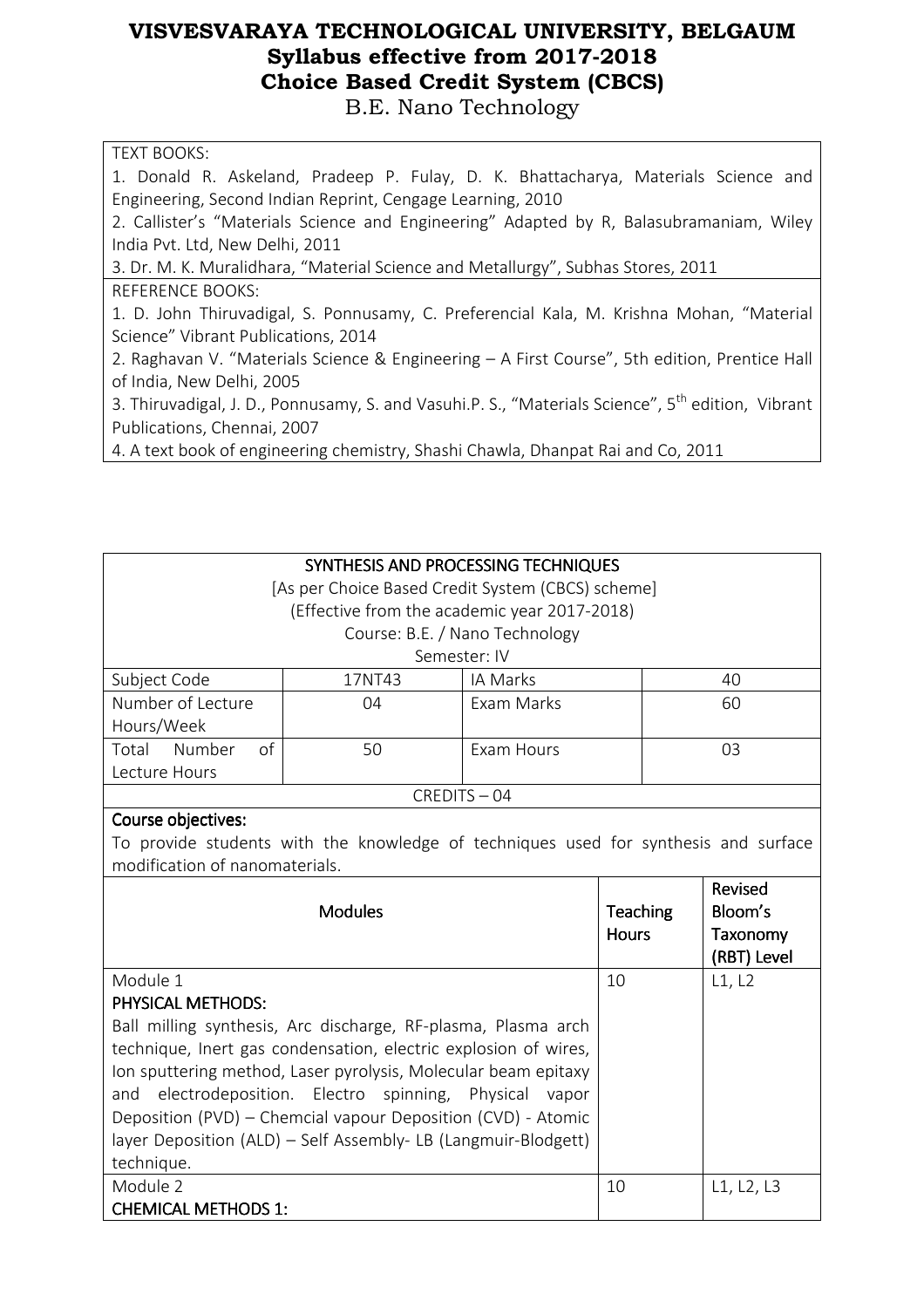TEXT BOOKS:

1. Donald R. Askeland, Pradeep P. Fulay, D. K. Bhattacharya, Materials Science and Engineering, Second Indian Reprint, Cengage Learning, 2010
2. Callister's "Materials Science and Engineering" Adapted by R, Balasubramaniam, Wiley India Pvt. Ltd, New Delhi, 2011
3. Dr. M. K. Muralidhara, "Material Science and Metallurgy", Subhas Stores, 2011

REFERENCE BOOKS:

1. D. John Thiruvadigal, S. Ponnusamy, C. Preferencial Kala, M. Krishna Mohan, "Material Science" Vibrant Publications, 2014
2. Raghavan V. "Materials Science & Engineering – A First Course", 5th edition, Prentice Hall of India, New Delhi, 2005
3. Thiruvadigal, J. D., Ponnusamy, S. and Vasuhi.P. S., "Materials Science", 5th edition, Vibrant Publications, Chennai, 2007
4. A text book of engineering chemistry, Shashi Chawla, Dhanpat Rai and Co, 2011

## SYNTHESIS AND PROCESSING TECHNIQUES

[As per Choice Based Credit System (CBCS) scheme]
(Effective from the academic year 2017-2018)
Course: B.E. / Nano Technology
Semester: IV

| Subject Code | 17NT43 | IA Marks | 40 |
|---|---|---|---|
| Number of Lecture Hours/Week | 04 | Exam Marks | 60 |
| Total Number of Lecture Hours | 50 | Exam Hours | 03 |
| CREDITS – 04 | | | |

**Course objectives:**

To provide students with the knowledge of techniques used for synthesis and surface modification of nanomaterials.

| Modules | Teaching Hours | Revised Bloom's Taxonomy (RBT) Level |
|---|---|---|
| Module 1<br>**PHYSICAL METHODS:**<br>Ball milling synthesis, Arc discharge, RF-plasma, Plasma arch technique, Inert gas condensation, electric explosion of wires, Ion sputtering method, Laser pyrolysis, Molecular beam epitaxy and electrodeposition. Electro spinning, Physical vapor Deposition (PVD) – Chemcial vapour Deposition (CVD) - Atomic layer Deposition (ALD) – Self Assembly- LB (Langmuir-Blodgett) technique. | 10 | L1, L2 |
| Module 2<br>**CHEMICAL METHODS 1:** | 10 | L1, L2, L3 |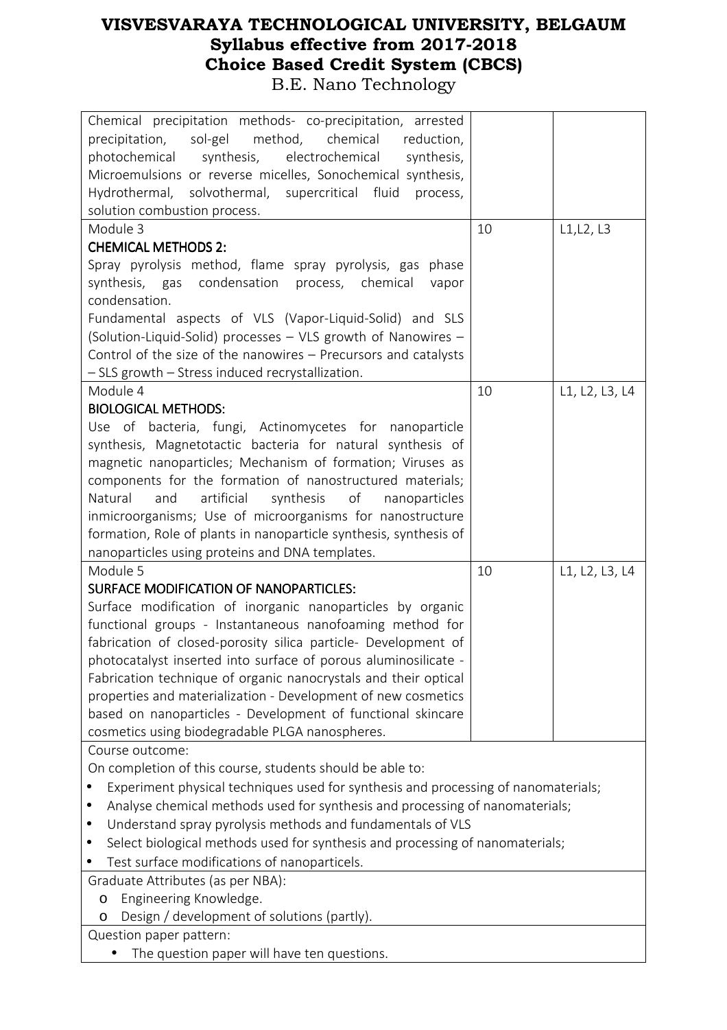| | | |
|---|---|---|
| Chemical precipitation methods- co-precipitation, arrested precipitation, sol-gel method, chemical reduction, photochemical synthesis, electrochemical synthesis, Microemulsions or reverse micelles, Sonochemical synthesis, Hydrothermal, solvothermal, supercritical fluid process, solution combustion process. | | |
| Module 3<br>**CHEMICAL METHODS 2:**<br>Spray pyrolysis method, flame spray pyrolysis, gas phase synthesis, gas condensation process, chemical vapor condensation.<br>Fundamental aspects of VLS (Vapor-Liquid-Solid) and SLS (Solution-Liquid-Solid) processes – VLS growth of Nanowires – Control of the size of the nanowires – Precursors and catalysts – SLS growth – Stress induced recrystallization. | 10 | L1,L2, L3 |
| Module 4<br>**BIOLOGICAL METHODS:**<br>Use of bacteria, fungi, Actinomycetes for nanoparticle synthesis, Magnetotactic bacteria for natural synthesis of magnetic nanoparticles; Mechanism of formation; Viruses as components for the formation of nanostructured materials; Natural and artificial synthesis of nanoparticles inmicroorganisms; Use of microorganisms for nanostructure formation, Role of plants in nanoparticle synthesis, synthesis of nanoparticles using proteins and DNA templates. | 10 | L1, L2, L3, L4 |
| Module 5<br>**SURFACE MODIFICATION OF NANOPARTICLES:**<br>Surface modification of inorganic nanoparticles by organic functional groups - Instantaneous nanofoaming method for fabrication of closed-porosity silica particle- Development of photocatalyst inserted into surface of porous aluminosilicate - Fabrication technique of organic nanocrystals and their optical properties and materialization - Development of new cosmetics based on nanoparticles - Development of functional skincare cosmetics using biodegradable PLGA nanospheres. | 10 | L1, L2, L3, L4 |

Course outcome:

On completion of this course, students should be able to:

- Experiment physical techniques used for synthesis and processing of nanomaterials;
- Analyse chemical methods used for synthesis and processing of nanomaterials;
- Understand spray pyrolysis methods and fundamentals of VLS
- Select biological methods used for synthesis and processing of nanomaterials;
- Test surface modifications of nanoparticels.

Graduate Attributes (as per NBA):

- Engineering Knowledge.
- Design / development of solutions (partly).

Question paper pattern:

- The question paper will have ten questions.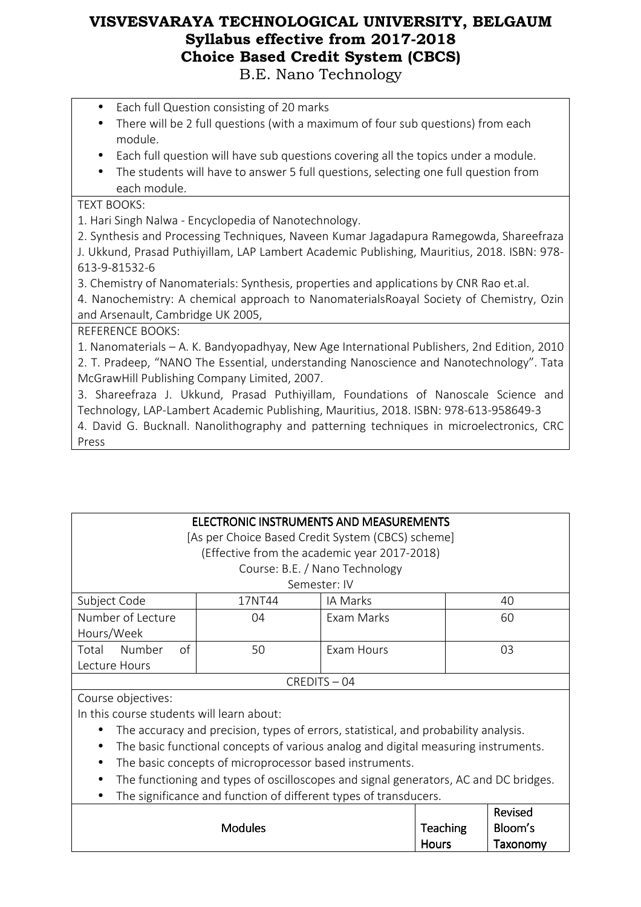- Each full Question consisting of 20 marks
- There will be 2 full questions (with a maximum of four sub questions) from each module.
- Each full question will have sub questions covering all the topics under a module.
- The students will have to answer 5 full questions, selecting one full question from each module.

TEXT BOOKS:

1. Hari Singh Nalwa - Encyclopedia of Nanotechnology.
2. Synthesis and Processing Techniques, Naveen Kumar Jagadapura Ramegowda, Shareefraza J. Ukkund, Prasad Puthiyillam, LAP Lambert Academic Publishing, Mauritius, 2018. ISBN: 978-613-9-81532-6
3. Chemistry of Nanomaterials: Synthesis, properties and applications by CNR Rao et.al.
4. Nanochemistry: A chemical approach to NanomaterialsRoayal Society of Chemistry, Ozin and Arsenault, Cambridge UK 2005,

REFERENCE BOOKS:

1. Nanomaterials – A. K. Bandyopadhyay, New Age International Publishers, 2nd Edition, 2010
2. T. Pradeep, "NANO The Essential, understanding Nanoscience and Nanotechnology". Tata McGrawHill Publishing Company Limited, 2007.
3. Shareefraza J. Ukkund, Prasad Puthiyillam, Foundations of Nanoscale Science and Technology, LAP-Lambert Academic Publishing, Mauritius, 2018. ISBN: 978-613-958649-3
4. David G. Bucknall. Nanolithography and patterning techniques in microelectronics, CRC Press

## ELECTRONIC INSTRUMENTS AND MEASUREMENTS

[As per Choice Based Credit System (CBCS) scheme]
(Effective from the academic year 2017-2018)
Course: B.E. / Nano Technology
Semester: IV

| Subject Code | 17NT44 | IA Marks | 40 |
|---|---|---|---|
| Number of Lecture Hours/Week | 04 | Exam Marks | 60 |
| Total Number of Lecture Hours | 50 | Exam Hours | 03 |

CREDITS – 04

Course objectives:

In this course students will learn about:

- The accuracy and precision, types of errors, statistical, and probability analysis.
- The basic functional concepts of various analog and digital measuring instruments.
- The basic concepts of microprocessor based instruments.
- The functioning and types of oscilloscopes and signal generators, AC and DC bridges.
- The significance and function of different types of transducers.

| Modules | Teaching Hours | Revised Bloom's Taxonomy |
|---|---|---|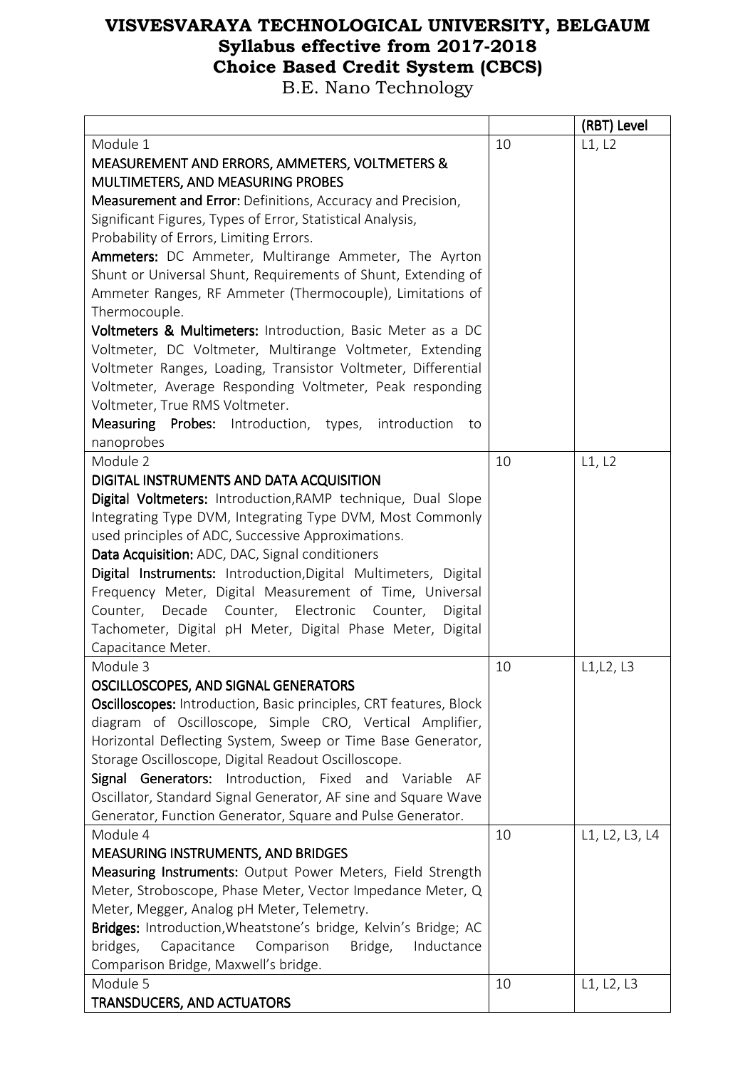# VISVESVARAYA TECHNOLOGICAL UNIVERSITY, BELGAUM
## Syllabus effective from 2017-2018
## Choice Based Credit System (CBCS)
B.E. Nano Technology

| | | (RBT) Level |
|---|---|---|
| Module 1<br>**MEASUREMENT AND ERRORS, AMMETERS, VOLTMETERS & MULTIMETERS, AND MEASURING PROBES**<br>**Measurement and Error:** Definitions, Accuracy and Precision, Significant Figures, Types of Error, Statistical Analysis, Probability of Errors, Limiting Errors.<br>**Ammeters:** DC Ammeter, Multirange Ammeter, The Ayrton Shunt or Universal Shunt, Requirements of Shunt, Extending of Ammeter Ranges, RF Ammeter (Thermocouple), Limitations of Thermocouple.<br>**Voltmeters & Multimeters:** Introduction, Basic Meter as a DC Voltmeter, DC Voltmeter, Multirange Voltmeter, Extending Voltmeter Ranges, Loading, Transistor Voltmeter, Differential Voltmeter, Average Responding Voltmeter, Peak responding Voltmeter, True RMS Voltmeter.<br>**Measuring Probes:** Introduction, types, introduction to nanoprobes | 10 | L1, L2 |
| Module 2<br>**DIGITAL INSTRUMENTS AND DATA ACQUISITION**<br>**Digital Voltmeters:** Introduction,RAMP technique, Dual Slope Integrating Type DVM, Integrating Type DVM, Most Commonly used principles of ADC, Successive Approximations.<br>**Data Acquisition:** ADC, DAC, Signal conditioners<br>**Digital Instruments:** Introduction,Digital Multimeters, Digital Frequency Meter, Digital Measurement of Time, Universal Counter, Decade Counter, Electronic Counter, Digital Tachometer, Digital pH Meter, Digital Phase Meter, Digital Capacitance Meter. | 10 | L1, L2 |
| Module 3<br>**OSCILLOSCOPES, AND SIGNAL GENERATORS**<br>**Oscilloscopes:** Introduction, Basic principles, CRT features, Block diagram of Oscilloscope, Simple CRO, Vertical Amplifier, Horizontal Deflecting System, Sweep or Time Base Generator, Storage Oscilloscope, Digital Readout Oscilloscope.<br>**Signal Generators:** Introduction, Fixed and Variable AF Oscillator, Standard Signal Generator, AF sine and Square Wave Generator, Function Generator, Square and Pulse Generator. | 10 | L1,L2, L3 |
| Module 4<br>**MEASURING INSTRUMENTS, AND BRIDGES**<br>**Measuring Instruments:** Output Power Meters, Field Strength Meter, Stroboscope, Phase Meter, Vector Impedance Meter, Q Meter, Megger, Analog pH Meter, Telemetry.<br>**Bridges:** Introduction,Wheatstone's bridge, Kelvin's Bridge; AC bridges, Capacitance Comparison Bridge, Inductance Comparison Bridge, Maxwell's bridge. | 10 | L1, L2, L3, L4 |
| Module 5<br>**TRANSDUCERS, AND ACTUATORS** | 10 | L1, L2, L3 |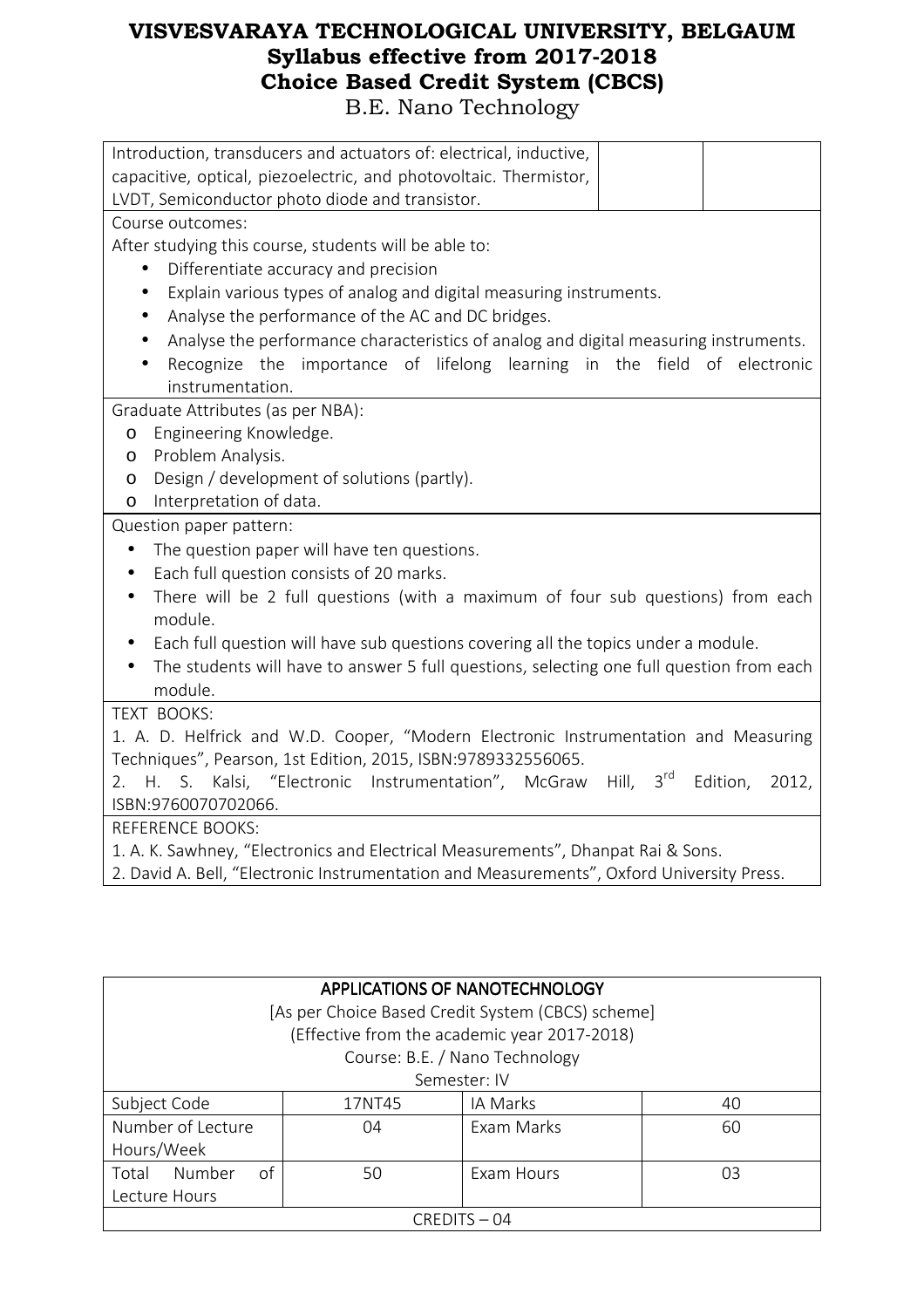# VISVESVARAYA TECHNOLOGICAL UNIVERSITY, BELGAUM
## Syllabus effective from 2017-2018
## Choice Based Credit System (CBCS)
B.E. Nano Technology

| Introduction, transducers and actuators of: electrical, inductive, capacitive, optical, piezoelectric, and photovoltaic. Thermistor, LVDT, Semiconductor photo diode and transistor. | | |
|---|---|---|

Course outcomes:

After studying this course, students will be able to:

- Differentiate accuracy and precision
- Explain various types of analog and digital measuring instruments.
- Analyse the performance of the AC and DC bridges.
- Analyse the performance characteristics of analog and digital measuring instruments.
- Recognize the importance of lifelong learning in the field of electronic instrumentation.

Graduate Attributes (as per NBA):

- Engineering Knowledge.
- Problem Analysis.
- Design / development of solutions (partly).
- Interpretation of data.

Question paper pattern:

- The question paper will have ten questions.
- Each full question consists of 20 marks.
- There will be 2 full questions (with a maximum of four sub questions) from each module.
- Each full question will have sub questions covering all the topics under a module.
- The students will have to answer 5 full questions, selecting one full question from each module.

TEXT BOOKS:

1. A. D. Helfrick and W.D. Cooper, "Modern Electronic Instrumentation and Measuring Techniques", Pearson, 1st Edition, 2015, ISBN:9789332556065.
2. H. S. Kalsi, "Electronic Instrumentation", McGraw Hill, 3rd Edition, 2012, ISBN:9760070702066.

REFERENCE BOOKS:

1. A. K. Sawhney, "Electronics and Electrical Measurements", Dhanpat Rai & Sons.
2. David A. Bell, "Electronic Instrumentation and Measurements", Oxford University Press.

## APPLICATIONS OF NANOTECHNOLOGY

[As per Choice Based Credit System (CBCS) scheme]
(Effective from the academic year 2017-2018)
Course: B.E. / Nano Technology
Semester: IV

| Subject Code | 17NT45 | IA Marks | 40 |
|---|---|---|---|
| Number of Lecture Hours/Week | 04 | Exam Marks | 60 |
| Total Number of Lecture Hours | 50 | Exam Hours | 03 |
| CREDITS – 04 | | | |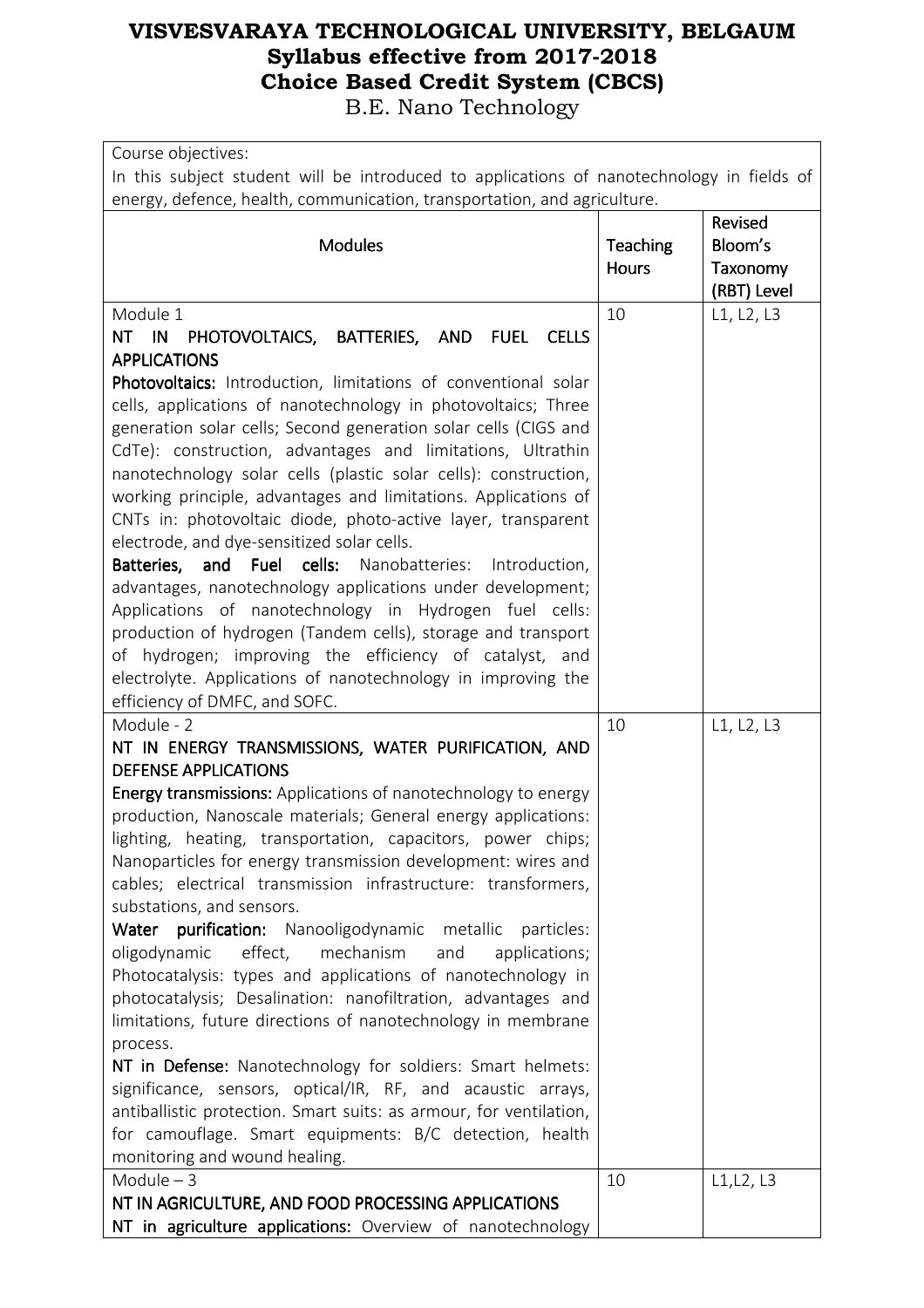# VISVESVARAYA TECHNOLOGICAL UNIVERSITY, BELGAUM
## Syllabus effective from 2017-2018
## Choice Based Credit System (CBCS)
B.E. Nano Technology

Course objectives:
In this subject student will be introduced to applications of nanotechnology in fields of energy, defence, health, communication, transportation, and agriculture.

| Modules | Teaching Hours | Revised Bloom's Taxonomy (RBT) Level |
|---|---|---|
| Module 1<br>NT IN PHOTOVOLTAICS, BATTERIES, AND FUEL CELLS APPLICATIONS<br>**Photovoltaics:** Introduction, limitations of conventional solar cells, applications of nanotechnology in photovoltaics; Three generation solar cells; Second generation solar cells (CIGS and CdTe): construction, advantages and limitations, Ultrathin nanotechnology solar cells (plastic solar cells): construction, working principle, advantages and limitations. Applications of CNTs in: photovoltaic diode, photo-active layer, transparent electrode, and dye-sensitized solar cells.<br>**Batteries, and Fuel cells:** Nanobatteries: Introduction, advantages, nanotechnology applications under development; Applications of nanotechnology in Hydrogen fuel cells: production of hydrogen (Tandem cells), storage and transport of hydrogen; improving the efficiency of catalyst, and electrolyte. Applications of nanotechnology in improving the efficiency of DMFC, and SOFC. | 10 | L1, L2, L3 |
| Module - 2<br>NT IN ENERGY TRANSMISSIONS, WATER PURIFICATION, AND DEFENSE APPLICATIONS<br>**Energy transmissions:** Applications of nanotechnology to energy production, Nanoscale materials; General energy applications: lighting, heating, transportation, capacitors, power chips; Nanoparticles for energy transmission development: wires and cables; electrical transmission infrastructure: transformers, substations, and sensors.<br>**Water purification:** Nanooligodynamic metallic particles: oligodynamic effect, mechanism and applications; Photocatalysis: types and applications of nanotechnology in photocatalysis; Desalination: nanofiltration, advantages and limitations, future directions of nanotechnology in membrane process.<br>**NT in Defense:** Nanotechnology for soldiers: Smart helmets: significance, sensors, optical/IR, RF, and acaustic arrays, antiballistic protection. Smart suits: as armour, for ventilation, for camouflage. Smart equipments: B/C detection, health monitoring and wound healing. | 10 | L1, L2, L3 |
| Module – 3<br>NT IN AGRICULTURE, AND FOOD PROCESSING APPLICATIONS<br>**NT in agriculture applications:** Overview of nanotechnology | 10 | L1,L2, L3 |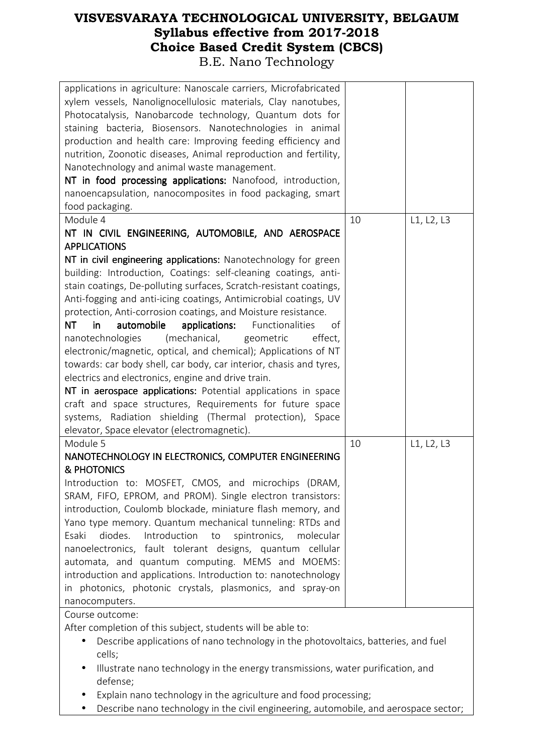| | | |
|---|---|---|
| applications in agriculture: Nanoscale carriers, Microfabricated xylem vessels, Nanolignocellulosic materials, Clay nanotubes, Photocatalysis, Nanobarcode technology, Quantum dots for staining bacteria, Biosensors. Nanotechnologies in animal production and health care: Improving feeding efficiency and nutrition, Zoonotic diseases, Animal reproduction and fertility, Nanotechnology and animal waste management.<br>**NT in food processing applications:** Nanofood, introduction, nanoencapsulation, nanocomposites in food packaging, smart food packaging. | | |
| Module 4<br>**NT IN CIVIL ENGINEERING, AUTOMOBILE, AND AEROSPACE APPLICATIONS**<br>**NT in civil engineering applications:** Nanotechnology for green building: Introduction, Coatings: self-cleaning coatings, anti-stain coatings, De-polluting surfaces, Scratch-resistant coatings, Anti-fogging and anti-icing coatings, Antimicrobial coatings, UV protection, Anti-corrosion coatings, and Moisture resistance.<br>**NT in automobile applications:** Functionalities of nanotechnologies (mechanical, geometric effect, electronic/magnetic, optical, and chemical); Applications of NT towards: car body shell, car body, car interior, chasis and tyres, electrics and electronics, engine and drive train.<br>**NT in aerospace applications:** Potential applications in space craft and space structures, Requirements for future space systems, Radiation shielding (Thermal protection), Space elevator, Space elevator (electromagnetic). | 10 | L1, L2, L3 |
| Module 5<br>**NANOTECHNOLOGY IN ELECTRONICS, COMPUTER ENGINEERING & PHOTONICS**<br>Introduction to: MOSFET, CMOS, and microchips (DRAM, SRAM, FIFO, EPROM, and PROM). Single electron transistors: introduction, Coulomb blockade, miniature flash memory, and Yano type memory. Quantum mechanical tunneling: RTDs and Esaki diodes. Introduction to spintronics, molecular nanoelectronics, fault tolerant designs, quantum cellular automata, and quantum computing. MEMS and MOEMS: introduction and applications. Introduction to: nanotechnology in photonics, photonic crystals, plasmonics, and spray-on nanocomputers. | 10 | L1, L2, L3 |

Course outcome:

After completion of this subject, students will be able to:

- Describe applications of nano technology in the photovoltaics, batteries, and fuel cells;
- Illustrate nano technology in the energy transmissions, water purification, and defense;
- Explain nano technology in the agriculture and food processing;
- Describe nano technology in the civil engineering, automobile, and aerospace sector;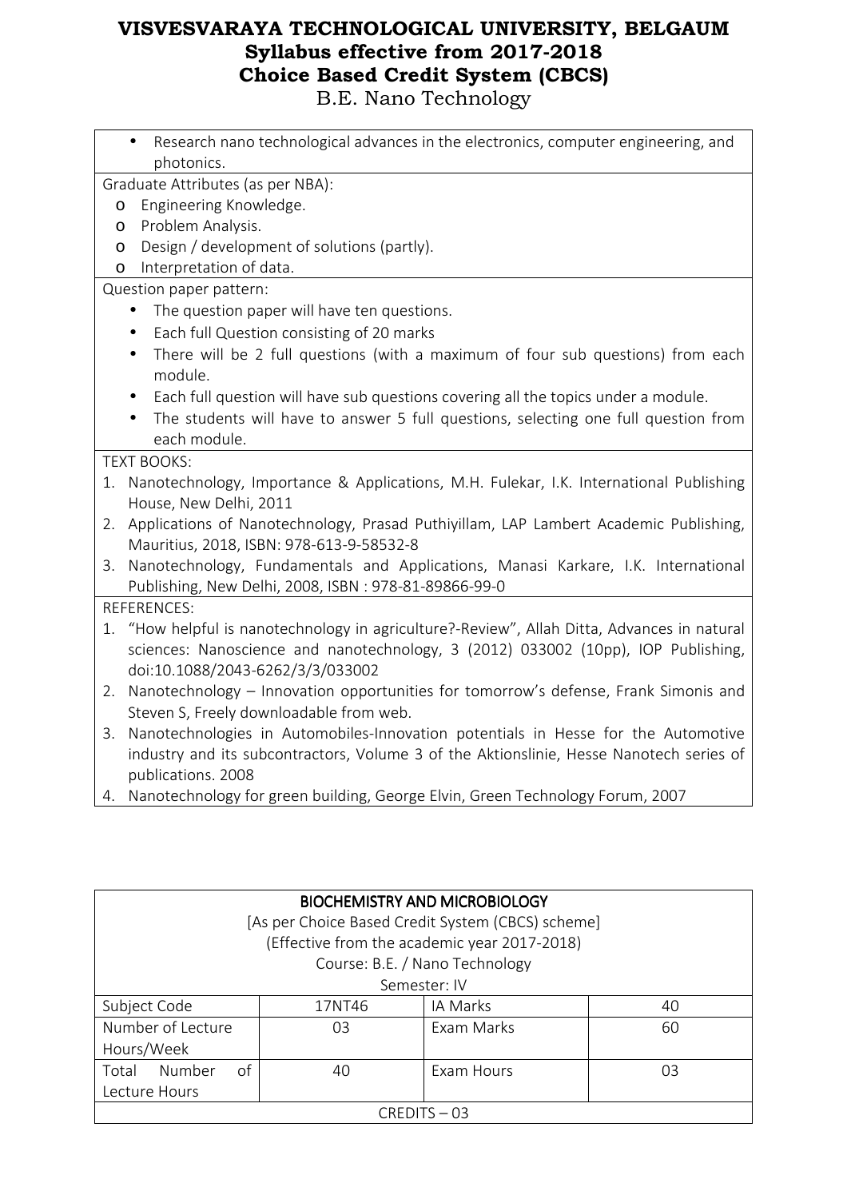- Research nano technological advances in the electronics, computer engineering, and photonics.

Graduate Attributes (as per NBA):

- Engineering Knowledge.
- Problem Analysis.
- Design / development of solutions (partly).
- Interpretation of data.

Question paper pattern:

- The question paper will have ten questions.
- Each full Question consisting of 20 marks
- There will be 2 full questions (with a maximum of four sub questions) from each module.
- Each full question will have sub questions covering all the topics under a module.
- The students will have to answer 5 full questions, selecting one full question from each module.

TEXT BOOKS:

1. Nanotechnology, Importance & Applications, M.H. Fulekar, I.K. International Publishing House, New Delhi, 2011
2. Applications of Nanotechnology, Prasad Puthiyillam, LAP Lambert Academic Publishing, Mauritius, 2018, ISBN: 978-613-9-58532-8
3. Nanotechnology, Fundamentals and Applications, Manasi Karkare, I.K. International Publishing, New Delhi, 2008, ISBN : 978-81-89866-99-0

REFERENCES:

1. "How helpful is nanotechnology in agriculture?-Review", Allah Ditta, Advances in natural sciences: Nanoscience and nanotechnology, 3 (2012) 033002 (10pp), IOP Publishing, doi:10.1088/2043-6262/3/3/033002
2. Nanotechnology – Innovation opportunities for tomorrow's defense, Frank Simonis and Steven S, Freely downloadable from web.
3. Nanotechnologies in Automobiles-Innovation potentials in Hesse for the Automotive industry and its subcontractors, Volume 3 of the Aktionslinie, Hesse Nanotech series of publications. 2008
4. Nanotechnology for green building, George Elvin, Green Technology Forum, 2007

## BIOCHEMISTRY AND MICROBIOLOGY

[As per Choice Based Credit System (CBCS) scheme]
(Effective from the academic year 2017-2018)
Course: B.E. / Nano Technology
Semester: IV

| Subject Code | 17NT46 | IA Marks | 40 |
|---|---|---|---|
| Number of Lecture Hours/Week | 03 | Exam Marks | 60 |
| Total Number of Lecture Hours | 40 | Exam Hours | 03 |
| CREDITS – 03 | | | |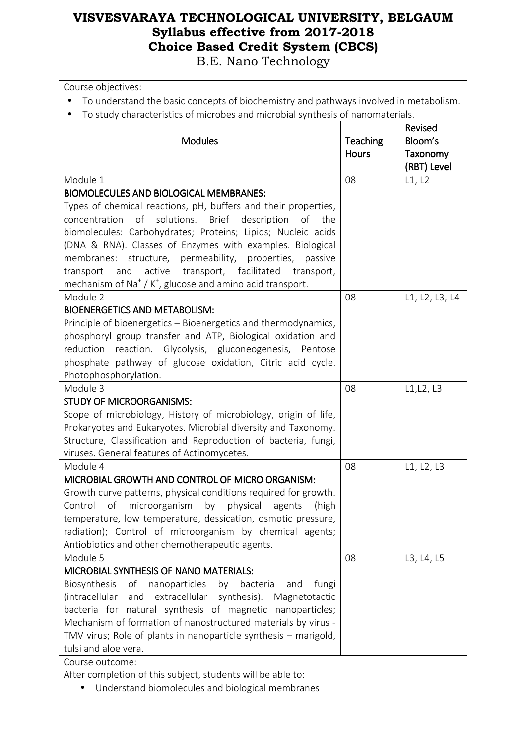# VISVESVARAYA TECHNOLOGICAL UNIVERSITY, BELGAUM
## Syllabus effective from 2017-2018
## Choice Based Credit System (CBCS)
B.E. Nano Technology

Course objectives:

- To understand the basic concepts of biochemistry and pathways involved in metabolism.
- To study characteristics of microbes and microbial synthesis of nanomaterials.

| Modules | Teaching Hours | Revised Bloom's Taxonomy (RBT) Level |
|---|---|---|
| Module 1<br>**BIOMOLECULES AND BIOLOGICAL MEMBRANES:**<br>Types of chemical reactions, pH, buffers and their properties, concentration of solutions. Brief description of the biomolecules: Carbohydrates; Proteins; Lipids; Nucleic acids (DNA & RNA). Classes of Enzymes with examples. Biological membranes: structure, permeability, properties, passive transport and active transport, facilitated transport, mechanism of $Na^{+}$ / $K^{+}$, glucose and amino acid transport. | 08 | L1, L2 |
| Module 2<br>**BIOENERGETICS AND METABOLISM:**<br>Principle of bioenergetics – Bioenergetics and thermodynamics, phosphoryl group transfer and ATP, Biological oxidation and reduction reaction. Glycolysis, gluconeogenesis, Pentose phosphate pathway of glucose oxidation, Citric acid cycle. Photophosphorylation. | 08 | L1, L2, L3, L4 |
| Module 3<br>**STUDY OF MICROORGANISMS:**<br>Scope of microbiology, History of microbiology, origin of life, Prokaryotes and Eukaryotes. Microbial diversity and Taxonomy. Structure, Classification and Reproduction of bacteria, fungi, viruses. General features of Actinomycetes. | 08 | L1,L2, L3 |
| Module 4<br>**MICROBIAL GROWTH AND CONTROL OF MICRO ORGANISM:**<br>Growth curve patterns, physical conditions required for growth. Control of microorganism by physical agents (high temperature, low temperature, dessication, osmotic pressure, radiation); Control of microorganism by chemical agents; Antiobiotics and other chemotherapeutic agents. | 08 | L1, L2, L3 |
| Module 5<br>**MICROBIAL SYNTHESIS OF NANO MATERIALS:**<br>Biosynthesis of nanoparticles by bacteria and fungi (intracellular and extracellular synthesis). Magnetotactic bacteria for natural synthesis of magnetic nanoparticles; Mechanism of formation of nanostructured materials by virus - TMV virus; Role of plants in nanoparticle synthesis – marigold, tulsi and aloe vera. | 08 | L3, L4, L5 |

Course outcome:

After completion of this subject, students will be able to:

- Understand biomolecules and biological membranes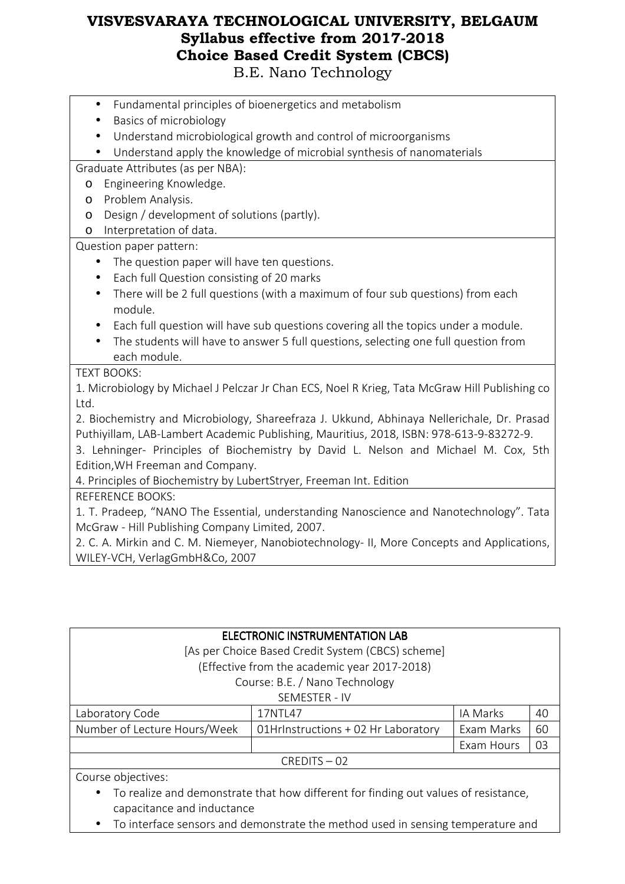- Fundamental principles of bioenergetics and metabolism
- Basics of microbiology
- Understand microbiological growth and control of microorganisms
- Understand apply the knowledge of microbial synthesis of nanomaterials

Graduate Attributes (as per NBA):

- Engineering Knowledge.
- Problem Analysis.
- Design / development of solutions (partly).
- Interpretation of data.

Question paper pattern:

- The question paper will have ten questions.
- Each full Question consisting of 20 marks
- There will be 2 full questions (with a maximum of four sub questions) from each module.
- Each full question will have sub questions covering all the topics under a module.
- The students will have to answer 5 full questions, selecting one full question from each module.

TEXT BOOKS:

1. Microbiology by Michael J Pelczar Jr Chan ECS, Noel R Krieg, Tata McGraw Hill Publishing co Ltd.
2. Biochemistry and Microbiology, Shareefraza J. Ukkund, Abhinaya Nellerichale, Dr. Prasad Puthiyillam, LAB-Lambert Academic Publishing, Mauritius, 2018, ISBN: 978-613-9-83272-9.
3. Lehninger- Principles of Biochemistry by David L. Nelson and Michael M. Cox, 5th Edition,WH Freeman and Company.
4. Principles of Biochemistry by LubertStryer, Freeman Int. Edition

REFERENCE BOOKS:

1. T. Pradeep, "NANO The Essential, understanding Nanoscience and Nanotechnology". Tata McGraw - Hill Publishing Company Limited, 2007.
2. C. A. Mirkin and C. M. Niemeyer, Nanobiotechnology- II, More Concepts and Applications, WILEY-VCH, VerlagGmbH&Co, 2007

## ELECTRONIC INSTRUMENTATION LAB

[As per Choice Based Credit System (CBCS) scheme]
(Effective from the academic year 2017-2018)
Course: B.E. / Nano Technology
SEMESTER - IV

| Laboratory Code | 17NTL47 | IA Marks | 40 |
|---|---|---|---|
| Number of Lecture Hours/Week | 01HrInstructions + 02 Hr Laboratory | Exam Marks | 60 |
| | | Exam Hours | 03 |

CREDITS – 02

Course objectives:

- To realize and demonstrate that how different for finding out values of resistance, capacitance and inductance
- To interface sensors and demonstrate the method used in sensing temperature and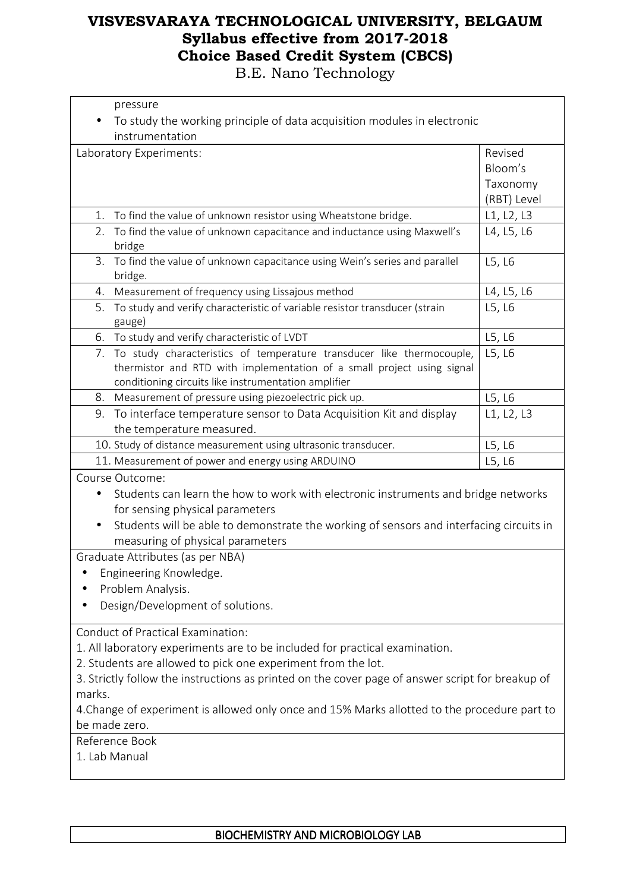pressure

- To study the working principle of data acquisition modules in electronic instrumentation

| Laboratory Experiments: | Revised Bloom's Taxonomy (RBT) Level |
| --- | --- |
| 1. To find the value of unknown resistor using Wheatstone bridge. | L1, L2, L3 |
| 2. To find the value of unknown capacitance and inductance using Maxwell's bridge | L4, L5, L6 |
| 3. To find the value of unknown capacitance using Wein's series and parallel bridge. | L5, L6 |
| 4. Measurement of frequency using Lissajous method | L4, L5, L6 |
| 5. To study and verify characteristic of variable resistor transducer (strain gauge) | L5, L6 |
| 6. To study and verify characteristic of LVDT | L5, L6 |
| 7. To study characteristics of temperature transducer like thermocouple, thermistor and RTD with implementation of a small project using signal conditioning circuits like instrumentation amplifier | L5, L6 |
| 8. Measurement of pressure using piezoelectric pick up. | L5, L6 |
| 9. To interface temperature sensor to Data Acquisition Kit and display the temperature measured. | L1, L2, L3 |
| 10. Study of distance measurement using ultrasonic transducer. | L5, L6 |
| 11. Measurement of power and energy using ARDUINO | L5, L6 |

Course Outcome:

- Students can learn the how to work with electronic instruments and bridge networks for sensing physical parameters
- Students will be able to demonstrate the working of sensors and interfacing circuits in measuring of physical parameters

Graduate Attributes (as per NBA)

- Engineering Knowledge.
- Problem Analysis.
- Design/Development of solutions.

Conduct of Practical Examination:

1. All laboratory experiments are to be included for practical examination.
2. Students are allowed to pick one experiment from the lot.
3. Strictly follow the instructions as printed on the cover page of answer script for breakup of marks.
4. Change of experiment is allowed only once and 15% Marks allotted to the procedure part to be made zero.

Reference Book

1. Lab Manual

**BIOCHEMISTRY AND MICROBIOLOGY LAB**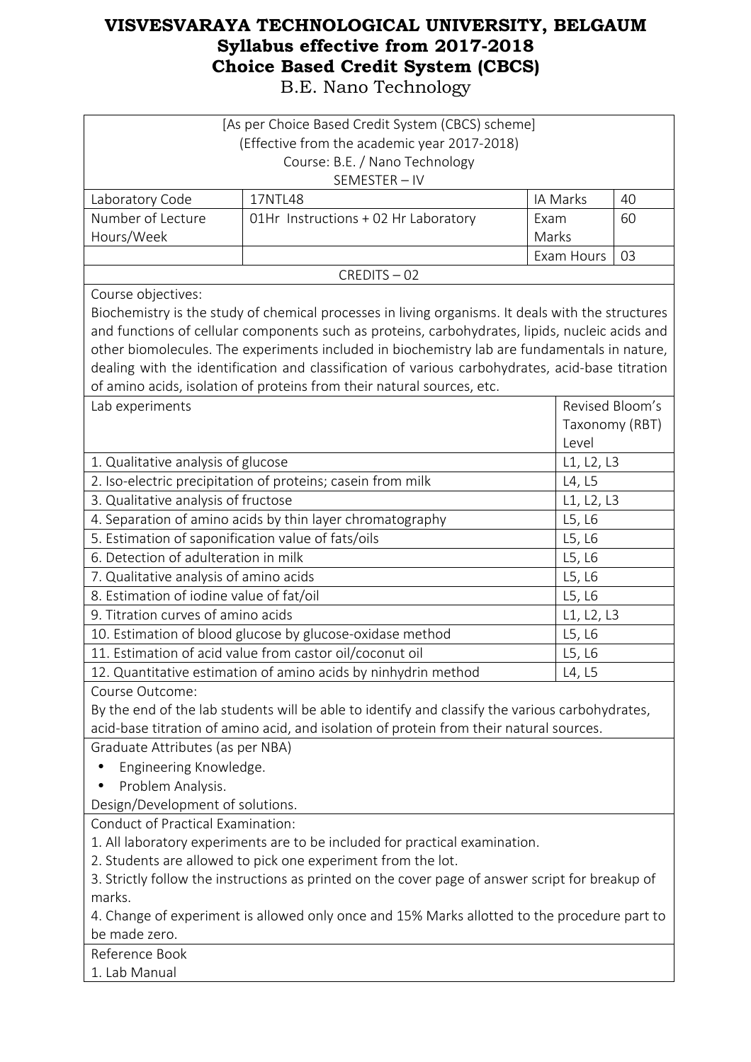# VISVESVARAYA TECHNOLOGICAL UNIVERSITY, BELGAUM
## Syllabus effective from 2017-2018
## Choice Based Credit System (CBCS)
B.E. Nano Technology

[As per Choice Based Credit System (CBCS) scheme]
(Effective from the academic year 2017-2018)
Course: B.E. / Nano Technology
SEMESTER – IV

| Laboratory Code | 17NTL48 | IA Marks | 40 |
|---|---|---|---|
| Number of Lecture Hours/Week | 01Hr Instructions + 02 Hr Laboratory | Exam Marks | 60 |
| | | Exam Hours | 03 |

CREDITS – 02

Course objectives:
Biochemistry is the study of chemical processes in living organisms. It deals with the structures and functions of cellular components such as proteins, carbohydrates, lipids, nucleic acids and other biomolecules. The experiments included in biochemistry lab are fundamentals in nature, dealing with the identification and classification of various carbohydrates, acid-base titration of amino acids, isolation of proteins from their natural sources, etc.

| Lab experiments | Revised Bloom's Taxonomy (RBT) Level |
|---|---|
| 1. Qualitative analysis of glucose | L1, L2, L3 |
| 2. Iso-electric precipitation of proteins; casein from milk | L4, L5 |
| 3. Qualitative analysis of fructose | L1, L2, L3 |
| 4. Separation of amino acids by thin layer chromatography | L5, L6 |
| 5. Estimation of saponification value of fats/oils | L5, L6 |
| 6. Detection of adulteration in milk | L5, L6 |
| 7. Qualitative analysis of amino acids | L5, L6 |
| 8. Estimation of iodine value of fat/oil | L5, L6 |
| 9. Titration curves of amino acids | L1, L2, L3 |
| 10. Estimation of blood glucose by glucose-oxidase method | L5, L6 |
| 11. Estimation of acid value from castor oil/coconut oil | L5, L6 |
| 12. Quantitative estimation of amino acids by ninhydrin method | L4, L5 |

Course Outcome:
By the end of the lab students will be able to identify and classify the various carbohydrates, acid-base titration of amino acid, and isolation of protein from their natural sources.

Graduate Attributes (as per NBA)

- Engineering Knowledge.
- Problem Analysis.

Design/Development of solutions.

Conduct of Practical Examination:

1. All laboratory experiments are to be included for practical examination.
2. Students are allowed to pick one experiment from the lot.
3. Strictly follow the instructions as printed on the cover page of answer script for breakup of marks.
4. Change of experiment is allowed only once and 15% Marks allotted to the procedure part to be made zero.

Reference Book

1. Lab Manual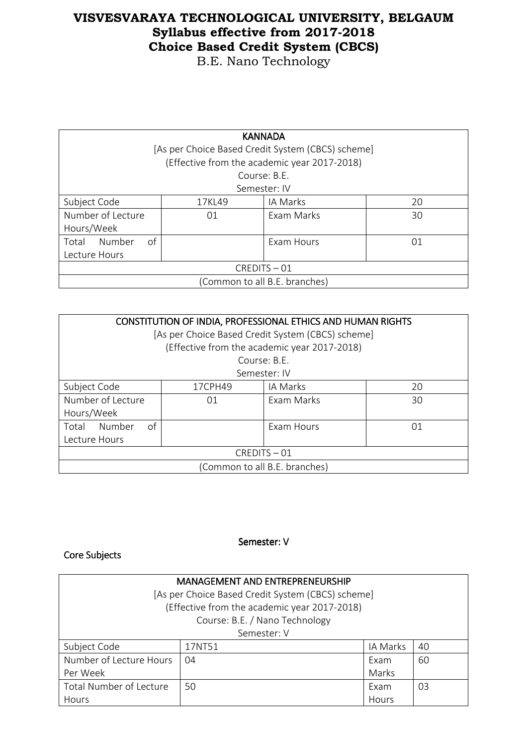# VISVESVARAYA TECHNOLOGICAL UNIVERSITY, BELGAUM
## Syllabus effective from 2017-2018
## Choice Based Credit System (CBCS)
B.E. Nano Technology

| KANNADA<br>[As per Choice Based Credit System (CBCS) scheme]<br>(Effective from the academic year 2017-2018)<br>Course: B.E.<br>Semester: IV | | | |
|---|---|---|---|
| Subject Code | 17KL49 | IA Marks | 20 |
| Number of Lecture Hours/Week | 01 | Exam Marks | 30 |
| Total Number of Lecture Hours | | Exam Hours | 01 |
| CREDITS – 01 | | | |
| (Common to all B.E. branches) | | | |

| CONSTITUTION OF INDIA, PROFESSIONAL ETHICS AND HUMAN RIGHTS<br>[As per Choice Based Credit System (CBCS) scheme]<br>(Effective from the academic year 2017-2018)<br>Course: B.E.<br>Semester: IV | | | |
|---|---|---|---|
| Subject Code | 17CPH49 | IA Marks | 20 |
| Number of Lecture Hours/Week | 01 | Exam Marks | 30 |
| Total Number of Lecture Hours | | Exam Hours | 01 |
| CREDITS – 01 | | | |
| (Common to all B.E. branches) | | | |

## Semester: V

### Core Subjects

| MANAGEMENT AND ENTREPRENEURSHIP<br>[As per Choice Based Credit System (CBCS) scheme]<br>(Effective from the academic year 2017-2018)<br>Course: B.E. / Nano Technology<br>Semester: V | | | |
|---|---|---|---|
| Subject Code | 17NT51 | IA Marks | 40 |
| Number of Lecture Hours Per Week | 04 | Exam Marks | 60 |
| Total Number of Lecture Hours | 50 | Exam Hours | 03 |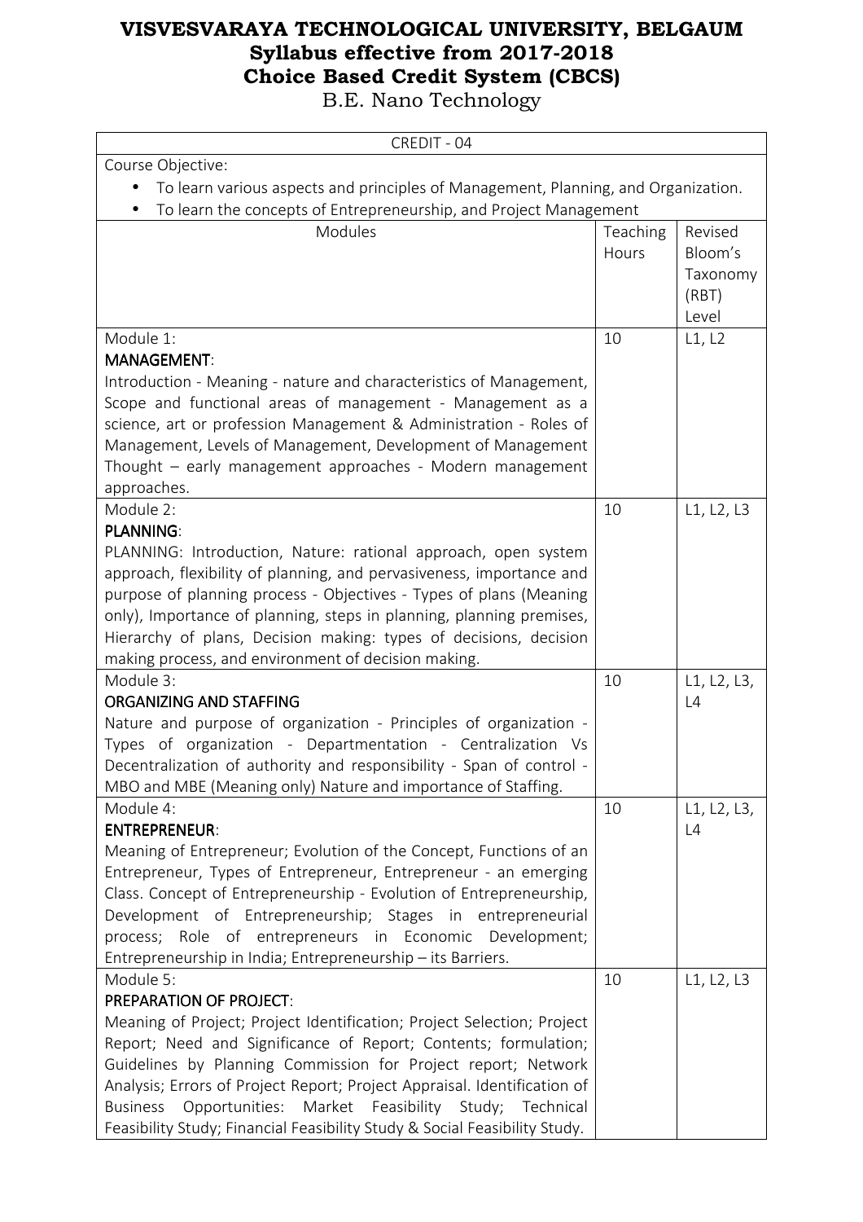# VISVESVARAYA TECHNOLOGICAL UNIVERSITY, BELGAUM
## Syllabus effective from 2017-2018
## Choice Based Credit System (CBCS)
### B.E. Nano Technology

| CREDIT - 04 | | |
|---|---|---|
| Course Objective:<br>• To learn various aspects and principles of Management, Planning, and Organization.<br>• To learn the concepts of Entrepreneurship, and Project Management | | |
| Modules | Teaching Hours | Revised Bloom's Taxonomy (RBT) Level |
| Module 1:<br>**MANAGEMENT**:<br>Introduction - Meaning - nature and characteristics of Management, Scope and functional areas of management - Management as a science, art or profession Management & Administration - Roles of Management, Levels of Management, Development of Management Thought – early management approaches - Modern management approaches. | 10 | L1, L2 |
| Module 2:<br>**PLANNING**:<br>PLANNING: Introduction, Nature: rational approach, open system approach, flexibility of planning, and pervasiveness, importance and purpose of planning process - Objectives - Types of plans (Meaning only), Importance of planning, steps in planning, planning premises, Hierarchy of plans, Decision making: types of decisions, decision making process, and environment of decision making. | 10 | L1, L2, L3 |
| Module 3:<br>**ORGANIZING AND STAFFING**<br>Nature and purpose of organization - Principles of organization - Types of organization - Departmentation - Centralization Vs Decentralization of authority and responsibility - Span of control - MBO and MBE (Meaning only) Nature and importance of Staffing. | 10 | L1, L2, L3, L4 |
| Module 4:<br>**ENTREPRENEUR**:<br>Meaning of Entrepreneur; Evolution of the Concept, Functions of an Entrepreneur, Types of Entrepreneur, Entrepreneur - an emerging Class. Concept of Entrepreneurship - Evolution of Entrepreneurship, Development of Entrepreneurship; Stages in entrepreneurial process; Role of entrepreneurs in Economic Development; Entrepreneurship in India; Entrepreneurship – its Barriers. | 10 | L1, L2, L3, L4 |
| Module 5:<br>**PREPARATION OF PROJECT**:<br>Meaning of Project; Project Identification; Project Selection; Project Report; Need and Significance of Report; Contents; formulation; Guidelines by Planning Commission for Project report; Network Analysis; Errors of Project Report; Project Appraisal. Identification of Business Opportunities: Market Feasibility Study; Technical Feasibility Study; Financial Feasibility Study & Social Feasibility Study. | 10 | L1, L2, L3 |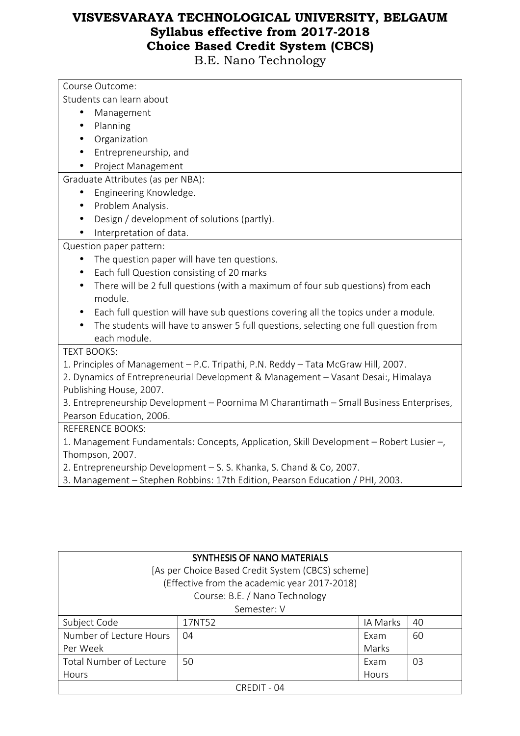# VISVESVARAYA TECHNOLOGICAL UNIVERSITY, BELGAUM
## Syllabus effective from 2017-2018
## Choice Based Credit System (CBCS)
B.E. Nano Technology

Course Outcome:

Students can learn about

- Management
- Planning
- Organization
- Entrepreneurship, and
- Project Management

Graduate Attributes (as per NBA):

- Engineering Knowledge.
- Problem Analysis.
- Design / development of solutions (partly).
- Interpretation of data.

Question paper pattern:

- The question paper will have ten questions.
- Each full Question consisting of 20 marks
- There will be 2 full questions (with a maximum of four sub questions) from each module.
- Each full question will have sub questions covering all the topics under a module.
- The students will have to answer 5 full questions, selecting one full question from each module.

TEXT BOOKS:

1. Principles of Management – P.C. Tripathi, P.N. Reddy – Tata McGraw Hill, 2007.
2. Dynamics of Entrepreneurial Development & Management – Vasant Desai:, Himalaya Publishing House, 2007.
3. Entrepreneurship Development – Poornima M Charantimath – Small Business Enterprises, Pearson Education, 2006.

REFERENCE BOOKS:

1. Management Fundamentals: Concepts, Application, Skill Development – Robert Lusier –, Thompson, 2007.
2. Entrepreneurship Development – S. S. Khanka, S. Chand & Co, 2007.
3. Management – Stephen Robbins: 17th Edition, Pearson Education / PHI, 2003.

## SYNTHESIS OF NANO MATERIALS

[As per Choice Based Credit System (CBCS) scheme]
(Effective from the academic year 2017-2018)
Course: B.E. / Nano Technology
Semester: V

| Subject Code | 17NT52 | IA Marks | 40 |
|---|---|---|---|
| Number of Lecture Hours Per Week | 04 | Exam Marks | 60 |
| Total Number of Lecture Hours | 50 | Exam Hours | 03 |
| CREDIT - 04 | | | |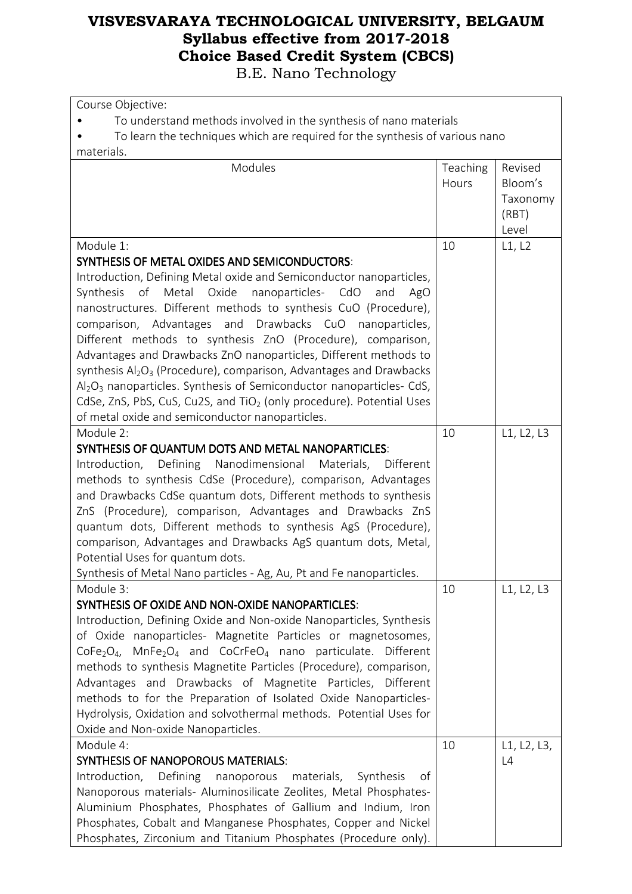# VISVESVARAYA TECHNOLOGICAL UNIVERSITY, BELGAUM
## Syllabus effective from 2017-2018
## Choice Based Credit System (CBCS)
B.E. Nano Technology

Course Objective:

- To understand methods involved in the synthesis of nano materials
- To learn the techniques which are required for the synthesis of various nano materials.

| Modules | Teaching Hours | Revised Bloom's Taxonomy (RBT) Level |
|---|---|---|
| Module 1:<br>**SYNTHESIS OF METAL OXIDES AND SEMICONDUCTORS**:<br>Introduction, Defining Metal oxide and Semiconductor nanoparticles, Synthesis of Metal Oxide nanoparticles- CdO and AgO nanostructures. Different methods to synthesis CuO (Procedure), comparison, Advantages and Drawbacks CuO nanoparticles, Different methods to synthesis ZnO (Procedure), comparison, Advantages and Drawbacks ZnO nanoparticles, Different methods to synthesis $Al_2O_3$ (Procedure), comparison, Advantages and Drawbacks $Al_2O_3$ nanoparticles. Synthesis of Semiconductor nanoparticles- CdS, CdSe, ZnS, PbS, CuS, Cu2S, and $TiO_2$ (only procedure). Potential Uses of metal oxide and semiconductor nanoparticles. | 10 | L1, L2 |
| Module 2:<br>**SYNTHESIS OF QUANTUM DOTS AND METAL NANOPARTICLES**:<br>Introduction, Defining Nanodimensional Materials, Different methods to synthesis CdSe (Procedure), comparison, Advantages and Drawbacks CdSe quantum dots, Different methods to synthesis ZnS (Procedure), comparison, Advantages and Drawbacks ZnS quantum dots, Different methods to synthesis AgS (Procedure), comparison, Advantages and Drawbacks AgS quantum dots, Metal, Potential Uses for quantum dots.<br>Synthesis of Metal Nano particles - Ag, Au, Pt and Fe nanoparticles. | 10 | L1, L2, L3 |
| Module 3:<br>**SYNTHESIS OF OXIDE AND NON-OXIDE NANOPARTICLES**:<br>Introduction, Defining Oxide and Non-oxide Nanoparticles, Synthesis of Oxide nanoparticles- Magnetite Particles or magnetosomes, $CoFe_2O_4$, $MnFe_2O_4$ and $CoCrFeO_4$ nano particulate. Different methods to synthesis Magnetite Particles (Procedure), comparison, Advantages and Drawbacks of Magnetite Particles, Different methods to for the Preparation of Isolated Oxide Nanoparticles- Hydrolysis, Oxidation and solvothermal methods. Potential Uses for Oxide and Non-oxide Nanoparticles. | 10 | L1, L2, L3 |
| Module 4:<br>**SYNTHESIS OF NANOPOROUS MATERIALS**:<br>Introduction, Defining nanoporous materials, Synthesis of Nanoporous materials- Aluminosilicate Zeolites, Metal Phosphates-Aluminium Phosphates, Phosphates of Gallium and Indium, Iron Phosphates, Cobalt and Manganese Phosphates, Copper and Nickel Phosphates, Zirconium and Titanium Phosphates (Procedure only). | 10 | L1, L2, L3, L4 |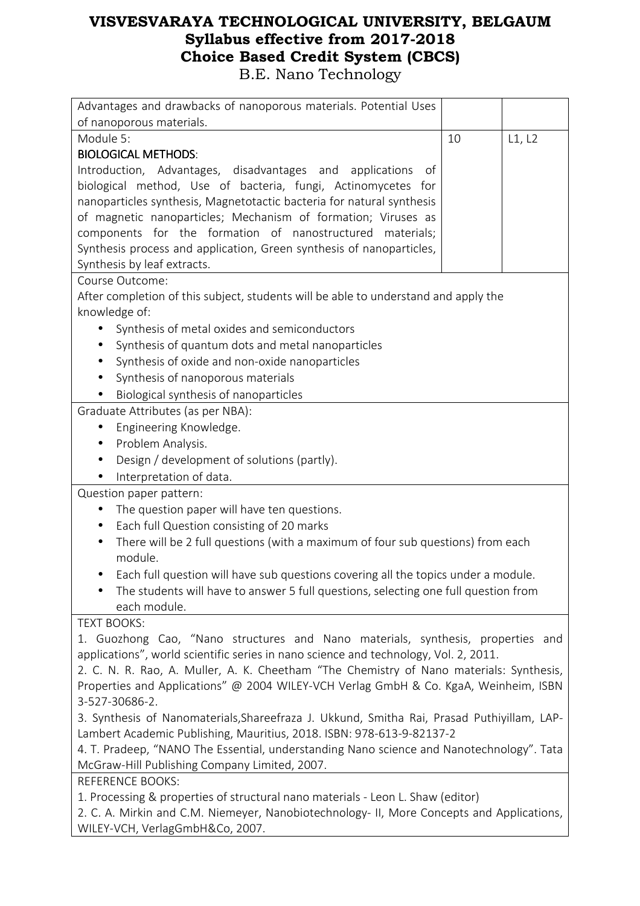| | | |
|---|---|---|
| Advantages and drawbacks of nanoporous materials. Potential Uses of nanoporous materials. | | |
| Module 5:<br>**BIOLOGICAL METHODS**:<br>Introduction, Advantages, disadvantages and applications of biological method, Use of bacteria, fungi, Actinomycetes for nanoparticles synthesis, Magnetotactic bacteria for natural synthesis of magnetic nanoparticles; Mechanism of formation; Viruses as components for the formation of nanostructured materials; Synthesis process and application, Green synthesis of nanoparticles, Synthesis by leaf extracts. | 10 | L1, L2 |

Course Outcome:

After completion of this subject, students will be able to understand and apply the knowledge of:

- Synthesis of metal oxides and semiconductors
- Synthesis of quantum dots and metal nanoparticles
- Synthesis of oxide and non-oxide nanoparticles
- Synthesis of nanoporous materials
- Biological synthesis of nanoparticles

Graduate Attributes (as per NBA):

- Engineering Knowledge.
- Problem Analysis.
- Design / development of solutions (partly).
- Interpretation of data.

Question paper pattern:

- The question paper will have ten questions.
- Each full Question consisting of 20 marks
- There will be 2 full questions (with a maximum of four sub questions) from each module.
- Each full question will have sub questions covering all the topics under a module.
- The students will have to answer 5 full questions, selecting one full question from each module.

TEXT BOOKS:

1. Guozhong Cao, "Nano structures and Nano materials, synthesis, properties and applications", world scientific series in nano science and technology, Vol. 2, 2011.
2. C. N. R. Rao, A. Muller, A. K. Cheetham "The Chemistry of Nano materials: Synthesis, Properties and Applications" @ 2004 WILEY-VCH Verlag GmbH & Co. KgaA, Weinheim, ISBN 3-527-30686-2.
3. Synthesis of Nanomaterials,Shareefraza J. Ukkund, Smitha Rai, Prasad Puthiyillam, LAP-Lambert Academic Publishing, Mauritius, 2018. ISBN: 978-613-9-82137-2
4. T. Pradeep, "NANO The Essential, understanding Nano science and Nanotechnology". Tata McGraw-Hill Publishing Company Limited, 2007.

REFERENCE BOOKS:

1. Processing & properties of structural nano materials - Leon L. Shaw (editor)
2. C. A. Mirkin and C.M. Niemeyer, Nanobiotechnology- II, More Concepts and Applications, WILEY-VCH, VerlagGmbH&Co, 2007.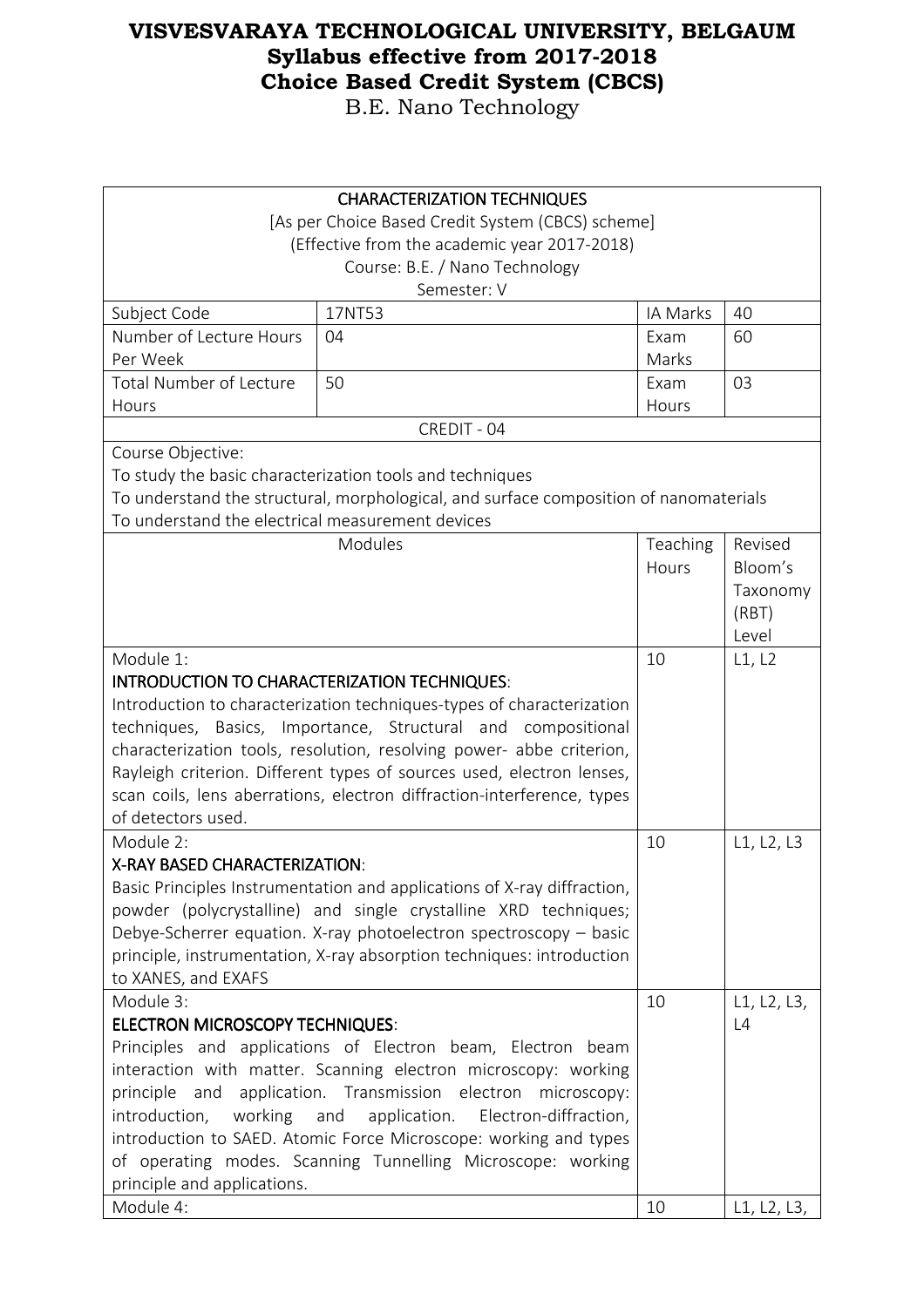# VISVESVARAYA TECHNOLOGICAL UNIVERSITY, BELGAUM
## Syllabus effective from 2017-2018
## Choice Based Credit System (CBCS)
B.E. Nano Technology

| CHARACTERIZATION TECHNIQUES<br>[As per Choice Based Credit System (CBCS) scheme]<br>(Effective from the academic year 2017-2018)<br>Course: B.E. / Nano Technology<br>Semester: V | | | |
|---|---|---|---|
| Subject Code | 17NT53 | IA Marks | 40 |
| Number of Lecture Hours Per Week | 04 | Exam Marks | 60 |
| Total Number of Lecture Hours | 50 | Exam Hours | 03 |
| CREDIT - 04 | | | |
| Course Objective:<br>To study the basic characterization tools and techniques<br>To understand the structural, morphological, and surface composition of nanomaterials<br>To understand the electrical measurement devices | | | |
| Modules | | Teaching Hours | Revised Bloom's Taxonomy (RBT) Level |
| Module 1:<br>INTRODUCTION TO CHARACTERIZATION TECHNIQUES:<br>Introduction to characterization techniques-types of characterization techniques, Basics, Importance, Structural and compositional characterization tools, resolution, resolving power- abbe criterion, Rayleigh criterion. Different types of sources used, electron lenses, scan coils, lens aberrations, electron diffraction-interference, types of detectors used. | | 10 | L1, L2 |
| Module 2:<br>X-RAY BASED CHARACTERIZATION:<br>Basic Principles Instrumentation and applications of X-ray diffraction, powder (polycrystalline) and single crystalline XRD techniques; Debye-Scherrer equation. X-ray photoelectron spectroscopy – basic principle, instrumentation, X-ray absorption techniques: introduction to XANES, and EXAFS | | 10 | L1, L2, L3 |
| Module 3:<br>ELECTRON MICROSCOPY TECHNIQUES:<br>Principles and applications of Electron beam, Electron beam interaction with matter. Scanning electron microscopy: working principle and application. Transmission electron microscopy: introduction, working and application. Electron-diffraction, introduction to SAED. Atomic Force Microscope: working and types of operating modes. Scanning Tunnelling Microscope: working principle and applications. | | 10 | L1, L2, L3, L4 |
| Module 4: | | 10 | L1, L2, L3, |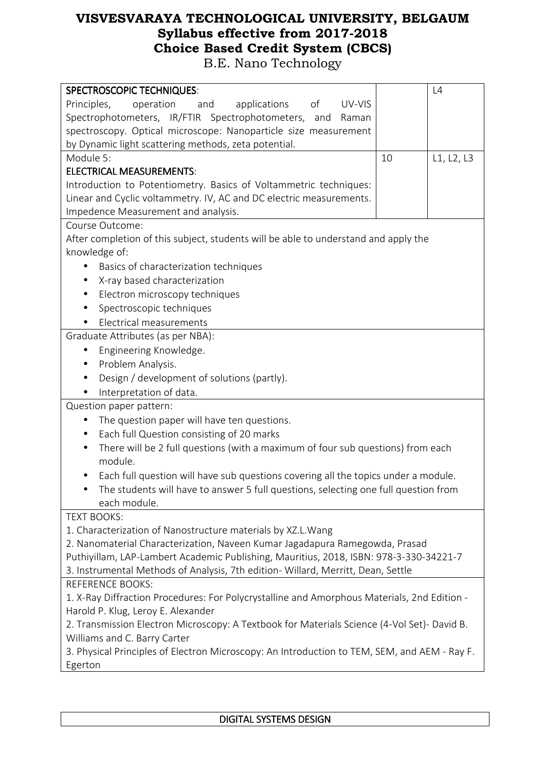| | | |
|---|---|---|
| **SPECTROSCOPIC TECHNIQUES**:<br>Principles, operation and applications of UV-VIS Spectrophotometers, IR/FTIR Spectrophotometers, and Raman spectroscopy. Optical microscope: Nanoparticle size measurement by Dynamic light scattering methods, zeta potential. | | L4 |
| Module 5:<br>**ELECTRICAL MEASUREMENTS**:<br>Introduction to Potentiometry. Basics of Voltammetric techniques: Linear and Cyclic voltammetry. IV, AC and DC electric measurements. Impedence Measurement and analysis. | 10 | L1, L2, L3 |

Course Outcome:

After completion of this subject, students will be able to understand and apply the knowledge of:

- Basics of characterization techniques
- X-ray based characterization
- Electron microscopy techniques
- Spectroscopic techniques
- Electrical measurements

Graduate Attributes (as per NBA):

- Engineering Knowledge.
- Problem Analysis.
- Design / development of solutions (partly).
- Interpretation of data.

Question paper pattern:

- The question paper will have ten questions.
- Each full Question consisting of 20 marks
- There will be 2 full questions (with a maximum of four sub questions) from each module.
- Each full question will have sub questions covering all the topics under a module.
- The students will have to answer 5 full questions, selecting one full question from each module.

TEXT BOOKS:

1. Characterization of Nanostructure materials by XZ.L.Wang
2. Nanomaterial Characterization, Naveen Kumar Jagadapura Ramegowda, Prasad Puthiyillam, LAP-Lambert Academic Publishing, Mauritius, 2018, ISBN: 978-3-330-34221-7
3. Instrumental Methods of Analysis, 7th edition- Willard, Merritt, Dean, Settle

REFERENCE BOOKS:

1. X-Ray Diffraction Procedures: For Polycrystalline and Amorphous Materials, 2nd Edition - Harold P. Klug, Leroy E. Alexander
2. Transmission Electron Microscopy: A Textbook for Materials Science (4-Vol Set)- David B. Williams and C. Barry Carter
3. Physical Principles of Electron Microscopy: An Introduction to TEM, SEM, and AEM - Ray F. Egerton

**DIGITAL SYSTEMS DESIGN**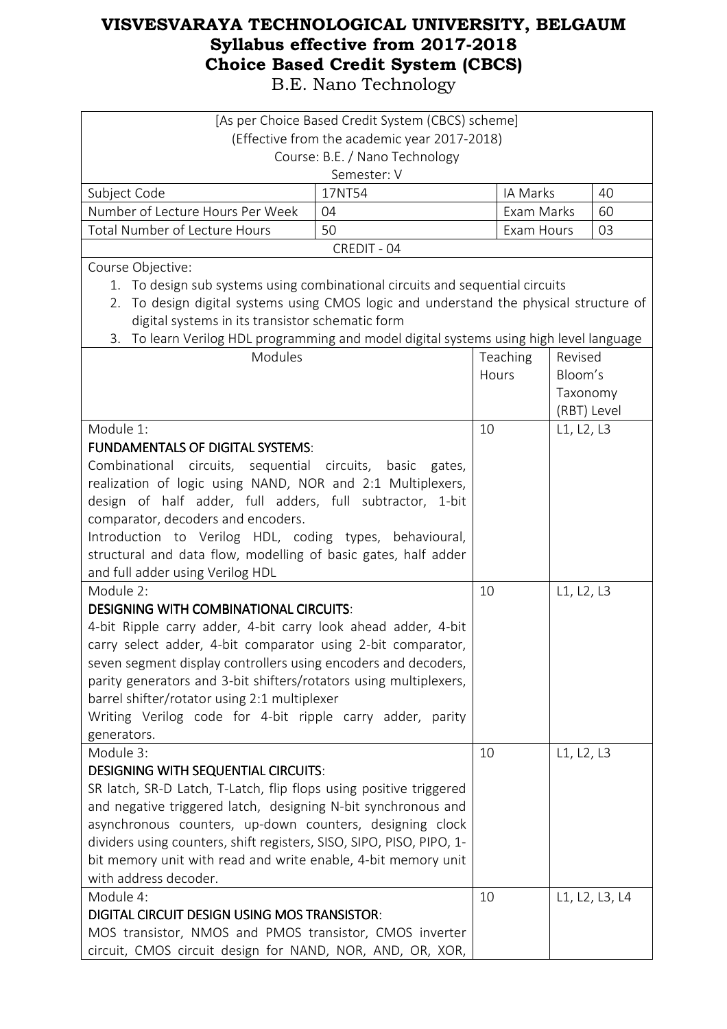# VISVESVARAYA TECHNOLOGICAL UNIVERSITY, BELGAUM
## Syllabus effective from 2017-2018
## Choice Based Credit System (CBCS)
B.E. Nano Technology

[As per Choice Based Credit System (CBCS) scheme]
(Effective from the academic year 2017-2018)
Course: B.E. / Nano Technology
Semester: V

| Subject Code | 17NT54 | IA Marks | 40 |
|---|---|---|---|
| Number of Lecture Hours Per Week | 04 | Exam Marks | 60 |
| Total Number of Lecture Hours | 50 | Exam Hours | 03 |

CREDIT - 04

Course Objective:

1. To design sub systems using combinational circuits and sequential circuits
2. To design digital systems using CMOS logic and understand the physical structure of digital systems in its transistor schematic form
3. To learn Verilog HDL programming and model digital systems using high level language

| Modules | Teaching Hours | Revised Bloom's Taxonomy (RBT) Level |
|---|---|---|
| Module 1:<br>**FUNDAMENTALS OF DIGITAL SYSTEMS**:<br>Combinational circuits, sequential circuits, basic gates, realization of logic using NAND, NOR and 2:1 Multiplexers, design of half adder, full adders, full subtractor, 1-bit comparator, decoders and encoders.<br>Introduction to Verilog HDL, coding types, behavioural, structural and data flow, modelling of basic gates, half adder and full adder using Verilog HDL | 10 | L1, L2, L3 |
| Module 2:<br>**DESIGNING WITH COMBINATIONAL CIRCUITS**:<br>4-bit Ripple carry adder, 4-bit carry look ahead adder, 4-bit carry select adder, 4-bit comparator using 2-bit comparator, seven segment display controllers using encoders and decoders, parity generators and 3-bit shifters/rotators using multiplexers, barrel shifter/rotator using 2:1 multiplexer<br>Writing Verilog code for 4-bit ripple carry adder, parity generators. | 10 | L1, L2, L3 |
| Module 3:<br>**DESIGNING WITH SEQUENTIAL CIRCUITS**:<br>SR latch, SR-D Latch, T-Latch, flip flops using positive triggered and negative triggered latch, designing N-bit synchronous and asynchronous counters, up-down counters, designing clock dividers using counters, shift registers, SISO, SIPO, PISO, PIPO, 1-bit memory unit with read and write enable, 4-bit memory unit with address decoder. | 10 | L1, L2, L3 |
| Module 4:<br>**DIGITAL CIRCUIT DESIGN USING MOS TRANSISTOR**:<br>MOS transistor, NMOS and PMOS transistor, CMOS inverter circuit, CMOS circuit design for NAND, NOR, AND, OR, XOR, | 10 | L1, L2, L3, L4 |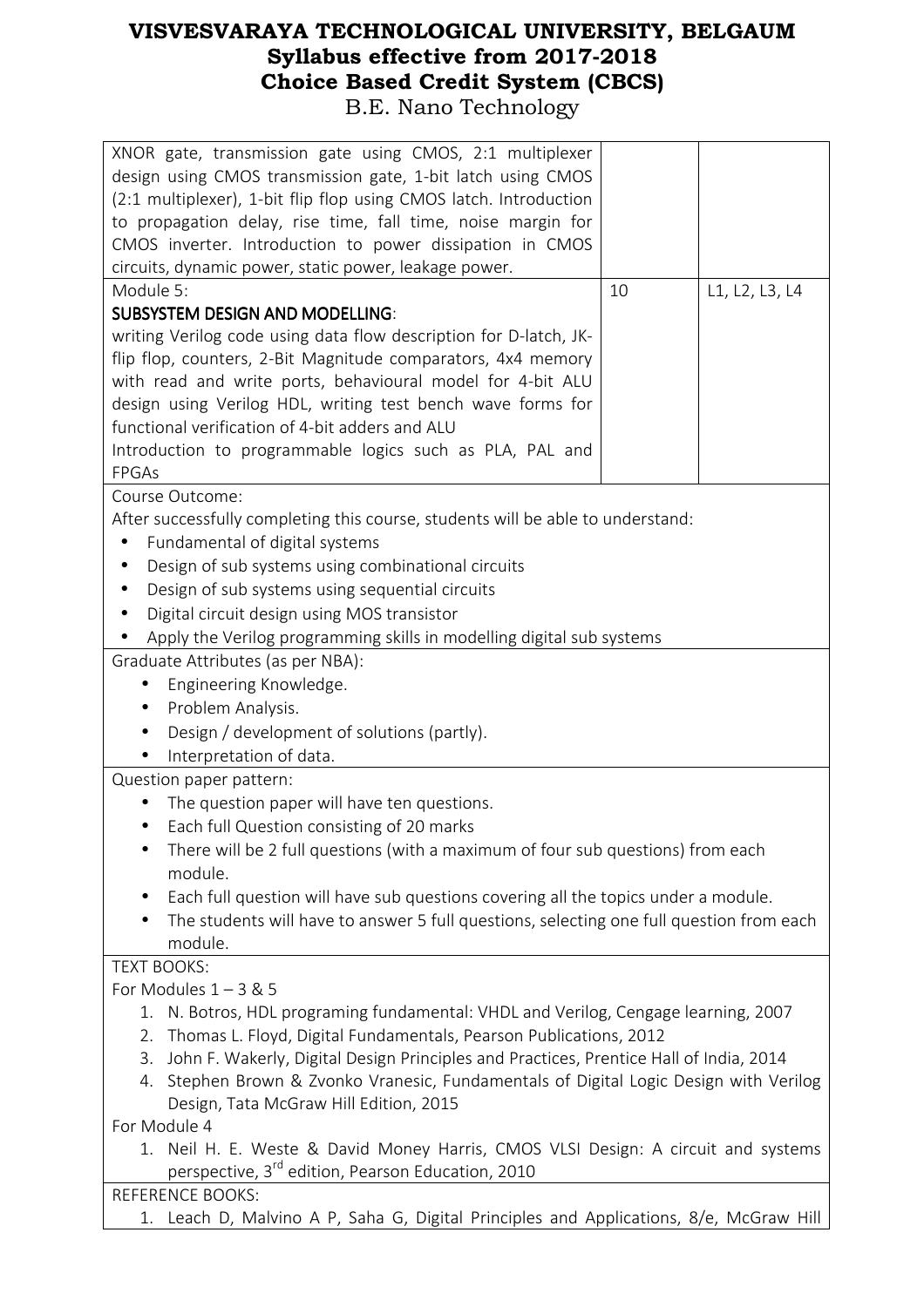| | | |
|---|---|---|
| XNOR gate, transmission gate using CMOS, 2:1 multiplexer design using CMOS transmission gate, 1-bit latch using CMOS (2:1 multiplexer), 1-bit flip flop using CMOS latch. Introduction to propagation delay, rise time, fall time, noise margin for CMOS inverter. Introduction to power dissipation in CMOS circuits, dynamic power, static power, leakage power. | | |
| Module 5:<br>**SUBSYSTEM DESIGN AND MODELLING**:<br>writing Verilog code using data flow description for D-latch, JK-flip flop, counters, 2-Bit Magnitude comparators, 4x4 memory with read and write ports, behavioural model for 4-bit ALU design using Verilog HDL, writing test bench wave forms for functional verification of 4-bit adders and ALU<br>Introduction to programmable logics such as PLA, PAL and FPGAs | 10 | L1, L2, L3, L4 |

Course Outcome:

After successfully completing this course, students will be able to understand:

- Fundamental of digital systems
- Design of sub systems using combinational circuits
- Design of sub systems using sequential circuits
- Digital circuit design using MOS transistor
- Apply the Verilog programming skills in modelling digital sub systems

Graduate Attributes (as per NBA):

- Engineering Knowledge.
- Problem Analysis.
- Design / development of solutions (partly).
- Interpretation of data.

Question paper pattern:

- The question paper will have ten questions.
- Each full Question consisting of 20 marks
- There will be 2 full questions (with a maximum of four sub questions) from each module.
- Each full question will have sub questions covering all the topics under a module.
- The students will have to answer 5 full questions, selecting one full question from each module.

TEXT BOOKS:

For Modules 1 – 3 & 5

1. N. Botros, HDL programing fundamental: VHDL and Verilog, Cengage learning, 2007
2. Thomas L. Floyd, Digital Fundamentals, Pearson Publications, 2012
3. John F. Wakerly, Digital Design Principles and Practices, Prentice Hall of India, 2014
4. Stephen Brown & Zvonko Vranesic, Fundamentals of Digital Logic Design with Verilog Design, Tata McGraw Hill Edition, 2015

For Module 4

1. Neil H. E. Weste & David Money Harris, CMOS VLSI Design: A circuit and systems perspective, 3rd edition, Pearson Education, 2010

REFERENCE BOOKS:

1. Leach D, Malvino A P, Saha G, Digital Principles and Applications, 8/e, McGraw Hill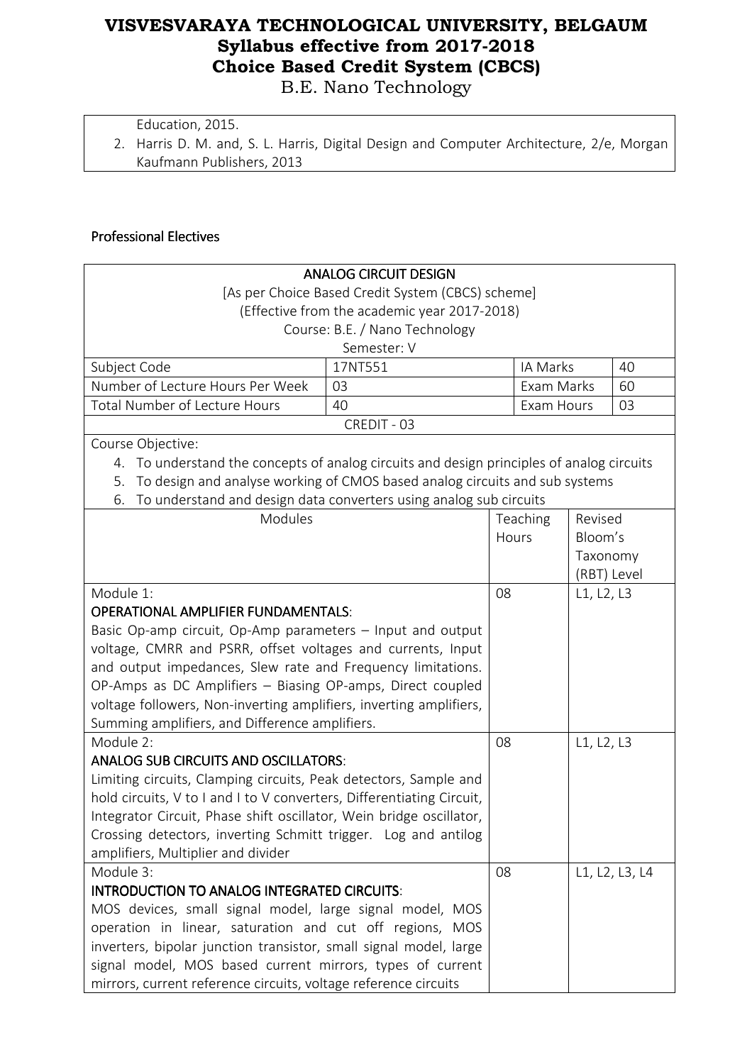| Education, 2015. |
|---|
| 2. Harris D. M. and, S. L. Harris, Digital Design and Computer Architecture, 2/e, Morgan Kaufmann Publishers, 2013 |

## Professional Electives

| ANALOG CIRCUIT DESIGN<br>[As per Choice Based Credit System (CBCS) scheme]<br>(Effective from the academic year 2017-2018)<br>Course: B.E. / Nano Technology<br>Semester: V | | | |
|---|---|---|---|
| Subject Code | 17NT551 | IA Marks | 40 |
| Number of Lecture Hours Per Week | 03 | Exam Marks | 60 |
| Total Number of Lecture Hours | 40 | Exam Hours | 03 |
| CREDIT - 03 | | | |

Course Objective:

4. To understand the concepts of analog circuits and design principles of analog circuits
5. To design and analyse working of CMOS based analog circuits and sub systems
6. To understand and design data converters using analog sub circuits

| Modules | Teaching Hours | Revised Bloom's Taxonomy (RBT) Level |
|---|---|---|
| Module 1:<br>**OPERATIONAL AMPLIFIER FUNDAMENTALS**:<br>Basic Op-amp circuit, Op-Amp parameters – Input and output voltage, CMRR and PSRR, offset voltages and currents, Input and output impedances, Slew rate and Frequency limitations. OP-Amps as DC Amplifiers – Biasing OP-amps, Direct coupled voltage followers, Non-inverting amplifiers, inverting amplifiers, Summing amplifiers, and Difference amplifiers. | 08 | L1, L2, L3 |
| Module 2:<br>**ANALOG SUB CIRCUITS AND OSCILLATORS**:<br>Limiting circuits, Clamping circuits, Peak detectors, Sample and hold circuits, V to I and I to V converters, Differentiating Circuit, Integrator Circuit, Phase shift oscillator, Wein bridge oscillator, Crossing detectors, inverting Schmitt trigger. Log and antilog amplifiers, Multiplier and divider | 08 | L1, L2, L3 |
| Module 3:<br>**INTRODUCTION TO ANALOG INTEGRATED CIRCUITS**:<br>MOS devices, small signal model, large signal model, MOS operation in linear, saturation and cut off regions, MOS inverters, bipolar junction transistor, small signal model, large signal model, MOS based current mirrors, types of current mirrors, current reference circuits, voltage reference circuits | 08 | L1, L2, L3, L4 |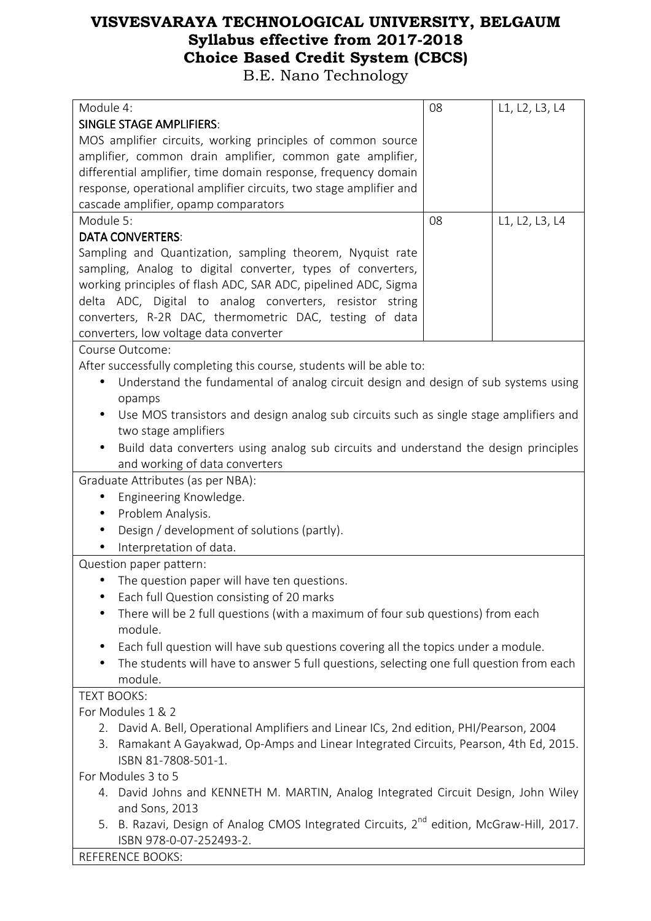# VISVESVARAYA TECHNOLOGICAL UNIVERSITY, BELGAUM
## Syllabus effective from 2017-2018
## Choice Based Credit System (CBCS)
### B.E. Nano Technology

| | | |
|---|---|---|
| Module 4:<br>**SINGLE STAGE AMPLIFIERS**:<br>MOS amplifier circuits, working principles of common source amplifier, common drain amplifier, common gate amplifier, differential amplifier, time domain response, frequency domain response, operational amplifier circuits, two stage amplifier and cascade amplifier, opamp comparators | 08 | L1, L2, L3, L4 |
| Module 5:<br>**DATA CONVERTERS**:<br>Sampling and Quantization, sampling theorem, Nyquist rate sampling, Analog to digital converter, types of converters, working principles of flash ADC, SAR ADC, pipelined ADC, Sigma delta ADC, Digital to analog converters, resistor string converters, R-2R DAC, thermometric DAC, testing of data converters, low voltage data converter | 08 | L1, L2, L3, L4 |

Course Outcome:

After successfully completing this course, students will be able to:

- Understand the fundamental of analog circuit design and design of sub systems using opamps
- Use MOS transistors and design analog sub circuits such as single stage amplifiers and two stage amplifiers
- Build data converters using analog sub circuits and understand the design principles and working of data converters

Graduate Attributes (as per NBA):

- Engineering Knowledge.
- Problem Analysis.
- Design / development of solutions (partly).
- Interpretation of data.

Question paper pattern:

- The question paper will have ten questions.
- Each full Question consisting of 20 marks
- There will be 2 full questions (with a maximum of four sub questions) from each module.
- Each full question will have sub questions covering all the topics under a module.
- The students will have to answer 5 full questions, selecting one full question from each module.

TEXT BOOKS:

For Modules 1 & 2

2. David A. Bell, Operational Amplifiers and Linear ICs, 2nd edition, PHI/Pearson, 2004
3. Ramakant A Gayakwad, Op-Amps and Linear Integrated Circuits, Pearson, 4th Ed, 2015. ISBN 81-7808-501-1.

For Modules 3 to 5

4. David Johns and KENNETH M. MARTIN, Analog Integrated Circuit Design, John Wiley and Sons, 2013
5. B. Razavi, Design of Analog CMOS Integrated Circuits, 2nd edition, McGraw-Hill, 2017. ISBN 978-0-07-252493-2.

REFERENCE BOOKS: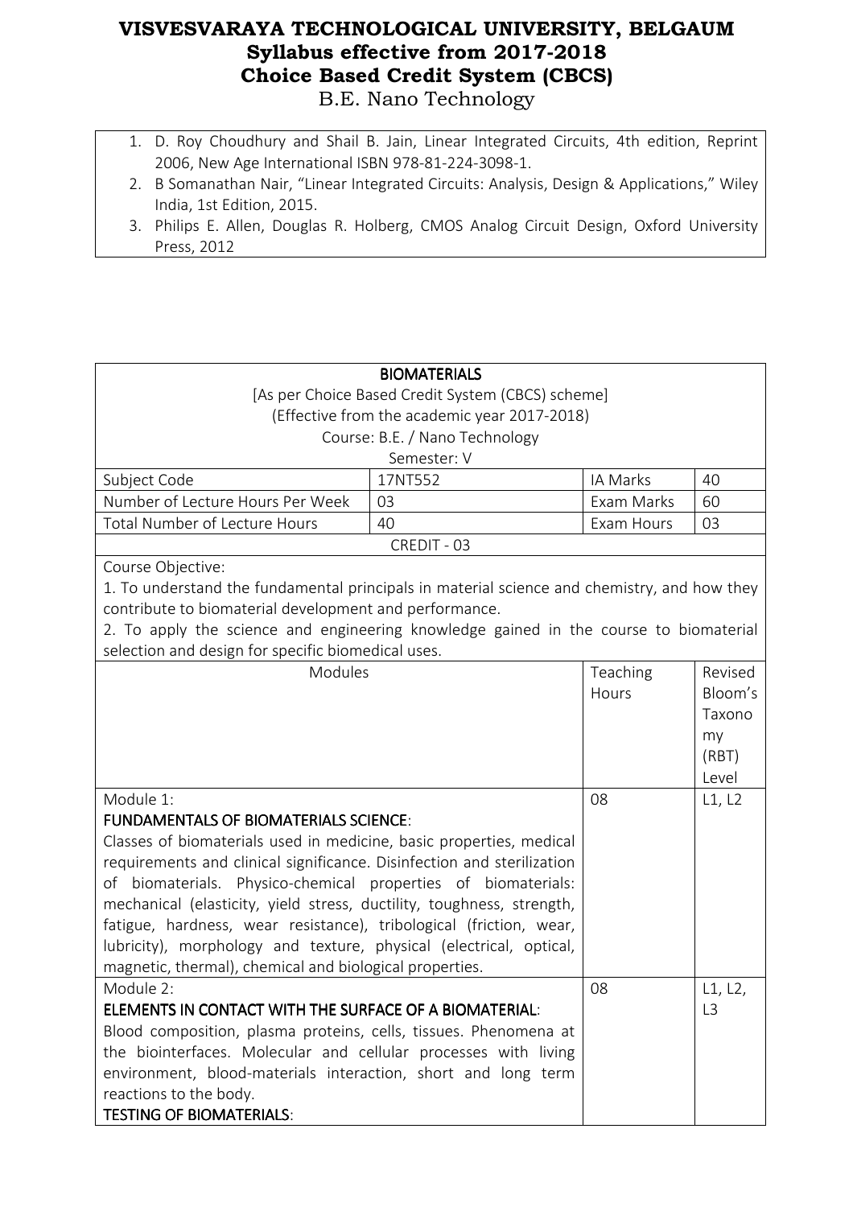1. D. Roy Choudhury and Shail B. Jain, Linear Integrated Circuits, 4th edition, Reprint 2006, New Age International ISBN 978-81-224-3098-1.
2. B Somanathan Nair, "Linear Integrated Circuits: Analysis, Design & Applications," Wiley India, 1st Edition, 2015.
3. Philips E. Allen, Douglas R. Holberg, CMOS Analog Circuit Design, Oxford University Press, 2012

## BIOMATERIALS

[As per Choice Based Credit System (CBCS) scheme]
(Effective from the academic year 2017-2018)
Course: B.E. / Nano Technology
Semester: V

| Subject Code | 17NT552 | IA Marks | 40 |
|---|---|---|---|
| Number of Lecture Hours Per Week | 03 | Exam Marks | 60 |
| Total Number of Lecture Hours | 40 | Exam Hours | 03 |

CREDIT - 03

Course Objective:

1. To understand the fundamental principals in material science and chemistry, and how they contribute to biomaterial development and performance.
2. To apply the science and engineering knowledge gained in the course to biomaterial selection and design for specific biomedical uses.

| Modules | Teaching Hours | Revised Bloom's Taxonomy (RBT) Level |
|---|---|---|
| Module 1:<br>**FUNDAMENTALS OF BIOMATERIALS SCIENCE**:<br>Classes of biomaterials used in medicine, basic properties, medical requirements and clinical significance. Disinfection and sterilization of biomaterials. Physico-chemical properties of biomaterials: mechanical (elasticity, yield stress, ductility, toughness, strength, fatigue, hardness, wear resistance), tribological (friction, wear, lubricity), morphology and texture, physical (electrical, optical, magnetic, thermal), chemical and biological properties. | 08 | L1, L2 |
| Module 2:<br>**ELEMENTS IN CONTACT WITH THE SURFACE OF A BIOMATERIAL**:<br>Blood composition, plasma proteins, cells, tissues. Phenomena at the biointerfaces. Molecular and cellular processes with living environment, blood-materials interaction, short and long term reactions to the body.<br>**TESTING OF BIOMATERIALS**: | 08 | L1, L2, L3 |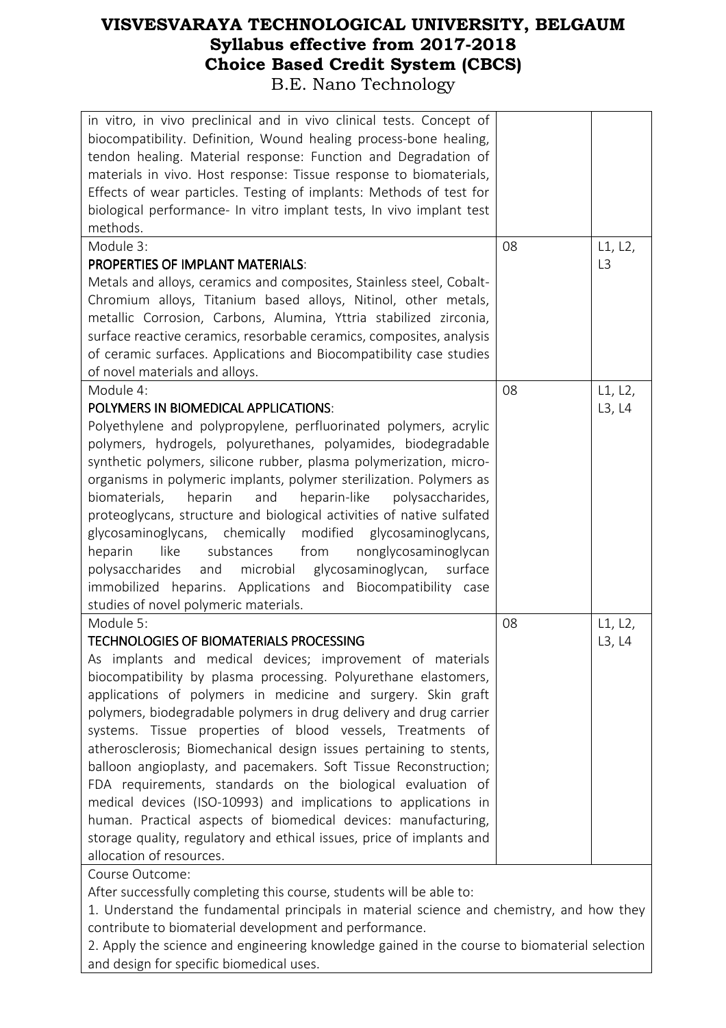| | | |
|---|---|---|
| in vitro, in vivo preclinical and in vivo clinical tests. Concept of biocompatibility. Definition, Wound healing process-bone healing, tendon healing. Material response: Function and Degradation of materials in vivo. Host response: Tissue response to biomaterials, Effects of wear particles. Testing of implants: Methods of test for biological performance- In vitro implant tests, In vivo implant test methods. | | |
| Module 3:<br>**PROPERTIES OF IMPLANT MATERIALS**:<br>Metals and alloys, ceramics and composites, Stainless steel, Cobalt-Chromium alloys, Titanium based alloys, Nitinol, other metals, metallic Corrosion, Carbons, Alumina, Yttria stabilized zirconia, surface reactive ceramics, resorbable ceramics, composites, analysis of ceramic surfaces. Applications and Biocompatibility case studies of novel materials and alloys. | 08 | L1, L2, L3 |
| Module 4:<br>**POLYMERS IN BIOMEDICAL APPLICATIONS**:<br>Polyethylene and polypropylene, perfluorinated polymers, acrylic polymers, hydrogels, polyurethanes, polyamides, biodegradable synthetic polymers, silicone rubber, plasma polymerization, micro-organisms in polymeric implants, polymer sterilization. Polymers as biomaterials, heparin and heparin-like polysaccharides, proteoglycans, structure and biological activities of native sulfated glycosaminoglycans, chemically modified glycosaminoglycans, heparin like substances from nonglycosaminoglycan polysaccharides and microbial glycosaminoglycan, surface immobilized heparins. Applications and Biocompatibility case studies of novel polymeric materials. | 08 | L1, L2, L3, L4 |
| Module 5:<br>**TECHNOLOGIES OF BIOMATERIALS PROCESSING**<br>As implants and medical devices; improvement of materials biocompatibility by plasma processing. Polyurethane elastomers, applications of polymers in medicine and surgery. Skin graft polymers, biodegradable polymers in drug delivery and drug carrier systems. Tissue properties of blood vessels, Treatments of atherosclerosis; Biomechanical design issues pertaining to stents, balloon angioplasty, and pacemakers. Soft Tissue Reconstruction; FDA requirements, standards on the biological evaluation of medical devices (ISO-10993) and implications to applications in human. Practical aspects of biomedical devices: manufacturing, storage quality, regulatory and ethical issues, price of implants and allocation of resources. | 08 | L1, L2, L3, L4 |

Course Outcome:

After successfully completing this course, students will be able to:

1. Understand the fundamental principals in material science and chemistry, and how they contribute to biomaterial development and performance.
2. Apply the science and engineering knowledge gained in the course to biomaterial selection and design for specific biomedical uses.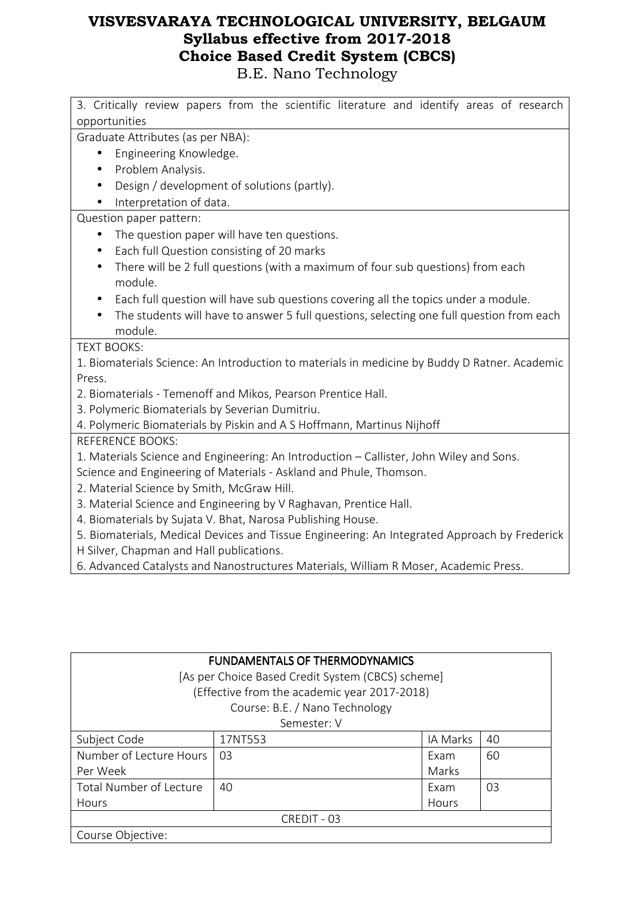3. Critically review papers from the scientific literature and identify areas of research opportunities

Graduate Attributes (as per NBA):

- Engineering Knowledge.
- Problem Analysis.
- Design / development of solutions (partly).
- Interpretation of data.

Question paper pattern:

- The question paper will have ten questions.
- Each full Question consisting of 20 marks
- There will be 2 full questions (with a maximum of four sub questions) from each module.
- Each full question will have sub questions covering all the topics under a module.
- The students will have to answer 5 full questions, selecting one full question from each module.

TEXT BOOKS:

1. Biomaterials Science: An Introduction to materials in medicine by Buddy D Ratner. Academic Press.
2. Biomaterials - Temenoff and Mikos, Pearson Prentice Hall.
3. Polymeric Biomaterials by Severian Dumitriu.
4. Polymeric Biomaterials by Piskin and A S Hoffmann, Martinus Nijhoff

REFERENCE BOOKS:

1. Materials Science and Engineering: An Introduction – Callister, John Wiley and Sons.
Science and Engineering of Materials - Askland and Phule, Thomson.
2. Material Science by Smith, McGraw Hill.
3. Material Science and Engineering by V Raghavan, Prentice Hall.
4. Biomaterials by Sujata V. Bhat, Narosa Publishing House.
5. Biomaterials, Medical Devices and Tissue Engineering: An Integrated Approach by Frederick H Silver, Chapman and Hall publications.
6. Advanced Catalysts and Nanostructures Materials, William R Moser, Academic Press.

## FUNDAMENTALS OF THERMODYNAMICS

[As per Choice Based Credit System (CBCS) scheme]
(Effective from the academic year 2017-2018)
Course: B.E. / Nano Technology
Semester: V

| Subject Code | 17NT553 | IA Marks | 40 |
|---|---|---|---|
| Number of Lecture Hours Per Week | 03 | Exam Marks | 60 |
| Total Number of Lecture Hours | 40 | Exam Hours | 03 |
| CREDIT - 03 | | | |

Course Objective: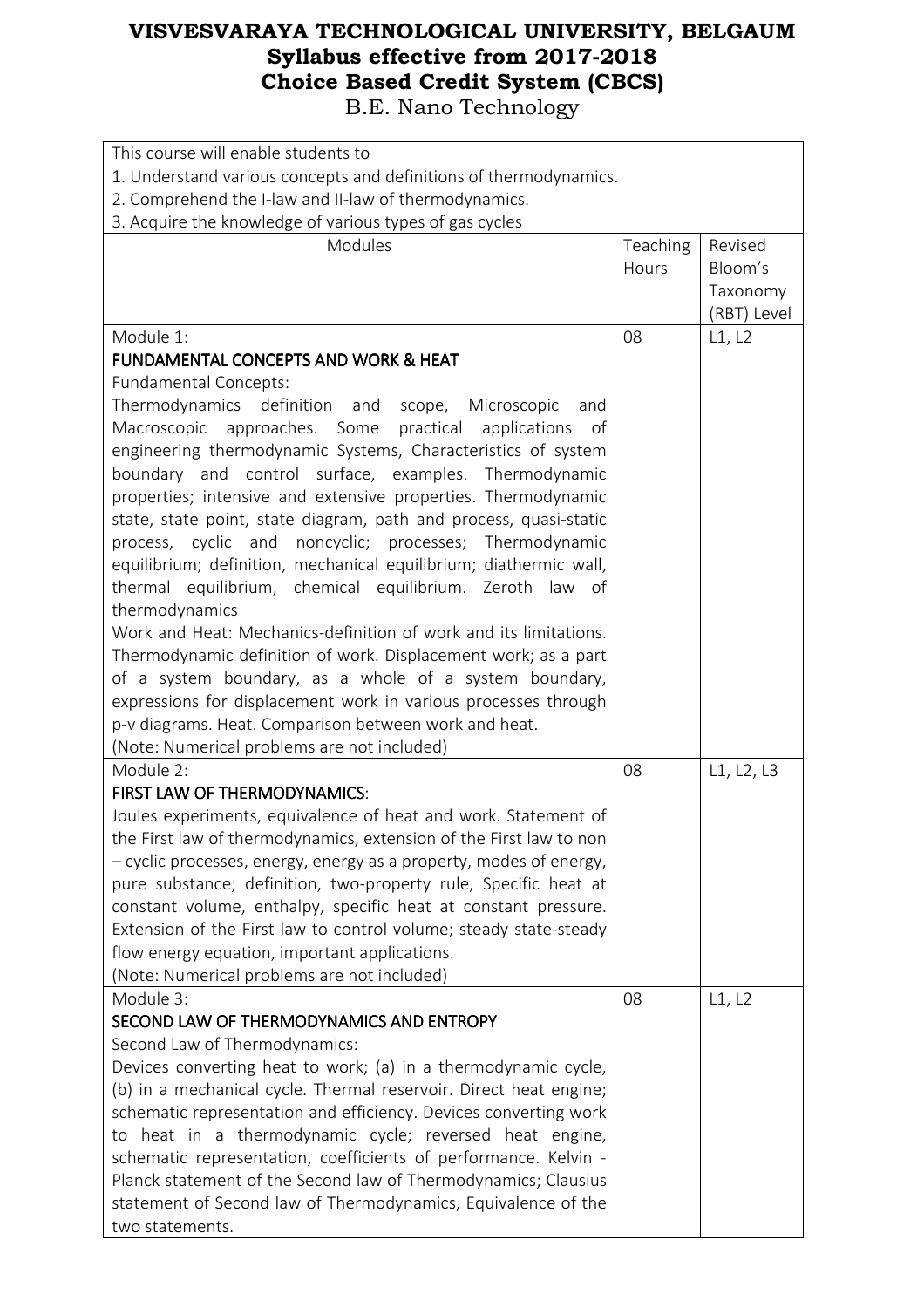# VISVESVARAYA TECHNOLOGICAL UNIVERSITY, BELGAUM
## Syllabus effective from 2017-2018
## Choice Based Credit System (CBCS)
B.E. Nano Technology

| This course will enable students to<br>1. Understand various concepts and definitions of thermodynamics.<br>2. Comprehend the I-law and II-law of thermodynamics.<br>3. Acquire the knowledge of various types of gas cycles | | |
|---|---|---|
| Modules | Teaching Hours | Revised Bloom's Taxonomy (RBT) Level |
| Module 1:<br>**FUNDAMENTAL CONCEPTS AND WORK & HEAT**<br>Fundamental Concepts:<br>Thermodynamics definition and scope, Microscopic and Macroscopic approaches. Some practical applications of engineering thermodynamic Systems, Characteristics of system boundary and control surface, examples. Thermodynamic properties; intensive and extensive properties. Thermodynamic state, state point, state diagram, path and process, quasi-static process, cyclic and noncyclic; processes; Thermodynamic equilibrium; definition, mechanical equilibrium; diathermic wall, thermal equilibrium, chemical equilibrium. Zeroth law of thermodynamics<br>Work and Heat: Mechanics-definition of work and its limitations. Thermodynamic definition of work. Displacement work; as a part of a system boundary, as a whole of a system boundary, expressions for displacement work in various processes through p-v diagrams. Heat. Comparison between work and heat.<br>(Note: Numerical problems are not included) | 08 | L1, L2 |
| Module 2:<br>**FIRST LAW OF THERMODYNAMICS**:<br>Joules experiments, equivalence of heat and work. Statement of the First law of thermodynamics, extension of the First law to non – cyclic processes, energy, energy as a property, modes of energy, pure substance; definition, two-property rule, Specific heat at constant volume, enthalpy, specific heat at constant pressure. Extension of the First law to control volume; steady state-steady flow energy equation, important applications.<br>(Note: Numerical problems are not included) | 08 | L1, L2, L3 |
| Module 3:<br>**SECOND LAW OF THERMODYNAMICS AND ENTROPY**<br>Second Law of Thermodynamics:<br>Devices converting heat to work; (a) in a thermodynamic cycle, (b) in a mechanical cycle. Thermal reservoir. Direct heat engine; schematic representation and efficiency. Devices converting work to heat in a thermodynamic cycle; reversed heat engine, schematic representation, coefficients of performance. Kelvin - Planck statement of the Second law of Thermodynamics; Clausius statement of Second law of Thermodynamics, Equivalence of the two statements. | 08 | L1, L2 |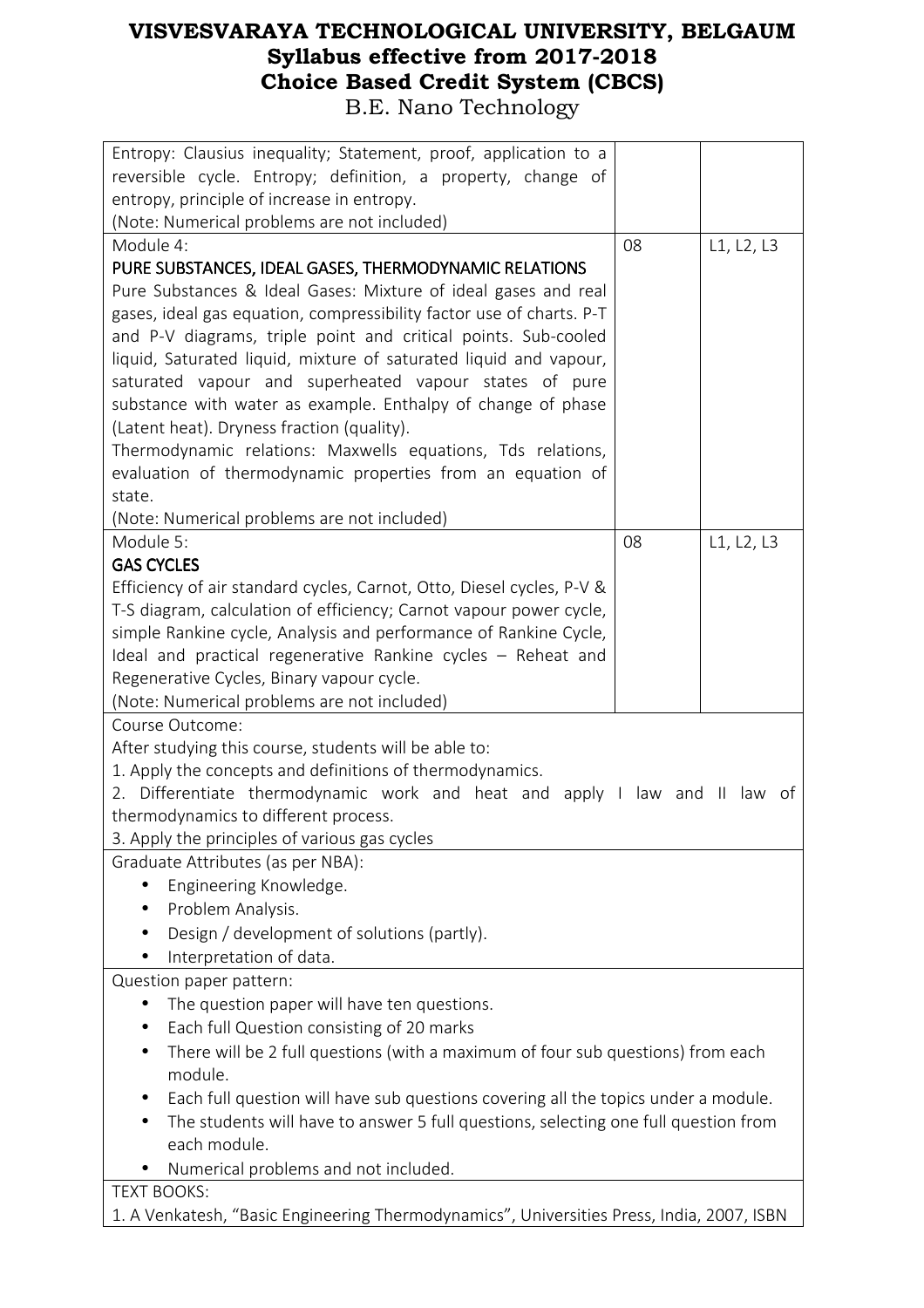# VISVESVARAYA TECHNOLOGICAL UNIVERSITY, BELGAUM
## Syllabus effective from 2017-2018
## Choice Based Credit System (CBCS)
B.E. Nano Technology

| | | |
|---|---|---|
| Entropy: Clausius inequality; Statement, proof, application to a reversible cycle. Entropy; definition, a property, change of entropy, principle of increase in entropy.<br>(Note: Numerical problems are not included) | | |
| Module 4:<br>**PURE SUBSTANCES, IDEAL GASES, THERMODYNAMIC RELATIONS**<br>Pure Substances & Ideal Gases: Mixture of ideal gases and real gases, ideal gas equation, compressibility factor use of charts. P-T and P-V diagrams, triple point and critical points. Sub-cooled liquid, Saturated liquid, mixture of saturated liquid and vapour, saturated vapour and superheated vapour states of pure substance with water as example. Enthalpy of change of phase (Latent heat). Dryness fraction (quality).<br>Thermodynamic relations: Maxwells equations, Tds relations, evaluation of thermodynamic properties from an equation of state.<br>(Note: Numerical problems are not included) | 08 | L1, L2, L3 |
| Module 5:<br>**GAS CYCLES**<br>Efficiency of air standard cycles, Carnot, Otto, Diesel cycles, P-V & T-S diagram, calculation of efficiency; Carnot vapour power cycle, simple Rankine cycle, Analysis and performance of Rankine Cycle, Ideal and practical regenerative Rankine cycles – Reheat and Regenerative Cycles, Binary vapour cycle.<br>(Note: Numerical problems are not included) | 08 | L1, L2, L3 |

Course Outcome:

After studying this course, students will be able to:

1. Apply the concepts and definitions of thermodynamics.
2. Differentiate thermodynamic work and heat and apply I law and II law of thermodynamics to different process.
3. Apply the principles of various gas cycles

Graduate Attributes (as per NBA):

- Engineering Knowledge.
- Problem Analysis.
- Design / development of solutions (partly).
- Interpretation of data.

Question paper pattern:

- The question paper will have ten questions.
- Each full Question consisting of 20 marks
- There will be 2 full questions (with a maximum of four sub questions) from each module.
- Each full question will have sub questions covering all the topics under a module.
- The students will have to answer 5 full questions, selecting one full question from each module.
- Numerical problems and not included.

TEXT BOOKS:

1. A Venkatesh, "Basic Engineering Thermodynamics", Universities Press, India, 2007, ISBN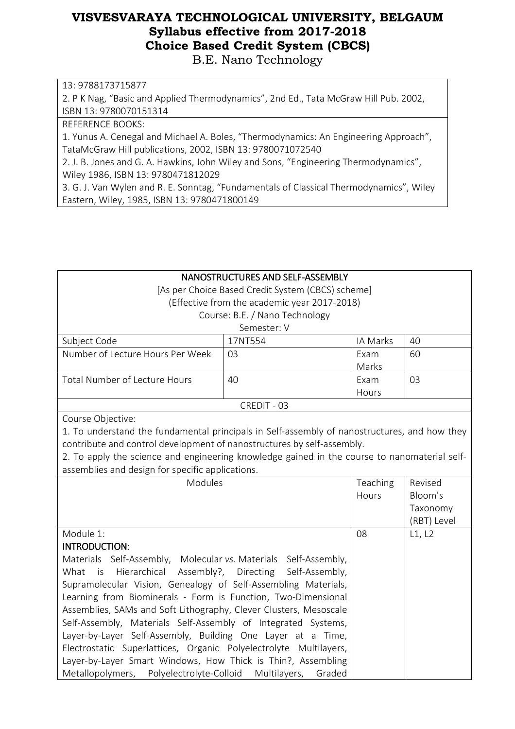13: 9788173715877

2. P K Nag, "Basic and Applied Thermodynamics", 2nd Ed., Tata McGraw Hill Pub. 2002, ISBN 13: 9780070151314

REFERENCE BOOKS:

1. Yunus A. Cenegal and Michael A. Boles, "Thermodynamics: An Engineering Approach", TataMcGraw Hill publications, 2002, ISBN 13: 9780071072540
2. J. B. Jones and G. A. Hawkins, John Wiley and Sons, "Engineering Thermodynamics", Wiley 1986, ISBN 13: 9780471812029
3. G. J. Van Wylen and R. E. Sonntag, "Fundamentals of Classical Thermodynamics", Wiley Eastern, Wiley, 1985, ISBN 13: 9780471800149

## NANOSTRUCTURES AND SELF-ASSEMBLY

[As per Choice Based Credit System (CBCS) scheme]
(Effective from the academic year 2017-2018)
Course: B.E. / Nano Technology
Semester: V

| Subject Code | 17NT554 | IA Marks | 40 |
|---|---|---|---|
| Number of Lecture Hours Per Week | 03 | Exam Marks | 60 |
| Total Number of Lecture Hours | 40 | Exam Hours | 03 |

CREDIT - 03

Course Objective:

1. To understand the fundamental principals in Self-assembly of nanostructures, and how they contribute and control development of nanostructures by self-assembly.
2. To apply the science and engineering knowledge gained in the course to nanomaterial self-assemblies and design for specific applications.

| Modules | Teaching Hours | Revised Bloom's Taxonomy (RBT) Level |
|---|---|---|
| Module 1:<br>**INTRODUCTION:**<br>Materials Self-Assembly, Molecular *vs.* Materials Self-Assembly, What is Hierarchical Assembly?, Directing Self-Assembly, Supramolecular Vision, Genealogy of Self-Assembling Materials, Learning from Biominerals - Form is Function, Two-Dimensional Assemblies, SAMs and Soft Lithography, Clever Clusters, Mesoscale Self-Assembly, Materials Self-Assembly of Integrated Systems, Layer-by-Layer Self-Assembly, Building One Layer at a Time, Electrostatic Superlattices, Organic Polyelectrolyte Multilayers, Layer-by-Layer Smart Windows, How Thick is Thin?, Assembling Metallopolymers, Polyelectrolyte-Colloid Multilayers, Graded | 08 | L1, L2 |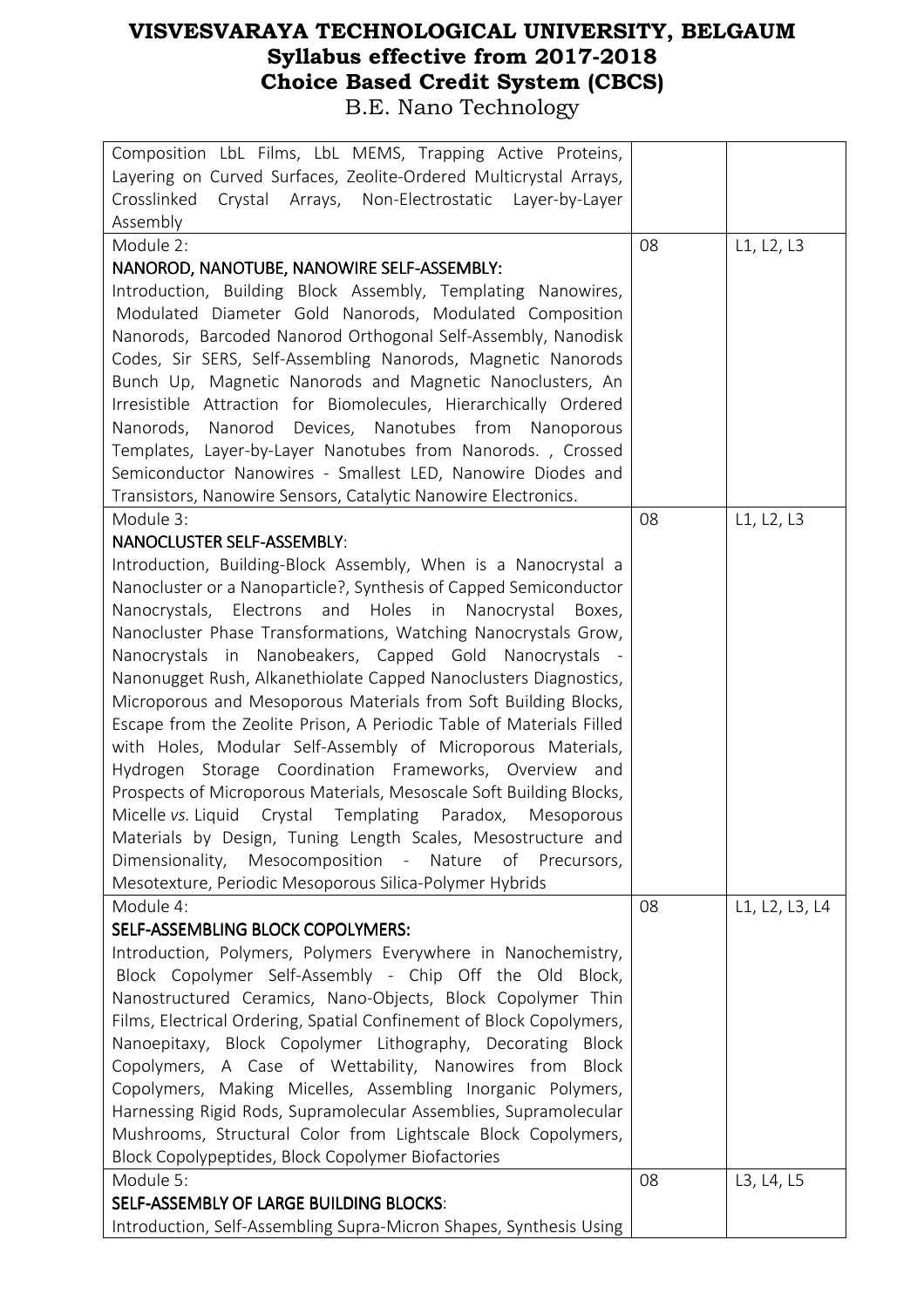| | | |
|---|---|---|
| Composition LbL Films, LbL MEMS, Trapping Active Proteins, Layering on Curved Surfaces, Zeolite-Ordered Multicrystal Arrays, Crosslinked Crystal Arrays, Non-Electrostatic Layer-by-Layer Assembly | | |
| Module 2:<br>**NANOROD, NANOTUBE, NANOWIRE SELF-ASSEMBLY:**<br>Introduction, Building Block Assembly, Templating Nanowires, Modulated Diameter Gold Nanorods, Modulated Composition Nanorods, Barcoded Nanorod Orthogonal Self-Assembly, Nanodisk Codes, Sir SERS, Self-Assembling Nanorods, Magnetic Nanorods Bunch Up, Magnetic Nanorods and Magnetic Nanoclusters, An Irresistible Attraction for Biomolecules, Hierarchically Ordered Nanorods, Nanorod Devices, Nanotubes from Nanoporous Templates, Layer-by-Layer Nanotubes from Nanorods. , Crossed Semiconductor Nanowires - Smallest LED, Nanowire Diodes and Transistors, Nanowire Sensors, Catalytic Nanowire Electronics. | 08 | L1, L2, L3 |
| Module 3:<br>**NANOCLUSTER SELF-ASSEMBLY**:<br>Introduction, Building-Block Assembly, When is a Nanocrystal a Nanocluster or a Nanoparticle?, Synthesis of Capped Semiconductor Nanocrystals, Electrons and Holes in Nanocrystal Boxes, Nanocluster Phase Transformations, Watching Nanocrystals Grow, Nanocrystals in Nanobeakers, Capped Gold Nanocrystals - Nanonugget Rush, Alkanethiolate Capped Nanoclusters Diagnostics, Microporous and Mesoporous Materials from Soft Building Blocks, Escape from the Zeolite Prison, A Periodic Table of Materials Filled with Holes, Modular Self-Assembly of Microporous Materials, Hydrogen Storage Coordination Frameworks, Overview and Prospects of Microporous Materials, Mesoscale Soft Building Blocks, Micelle *vs.* Liquid Crystal Templating Paradox, Mesoporous Materials by Design, Tuning Length Scales, Mesostructure and Dimensionality, Mesocomposition - Nature of Precursors, Mesotexture, Periodic Mesoporous Silica-Polymer Hybrids | 08 | L1, L2, L3 |
| Module 4:<br>**SELF-ASSEMBLING BLOCK COPOLYMERS:**<br>Introduction, Polymers, Polymers Everywhere in Nanochemistry, Block Copolymer Self-Assembly - Chip Off the Old Block, Nanostructured Ceramics, Nano-Objects, Block Copolymer Thin Films, Electrical Ordering, Spatial Confinement of Block Copolymers, Nanoepitaxy, Block Copolymer Lithography, Decorating Block Copolymers, A Case of Wettability, Nanowires from Block Copolymers, Making Micelles, Assembling Inorganic Polymers, Harnessing Rigid Rods, Supramolecular Assemblies, Supramolecular Mushrooms, Structural Color from Lightscale Block Copolymers, Block Copolypeptides, Block Copolymer Biofactories | 08 | L1, L2, L3, L4 |
| Module 5:<br>**SELF-ASSEMBLY OF LARGE BUILDING BLOCKS**:<br>Introduction, Self-Assembling Supra-Micron Shapes, Synthesis Using | 08 | L3, L4, L5 |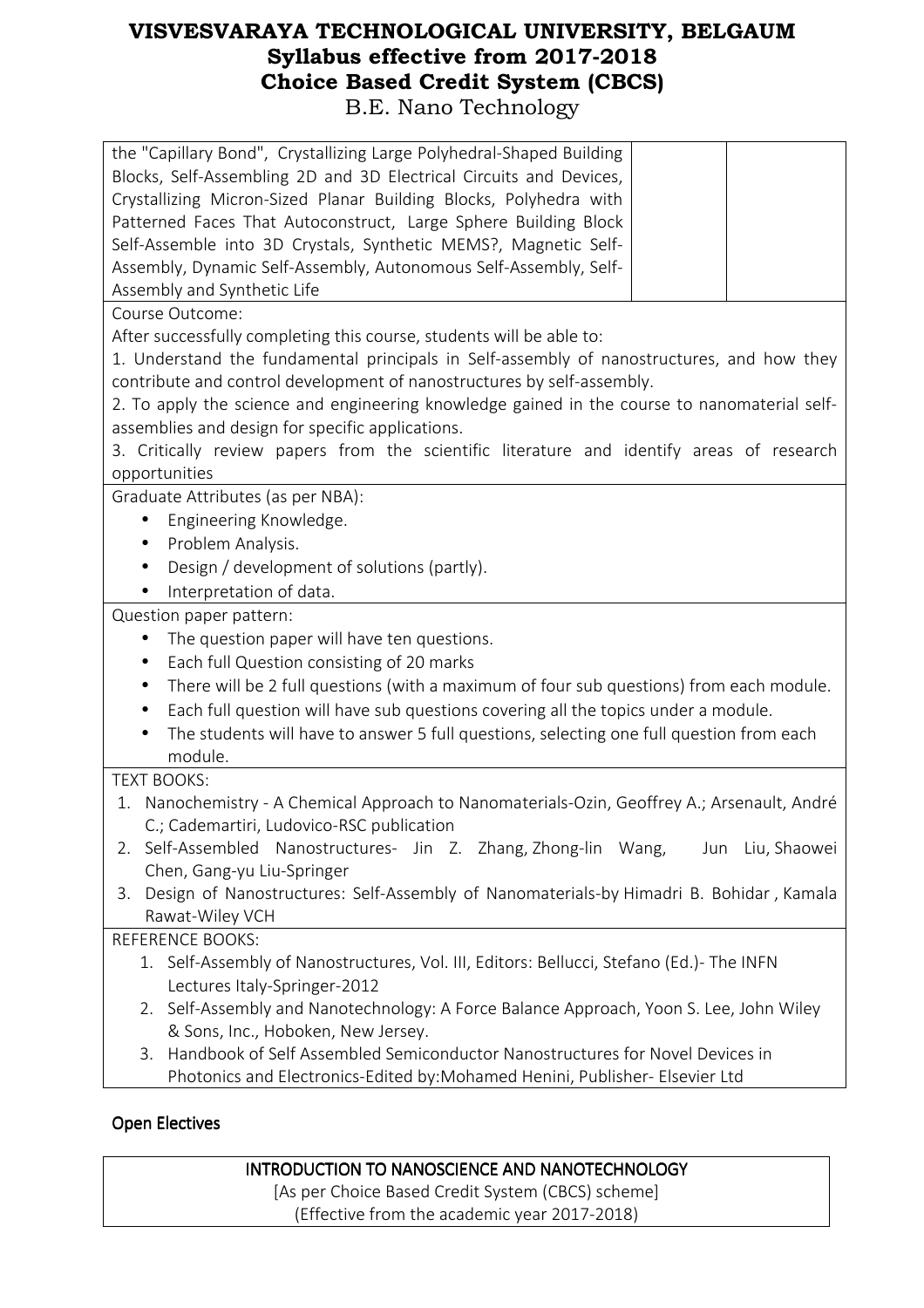| the "Capillary Bond", Crystallizing Large Polyhedral-Shaped Building Blocks, Self-Assembling 2D and 3D Electrical Circuits and Devices, Crystallizing Micron-Sized Planar Building Blocks, Polyhedra with Patterned Faces That Autoconstruct, Large Sphere Building Block Self-Assemble into 3D Crystals, Synthetic MEMS?, Magnetic Self-Assembly, Dynamic Self-Assembly, Autonomous Self-Assembly, Self-Assembly and Synthetic Life | | |
|---|---|---|

Course Outcome:

After successfully completing this course, students will be able to:

1. Understand the fundamental principals in Self-assembly of nanostructures, and how they contribute and control development of nanostructures by self-assembly.
2. To apply the science and engineering knowledge gained in the course to nanomaterial self-assemblies and design for specific applications.
3. Critically review papers from the scientific literature and identify areas of research opportunities

Graduate Attributes (as per NBA):

- Engineering Knowledge.
- Problem Analysis.
- Design / development of solutions (partly).
- Interpretation of data.

Question paper pattern:

- The question paper will have ten questions.
- Each full Question consisting of 20 marks
- There will be 2 full questions (with a maximum of four sub questions) from each module.
- Each full question will have sub questions covering all the topics under a module.
- The students will have to answer 5 full questions, selecting one full question from each module.

TEXT BOOKS:

1. Nanochemistry - A Chemical Approach to Nanomaterials-Ozin, Geoffrey A.; Arsenault, André C.; Cademartiri, Ludovico-RSC publication
2. Self-Assembled Nanostructures- Jin Z. Zhang, Zhong-lin Wang, Jun Liu, Shaowei Chen, Gang-yu Liu-Springer
3. Design of Nanostructures: Self-Assembly of Nanomaterials-by Himadri B. Bohidar , Kamala Rawat-Wiley VCH

REFERENCE BOOKS:

1. Self-Assembly of Nanostructures, Vol. III, Editors: Bellucci, Stefano (Ed.)- The INFN Lectures Italy-Springer-2012
2. Self-Assembly and Nanotechnology: A Force Balance Approach, Yoon S. Lee, John Wiley & Sons, Inc., Hoboken, New Jersey.
3. Handbook of Self Assembled Semiconductor Nanostructures for Novel Devices in Photonics and Electronics-Edited by:Mohamed Henini, Publisher- Elsevier Ltd

## Open Electives

### INTRODUCTION TO NANOSCIENCE AND NANOTECHNOLOGY

[As per Choice Based Credit System (CBCS) scheme]

(Effective from the academic year 2017-2018)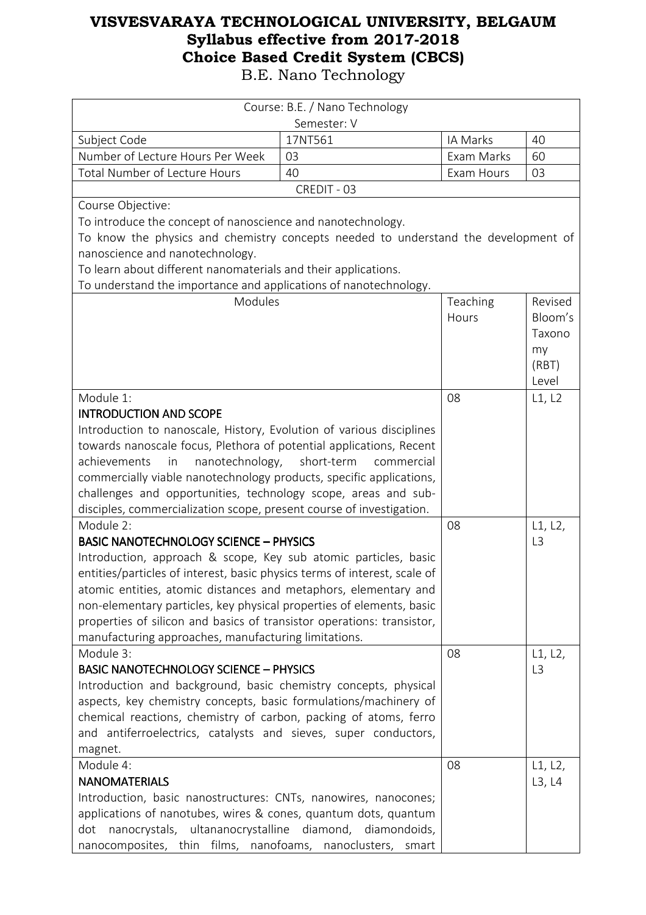# VISVESVARAYA TECHNOLOGICAL UNIVERSITY, BELGAUM
## Syllabus effective from 2017-2018
## Choice Based Credit System (CBCS)
B.E. Nano Technology

| Course: B.E. / Nano Technology | | | |
|---|---|---|---|
| Semester: V | | | |
| Subject Code | 17NT561 | IA Marks | 40 |
| Number of Lecture Hours Per Week | 03 | Exam Marks | 60 |
| Total Number of Lecture Hours | 40 | Exam Hours | 03 |
| CREDIT - 03 | | | |

Course Objective:

To introduce the concept of nanoscience and nanotechnology.

To know the physics and chemistry concepts needed to understand the development of nanoscience and nanotechnology.

To learn about different nanomaterials and their applications.

To understand the importance and applications of nanotechnology.

| Modules | Teaching Hours | Revised Bloom's Taxonomy (RBT) Level |
|---|---|---|
| Module 1:<br>**INTRODUCTION AND SCOPE**<br>Introduction to nanoscale, History, Evolution of various disciplines towards nanoscale focus, Plethora of potential applications, Recent achievements in nanotechnology, short-term commercial commercially viable nanotechnology products, specific applications, challenges and opportunities, technology scope, areas and sub-disciples, commercialization scope, present course of investigation. | 08 | L1, L2 |
| Module 2:<br>**BASIC NANOTECHNOLOGY SCIENCE – PHYSICS**<br>Introduction, approach & scope, Key sub atomic particles, basic entities/particles of interest, basic physics terms of interest, scale of atomic entities, atomic distances and metaphors, elementary and non-elementary particles, key physical properties of elements, basic properties of silicon and basics of transistor operations: transistor, manufacturing approaches, manufacturing limitations. | 08 | L1, L2, L3 |
| Module 3:<br>**BASIC NANOTECHNOLOGY SCIENCE – PHYSICS**<br>Introduction and background, basic chemistry concepts, physical aspects, key chemistry concepts, basic formulations/machinery of chemical reactions, chemistry of carbon, packing of atoms, ferro and antiferroelectrics, catalysts and sieves, super conductors, magnet. | 08 | L1, L2, L3 |
| Module 4:<br>**NANOMATERIALS**<br>Introduction, basic nanostructures: CNTs, nanowires, nanocones; applications of nanotubes, wires & cones, quantum dots, quantum dot nanocrystals, ultananocrystalline diamond, diamondoids, nanocomposites, thin films, nanofoams, nanoclusters, smart | 08 | L1, L2, L3, L4 |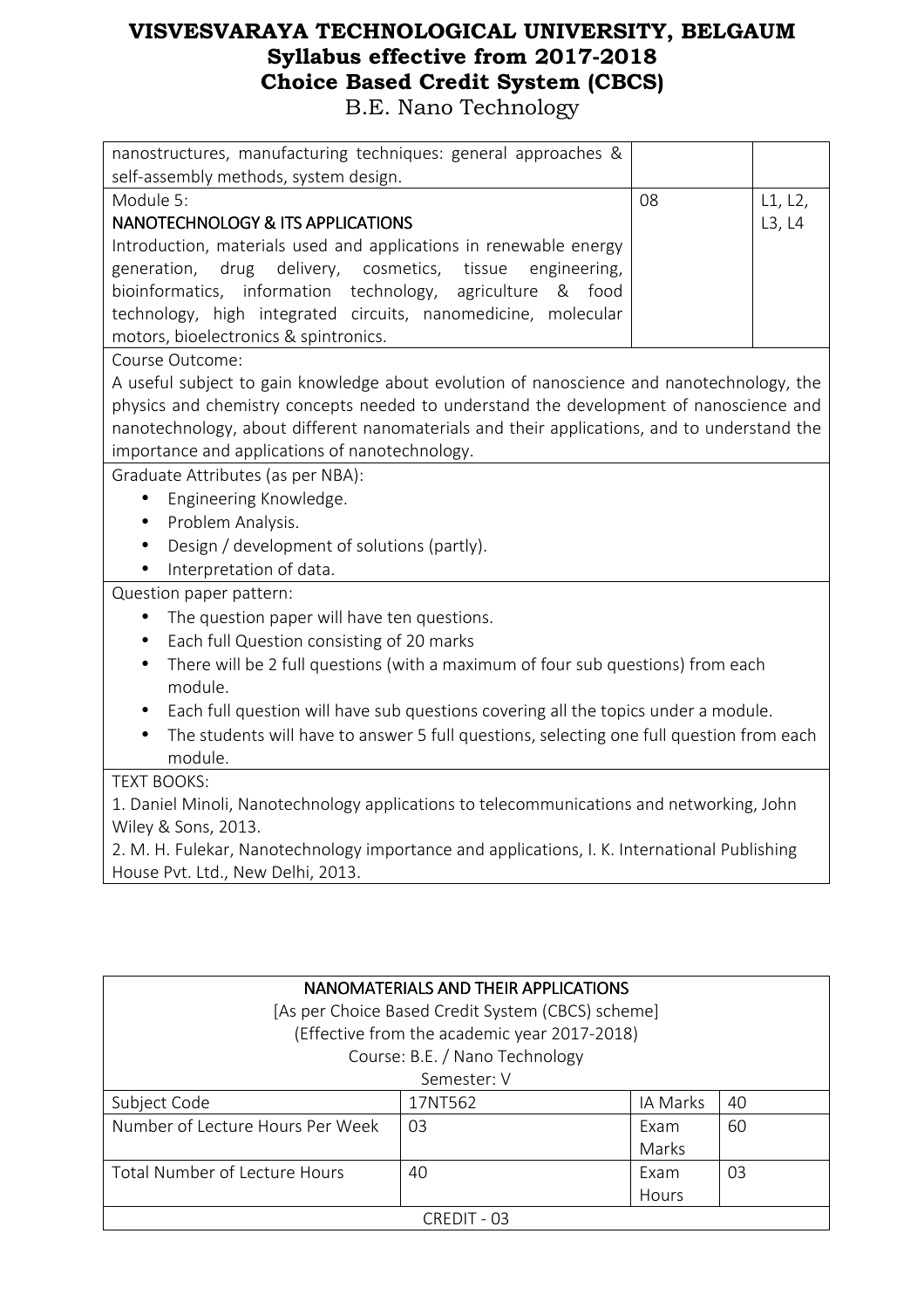| | | |
|---|---|---|
| nanostructures, manufacturing techniques: general approaches & self-assembly methods, system design. | | |
| Module 5:<br>NANOTECHNOLOGY & ITS APPLICATIONS<br>Introduction, materials used and applications in renewable energy generation, drug delivery, cosmetics, tissue engineering, bioinformatics, information technology, agriculture & food technology, high integrated circuits, nanomedicine, molecular motors, bioelectronics & spintronics. | 08 | L1, L2, L3, L4 |

Course Outcome:
A useful subject to gain knowledge about evolution of nanoscience and nanotechnology, the physics and chemistry concepts needed to understand the development of nanoscience and nanotechnology, about different nanomaterials and their applications, and to understand the importance and applications of nanotechnology.

Graduate Attributes (as per NBA):

- Engineering Knowledge.
- Problem Analysis.
- Design / development of solutions (partly).
- Interpretation of data.

Question paper pattern:

- The question paper will have ten questions.
- Each full Question consisting of 20 marks
- There will be 2 full questions (with a maximum of four sub questions) from each module.
- Each full question will have sub questions covering all the topics under a module.
- The students will have to answer 5 full questions, selecting one full question from each module.

TEXT BOOKS:

1. Daniel Minoli, Nanotechnology applications to telecommunications and networking, John Wiley & Sons, 2013.
2. M. H. Fulekar, Nanotechnology importance and applications, I. K. International Publishing House Pvt. Ltd., New Delhi, 2013.

## NANOMATERIALS AND THEIR APPLICATIONS

[As per Choice Based Credit System (CBCS) scheme]
(Effective from the academic year 2017-2018)
Course: B.E. / Nano Technology
Semester: V

| | | | |
|---|---|---|---|
| Subject Code | 17NT562 | IA Marks | 40 |
| Number of Lecture Hours Per Week | 03 | Exam Marks | 60 |
| Total Number of Lecture Hours | 40 | Exam Hours | 03 |
| CREDIT - 03 | | | |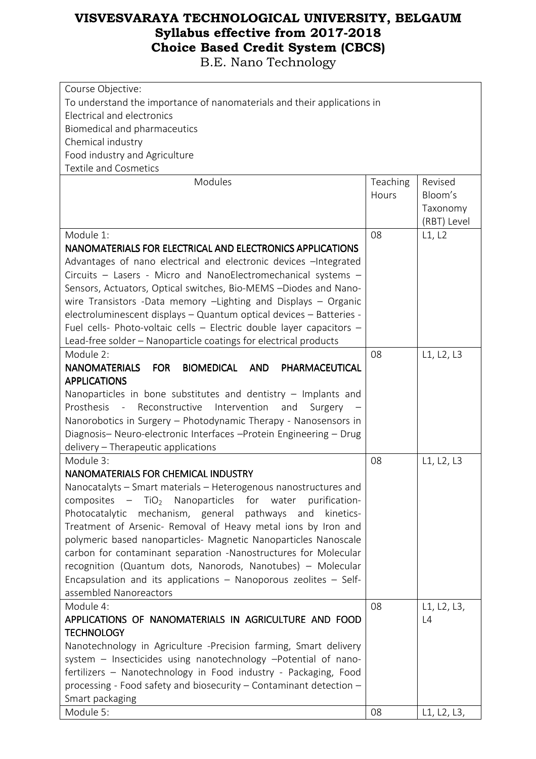# VISVESVARAYA TECHNOLOGICAL UNIVERSITY, BELGAUM
## Syllabus effective from 2017-2018
## Choice Based Credit System (CBCS)
B.E. Nano Technology

| Course Objective:<br>To understand the importance of nanomaterials and their applications in<br>Electrical and electronics<br>Biomedical and pharmaceutics<br>Chemical industry<br>Food industry and Agriculture<br>Textile and Cosmetics | | |
|---|---|---|
| Modules | Teaching Hours | Revised Bloom's Taxonomy (RBT) Level |
| Module 1:<br>**NANOMATERIALS FOR ELECTRICAL AND ELECTRONICS APPLICATIONS**<br>Advantages of nano electrical and electronic devices –Integrated Circuits – Lasers - Micro and NanoElectromechanical systems – Sensors, Actuators, Optical switches, Bio-MEMS –Diodes and Nano-wire Transistors -Data memory –Lighting and Displays – Organic electroluminescent displays – Quantum optical devices – Batteries - Fuel cells- Photo-voltaic cells – Electric double layer capacitors – Lead-free solder – Nanoparticle coatings for electrical products | 08 | L1, L2 |
| Module 2:<br>**NANOMATERIALS FOR BIOMEDICAL AND PHARMACEUTICAL APPLICATIONS**<br>Nanoparticles in bone substitutes and dentistry – Implants and Prosthesis - Reconstructive Intervention and Surgery – Nanorobotics in Surgery – Photodynamic Therapy - Nanosensors in Diagnosis– Neuro-electronic Interfaces –Protein Engineering – Drug delivery – Therapeutic applications | 08 | L1, L2, L3 |
| Module 3:<br>**NANOMATERIALS FOR CHEMICAL INDUSTRY**<br>Nanocatalyts – Smart materials – Heterogenous nanostructures and composites – $TiO_2$ Nanoparticles for water purification-Photocatalytic mechanism, general pathways and kinetics-Treatment of Arsenic- Removal of Heavy metal ions by Iron and polymeric based nanoparticles- Magnetic Nanoparticles Nanoscale carbon for contaminant separation -Nanostructures for Molecular recognition (Quantum dots, Nanorods, Nanotubes) – Molecular Encapsulation and its applications – Nanoporous zeolites – Self-assembled Nanoreactors | 08 | L1, L2, L3 |
| Module 4:<br>**APPLICATIONS OF NANOMATERIALS IN AGRICULTURE AND FOOD TECHNOLOGY**<br>Nanotechnology in Agriculture -Precision farming, Smart delivery system – Insecticides using nanotechnology –Potential of nano-fertilizers – Nanotechnology in Food industry - Packaging, Food processing - Food safety and biosecurity – Contaminant detection – Smart packaging | 08 | L1, L2, L3, L4 |
| Module 5: | 08 | L1, L2, L3, |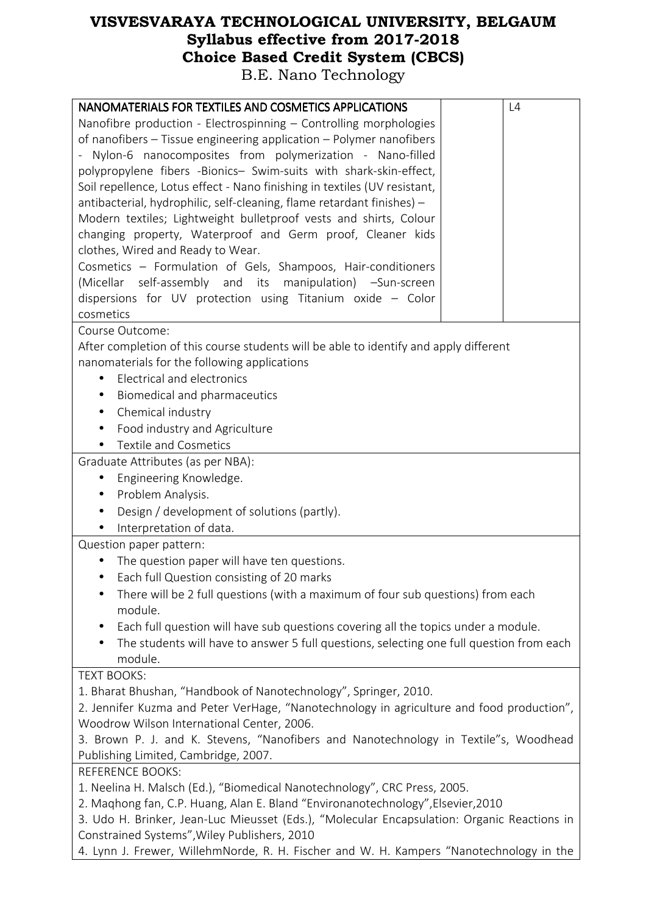# VISVESVARAYA TECHNOLOGICAL UNIVERSITY, BELGAUM
## Syllabus effective from 2017-2018
## Choice Based Credit System (CBCS)
B.E. Nano Technology

| NANOMATERIALS FOR TEXTILES AND COSMETICS APPLICATIONS<br>Nanofibre production - Electrospinning – Controlling morphologies of nanofibers – Tissue engineering application – Polymer nanofibers - Nylon-6 nanocomposites from polymerization - Nano-filled polypropylene fibers -Bionics– Swim-suits with shark-skin-effect, Soil repellence, Lotus effect - Nano finishing in textiles (UV resistant, antibacterial, hydrophilic, self-cleaning, flame retardant finishes) – Modern textiles; Lightweight bulletproof vests and shirts, Colour changing property, Waterproof and Germ proof, Cleaner kids clothes, Wired and Ready to Wear.<br>Cosmetics – Formulation of Gels, Shampoos, Hair-conditioners (Micellar self-assembly and its manipulation) –Sun-screen dispersions for UV protection using Titanium oxide – Color cosmetics | | L4 |
|---|---|---|

Course Outcome:

After completion of this course students will be able to identify and apply different nanomaterials for the following applications

- Electrical and electronics
- Biomedical and pharmaceutics
- Chemical industry
- Food industry and Agriculture
- Textile and Cosmetics

Graduate Attributes (as per NBA):

- Engineering Knowledge.
- Problem Analysis.
- Design / development of solutions (partly).
- Interpretation of data.

Question paper pattern:

- The question paper will have ten questions.
- Each full Question consisting of 20 marks
- There will be 2 full questions (with a maximum of four sub questions) from each module.
- Each full question will have sub questions covering all the topics under a module.
- The students will have to answer 5 full questions, selecting one full question from each module.

TEXT BOOKS:

1. Bharat Bhushan, "Handbook of Nanotechnology", Springer, 2010.
2. Jennifer Kuzma and Peter VerHage, "Nanotechnology in agriculture and food production", Woodrow Wilson International Center, 2006.
3. Brown P. J. and K. Stevens, "Nanofibers and Nanotechnology in Textile"s, Woodhead Publishing Limited, Cambridge, 2007.

REFERENCE BOOKS:

1. Neelina H. Malsch (Ed.), "Biomedical Nanotechnology", CRC Press, 2005.
2. Maqhong fan, C.P. Huang, Alan E. Bland "Environanotechnology",Elsevier,2010
3. Udo H. Brinker, Jean-Luc Mieusset (Eds.), "Molecular Encapsulation: Organic Reactions in Constrained Systems",Wiley Publishers, 2010
4. Lynn J. Frewer, WillehmNorde, R. H. Fischer and W. H. Kampers "Nanotechnology in the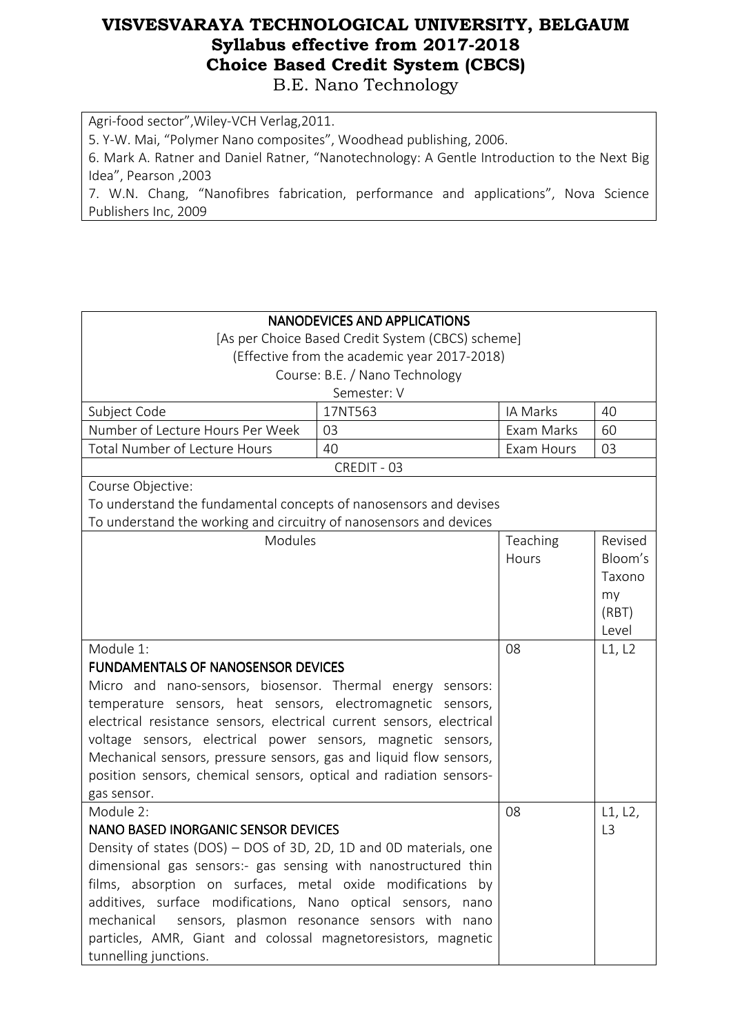Agri-food sector",Wiley-VCH Verlag,2011.
5. Y-W. Mai, "Polymer Nano composites", Woodhead publishing, 2006.
6. Mark A. Ratner and Daniel Ratner, "Nanotechnology: A Gentle Introduction to the Next Big Idea", Pearson ,2003
7. W.N. Chang, "Nanofibres fabrication, performance and applications", Nova Science Publishers Inc, 2009

## NANODEVICES AND APPLICATIONS

[As per Choice Based Credit System (CBCS) scheme]
(Effective from the academic year 2017-2018)
Course: B.E. / Nano Technology
Semester: V

| Subject Code | 17NT563 | IA Marks | 40 |
|---|---|---|---|
| Number of Lecture Hours Per Week | 03 | Exam Marks | 60 |
| Total Number of Lecture Hours | 40 | Exam Hours | 03 |

CREDIT - 03

Course Objective:
To understand the fundamental concepts of nanosensors and devises
To understand the working and circuitry of nanosensors and devices

| Modules | Teaching Hours | Revised Bloom's Taxonomy (RBT) Level |
|---|---|---|
| Module 1: **FUNDAMENTALS OF NANOSENSOR DEVICES** Micro and nano-sensors, biosensor. Thermal energy sensors: temperature sensors, heat sensors, electromagnetic sensors, electrical resistance sensors, electrical current sensors, electrical voltage sensors, electrical power sensors, magnetic sensors, Mechanical sensors, pressure sensors, gas and liquid flow sensors, position sensors, chemical sensors, optical and radiation sensors-gas sensor. | 08 | L1, L2 |
| Module 2: **NANO BASED INORGANIC SENSOR DEVICES** Density of states (DOS) – DOS of 3D, 2D, 1D and 0D materials, one dimensional gas sensors:- gas sensing with nanostructured thin films, absorption on surfaces, metal oxide modifications by additives, surface modifications, Nano optical sensors, nano mechanical sensors, plasmon resonance sensors with nano particles, AMR, Giant and colossal magnetoresistors, magnetic tunnelling junctions. | 08 | L1, L2, L3 |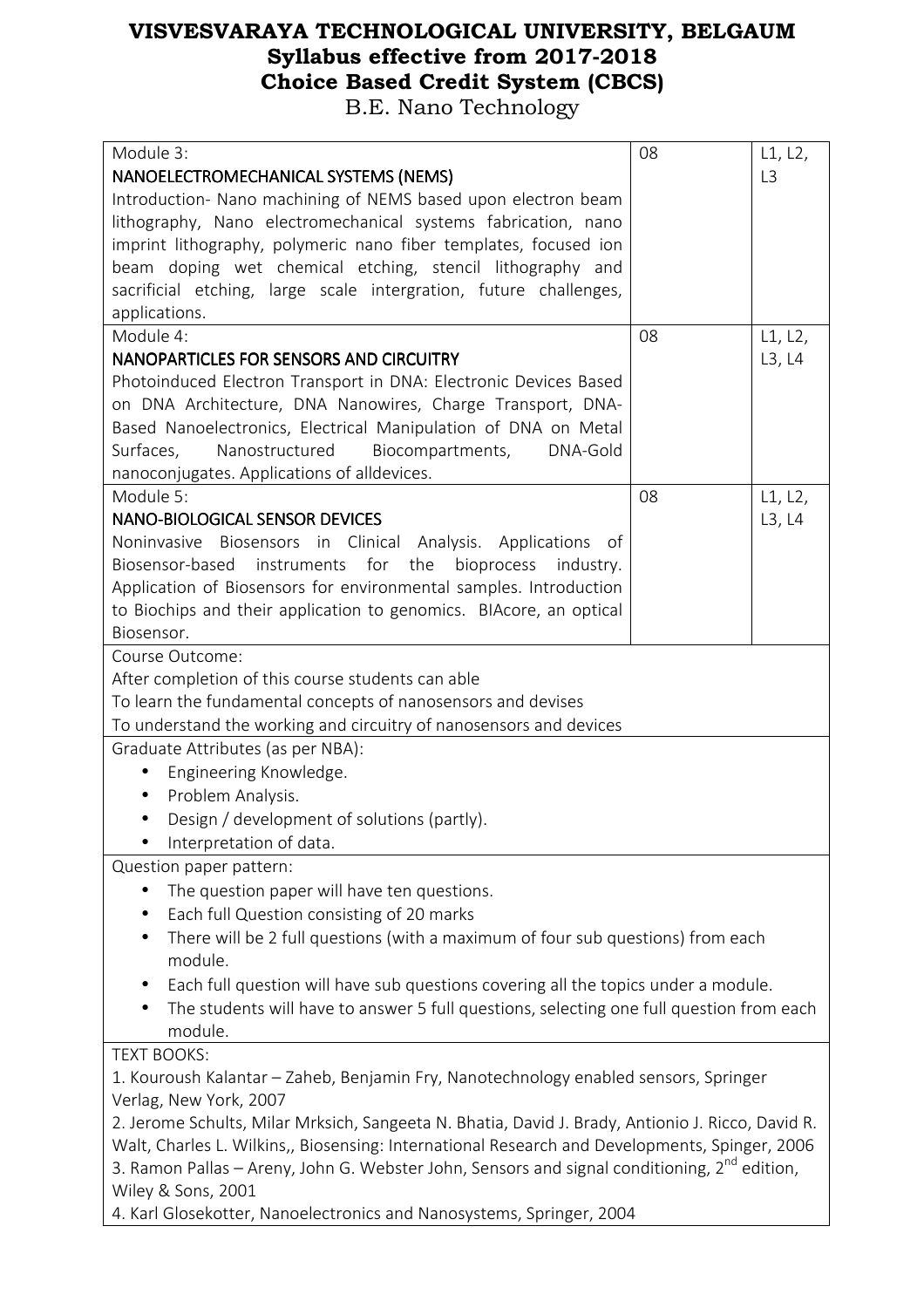# VISVESVARAYA TECHNOLOGICAL UNIVERSITY, BELGAUM
## Syllabus effective from 2017-2018
## Choice Based Credit System (CBCS)
B.E. Nano Technology

| | | |
|---|---|---|
| Module 3:<br>**NANOELECTROMECHANICAL SYSTEMS (NEMS)**<br>Introduction- Nano machining of NEMS based upon electron beam lithography, Nano electromechanical systems fabrication, nano imprint lithography, polymeric nano fiber templates, focused ion beam doping wet chemical etching, stencil lithography and sacrificial etching, large scale intergration, future challenges, applications. | 08 | L1, L2, L3 |
| Module 4:<br>**NANOPARTICLES FOR SENSORS AND CIRCUITRY**<br>Photoinduced Electron Transport in DNA: Electronic Devices Based on DNA Architecture, DNA Nanowires, Charge Transport, DNA-Based Nanoelectronics, Electrical Manipulation of DNA on Metal Surfaces, Nanostructured Biocompartments, DNA-Gold nanoconjugates. Applications of alldevices. | 08 | L1, L2, L3, L4 |
| Module 5:<br>**NANO-BIOLOGICAL SENSOR DEVICES**<br>Noninvasive Biosensors in Clinical Analysis. Applications of Biosensor-based instruments for the bioprocess industry. Application of Biosensors for environmental samples. Introduction to Biochips and their application to genomics. BIAcore, an optical Biosensor. | 08 | L1, L2, L3, L4 |

Course Outcome:

After completion of this course students can able

To learn the fundamental concepts of nanosensors and devises

To understand the working and circuitry of nanosensors and devices

Graduate Attributes (as per NBA):

- Engineering Knowledge.
- Problem Analysis.
- Design / development of solutions (partly).
- Interpretation of data.

Question paper pattern:

- The question paper will have ten questions.
- Each full Question consisting of 20 marks
- There will be 2 full questions (with a maximum of four sub questions) from each module.
- Each full question will have sub questions covering all the topics under a module.
- The students will have to answer 5 full questions, selecting one full question from each module.

TEXT BOOKS:

1. Kouroush Kalantar – Zaheb, Benjamin Fry, Nanotechnology enabled sensors, Springer Verlag, New York, 2007
2. Jerome Schults, Milar Mrksich, Sangeeta N. Bhatia, David J. Brady, Antionio J. Ricco, David R. Walt, Charles L. Wilkins,, Biosensing: International Research and Developments, Spinger, 2006
3. Ramon Pallas – Areny, John G. Webster John, Sensors and signal conditioning, 2nd edition, Wiley & Sons, 2001
4. Karl Glosekotter, Nanoelectronics and Nanosystems, Springer, 2004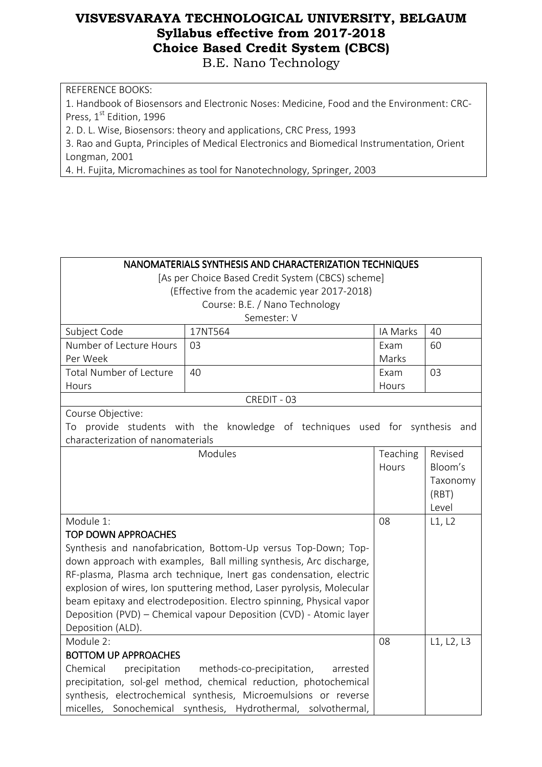REFERENCE BOOKS:

1. Handbook of Biosensors and Electronic Noses: Medicine, Food and the Environment: CRC-Press, 1st Edition, 1996
2. D. L. Wise, Biosensors: theory and applications, CRC Press, 1993
3. Rao and Gupta, Principles of Medical Electronics and Biomedical Instrumentation, Orient Longman, 2001
4. H. Fujita, Micromachines as tool for Nanotechnology, Springer, 2003

## NANOMATERIALS SYNTHESIS AND CHARACTERIZATION TECHNIQUES

[As per Choice Based Credit System (CBCS) scheme]
(Effective from the academic year 2017-2018)
Course: B.E. / Nano Technology
Semester: V

| Subject Code | 17NT564 | IA Marks | 40 |
|---|---|---|---|
| Number of Lecture Hours Per Week | 03 | Exam Marks | 60 |
| Total Number of Lecture Hours | 40 | Exam Hours | 03 |

CREDIT - 03

Course Objective:
To provide students with the knowledge of techniques used for synthesis and characterization of nanomaterials

| Modules | Teaching Hours | Revised Bloom's Taxonomy (RBT) Level |
|---|---|---|
| Module 1:<br>**TOP DOWN APPROACHES**<br>Synthesis and nanofabrication, Bottom-Up versus Top-Down; Top-down approach with examples, Ball milling synthesis, Arc discharge, RF-plasma, Plasma arch technique, Inert gas condensation, electric explosion of wires, Ion sputtering method, Laser pyrolysis, Molecular beam epitaxy and electrodeposition. Electro spinning, Physical vapor Deposition (PVD) – Chemical vapour Deposition (CVD) - Atomic layer Deposition (ALD). | 08 | L1, L2 |
| Module 2:<br>**BOTTOM UP APPROACHES**<br>Chemical precipitation methods-co-precipitation, arrested precipitation, sol-gel method, chemical reduction, photochemical synthesis, electrochemical synthesis, Microemulsions or reverse micelles, Sonochemical synthesis, Hydrothermal, solvothermal, | 08 | L1, L2, L3 |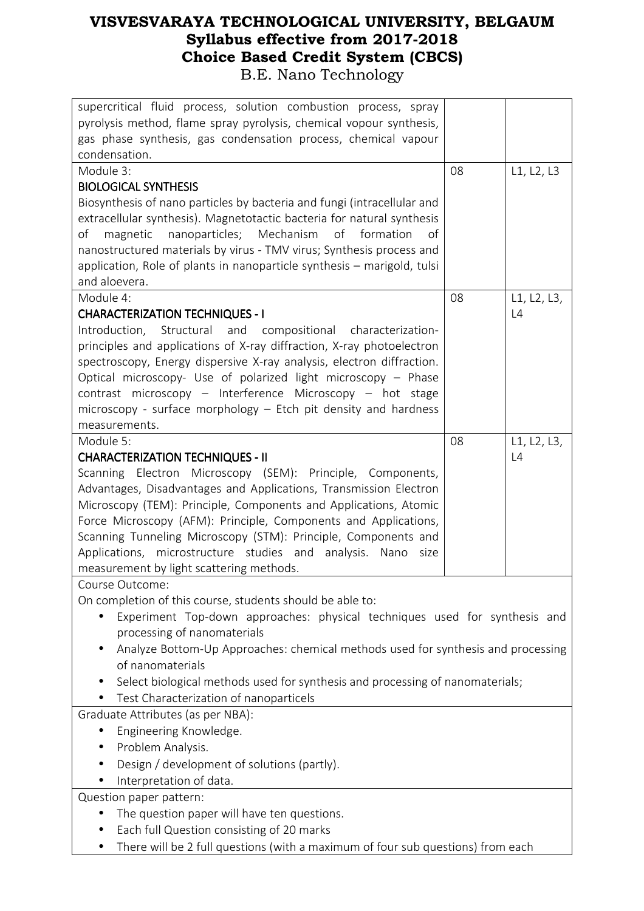# VISVESVARAYA TECHNOLOGICAL UNIVERSITY, BELGAUM
## Syllabus effective from 2017-2018
## Choice Based Credit System (CBCS)
B.E. Nano Technology

| | | |
|---|---|---|
| supercritical fluid process, solution combustion process, spray pyrolysis method, flame spray pyrolysis, chemical vopour synthesis, gas phase synthesis, gas condensation process, chemical vapour condensation. | | |
| Module 3:<br>**BIOLOGICAL SYNTHESIS**<br>Biosynthesis of nano particles by bacteria and fungi (intracellular and extracellular synthesis). Magnetotactic bacteria for natural synthesis of magnetic nanoparticles; Mechanism of formation of nanostructured materials by virus - TMV virus; Synthesis process and application, Role of plants in nanoparticle synthesis – marigold, tulsi and aloevera. | 08 | L1, L2, L3 |
| Module 4:<br>**CHARACTERIZATION TECHNIQUES - I**<br>Introduction, Structural and compositional characterization-principles and applications of X-ray diffraction, X-ray photoelectron spectroscopy, Energy dispersive X-ray analysis, electron diffraction. Optical microscopy- Use of polarized light microscopy – Phase contrast microscopy – Interference Microscopy – hot stage microscopy - surface morphology – Etch pit density and hardness measurements. | 08 | L1, L2, L3, L4 |
| Module 5:<br>**CHARACTERIZATION TECHNIQUES - II**<br>Scanning Electron Microscopy (SEM): Principle, Components, Advantages, Disadvantages and Applications, Transmission Electron Microscopy (TEM): Principle, Components and Applications, Atomic Force Microscopy (AFM): Principle, Components and Applications, Scanning Tunneling Microscopy (STM): Principle, Components and Applications, microstructure studies and analysis. Nano size measurement by light scattering methods. | 08 | L1, L2, L3, L4 |

Course Outcome:

On completion of this course, students should be able to:

- Experiment Top-down approaches: physical techniques used for synthesis and processing of nanomaterials
- Analyze Bottom-Up Approaches: chemical methods used for synthesis and processing of nanomaterials
- Select biological methods used for synthesis and processing of nanomaterials;
- Test Characterization of nanoparticels

Graduate Attributes (as per NBA):

- Engineering Knowledge.
- Problem Analysis.
- Design / development of solutions (partly).
- Interpretation of data.

Question paper pattern:

- The question paper will have ten questions.
- Each full Question consisting of 20 marks
- There will be 2 full questions (with a maximum of four sub questions) from each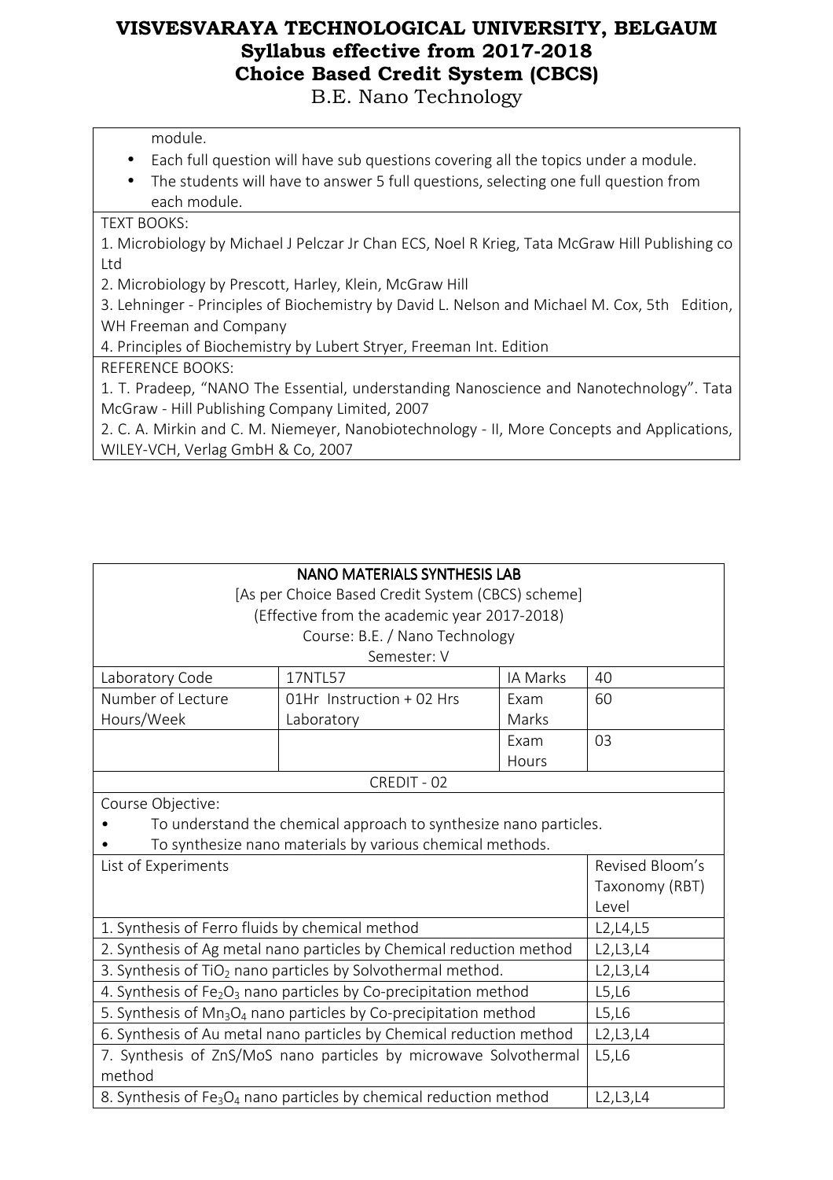module.

- Each full question will have sub questions covering all the topics under a module.
- The students will have to answer 5 full questions, selecting one full question from each module.

TEXT BOOKS:

1. Microbiology by Michael J Pelczar Jr Chan ECS, Noel R Krieg, Tata McGraw Hill Publishing co Ltd
2. Microbiology by Prescott, Harley, Klein, McGraw Hill
3. Lehninger - Principles of Biochemistry by David L. Nelson and Michael M. Cox, 5th Edition, WH Freeman and Company
4. Principles of Biochemistry by Lubert Stryer, Freeman Int. Edition

REFERENCE BOOKS:

1. T. Pradeep, "NANO The Essential, understanding Nanoscience and Nanotechnology". Tata McGraw - Hill Publishing Company Limited, 2007
2. C. A. Mirkin and C. M. Niemeyer, Nanobiotechnology - II, More Concepts and Applications, WILEY-VCH, Verlag GmbH & Co, 2007

## NANO MATERIALS SYNTHESIS LAB

[As per Choice Based Credit System (CBCS) scheme]
(Effective from the academic year 2017-2018)
Course: B.E. / Nano Technology
Semester: V

| Laboratory Code | 17NTL57 | IA Marks | 40 |
|---|---|---|---|
| Number of Lecture Hours/Week | 01Hr Instruction + 02 Hrs Laboratory | Exam Marks | 60 |
| | | Exam Hours | 03 |

CREDIT - 02

Course Objective:

- To understand the chemical approach to synthesize nano particles.
- To synthesize nano materials by various chemical methods.

| List of Experiments | Revised Bloom's Taxonomy (RBT) Level |
|---|---|
| 1. Synthesis of Ferro fluids by chemical method | L2,L4,L5 |
| 2. Synthesis of Ag metal nano particles by Chemical reduction method | L2,L3,L4 |
| 3. Synthesis of $TiO_2$ nano particles by Solvothermal method. | L2,L3,L4 |
| 4. Synthesis of $Fe_2O_3$ nano particles by Co-precipitation method | L5,L6 |
| 5. Synthesis of $Mn_3O_4$ nano particles by Co-precipitation method | L5,L6 |
| 6. Synthesis of Au metal nano particles by Chemical reduction method | L2,L3,L4 |
| 7. Synthesis of ZnS/MoS nano particles by microwave Solvothermal method | L5,L6 |
| 8. Synthesis of $Fe_3O_4$ nano particles by chemical reduction method | L2,L3,L4 |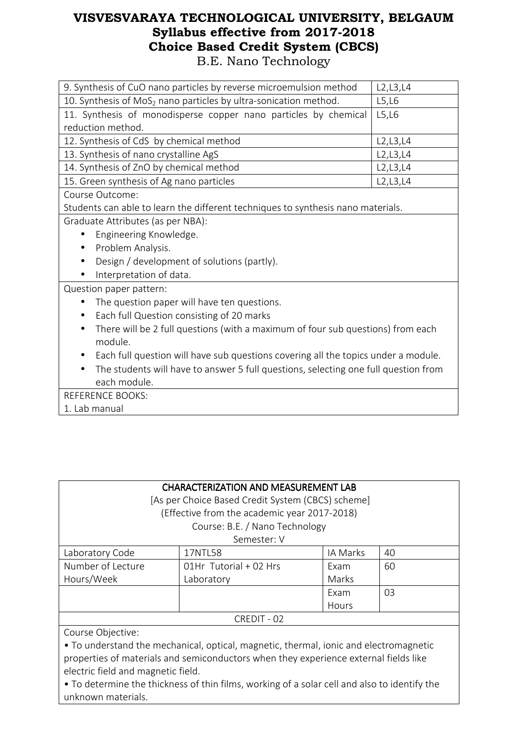# VISVESVARAYA TECHNOLOGICAL UNIVERSITY, BELGAUM
## Syllabus effective from 2017-2018
## Choice Based Credit System (CBCS)
B.E. Nano Technology

| | |
|---|---|
| 9. Synthesis of CuO nano particles by reverse microemulsion method | L2,L3,L4 |
| 10. Synthesis of $MoS_2$ nano particles by ultra-sonication method. | L5,L6 |
| 11. Synthesis of monodisperse copper nano particles by chemical reduction method. | L5,L6 |
| 12. Synthesis of CdS by chemical method | L2,L3,L4 |
| 13. Synthesis of nano crystalline AgS | L2,L3,L4 |
| 14. Synthesis of ZnO by chemical method | L2,L3,L4 |
| 15. Green synthesis of Ag nano particles | L2,L3,L4 |

Course Outcome:

Students can able to learn the different techniques to synthesis nano materials.

Graduate Attributes (as per NBA):

- Engineering Knowledge.
- Problem Analysis.
- Design / development of solutions (partly).
- Interpretation of data.

Question paper pattern:

- The question paper will have ten questions.
- Each full Question consisting of 20 marks
- There will be 2 full questions (with a maximum of four sub questions) from each module.
- Each full question will have sub questions covering all the topics under a module.
- The students will have to answer 5 full questions, selecting one full question from each module.

REFERENCE BOOKS:

1. Lab manual

## CHARACTERIZATION AND MEASUREMENT LAB

[As per Choice Based Credit System (CBCS) scheme]
(Effective from the academic year 2017-2018)
Course: B.E. / Nano Technology
Semester: V

| | | | |
|---|---|---|---|
| Laboratory Code | 17NTL58 | IA Marks | 40 |
| Number of Lecture Hours/Week | 01Hr Tutorial + 02 Hrs Laboratory | Exam Marks | 60 |
| | | Exam Hours | 03 |

CREDIT - 02

Course Objective:

• To understand the mechanical, optical, magnetic, thermal, ionic and electromagnetic properties of materials and semiconductors when they experience external fields like electric field and magnetic field.

• To determine the thickness of thin films, working of a solar cell and also to identify the unknown materials.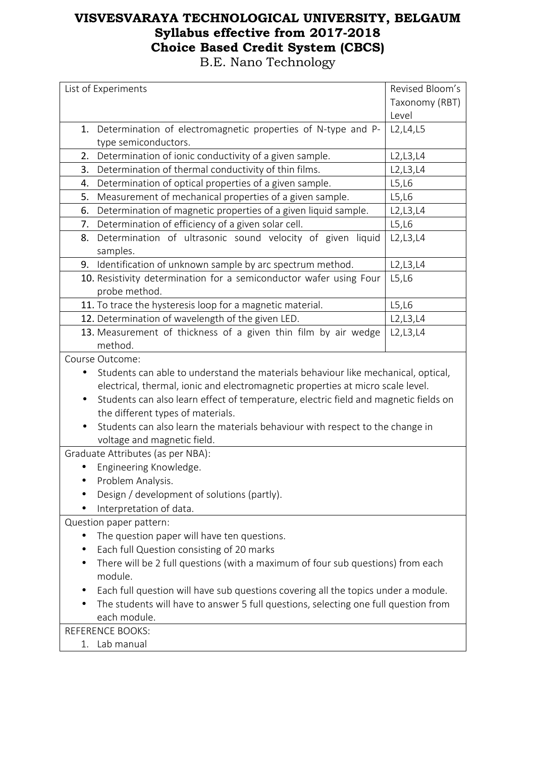# VISVESVARAYA TECHNOLOGICAL UNIVERSITY, BELGAUM
## Syllabus effective from 2017-2018
## Choice Based Credit System (CBCS)
B.E. Nano Technology

| List of Experiments | Revised Bloom's Taxonomy (RBT) Level |
|---|---|
| 1. Determination of electromagnetic properties of N-type and P-type semiconductors. | L2,L4,L5 |
| 2. Determination of ionic conductivity of a given sample. | L2,L3,L4 |
| 3. Determination of thermal conductivity of thin films. | L2,L3,L4 |
| 4. Determination of optical properties of a given sample. | L5,L6 |
| 5. Measurement of mechanical properties of a given sample. | L5,L6 |
| 6. Determination of magnetic properties of a given liquid sample. | L2,L3,L4 |
| 7. Determination of efficiency of a given solar cell. | L5,L6 |
| 8. Determination of ultrasonic sound velocity of given liquid samples. | L2,L3,L4 |
| 9. Identification of unknown sample by arc spectrum method. | L2,L3,L4 |
| 10. Resistivity determination for a semiconductor wafer using Four probe method. | L5,L6 |
| 11. To trace the hysteresis loop for a magnetic material. | L5,L6 |
| 12. Determination of wavelength of the given LED. | L2,L3,L4 |
| 13. Measurement of thickness of a given thin film by air wedge method. | L2,L3,L4 |

Course Outcome:

- Students can able to understand the materials behaviour like mechanical, optical, electrical, thermal, ionic and electromagnetic properties at micro scale level.
- Students can also learn effect of temperature, electric field and magnetic fields on the different types of materials.
- Students can also learn the materials behaviour with respect to the change in voltage and magnetic field.

Graduate Attributes (as per NBA):

- Engineering Knowledge.
- Problem Analysis.
- Design / development of solutions (partly).
- Interpretation of data.

Question paper pattern:

- The question paper will have ten questions.
- Each full Question consisting of 20 marks
- There will be 2 full questions (with a maximum of four sub questions) from each module.
- Each full question will have sub questions covering all the topics under a module.
- The students will have to answer 5 full questions, selecting one full question from each module.

REFERENCE BOOKS:

1. Lab manual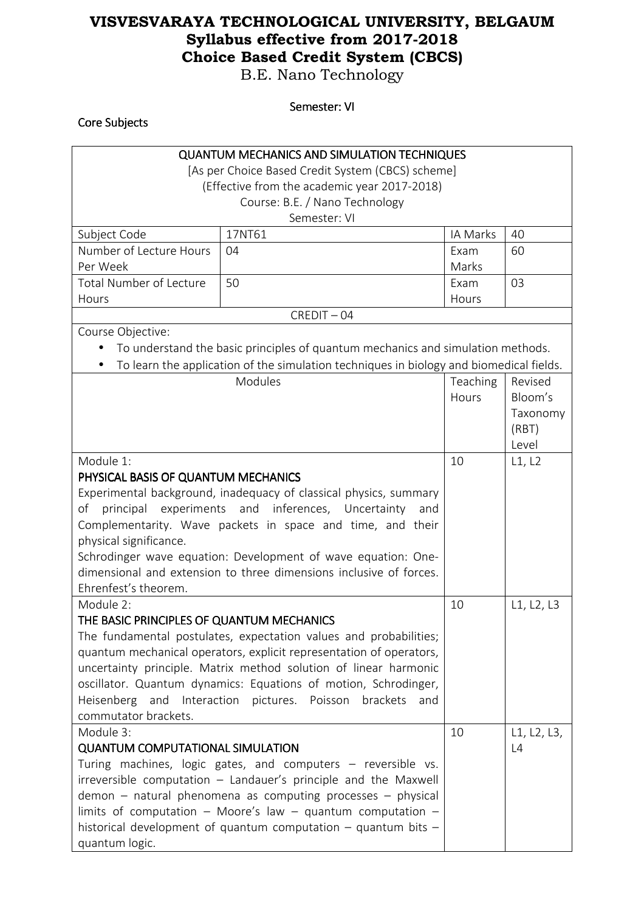# VISVESVARAYA TECHNOLOGICAL UNIVERSITY, BELGAUM
## Syllabus effective from 2017-2018
## Choice Based Credit System (CBCS)
B.E. Nano Technology

Semester: VI

Core Subjects

| QUANTUM MECHANICS AND SIMULATION TECHNIQUES<br>[As per Choice Based Credit System (CBCS) scheme]<br>(Effective from the academic year 2017-2018)<br>Course: B.E. / Nano Technology<br>Semester: VI | | | |
|---|---|---|---|
| Subject Code | 17NT61 | IA Marks | 40 |
| Number of Lecture Hours Per Week | 04 | Exam Marks | 60 |
| Total Number of Lecture Hours | 50 | Exam Hours | 03 |
| CREDIT – 04 | | | |

Course Objective:

- To understand the basic principles of quantum mechanics and simulation methods.
- To learn the application of the simulation techniques in biology and biomedical fields.

| Modules | Teaching Hours | Revised Bloom's Taxonomy (RBT) Level |
|---|---|---|
| Module 1:<br>**PHYSICAL BASIS OF QUANTUM MECHANICS**<br>Experimental background, inadequacy of classical physics, summary of principal experiments and inferences, Uncertainty and Complementarity. Wave packets in space and time, and their physical significance.<br>Schrodinger wave equation: Development of wave equation: One-dimensional and extension to three dimensions inclusive of forces. Ehrenfest's theorem. | 10 | L1, L2 |
| Module 2:<br>**THE BASIC PRINCIPLES OF QUANTUM MECHANICS**<br>The fundamental postulates, expectation values and probabilities; quantum mechanical operators, explicit representation of operators, uncertainty principle. Matrix method solution of linear harmonic oscillator. Quantum dynamics: Equations of motion, Schrodinger, Heisenberg and Interaction pictures. Poisson brackets and commutator brackets. | 10 | L1, L2, L3 |
| Module 3:<br>**QUANTUM COMPUTATIONAL SIMULATION**<br>Turing machines, logic gates, and computers – reversible vs. irreversible computation – Landauer's principle and the Maxwell demon – natural phenomena as computing processes – physical limits of computation – Moore's law – quantum computation – historical development of quantum computation – quantum bits – quantum logic. | 10 | L1, L2, L3, L4 |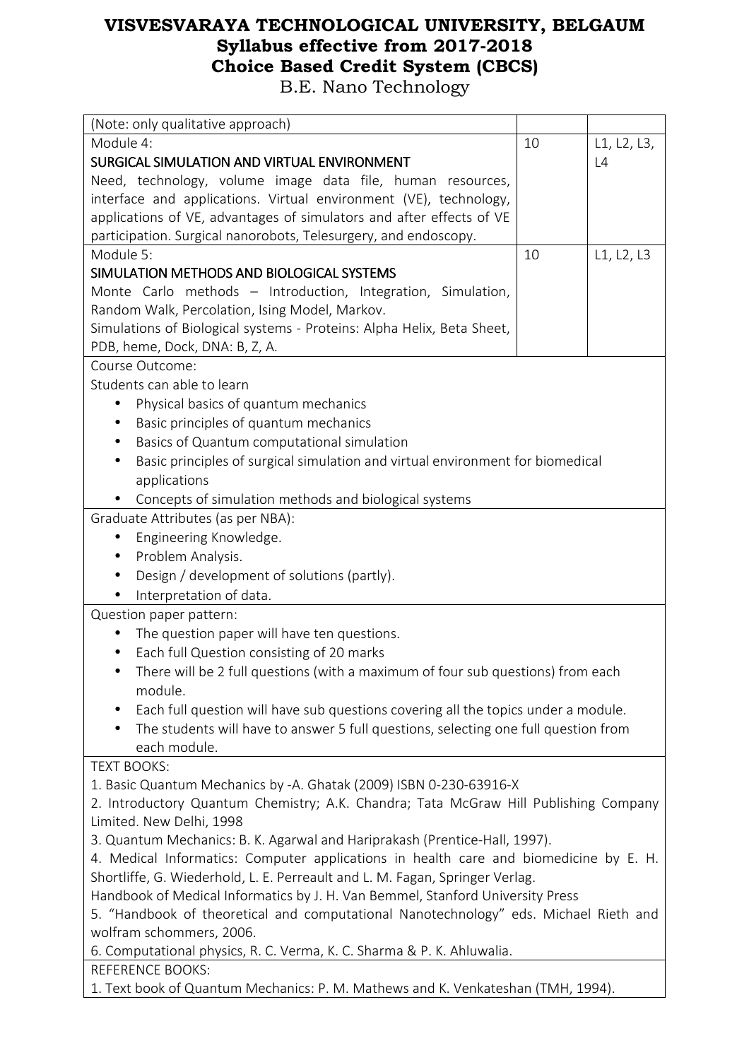# VISVESVARAYA TECHNOLOGICAL UNIVERSITY, BELGAUM
## Syllabus effective from 2017-2018
## Choice Based Credit System (CBCS)
B.E. Nano Technology

| | | |
|---|---|---|
| (Note: only qualitative approach) | | |
| Module 4:<br>SURGICAL SIMULATION AND VIRTUAL ENVIRONMENT<br>Need, technology, volume image data file, human resources, interface and applications. Virtual environment (VE), technology, applications of VE, advantages of simulators and after effects of VE participation. Surgical nanorobots, Telesurgery, and endoscopy. | 10 | L1, L2, L3, L4 |
| Module 5:<br>SIMULATION METHODS AND BIOLOGICAL SYSTEMS<br>Monte Carlo methods – Introduction, Integration, Simulation, Random Walk, Percolation, Ising Model, Markov.<br>Simulations of Biological systems - Proteins: Alpha Helix, Beta Sheet, PDB, heme, Dock, DNA: B, Z, A. | 10 | L1, L2, L3 |

Course Outcome:

Students can able to learn

- Physical basics of quantum mechanics
- Basic principles of quantum mechanics
- Basics of Quantum computational simulation
- Basic principles of surgical simulation and virtual environment for biomedical applications
- Concepts of simulation methods and biological systems

Graduate Attributes (as per NBA):

- Engineering Knowledge.
- Problem Analysis.
- Design / development of solutions (partly).
- Interpretation of data.

Question paper pattern:

- The question paper will have ten questions.
- Each full Question consisting of 20 marks
- There will be 2 full questions (with a maximum of four sub questions) from each module.
- Each full question will have sub questions covering all the topics under a module.
- The students will have to answer 5 full questions, selecting one full question from each module.

TEXT BOOKS:

1. Basic Quantum Mechanics by -A. Ghatak (2009) ISBN 0-230-63916-X
2. Introductory Quantum Chemistry; A.K. Chandra; Tata McGraw Hill Publishing Company Limited. New Delhi, 1998
3. Quantum Mechanics: B. K. Agarwal and Hariprakash (Prentice-Hall, 1997).
4. Medical Informatics: Computer applications in health care and biomedicine by E. H. Shortliffe, G. Wiederhold, L. E. Perreault and L. M. Fagan, Springer Verlag.
   Handbook of Medical Informatics by J. H. Van Bemmel, Stanford University Press
5. "Handbook of theoretical and computational Nanotechnology" eds. Michael Rieth and wolfram schommers, 2006.
6. Computational physics, R. C. Verma, K. C. Sharma & P. K. Ahluwalia.

REFERENCE BOOKS:

1. Text book of Quantum Mechanics: P. M. Mathews and K. Venkateshan (TMH, 1994).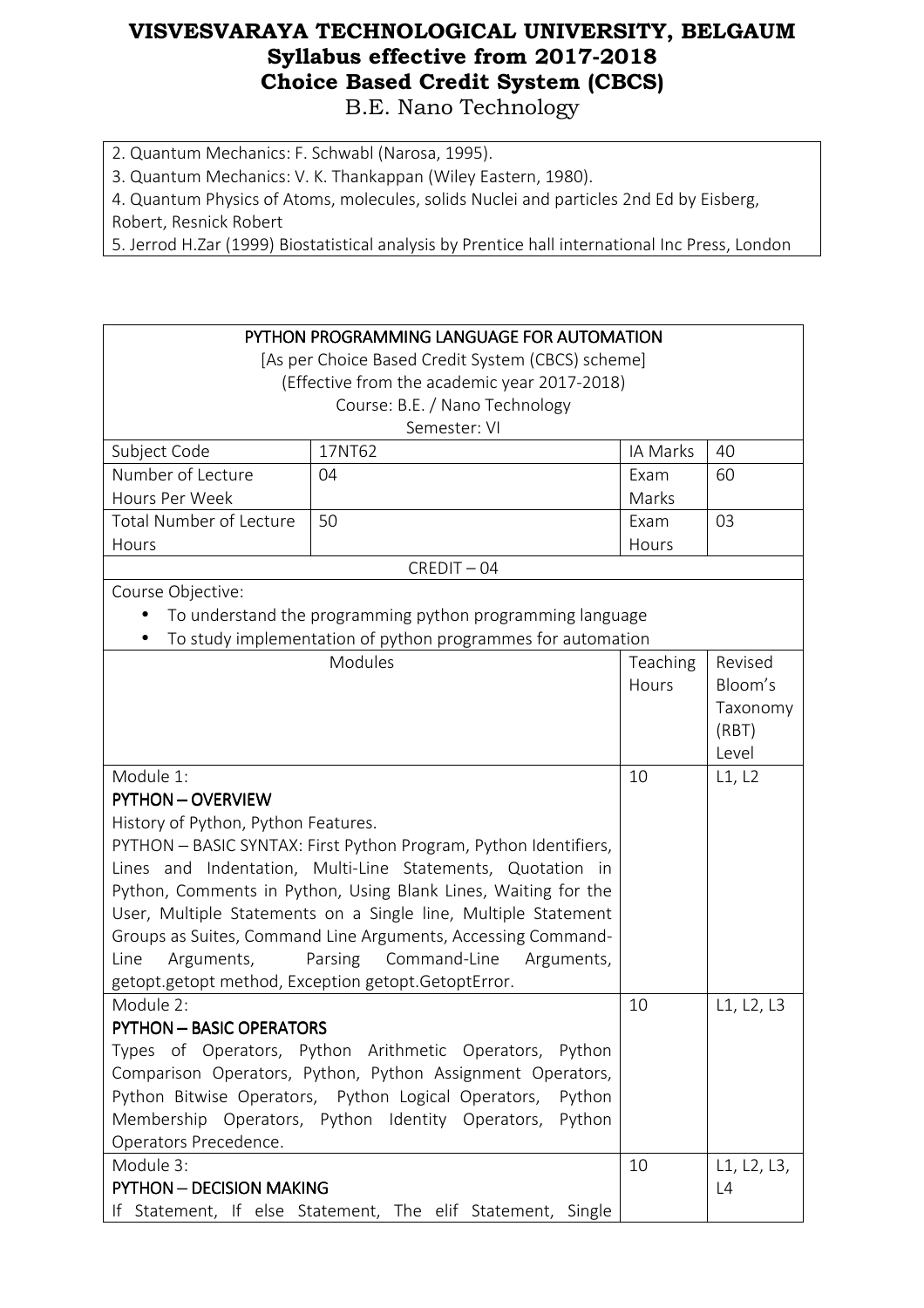2. Quantum Mechanics: F. Schwabl (Narosa, 1995).
3. Quantum Mechanics: V. K. Thankappan (Wiley Eastern, 1980).
4. Quantum Physics of Atoms, molecules, solids Nuclei and particles 2nd Ed by Eisberg, Robert, Resnick Robert
5. Jerrod H.Zar (1999) Biostatistical analysis by Prentice hall international Inc Press, London

| PYTHON PROGRAMMING LANGUAGE FOR AUTOMATION<br>[As per Choice Based Credit System (CBCS) scheme]<br>(Effective from the academic year 2017-2018)<br>Course: B.E. / Nano Technology<br>Semester: VI | | | |
|---|---|---|---|
| Subject Code | 17NT62 | IA Marks | 40 |
| Number of Lecture Hours Per Week | 04 | Exam Marks | 60 |
| Total Number of Lecture Hours | 50 | Exam Hours | 03 |
| CREDIT – 04 | | | |
| Course Objective:<br>• To understand the programming python programming language<br>• To study implementation of python programmes for automation | | | |
| Modules | | Teaching Hours | Revised Bloom's Taxonomy (RBT) Level |
| Module 1:<br>**PYTHON – OVERVIEW**<br>History of Python, Python Features.<br>PYTHON – BASIC SYNTAX: First Python Program, Python Identifiers, Lines and Indentation, Multi-Line Statements, Quotation in Python, Comments in Python, Using Blank Lines, Waiting for the User, Multiple Statements on a Single line, Multiple Statement Groups as Suites, Command Line Arguments, Accessing Command-Line Arguments, Parsing Command-Line Arguments, getopt.getopt method, Exception getopt.GetoptError. | | 10 | L1, L2 |
| Module 2:<br>**PYTHON – BASIC OPERATORS**<br>Types of Operators, Python Arithmetic Operators, Python Comparison Operators, Python, Python Assignment Operators, Python Bitwise Operators, Python Logical Operators, Python Membership Operators, Python Identity Operators, Python Operators Precedence. | | 10 | L1, L2, L3 |
| Module 3:<br>**PYTHON – DECISION MAKING**<br>If Statement, If else Statement, The elif Statement, Single | | 10 | L1, L2, L3, L4 |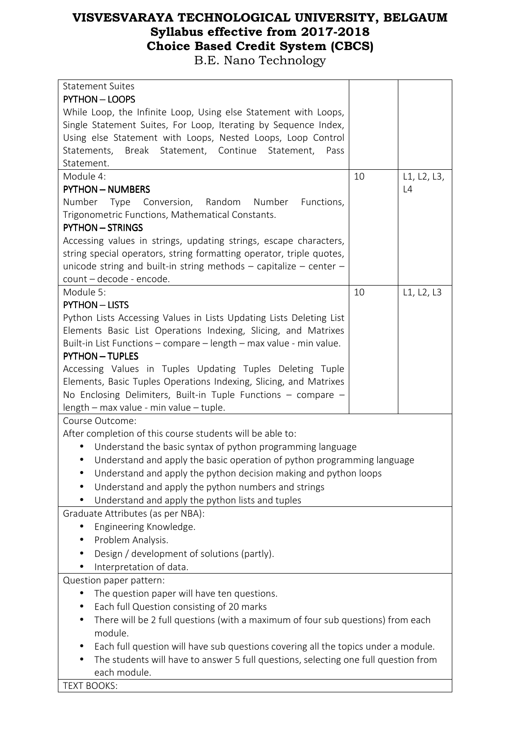# VISVESVARAYA TECHNOLOGICAL UNIVERSITY, BELGAUM
## Syllabus effective from 2017-2018
## Choice Based Credit System (CBCS)
B.E. Nano Technology

| | | |
|---|---|---|
| Statement Suites<br>**PYTHON – LOOPS**<br>While Loop, the Infinite Loop, Using else Statement with Loops, Single Statement Suites, For Loop, Iterating by Sequence Index, Using else Statement with Loops, Nested Loops, Loop Control Statements, Break Statement, Continue Statement, Pass Statement. | | |
| Module 4:<br>**PYTHON – NUMBERS**<br>Number Type Conversion, Random Number Functions, Trigonometric Functions, Mathematical Constants.<br>**PYTHON – STRINGS**<br>Accessing values in strings, updating strings, escape characters, string special operators, string formatting operator, triple quotes, unicode string and built-in string methods – capitalize – center – count – decode - encode. | 10 | L1, L2, L3, L4 |
| Module 5:<br>**PYTHON – LISTS**<br>Python Lists Accessing Values in Lists Updating Lists Deleting List Elements Basic List Operations Indexing, Slicing, and Matrixes Built-in List Functions – compare – length – max value - min value.<br>**PYTHON – TUPLES**<br>Accessing Values in Tuples Updating Tuples Deleting Tuple Elements, Basic Tuples Operations Indexing, Slicing, and Matrixes No Enclosing Delimiters, Built-in Tuple Functions – compare – length – max value - min value – tuple. | 10 | L1, L2, L3 |

Course Outcome:

After completion of this course students will be able to:

- Understand the basic syntax of python programming language
- Understand and apply the basic operation of python programming language
- Understand and apply the python decision making and python loops
- Understand and apply the python numbers and strings
- Understand and apply the python lists and tuples

Graduate Attributes (as per NBA):

- Engineering Knowledge.
- Problem Analysis.
- Design / development of solutions (partly).
- Interpretation of data.

Question paper pattern:

- The question paper will have ten questions.
- Each full Question consisting of 20 marks
- There will be 2 full questions (with a maximum of four sub questions) from each module.
- Each full question will have sub questions covering all the topics under a module.
- The students will have to answer 5 full questions, selecting one full question from each module.

TEXT BOOKS: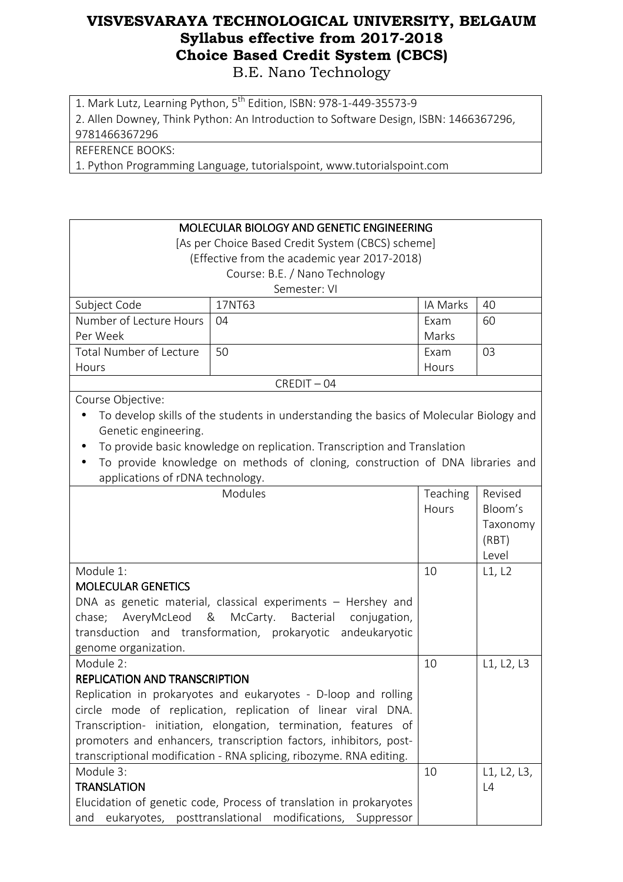| 1. Mark Lutz, Learning Python, 5th Edition, ISBN: 978-1-449-35573-9 |
|---|
| 2. Allen Downey, Think Python: An Introduction to Software Design, ISBN: 1466367296, 9781466367296 |
| REFERENCE BOOKS: |
| 1. Python Programming Language, tutorialspoint, www.tutorialspoint.com |

| MOLECULAR BIOLOGY AND GENETIC ENGINEERING<br>[As per Choice Based Credit System (CBCS) scheme]<br>(Effective from the academic year 2017-2018)<br>Course: B.E. / Nano Technology<br>Semester: VI | | | |
|---|---|---|---|
| Subject Code | 17NT63 | IA Marks | 40 |
| Number of Lecture Hours Per Week | 04 | Exam Marks | 60 |
| Total Number of Lecture Hours | 50 | Exam Hours | 03 |
| CREDIT – 04 | | | |

Course Objective:

- To develop skills of the students in understanding the basics of Molecular Biology and Genetic engineering.
- To provide basic knowledge on replication. Transcription and Translation
- To provide knowledge on methods of cloning, construction of DNA libraries and applications of rDNA technology.

| Modules | Teaching Hours | Revised Bloom's Taxonomy (RBT) Level |
|---|---|---|
| Module 1:<br>**MOLECULAR GENETICS**<br>DNA as genetic material, classical experiments – Hershey and chase; AveryMcLeod & McCarty. Bacterial conjugation, transduction and transformation, prokaryotic andeukaryotic genome organization. | 10 | L1, L2 |
| Module 2:<br>**REPLICATION AND TRANSCRIPTION**<br>Replication in prokaryotes and eukaryotes - D-loop and rolling circle mode of replication, replication of linear viral DNA. Transcription- initiation, elongation, termination, features of promoters and enhancers, transcription factors, inhibitors, post-transcriptional modification - RNA splicing, ribozyme. RNA editing. | 10 | L1, L2, L3 |
| Module 3:<br>**TRANSLATION**<br>Elucidation of genetic code, Process of translation in prokaryotes and eukaryotes, posttranslational modifications, Suppressor | 10 | L1, L2, L3, L4 |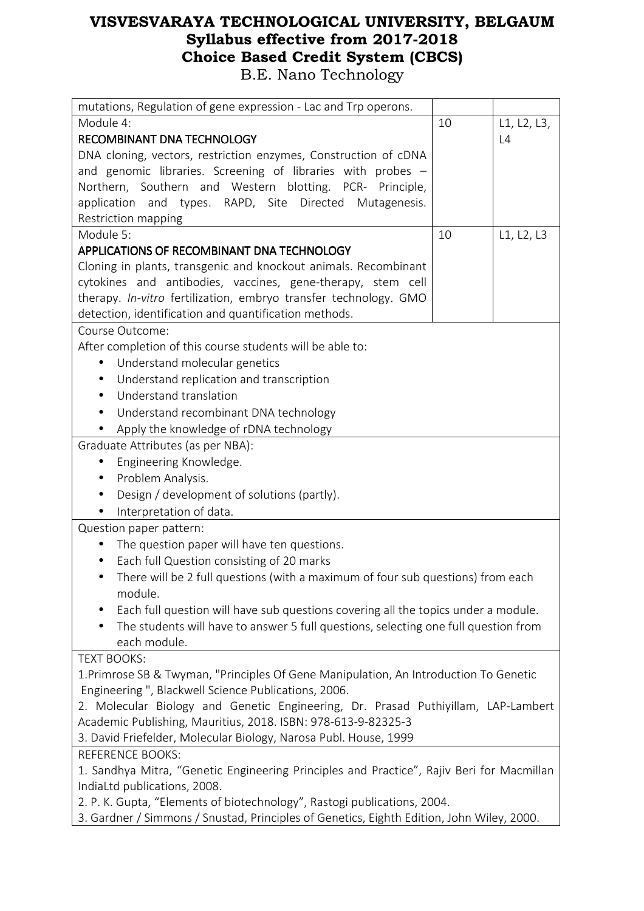# VISVESVARAYA TECHNOLOGICAL UNIVERSITY, BELGAUM
## Syllabus effective from 2017-2018
## Choice Based Credit System (CBCS)
B.E. Nano Technology

| | | |
|---|---|---|
| mutations, Regulation of gene expression - Lac and Trp operons. | | |
| Module 4:<br>RECOMBINANT DNA TECHNOLOGY<br>DNA cloning, vectors, restriction enzymes, Construction of cDNA and genomic libraries. Screening of libraries with probes – Northern, Southern and Western blotting. PCR- Principle, application and types. RAPD, Site Directed Mutagenesis. Restriction mapping | 10 | L1, L2, L3, L4 |
| Module 5:<br>APPLICATIONS OF RECOMBINANT DNA TECHNOLOGY<br>Cloning in plants, transgenic and knockout animals. Recombinant cytokines and antibodies, vaccines, gene-therapy, stem cell therapy. *In-vitro* fertilization, embryo transfer technology. GMO detection, identification and quantification methods. | 10 | L1, L2, L3 |

Course Outcome:

After completion of this course students will be able to:

- Understand molecular genetics
- Understand replication and transcription
- Understand translation
- Understand recombinant DNA technology
- Apply the knowledge of rDNA technology

Graduate Attributes (as per NBA):

- Engineering Knowledge.
- Problem Analysis.
- Design / development of solutions (partly).
- Interpretation of data.

Question paper pattern:

- The question paper will have ten questions.
- Each full Question consisting of 20 marks
- There will be 2 full questions (with a maximum of four sub questions) from each module.
- Each full question will have sub questions covering all the topics under a module.
- The students will have to answer 5 full questions, selecting one full question from each module.

TEXT BOOKS:

1.Primrose SB & Twyman, "Principles Of Gene Manipulation, An Introduction To Genetic Engineering ", Blackwell Science Publications, 2006.

2. Molecular Biology and Genetic Engineering, Dr. Prasad Puthiyillam, LAP-Lambert Academic Publishing, Mauritius, 2018. ISBN: 978-613-9-82325-3

3. David Friefelder, Molecular Biology, Narosa Publ. House, 1999

REFERENCE BOOKS:

1. Sandhya Mitra, "Genetic Engineering Principles and Practice", Rajiv Beri for Macmillan IndiaLtd publications, 2008.

2. P. K. Gupta, "Elements of biotechnology", Rastogi publications, 2004.

3. Gardner / Simmons / Snustad, Principles of Genetics, Eighth Edition, John Wiley, 2000.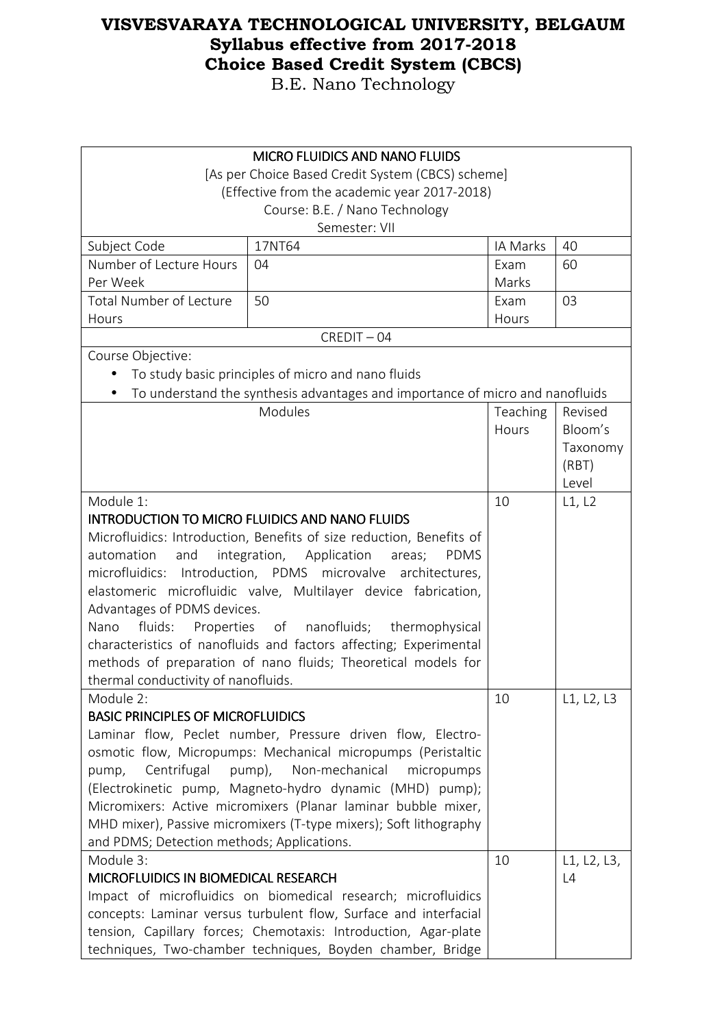**VISVESVARAYA TECHNOLOGICAL UNIVERSITY, BELGAUM**
**Syllabus effective from 2017-2018**
**Choice Based Credit System (CBCS)**
B.E. Nano Technology

| MICRO FLUIDICS AND NANO FLUIDS<br>[As per Choice Based Credit System (CBCS) scheme]<br>(Effective from the academic year 2017-2018)<br>Course: B.E. / Nano Technology<br>Semester: VII | | | |
|---|---|---|---|
| Subject Code | 17NT64 | IA Marks | 40 |
| Number of Lecture Hours Per Week | 04 | Exam Marks | 60 |
| Total Number of Lecture Hours | 50 | Exam Hours | 03 |
| CREDIT – 04 | | | |

Course Objective:

- To study basic principles of micro and nano fluids
- To understand the synthesis advantages and importance of micro and nanofluids

| Modules | Teaching Hours | Revised Bloom's Taxonomy (RBT) Level |
|---|---|---|
| Module 1:<br>INTRODUCTION TO MICRO FLUIDICS AND NANO FLUIDS<br>Microfluidics: Introduction, Benefits of size reduction, Benefits of automation and integration, Application areas; PDMS microfluidics: Introduction, PDMS microvalve architectures, elastomeric microfluidic valve, Multilayer device fabrication, Advantages of PDMS devices.<br>Nano fluids: Properties of nanofluids; thermophysical characteristics of nanofluids and factors affecting; Experimental methods of preparation of nano fluids; Theoretical models for thermal conductivity of nanofluids. | 10 | L1, L2 |
| Module 2:<br>BASIC PRINCIPLES OF MICROFLUIDICS<br>Laminar flow, Peclet number, Pressure driven flow, Electro-osmotic flow, Micropumps: Mechanical micropumps (Peristaltic pump, Centrifugal pump), Non-mechanical micropumps (Electrokinetic pump, Magneto-hydro dynamic (MHD) pump); Micromixers: Active micromixers (Planar laminar bubble mixer, MHD mixer), Passive micromixers (T-type mixers); Soft lithography and PDMS; Detection methods; Applications. | 10 | L1, L2, L3 |
| Module 3:<br>MICROFLUIDICS IN BIOMEDICAL RESEARCH<br>Impact of microfluidics on biomedical research; microfluidics concepts: Laminar versus turbulent flow, Surface and interfacial tension, Capillary forces; Chemotaxis: Introduction, Agar-plate techniques, Two-chamber techniques, Boyden chamber, Bridge | 10 | L1, L2, L3, L4 |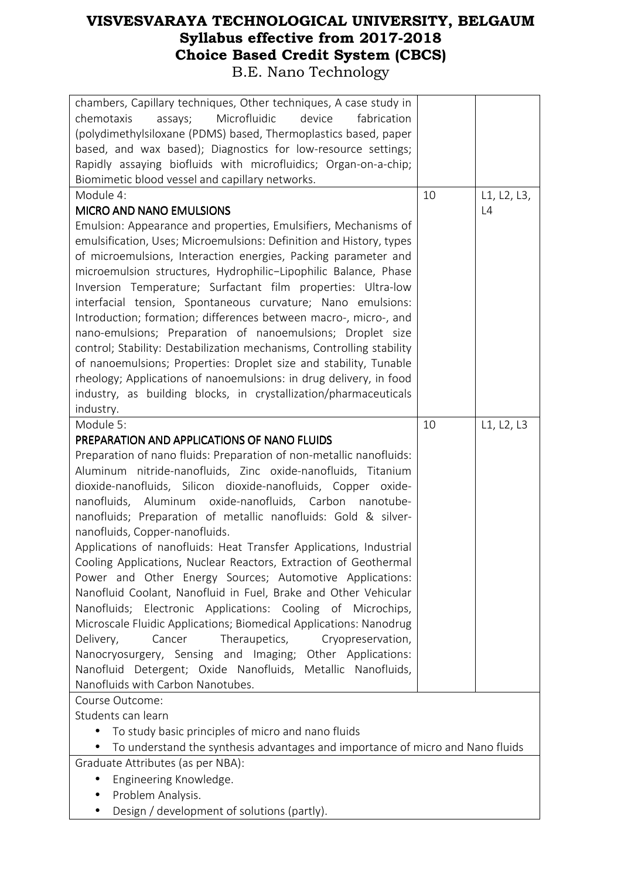| | | |
|---|---|---|
| chambers, Capillary techniques, Other techniques, A case study in chemotaxis assays; Microfluidic device fabrication (polydimethylsiloxane (PDMS) based, Thermoplastics based, paper based, and wax based); Diagnostics for low-resource settings; Rapidly assaying biofluids with microfluidics; Organ-on-a-chip; Biomimetic blood vessel and capillary networks. | | |
| Module 4:<br>**MICRO AND NANO EMULSIONS**<br>Emulsion: Appearance and properties, Emulsifiers, Mechanisms of emulsification, Uses; Microemulsions: Definition and History, types of microemulsions, Interaction energies, Packing parameter and microemulsion structures, Hydrophilic–Lipophilic Balance, Phase Inversion Temperature; Surfactant film properties: Ultra-low interfacial tension, Spontaneous curvature; Nano emulsions: Introduction; formation; differences between macro-, micro-, and nano-emulsions; Preparation of nanoemulsions; Droplet size control; Stability: Destabilization mechanisms, Controlling stability of nanoemulsions; Properties: Droplet size and stability, Tunable rheology; Applications of nanoemulsions: in drug delivery, in food industry, as building blocks, in crystallization/pharmaceuticals industry. | 10 | L1, L2, L3, L4 |
| Module 5:<br>**PREPARATION AND APPLICATIONS OF NANO FLUIDS**<br>Preparation of nano fluids: Preparation of non-metallic nanofluids: Aluminum nitride-nanofluids, Zinc oxide-nanofluids, Titanium dioxide-nanofluids, Silicon dioxide-nanofluids, Copper oxide-nanofluids, Aluminum oxide-nanofluids, Carbon nanotube-nanofluids; Preparation of metallic nanofluids: Gold & silver-nanofluids, Copper-nanofluids.<br>Applications of nanofluids: Heat Transfer Applications, Industrial Cooling Applications, Nuclear Reactors, Extraction of Geothermal Power and Other Energy Sources; Automotive Applications: Nanofluid Coolant, Nanofluid in Fuel, Brake and Other Vehicular Nanofluids; Electronic Applications: Cooling of Microchips, Microscale Fluidic Applications; Biomedical Applications: Nanodrug Delivery, Cancer Theraupetics, Cryopreservation, Nanocryosurgery, Sensing and Imaging; Other Applications: Nanofluid Detergent; Oxide Nanofluids, Metallic Nanofluids, Nanofluids with Carbon Nanotubes. | 10 | L1, L2, L3 |

Course Outcome:

Students can learn

- To study basic principles of micro and nano fluids
- To understand the synthesis advantages and importance of micro and Nano fluids

Graduate Attributes (as per NBA):

- Engineering Knowledge.
- Problem Analysis.
- Design / development of solutions (partly).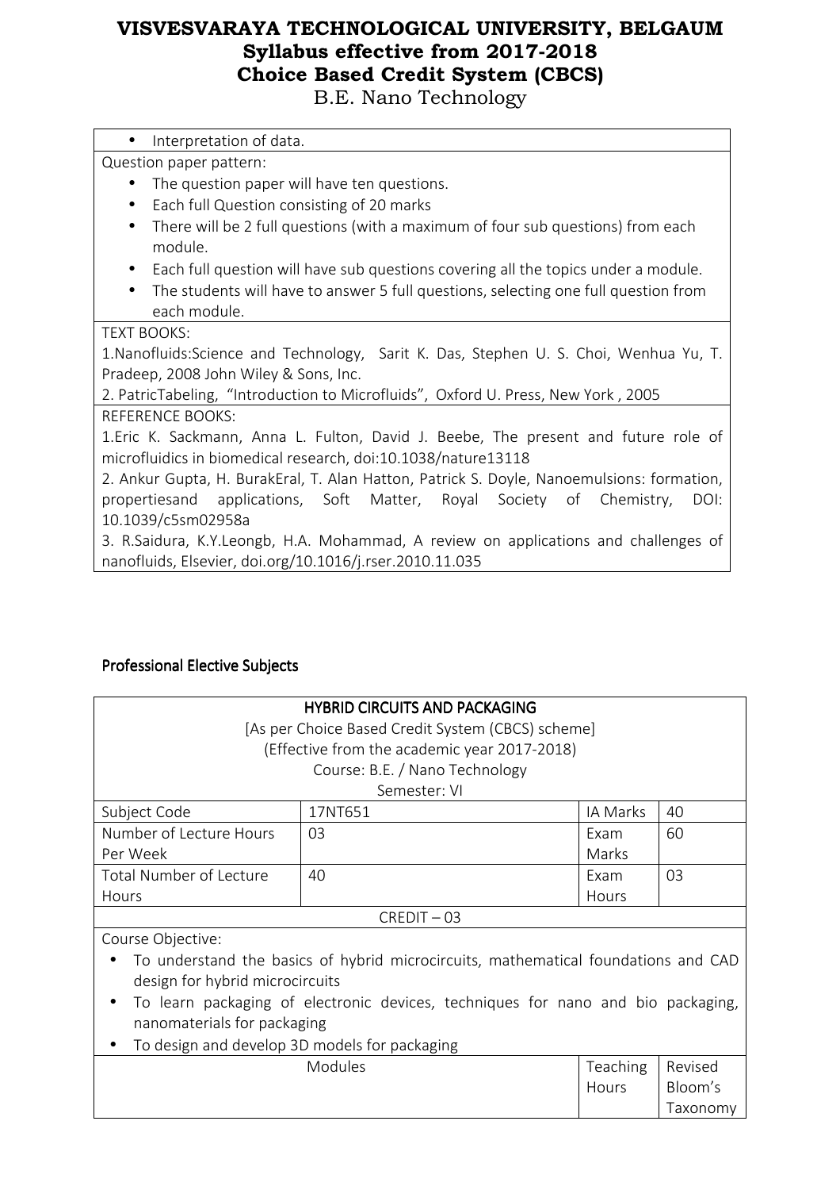- Interpretation of data.

Question paper pattern:

- The question paper will have ten questions.
- Each full Question consisting of 20 marks
- There will be 2 full questions (with a maximum of four sub questions) from each module.
- Each full question will have sub questions covering all the topics under a module.
- The students will have to answer 5 full questions, selecting one full question from each module.

TEXT BOOKS:

1.Nanofluids:Science and Technology, Sarit K. Das, Stephen U. S. Choi, Wenhua Yu, T. Pradeep, 2008 John Wiley & Sons, Inc.

2. PatricTabeling, "Introduction to Microfluids", Oxford U. Press, New York , 2005

REFERENCE BOOKS:

1.Eric K. Sackmann, Anna L. Fulton, David J. Beebe, The present and future role of microfluidics in biomedical research, doi:10.1038/nature13118

2. Ankur Gupta, H. BurakEral, T. Alan Hatton, Patrick S. Doyle, Nanoemulsions: formation, propertiesand applications, Soft Matter, Royal Society of Chemistry, DOI: 10.1039/c5sm02958a

3. R.Saidura, K.Y.Leongb, H.A. Mohammad, A review on applications and challenges of nanofluids, Elsevier, doi.org/10.1016/j.rser.2010.11.035

## Professional Elective Subjects

### HYBRID CIRCUITS AND PACKAGING

[As per Choice Based Credit System (CBCS) scheme]
(Effective from the academic year 2017-2018)
Course: B.E. / Nano Technology
Semester: VI

| Subject Code | 17NT651 | IA Marks | 40 |
|---|---|---|---|
| Number of Lecture Hours Per Week | 03 | Exam Marks | 60 |
| Total Number of Lecture Hours | 40 | Exam Hours | 03 |

CREDIT – 03

Course Objective:

- To understand the basics of hybrid microcircuits, mathematical foundations and CAD design for hybrid microcircuits
- To learn packaging of electronic devices, techniques for nano and bio packaging, nanomaterials for packaging
- To design and develop 3D models for packaging

| Modules | Teaching Hours | Revised Bloom's Taxonomy |
|---|---|---|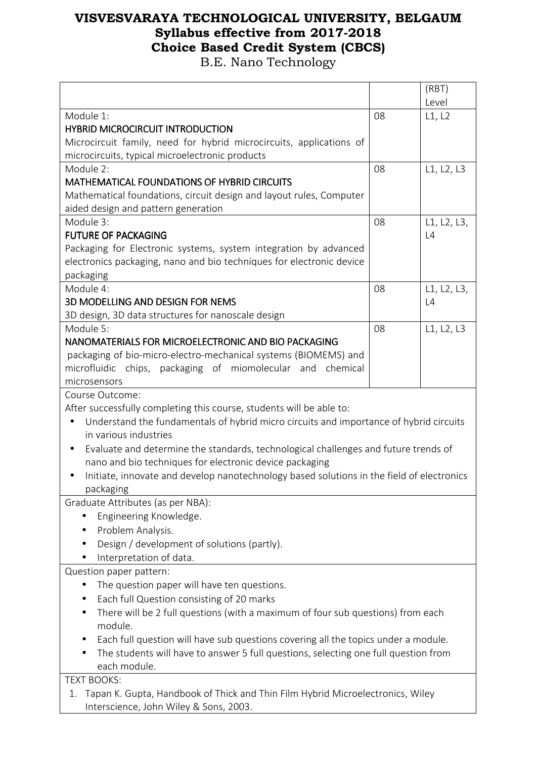# VISVESVARAYA TECHNOLOGICAL UNIVERSITY, BELGAUM
## Syllabus effective from 2017-2018
## Choice Based Credit System (CBCS)
B.E. Nano Technology

| | | (RBT) Level |
|---|---|---|
| Module 1:<br>HYBRID MICROCIRCUIT INTRODUCTION<br>Microcircuit family, need for hybrid microcircuits, applications of microcircuits, typical microelectronic products | 08 | L1, L2 |
| Module 2:<br>MATHEMATICAL FOUNDATIONS OF HYBRID CIRCUITS<br>Mathematical foundations, circuit design and layout rules, Computer aided design and pattern generation | 08 | L1, L2, L3 |
| Module 3:<br>FUTURE OF PACKAGING<br>Packaging for Electronic systems, system integration by advanced electronics packaging, nano and bio techniques for electronic device packaging | 08 | L1, L2, L3, L4 |
| Module 4:<br>3D MODELLING AND DESIGN FOR NEMS<br>3D design, 3D data structures for nanoscale design | 08 | L1, L2, L3, L4 |
| Module 5:<br>NANOMATERIALS FOR MICROELECTRONIC AND BIO PACKAGING<br>packaging of bio-micro-electro-mechanical systems (BIOMEMS) and microfluidic chips, packaging of miomolecular and chemical microsensors | 08 | L1, L2, L3 |

Course Outcome:

After successfully completing this course, students will be able to:

- Understand the fundamentals of hybrid micro circuits and importance of hybrid circuits in various industries
- Evaluate and determine the standards, technological challenges and future trends of nano and bio techniques for electronic device packaging
- Initiate, innovate and develop nanotechnology based solutions in the field of electronics packaging

Graduate Attributes (as per NBA):

- Engineering Knowledge.
- Problem Analysis.
- Design / development of solutions (partly).
- Interpretation of data.

Question paper pattern:

- The question paper will have ten questions.
- Each full Question consisting of 20 marks
- There will be 2 full questions (with a maximum of four sub questions) from each module.
- Each full question will have sub questions covering all the topics under a module.
- The students will have to answer 5 full questions, selecting one full question from each module.

TEXT BOOKS:

1. Tapan K. Gupta, Handbook of Thick and Thin Film Hybrid Microelectronics, Wiley Interscience, John Wiley & Sons, 2003.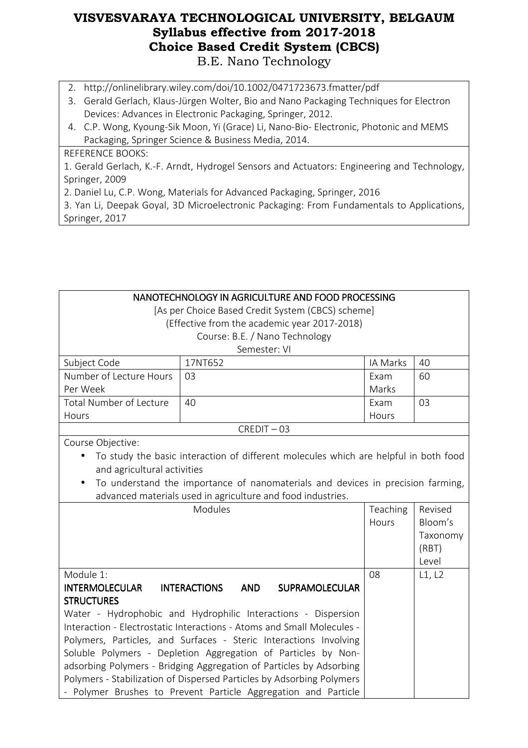2. http://onlinelibrary.wiley.com/doi/10.1002/0471723673.fmatter/pdf
3. Gerald Gerlach, Klaus-Jürgen Wolter, Bio and Nano Packaging Techniques for Electron Devices: Advances in Electronic Packaging, Springer, 2012.
4. C.P. Wong, Kyoung-Sik Moon, Yi (Grace) Li, Nano-Bio- Electronic, Photonic and MEMS Packaging, Springer Science & Business Media, 2014.

REFERENCE BOOKS:

1. Gerald Gerlach, K.-F. Arndt, Hydrogel Sensors and Actuators: Engineering and Technology, Springer, 2009
2. Daniel Lu, C.P. Wong, Materials for Advanced Packaging, Springer, 2016
3. Yan Li, Deepak Goyal, 3D Microelectronic Packaging: From Fundamentals to Applications, Springer, 2017

## NANOTECHNOLOGY IN AGRICULTURE AND FOOD PROCESSING

[As per Choice Based Credit System (CBCS) scheme]
(Effective from the academic year 2017-2018)
Course: B.E. / Nano Technology
Semester: VI

| Subject Code | 17NT652 | IA Marks | 40 |
|---|---|---|---|
| Number of Lecture Hours Per Week | 03 | Exam Marks | 60 |
| Total Number of Lecture Hours | 40 | Exam Hours | 03 |

CREDIT – 03

Course Objective:

- To study the basic interaction of different molecules which are helpful in both food and agricultural activities
- To understand the importance of nanomaterials and devices in precision farming, advanced materials used in agriculture and food industries.

| Modules | Teaching Hours | Revised Bloom's Taxonomy (RBT) Level |
|---|---|---|
| Module 1:<br>**INTERMOLECULAR INTERACTIONS AND SUPRAMOLECULAR STRUCTURES**<br>Water - Hydrophobic and Hydrophilic Interactions - Dispersion Interaction - Electrostatic Interactions - Atoms and Small Molecules - Polymers, Particles, and Surfaces - Steric Interactions Involving Soluble Polymers - Depletion Aggregation of Particles by Non-adsorbing Polymers - Bridging Aggregation of Particles by Adsorbing Polymers - Stabilization of Dispersed Particles by Adsorbing Polymers - Polymer Brushes to Prevent Particle Aggregation and Particle | 08 | L1, L2 |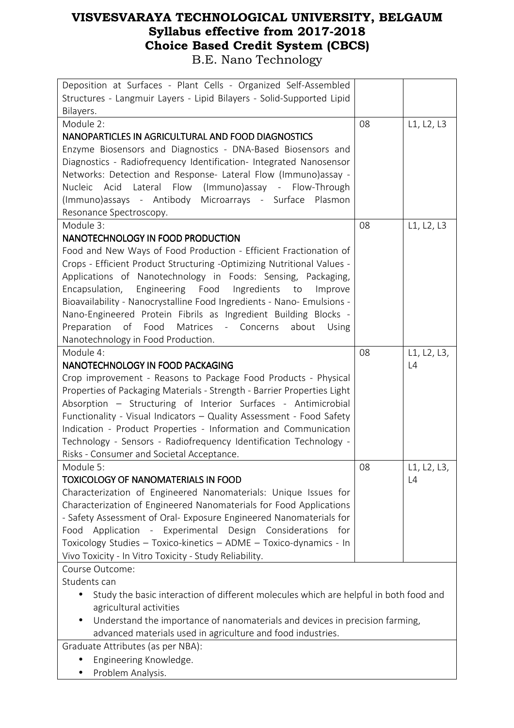# VISVESVARAYA TECHNOLOGICAL UNIVERSITY, BELGAUM
## Syllabus effective from 2017-2018
## Choice Based Credit System (CBCS)
B.E. Nano Technology

| | | |
|---|---|---|
| Deposition at Surfaces - Plant Cells - Organized Self-Assembled Structures - Langmuir Layers - Lipid Bilayers - Solid-Supported Lipid Bilayers. | | |
| Module 2:<br>**NANOPARTICLES IN AGRICULTURAL AND FOOD DIAGNOSTICS**<br>Enzyme Biosensors and Diagnostics - DNA-Based Biosensors and Diagnostics - Radiofrequency Identification- Integrated Nanosensor Networks: Detection and Response- Lateral Flow (Immuno)assay - Nucleic Acid Lateral Flow (Immuno)assay - Flow-Through (Immuno)assays - Antibody Microarrays - Surface Plasmon Resonance Spectroscopy. | 08 | L1, L2, L3 |
| Module 3:<br>**NANOTECHNOLOGY IN FOOD PRODUCTION**<br>Food and New Ways of Food Production - Efficient Fractionation of Crops - Efficient Product Structuring -Optimizing Nutritional Values - Applications of Nanotechnology in Foods: Sensing, Packaging, Encapsulation, Engineering Food Ingredients to Improve Bioavailability - Nanocrystalline Food Ingredients - Nano- Emulsions - Nano-Engineered Protein Fibrils as Ingredient Building Blocks - Preparation of Food Matrices - Concerns about Using Nanotechnology in Food Production. | 08 | L1, L2, L3 |
| Module 4:<br>**NANOTECHNOLOGY IN FOOD PACKAGING**<br>Crop improvement - Reasons to Package Food Products - Physical Properties of Packaging Materials - Strength - Barrier Properties Light Absorption – Structuring of Interior Surfaces - Antimicrobial Functionality - Visual Indicators – Quality Assessment - Food Safety Indication - Product Properties - Information and Communication Technology - Sensors - Radiofrequency Identification Technology - Risks - Consumer and Societal Acceptance. | 08 | L1, L2, L3, L4 |
| Module 5:<br>**TOXICOLOGY OF NANOMATERIALS IN FOOD**<br>Characterization of Engineered Nanomaterials: Unique Issues for Characterization of Engineered Nanomaterials for Food Applications - Safety Assessment of Oral- Exposure Engineered Nanomaterials for Food Application - Experimental Design Considerations for Toxicology Studies – Toxico-kinetics – ADME – Toxico-dynamics - In Vivo Toxicity - In Vitro Toxicity - Study Reliability. | 08 | L1, L2, L3, L4 |

Course Outcome:

Students can

- Study the basic interaction of different molecules which are helpful in both food and agricultural activities
- Understand the importance of nanomaterials and devices in precision farming, advanced materials used in agriculture and food industries.

Graduate Attributes (as per NBA):

- Engineering Knowledge.
- Problem Analysis.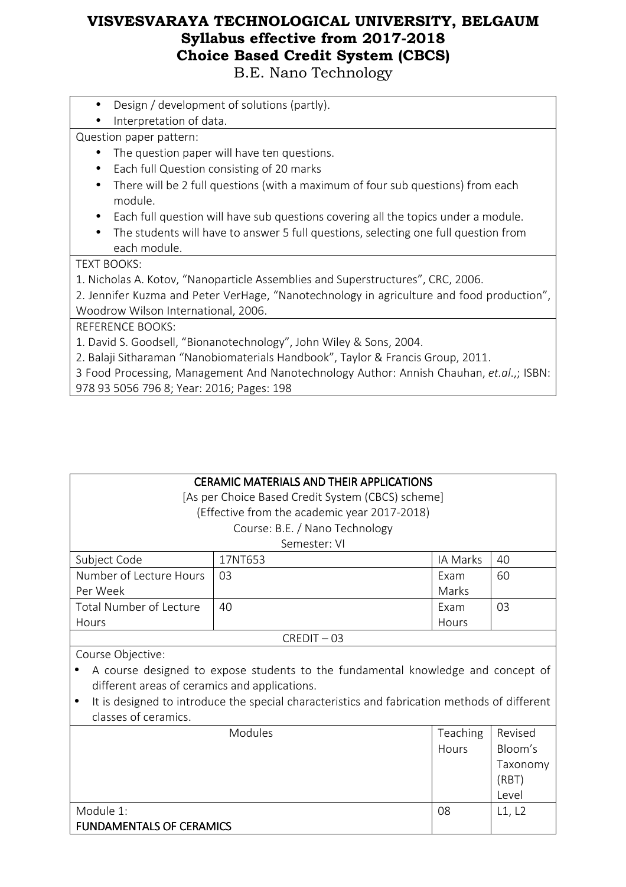- Design / development of solutions (partly).
- Interpretation of data.

Question paper pattern:

- The question paper will have ten questions.
- Each full Question consisting of 20 marks
- There will be 2 full questions (with a maximum of four sub questions) from each module.
- Each full question will have sub questions covering all the topics under a module.
- The students will have to answer 5 full questions, selecting one full question from each module.

TEXT BOOKS:

1. Nicholas A. Kotov, "Nanoparticle Assemblies and Superstructures", CRC, 2006.
2. Jennifer Kuzma and Peter VerHage, "Nanotechnology in agriculture and food production", Woodrow Wilson International, 2006.

REFERENCE BOOKS:

1. David S. Goodsell, "Bionanotechnology", John Wiley & Sons, 2004.
2. Balaji Sitharaman "Nanobiomaterials Handbook", Taylor & Francis Group, 2011.
3 Food Processing, Management And Nanotechnology Author: Annish Chauhan, *et.al.*,; ISBN: 978 93 5056 796 8; Year: 2016; Pages: 198

## CERAMIC MATERIALS AND THEIR APPLICATIONS

[As per Choice Based Credit System (CBCS) scheme]
(Effective from the academic year 2017-2018)
Course: B.E. / Nano Technology
Semester: VI

| Subject Code | 17NT653 | IA Marks | 40 |
|---|---|---|---|
| Number of Lecture Hours Per Week | 03 | Exam Marks | 60 |
| Total Number of Lecture Hours | 40 | Exam Hours | 03 |

CREDIT – 03

Course Objective:

- A course designed to expose students to the fundamental knowledge and concept of different areas of ceramics and applications.
- It is designed to introduce the special characteristics and fabrication methods of different classes of ceramics.

| Modules | Teaching Hours | Revised Bloom's Taxonomy (RBT) Level |
|---|---|---|
| Module 1: **FUNDAMENTALS OF CERAMICS** | 08 | L1, L2 |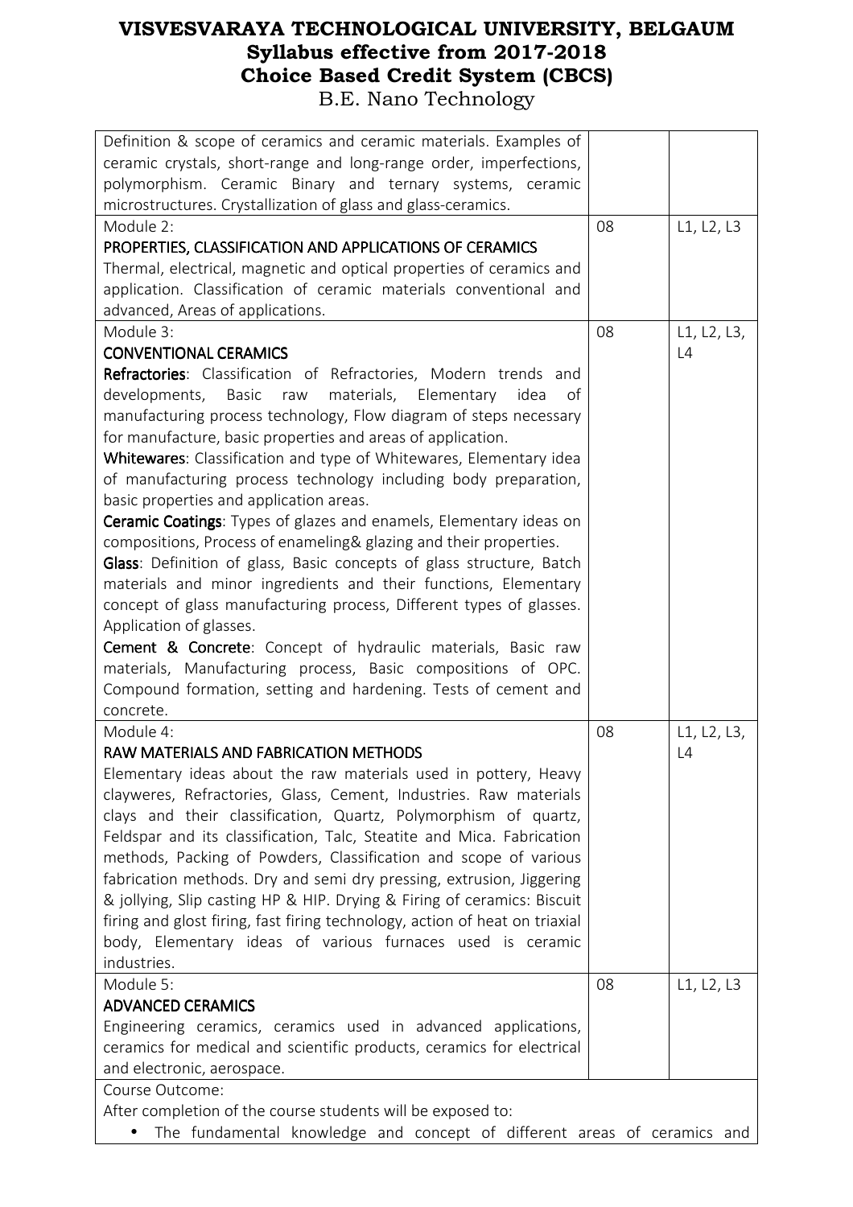# VISVESVARAYA TECHNOLOGICAL UNIVERSITY, BELGAUM
## Syllabus effective from 2017-2018
## Choice Based Credit System (CBCS)
## B.E. Nano Technology

| | | |
|---|---|---|
| Definition & scope of ceramics and ceramic materials. Examples of ceramic crystals, short-range and long-range order, imperfections, polymorphism. Ceramic Binary and ternary systems, ceramic microstructures. Crystallization of glass and glass-ceramics. | | |
| Module 2:<br>**PROPERTIES, CLASSIFICATION AND APPLICATIONS OF CERAMICS**<br>Thermal, electrical, magnetic and optical properties of ceramics and application. Classification of ceramic materials conventional and advanced, Areas of applications. | 08 | L1, L2, L3 |
| Module 3:<br>**CONVENTIONAL CERAMICS**<br>**Refractories**: Classification of Refractories, Modern trends and developments, Basic raw materials, Elementary idea of manufacturing process technology, Flow diagram of steps necessary for manufacture, basic properties and areas of application.<br>**Whitewares**: Classification and type of Whitewares, Elementary idea of manufacturing process technology including body preparation, basic properties and application areas.<br>**Ceramic Coatings**: Types of glazes and enamels, Elementary ideas on compositions, Process of enameling& glazing and their properties.<br>**Glass**: Definition of glass, Basic concepts of glass structure, Batch materials and minor ingredients and their functions, Elementary concept of glass manufacturing process, Different types of glasses. Application of glasses.<br>**Cement & Concrete**: Concept of hydraulic materials, Basic raw materials, Manufacturing process, Basic compositions of OPC. Compound formation, setting and hardening. Tests of cement and concrete. | 08 | L1, L2, L3, L4 |
| Module 4:<br>**RAW MATERIALS AND FABRICATION METHODS**<br>Elementary ideas about the raw materials used in pottery, Heavy clayweres, Refractories, Glass, Cement, Industries. Raw materials clays and their classification, Quartz, Polymorphism of quartz, Feldspar and its classification, Talc, Steatite and Mica. Fabrication methods, Packing of Powders, Classification and scope of various fabrication methods. Dry and semi dry pressing, extrusion, Jiggering & jollying, Slip casting HP & HIP. Drying & Firing of ceramics: Biscuit firing and glost firing, fast firing technology, action of heat on triaxial body, Elementary ideas of various furnaces used is ceramic industries. | 08 | L1, L2, L3, L4 |
| Module 5:<br>**ADVANCED CERAMICS**<br>Engineering ceramics, ceramics used in advanced applications, ceramics for medical and scientific products, ceramics for electrical and electronic, aerospace. | 08 | L1, L2, L3 |

Course Outcome:

After completion of the course students will be exposed to:

- The fundamental knowledge and concept of different areas of ceramics and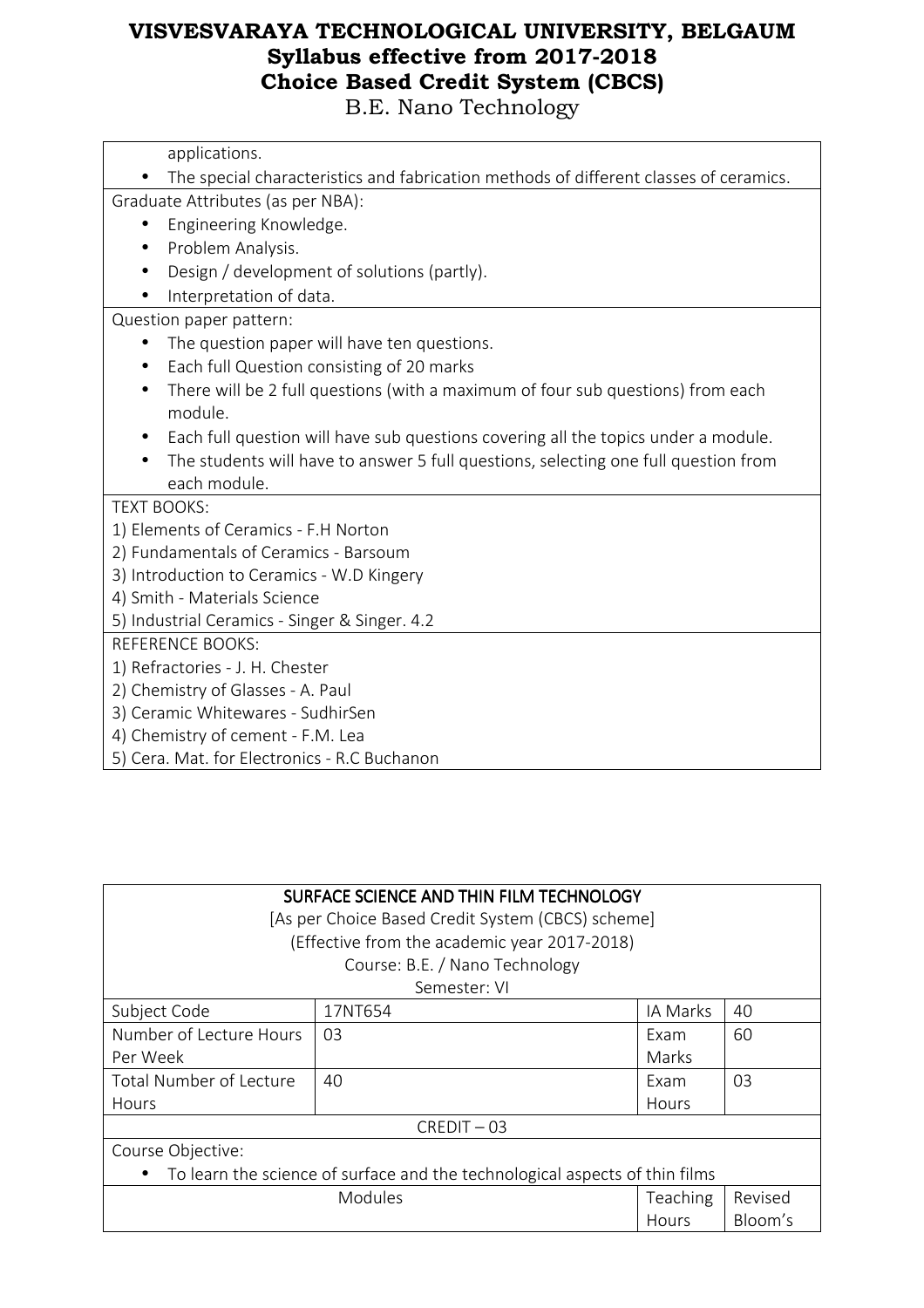applications.

- The special characteristics and fabrication methods of different classes of ceramics.

Graduate Attributes (as per NBA):

- Engineering Knowledge.
- Problem Analysis.
- Design / development of solutions (partly).
- Interpretation of data.

Question paper pattern:

- The question paper will have ten questions.
- Each full Question consisting of 20 marks
- There will be 2 full questions (with a maximum of four sub questions) from each module.
- Each full question will have sub questions covering all the topics under a module.
- The students will have to answer 5 full questions, selecting one full question from each module.

TEXT BOOKS:

1) Elements of Ceramics - F.H Norton
2) Fundamentals of Ceramics - Barsoum
3) Introduction to Ceramics - W.D Kingery
4) Smith - Materials Science
5) Industrial Ceramics - Singer & Singer. 4.2

REFERENCE BOOKS:

1) Refractories - J. H. Chester
2) Chemistry of Glasses - A. Paul
3) Ceramic Whitewares - SudhirSen
4) Chemistry of cement - F.M. Lea
5) Cera. Mat. for Electronics - R.C Buchanon

## SURFACE SCIENCE AND THIN FILM TECHNOLOGY

[As per Choice Based Credit System (CBCS) scheme]
(Effective from the academic year 2017-2018)
Course: B.E. / Nano Technology
Semester: VI

| Subject Code | 17NT654 | IA Marks | 40 |
|---|---|---|---|
| Number of Lecture Hours Per Week | 03 | Exam Marks | 60 |
| Total Number of Lecture Hours | 40 | Exam Hours | 03 |

CREDIT – 03

Course Objective:

- To learn the science of surface and the technological aspects of thin films

| Modules | Teaching Hours | Revised Bloom's |
|---|---|---|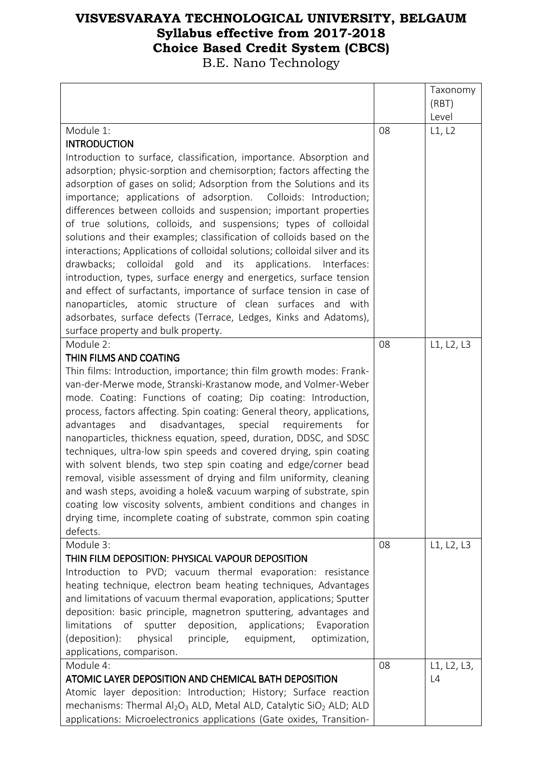# VISVESVARAYA TECHNOLOGICAL UNIVERSITY, BELGAUM
## Syllabus effective from 2017-2018
## Choice Based Credit System (CBCS)
B.E. Nano Technology

| | | Taxonomy (RBT) Level |
|---|---|---|
| Module 1:<br>**INTRODUCTION**<br>Introduction to surface, classification, importance. Absorption and adsorption; physic-sorption and chemisorption; factors affecting the adsorption of gases on solid; Adsorption from the Solutions and its importance; applications of adsorption. Colloids: Introduction; differences between colloids and suspension; important properties of true solutions, colloids, and suspensions; types of colloidal solutions and their examples; classification of colloids based on the interactions; Applications of colloidal solutions; colloidal silver and its drawbacks; colloidal gold and its applications. Interfaces: introduction, types, surface energy and energetics, surface tension and effect of surfactants, importance of surface tension in case of nanoparticles, atomic structure of clean surfaces and with adsorbates, surface defects (Terrace, Ledges, Kinks and Adatoms), surface property and bulk property. | 08 | L1, L2 |
| Module 2:<br>**THIN FILMS AND COATING**<br>Thin films: Introduction, importance; thin film growth modes: Frank-van-der-Merwe mode, Stranski-Krastanow mode, and Volmer-Weber mode. Coating: Functions of coating; Dip coating: Introduction, process, factors affecting. Spin coating: General theory, applications, advantages and disadvantages, special requirements for nanoparticles, thickness equation, speed, duration, DDSC, and SDSC techniques, ultra-low spin speeds and covered drying, spin coating with solvent blends, two step spin coating and edge/corner bead removal, visible assessment of drying and film uniformity, cleaning and wash steps, avoiding a hole& vacuum warping of substrate, spin coating low viscosity solvents, ambient conditions and changes in drying time, incomplete coating of substrate, common spin coating defects. | 08 | L1, L2, L3 |
| Module 3:<br>**THIN FILM DEPOSITION: PHYSICAL VAPOUR DEPOSITION**<br>Introduction to PVD; vacuum thermal evaporation: resistance heating technique, electron beam heating techniques, Advantages and limitations of vacuum thermal evaporation, applications; Sputter deposition: basic principle, magnetron sputtering, advantages and limitations of sputter deposition, applications; Evaporation (deposition): physical principle, equipment, optimization, applications, comparison. | 08 | L1, L2, L3 |
| Module 4:<br>**ATOMIC LAYER DEPOSITION AND CHEMICAL BATH DEPOSITION**<br>Atomic layer deposition: Introduction; History; Surface reaction mechanisms: Thermal $Al_2O_3$ ALD, Metal ALD, Catalytic $SiO_2$ ALD; ALD applications: Microelectronics applications (Gate oxides, Transition- | 08 | L1, L2, L3, L4 |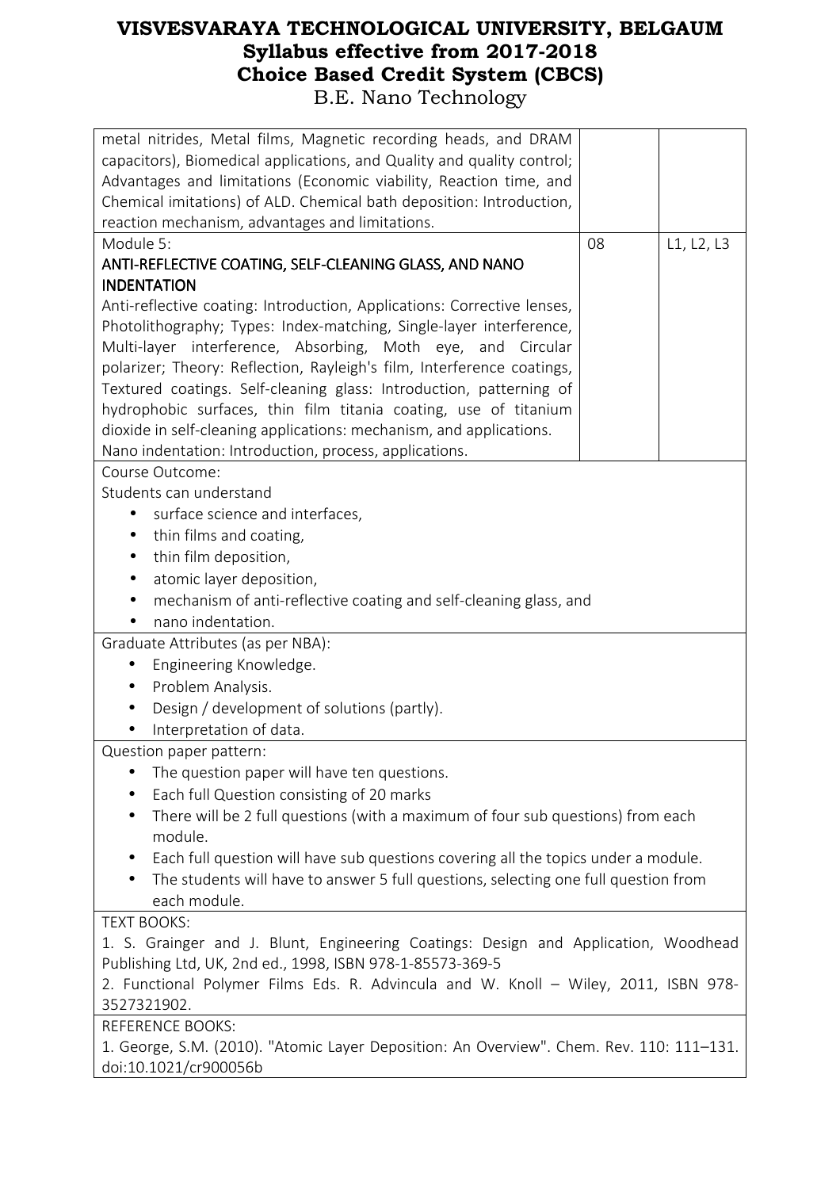| | | |
|---|---|---|
| metal nitrides, Metal films, Magnetic recording heads, and DRAM capacitors), Biomedical applications, and Quality and quality control; Advantages and limitations (Economic viability, Reaction time, and Chemical imitations) of ALD. Chemical bath deposition: Introduction, reaction mechanism, advantages and limitations. | | |
| Module 5:<br>**ANTI-REFLECTIVE COATING, SELF-CLEANING GLASS, AND NANO INDENTATION**<br>Anti-reflective coating: Introduction, Applications: Corrective lenses, Photolithography; Types: Index-matching, Single-layer interference, Multi-layer interference, Absorbing, Moth eye, and Circular polarizer; Theory: Reflection, Rayleigh's film, Interference coatings, Textured coatings. Self-cleaning glass: Introduction, patterning of hydrophobic surfaces, thin film titania coating, use of titanium dioxide in self-cleaning applications: mechanism, and applications.<br>Nano indentation: Introduction, process, applications. | 08 | L1, L2, L3 |

Course Outcome:

Students can understand

- surface science and interfaces,
- thin films and coating,
- thin film deposition,
- atomic layer deposition,
- mechanism of anti-reflective coating and self-cleaning glass, and
- nano indentation.

Graduate Attributes (as per NBA):

- Engineering Knowledge.
- Problem Analysis.
- Design / development of solutions (partly).
- Interpretation of data.

Question paper pattern:

- The question paper will have ten questions.
- Each full Question consisting of 20 marks
- There will be 2 full questions (with a maximum of four sub questions) from each module.
- Each full question will have sub questions covering all the topics under a module.
- The students will have to answer 5 full questions, selecting one full question from each module.

TEXT BOOKS:

1. S. Grainger and J. Blunt, Engineering Coatings: Design and Application, Woodhead Publishing Ltd, UK, 2nd ed., 1998, ISBN 978-1-85573-369-5
2. Functional Polymer Films Eds. R. Advincula and W. Knoll – Wiley, 2011, ISBN 978-3527321902.

REFERENCE BOOKS:

1. George, S.M. (2010). "Atomic Layer Deposition: An Overview". Chem. Rev. 110: 111–131. doi:10.1021/cr900056b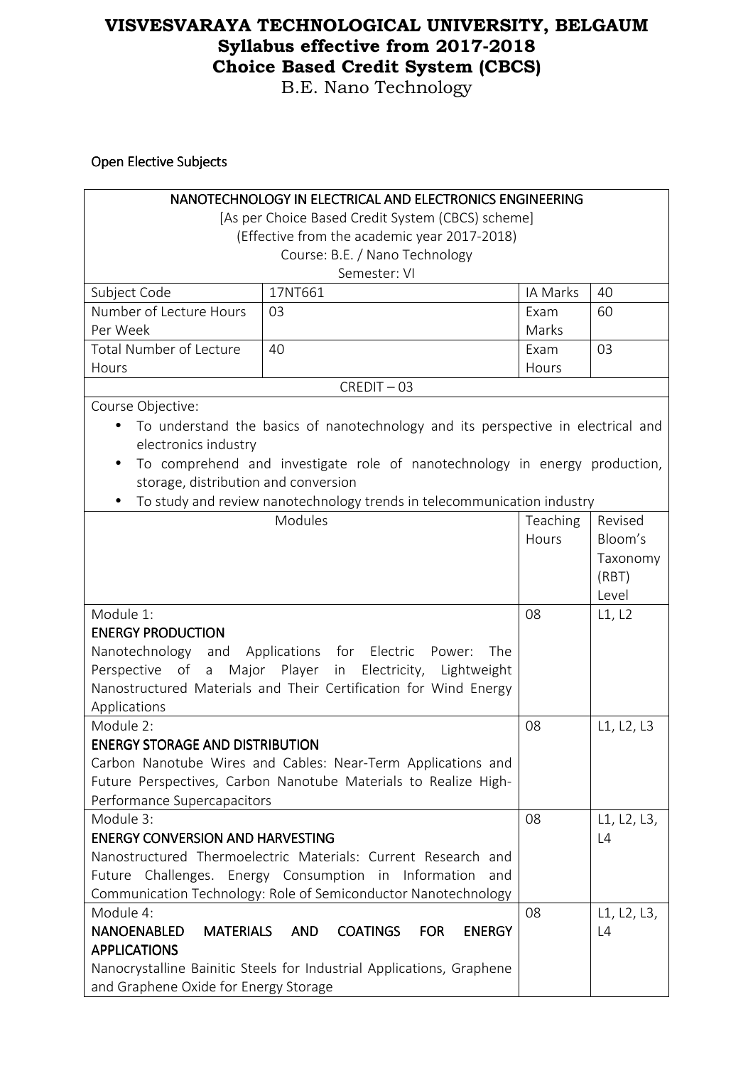# VISVESVARAYA TECHNOLOGICAL UNIVERSITY, BELGAUM
## Syllabus effective from 2017-2018
## Choice Based Credit System (CBCS)
B.E. Nano Technology

### Open Elective Subjects

NANOTECHNOLOGY IN ELECTRICAL AND ELECTRONICS ENGINEERING
[As per Choice Based Credit System (CBCS) scheme]
(Effective from the academic year 2017-2018)
Course: B.E. / Nano Technology
Semester: VI

| Subject Code | 17NT661 | IA Marks | 40 |
|---|---|---|---|
| Number of Lecture Hours Per Week | 03 | Exam Marks | 60 |
| Total Number of Lecture Hours | 40 | Exam Hours | 03 |

CREDIT – 03

Course Objective:

- To understand the basics of nanotechnology and its perspective in electrical and electronics industry
- To comprehend and investigate role of nanotechnology in energy production, storage, distribution and conversion
- To study and review nanotechnology trends in telecommunication industry

| Modules | Teaching Hours | Revised Bloom's Taxonomy (RBT) Level |
|---|---|---|
| Module 1: **ENERGY PRODUCTION** Nanotechnology and Applications for Electric Power: The Perspective of a Major Player in Electricity, Lightweight Nanostructured Materials and Their Certification for Wind Energy Applications | 08 | L1, L2 |
| Module 2: **ENERGY STORAGE AND DISTRIBUTION** Carbon Nanotube Wires and Cables: Near-Term Applications and Future Perspectives, Carbon Nanotube Materials to Realize High-Performance Supercapacitors | 08 | L1, L2, L3 |
| Module 3: **ENERGY CONVERSION AND HARVESTING** Nanostructured Thermoelectric Materials: Current Research and Future Challenges. Energy Consumption in Information and Communication Technology: Role of Semiconductor Nanotechnology | 08 | L1, L2, L3, L4 |
| Module 4: **NANOENABLED MATERIALS AND COATINGS FOR ENERGY APPLICATIONS** Nanocrystalline Bainitic Steels for Industrial Applications, Graphene and Graphene Oxide for Energy Storage | 08 | L1, L2, L3, L4 |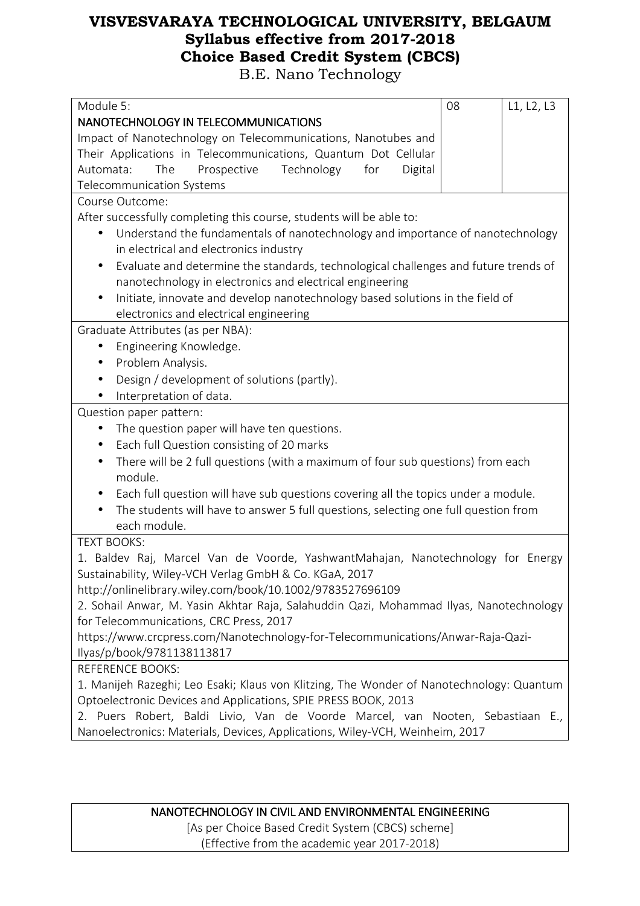| Module 5: NANOTECHNOLOGY IN TELECOMMUNICATIONS<br>Impact of Nanotechnology on Telecommunications, Nanotubes and Their Applications in Telecommunications, Quantum Dot Cellular Automata: The Prospective Technology for Digital Telecommunication Systems | 08 | L1, L2, L3 |
|---|---|---|

**Course Outcome:**

After successfully completing this course, students will be able to:

- Understand the fundamentals of nanotechnology and importance of nanotechnology in electrical and electronics industry
- Evaluate and determine the standards, technological challenges and future trends of nanotechnology in electronics and electrical engineering
- Initiate, innovate and develop nanotechnology based solutions in the field of electronics and electrical engineering

**Graduate Attributes (as per NBA):**

- Engineering Knowledge.
- Problem Analysis.
- Design / development of solutions (partly).
- Interpretation of data.

**Question paper pattern:**

- The question paper will have ten questions.
- Each full Question consisting of 20 marks
- There will be 2 full questions (with a maximum of four sub questions) from each module.
- Each full question will have sub questions covering all the topics under a module.
- The students will have to answer 5 full questions, selecting one full question from each module.

**TEXT BOOKS:**

1. Baldev Raj, Marcel Van de Voorde, YashwantMahajan, Nanotechnology for Energy Sustainability, Wiley-VCH Verlag GmbH & Co. KGaA, 2017 http://onlinelibrary.wiley.com/book/10.1002/9783527696109
2. Sohail Anwar, M. Yasin Akhtar Raja, Salahuddin Qazi, Mohammad Ilyas, Nanotechnology for Telecommunications, CRC Press, 2017 https://www.crcpress.com/Nanotechnology-for-Telecommunications/Anwar-Raja-Qazi-Ilyas/p/book/9781138113817

**REFERENCE BOOKS:**

1. Manijeh Razeghi; Leo Esaki; Klaus von Klitzing, The Wonder of Nanotechnology: Quantum Optoelectronic Devices and Applications, SPIE PRESS BOOK, 2013
2. Puers Robert, Baldi Livio, Van de Voorde Marcel, van Nooten, Sebastiaan E., Nanoelectronics: Materials, Devices, Applications, Wiley-VCH, Weinheim, 2017

## NANOTECHNOLOGY IN CIVIL AND ENVIRONMENTAL ENGINEERING

[As per Choice Based Credit System (CBCS) scheme]
(Effective from the academic year 2017-2018)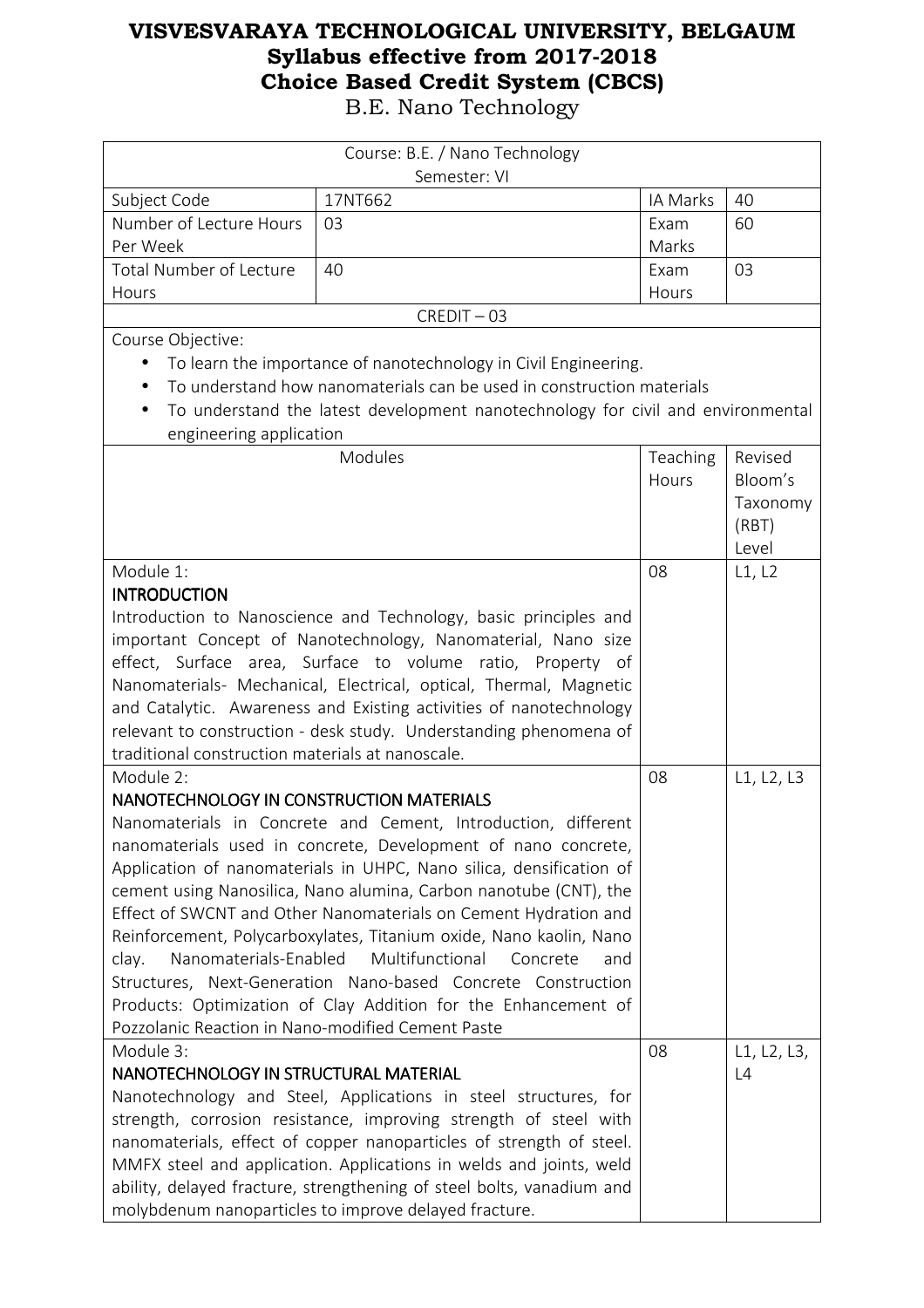# VISVESVARAYA TECHNOLOGICAL UNIVERSITY, BELGAUM
## Syllabus effective from 2017-2018
## Choice Based Credit System (CBCS)
### B.E. Nano Technology

| Course: B.E. / Nano Technology<br>Semester: VI | | | |
|---|---|---|---|
| Subject Code | 17NT662 | IA Marks | 40 |
| Number of Lecture Hours Per Week | 03 | Exam Marks | 60 |
| Total Number of Lecture Hours | 40 | Exam Hours | 03 |
| CREDIT – 03 | | | |

Course Objective:

- To learn the importance of nanotechnology in Civil Engineering.
- To understand how nanomaterials can be used in construction materials
- To understand the latest development nanotechnology for civil and environmental engineering application

| Modules | Teaching Hours | Revised Bloom's Taxonomy (RBT) Level |
|---|---|---|
| Module 1:<br>**INTRODUCTION**<br>Introduction to Nanoscience and Technology, basic principles and important Concept of Nanotechnology, Nanomaterial, Nano size effect, Surface area, Surface to volume ratio, Property of Nanomaterials- Mechanical, Electrical, optical, Thermal, Magnetic and Catalytic. Awareness and Existing activities of nanotechnology relevant to construction - desk study. Understanding phenomena of traditional construction materials at nanoscale. | 08 | L1, L2 |
| Module 2:<br>**NANOTECHNOLOGY IN CONSTRUCTION MATERIALS**<br>Nanomaterials in Concrete and Cement, Introduction, different nanomaterials used in concrete, Development of nano concrete, Application of nanomaterials in UHPC, Nano silica, densification of cement using Nanosilica, Nano alumina, Carbon nanotube (CNT), the Effect of SWCNT and Other Nanomaterials on Cement Hydration and Reinforcement, Polycarboxylates, Titanium oxide, Nano kaolin, Nano clay. Nanomaterials-Enabled Multifunctional Concrete and Structures, Next-Generation Nano-based Concrete Construction Products: Optimization of Clay Addition for the Enhancement of Pozzolanic Reaction in Nano-modified Cement Paste | 08 | L1, L2, L3 |
| Module 3:<br>**NANOTECHNOLOGY IN STRUCTURAL MATERIAL**<br>Nanotechnology and Steel, Applications in steel structures, for strength, corrosion resistance, improving strength of steel with nanomaterials, effect of copper nanoparticles of strength of steel. MMFX steel and application. Applications in welds and joints, weld ability, delayed fracture, strengthening of steel bolts, vanadium and molybdenum nanoparticles to improve delayed fracture. | 08 | L1, L2, L3, L4 |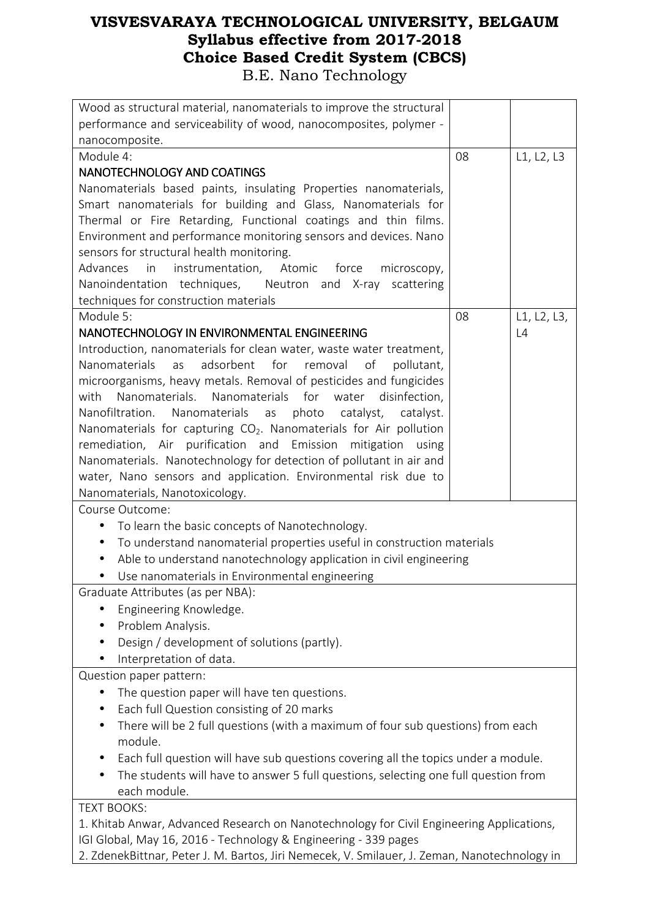| | | |
|---|---|---|
| Wood as structural material, nanomaterials to improve the structural performance and serviceability of wood, nanocomposites, polymer - nanocomposite. | | |
| Module 4:<br>NANOTECHNOLOGY AND COATINGS<br>Nanomaterials based paints, insulating Properties nanomaterials, Smart nanomaterials for building and Glass, Nanomaterials for Thermal or Fire Retarding, Functional coatings and thin films. Environment and performance monitoring sensors and devices. Nano sensors for structural health monitoring.<br>Advances in instrumentation, Atomic force microscopy, Nanoindentation techniques, Neutron and X-ray scattering techniques for construction materials | 08 | L1, L2, L3 |
| Module 5:<br>NANOTECHNOLOGY IN ENVIRONMENTAL ENGINEERING<br>Introduction, nanomaterials for clean water, waste water treatment, Nanomaterials as adsorbent for removal of pollutant, microorganisms, heavy metals. Removal of pesticides and fungicides with Nanomaterials. Nanomaterials for water disinfection, Nanofiltration. Nanomaterials as photo catalyst, catalyst. Nanomaterials for capturing $CO_2$. Nanomaterials for Air pollution remediation, Air purification and Emission mitigation using Nanomaterials. Nanotechnology for detection of pollutant in air and water, Nano sensors and application. Environmental risk due to Nanomaterials, Nanotoxicology. | 08 | L1, L2, L3, L4 |

Course Outcome:

- To learn the basic concepts of Nanotechnology.
- To understand nanomaterial properties useful in construction materials
- Able to understand nanotechnology application in civil engineering
- Use nanomaterials in Environmental engineering

Graduate Attributes (as per NBA):

- Engineering Knowledge.
- Problem Analysis.
- Design / development of solutions (partly).
- Interpretation of data.

Question paper pattern:

- The question paper will have ten questions.
- Each full Question consisting of 20 marks
- There will be 2 full questions (with a maximum of four sub questions) from each module.
- Each full question will have sub questions covering all the topics under a module.
- The students will have to answer 5 full questions, selecting one full question from each module.

TEXT BOOKS:

1. Khitab Anwar, Advanced Research on Nanotechnology for Civil Engineering Applications, IGI Global, May 16, 2016 - Technology & Engineering - 339 pages
2. ZdenekBittnar, Peter J. M. Bartos, Jiri Nemecek, V. Smilauer, J. Zeman, Nanotechnology in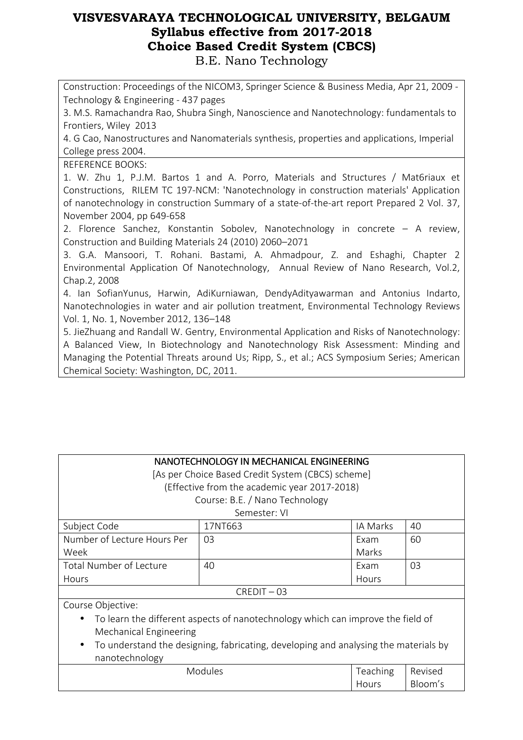Construction: Proceedings of the NICOM3, Springer Science & Business Media, Apr 21, 2009 - Technology & Engineering - 437 pages

3. M.S. Ramachandra Rao, Shubra Singh, Nanoscience and Nanotechnology: fundamentals to Frontiers, Wiley 2013

4. G Cao, Nanostructures and Nanomaterials synthesis, properties and applications, Imperial College press 2004.

REFERENCE BOOKS:

1. W. Zhu 1, P.J.M. Bartos 1 and A. Porro, Materials and Structures / Mat6riaux et Constructions, RILEM TC 197-NCM: 'Nanotechnology in construction materials' Application of nanotechnology in construction Summary of a state-of-the-art report Prepared 2 Vol. 37, November 2004, pp 649-658

2. Florence Sanchez, Konstantin Sobolev, Nanotechnology in concrete – A review, Construction and Building Materials 24 (2010) 2060–2071

3. G.A. Mansoori, T. Rohani. Bastami, A. Ahmadpour, Z. and Eshaghi, Chapter 2 Environmental Application Of Nanotechnology, Annual Review of Nano Research, Vol.2, Chap.2, 2008

4. Ian SofianYunus, Harwin, AdiKurniawan, DendyAdityawarman and Antonius Indarto, Nanotechnologies in water and air pollution treatment, Environmental Technology Reviews Vol. 1, No. 1, November 2012, 136–148

5. JieZhuang and Randall W. Gentry, Environmental Application and Risks of Nanotechnology: A Balanced View, In Biotechnology and Nanotechnology Risk Assessment: Minding and Managing the Potential Threats around Us; Ripp, S., et al.; ACS Symposium Series; American Chemical Society: Washington, DC, 2011.

## NANOTECHNOLOGY IN MECHANICAL ENGINEERING

[As per Choice Based Credit System (CBCS) scheme]
(Effective from the academic year 2017-2018)
Course: B.E. / Nano Technology
Semester: VI

| Subject Code | 17NT663 | IA Marks | 40 |
|---|---|---|---|
| Number of Lecture Hours Per Week | 03 | Exam Marks | 60 |
| Total Number of Lecture Hours | 40 | Exam Hours | 03 |
| CREDIT – 03 | | | |

Course Objective:

- To learn the different aspects of nanotechnology which can improve the field of Mechanical Engineering
- To understand the designing, fabricating, developing and analysing the materials by nanotechnology

| Modules | Teaching Hours | Revised Bloom's |
|---|---|---|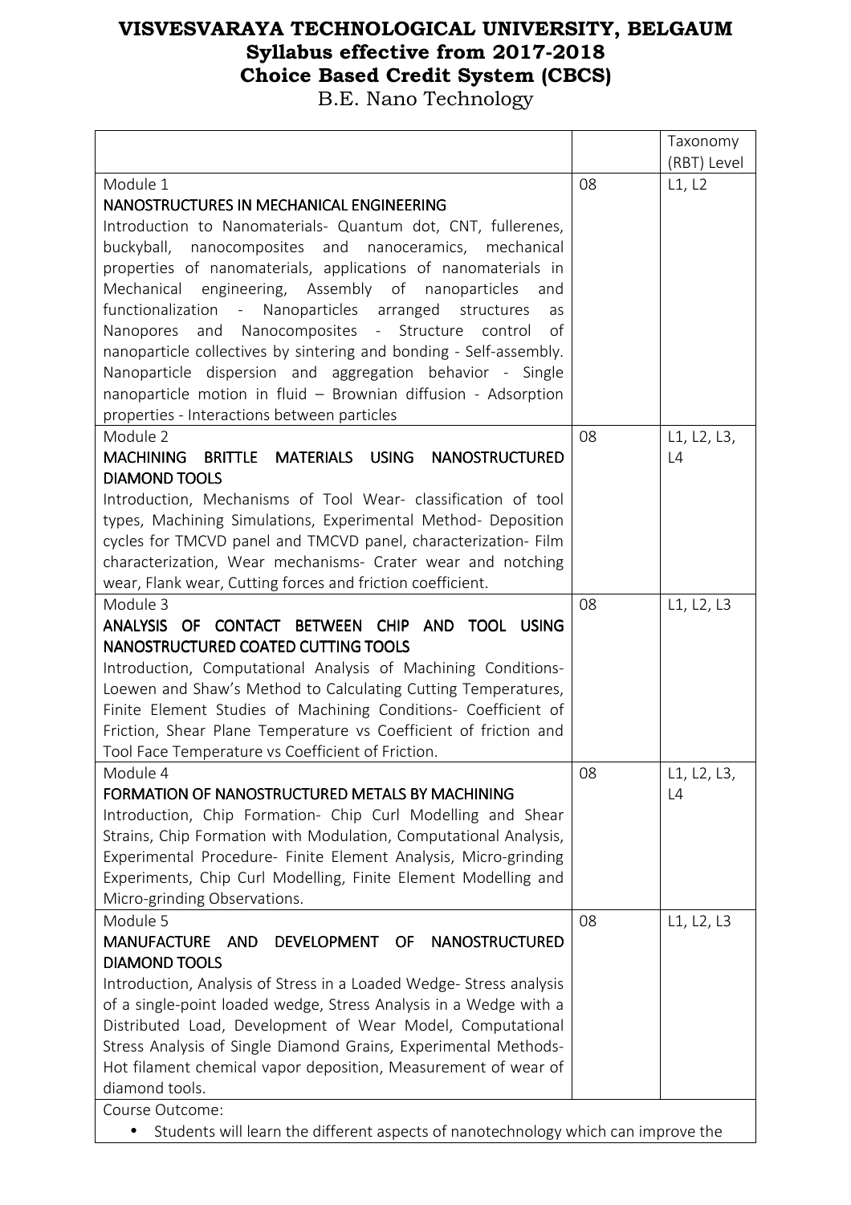# VISVESVARAYA TECHNOLOGICAL UNIVERSITY, BELGAUM
## Syllabus effective from 2017-2018
## Choice Based Credit System (CBCS)
B.E. Nano Technology

| | | Taxonomy (RBT) Level |
|---|---|---|
| Module 1<br>**NANOSTRUCTURES IN MECHANICAL ENGINEERING**<br>Introduction to Nanomaterials- Quantum dot, CNT, fullerenes, buckyball, nanocomposites and nanoceramics, mechanical properties of nanomaterials, applications of nanomaterials in Mechanical engineering, Assembly of nanoparticles and functionalization - Nanoparticles arranged structures as Nanopores and Nanocomposites - Structure control of nanoparticle collectives by sintering and bonding - Self-assembly. Nanoparticle dispersion and aggregation behavior - Single nanoparticle motion in fluid – Brownian diffusion - Adsorption properties - Interactions between particles | 08 | L1, L2 |
| Module 2<br>**MACHINING BRITTLE MATERIALS USING NANOSTRUCTURED DIAMOND TOOLS**<br>Introduction, Mechanisms of Tool Wear- classification of tool types, Machining Simulations, Experimental Method- Deposition cycles for TMCVD panel and TMCVD panel, characterization- Film characterization, Wear mechanisms- Crater wear and notching wear, Flank wear, Cutting forces and friction coefficient. | 08 | L1, L2, L3, L4 |
| Module 3<br>**ANALYSIS OF CONTACT BETWEEN CHIP AND TOOL USING NANOSTRUCTURED COATED CUTTING TOOLS**<br>Introduction, Computational Analysis of Machining Conditions- Loewen and Shaw's Method to Calculating Cutting Temperatures, Finite Element Studies of Machining Conditions- Coefficient of Friction, Shear Plane Temperature vs Coefficient of friction and Tool Face Temperature vs Coefficient of Friction. | 08 | L1, L2, L3 |
| Module 4<br>**FORMATION OF NANOSTRUCTURED METALS BY MACHINING**<br>Introduction, Chip Formation- Chip Curl Modelling and Shear Strains, Chip Formation with Modulation, Computational Analysis, Experimental Procedure- Finite Element Analysis, Micro-grinding Experiments, Chip Curl Modelling, Finite Element Modelling and Micro-grinding Observations. | 08 | L1, L2, L3, L4 |
| Module 5<br>**MANUFACTURE AND DEVELOPMENT OF NANOSTRUCTURED DIAMOND TOOLS**<br>Introduction, Analysis of Stress in a Loaded Wedge- Stress analysis of a single-point loaded wedge, Stress Analysis in a Wedge with a Distributed Load, Development of Wear Model, Computational Stress Analysis of Single Diamond Grains, Experimental Methods- Hot filament chemical vapor deposition, Measurement of wear of diamond tools. | 08 | L1, L2, L3 |

Course Outcome:

- Students will learn the different aspects of nanotechnology which can improve the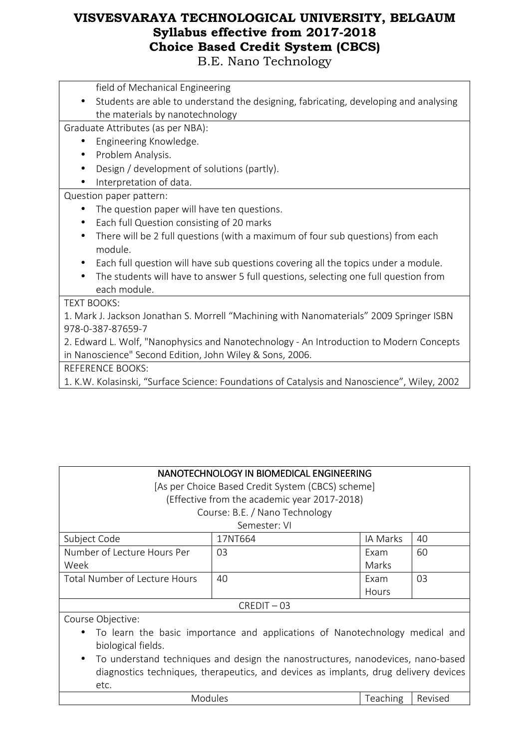field of Mechanical Engineering

- Students are able to understand the designing, fabricating, developing and analysing the materials by nanotechnology

Graduate Attributes (as per NBA):

- Engineering Knowledge.
- Problem Analysis.
- Design / development of solutions (partly).
- Interpretation of data.

Question paper pattern:

- The question paper will have ten questions.
- Each full Question consisting of 20 marks
- There will be 2 full questions (with a maximum of four sub questions) from each module.
- Each full question will have sub questions covering all the topics under a module.
- The students will have to answer 5 full questions, selecting one full question from each module.

TEXT BOOKS:

1. Mark J. Jackson Jonathan S. Morrell "Machining with Nanomaterials" 2009 Springer ISBN 978-0-387-87659-7
2. Edward L. Wolf, "Nanophysics and Nanotechnology - An Introduction to Modern Concepts in Nanoscience" Second Edition, John Wiley & Sons, 2006.

REFERENCE BOOKS:

1. K.W. Kolasinski, "Surface Science: Foundations of Catalysis and Nanoscience", Wiley, 2002

## NANOTECHNOLOGY IN BIOMEDICAL ENGINEERING

[As per Choice Based Credit System (CBCS) scheme]
(Effective from the academic year 2017-2018)
Course: B.E. / Nano Technology
Semester: VI

| Subject Code | 17NT664 | IA Marks | 40 |
|---|---|---|---|
| Number of Lecture Hours Per Week | 03 | Exam Marks | 60 |
| Total Number of Lecture Hours | 40 | Exam Hours | 03 |

CREDIT – 03

Course Objective:

- To learn the basic importance and applications of Nanotechnology medical and biological fields.
- To understand techniques and design the nanostructures, nanodevices, nano-based diagnostics techniques, therapeutics, and devices as implants, drug delivery devices etc.

| Modules | Teaching | Revised |
|---|---|---|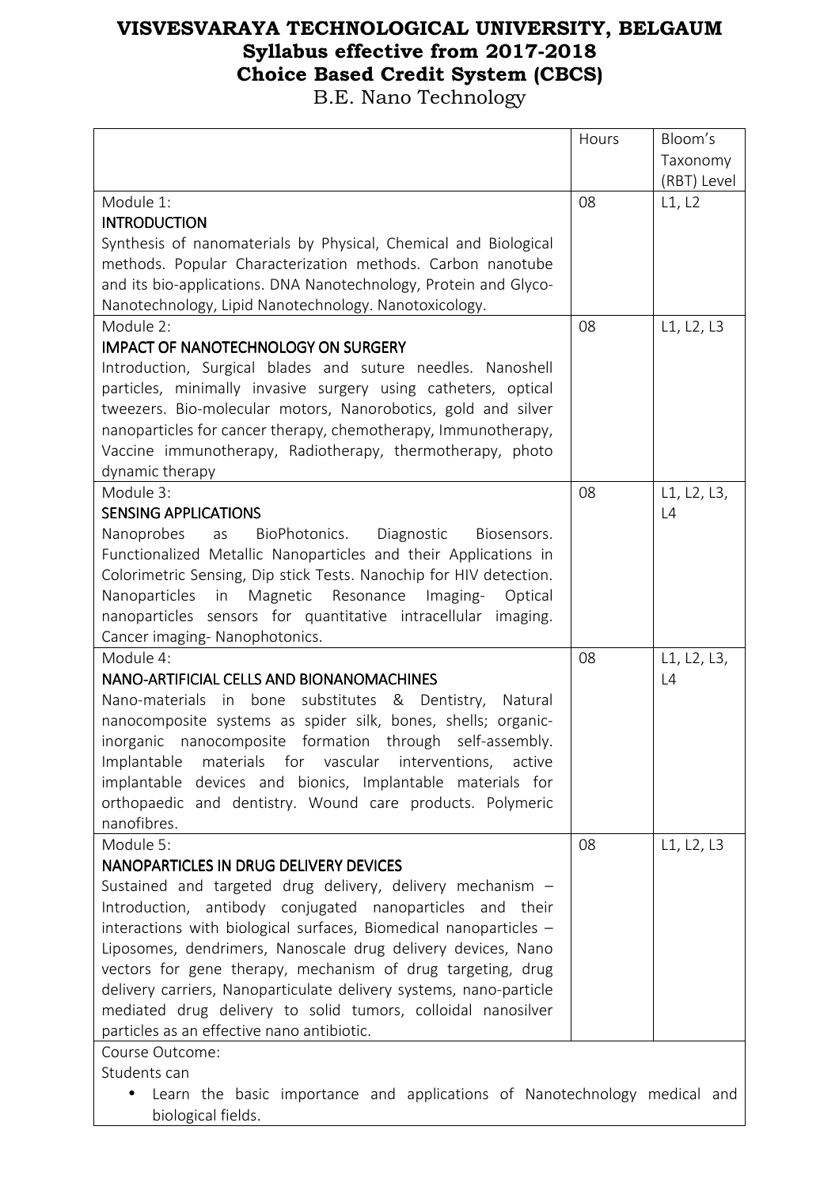# VISVESVARAYA TECHNOLOGICAL UNIVERSITY, BELGAUM
## Syllabus effective from 2017-2018
## Choice Based Credit System (CBCS)
B.E. Nano Technology

| | Hours | Bloom's Taxonomy (RBT) Level |
|---|---|---|
| Module 1:<br>**INTRODUCTION**<br>Synthesis of nanomaterials by Physical, Chemical and Biological methods. Popular Characterization methods. Carbon nanotube and its bio-applications. DNA Nanotechnology, Protein and Glyco-Nanotechnology, Lipid Nanotechnology. Nanotoxicology. | 08 | L1, L2 |
| Module 2:<br>**IMPACT OF NANOTECHNOLOGY ON SURGERY**<br>Introduction, Surgical blades and suture needles. Nanoshell particles, minimally invasive surgery using catheters, optical tweezers. Bio-molecular motors, Nanorobotics, gold and silver nanoparticles for cancer therapy, chemotherapy, Immunotherapy, Vaccine immunotherapy, Radiotherapy, thermotherapy, photo dynamic therapy | 08 | L1, L2, L3 |
| Module 3:<br>**SENSING APPLICATIONS**<br>Nanoprobes as BioPhotonics. Diagnostic Biosensors. Functionalized Metallic Nanoparticles and their Applications in Colorimetric Sensing, Dip stick Tests. Nanochip for HIV detection. Nanoparticles in Magnetic Resonance Imaging- Optical nanoparticles sensors for quantitative intracellular imaging. Cancer imaging- Nanophotonics. | 08 | L1, L2, L3, L4 |
| Module 4:<br>**NANO-ARTIFICIAL CELLS AND BIONANOMACHINES**<br>Nano-materials in bone substitutes & Dentistry, Natural nanocomposite systems as spider silk, bones, shells; organic-inorganic nanocomposite formation through self-assembly. Implantable materials for vascular interventions, active implantable devices and bionics, Implantable materials for orthopaedic and dentistry. Wound care products. Polymeric nanofibres. | 08 | L1, L2, L3, L4 |
| Module 5:<br>**NANOPARTICLES IN DRUG DELIVERY DEVICES**<br>Sustained and targeted drug delivery, delivery mechanism – Introduction, antibody conjugated nanoparticles and their interactions with biological surfaces, Biomedical nanoparticles – Liposomes, dendrimers, Nanoscale drug delivery devices, Nano vectors for gene therapy, mechanism of drug targeting, drug delivery carriers, Nanoparticulate delivery systems, nano-particle mediated drug delivery to solid tumors, colloidal nanosilver particles as an effective nano antibiotic. | 08 | L1, L2, L3 |

Course Outcome:

Students can

- Learn the basic importance and applications of Nanotechnology medical and biological fields.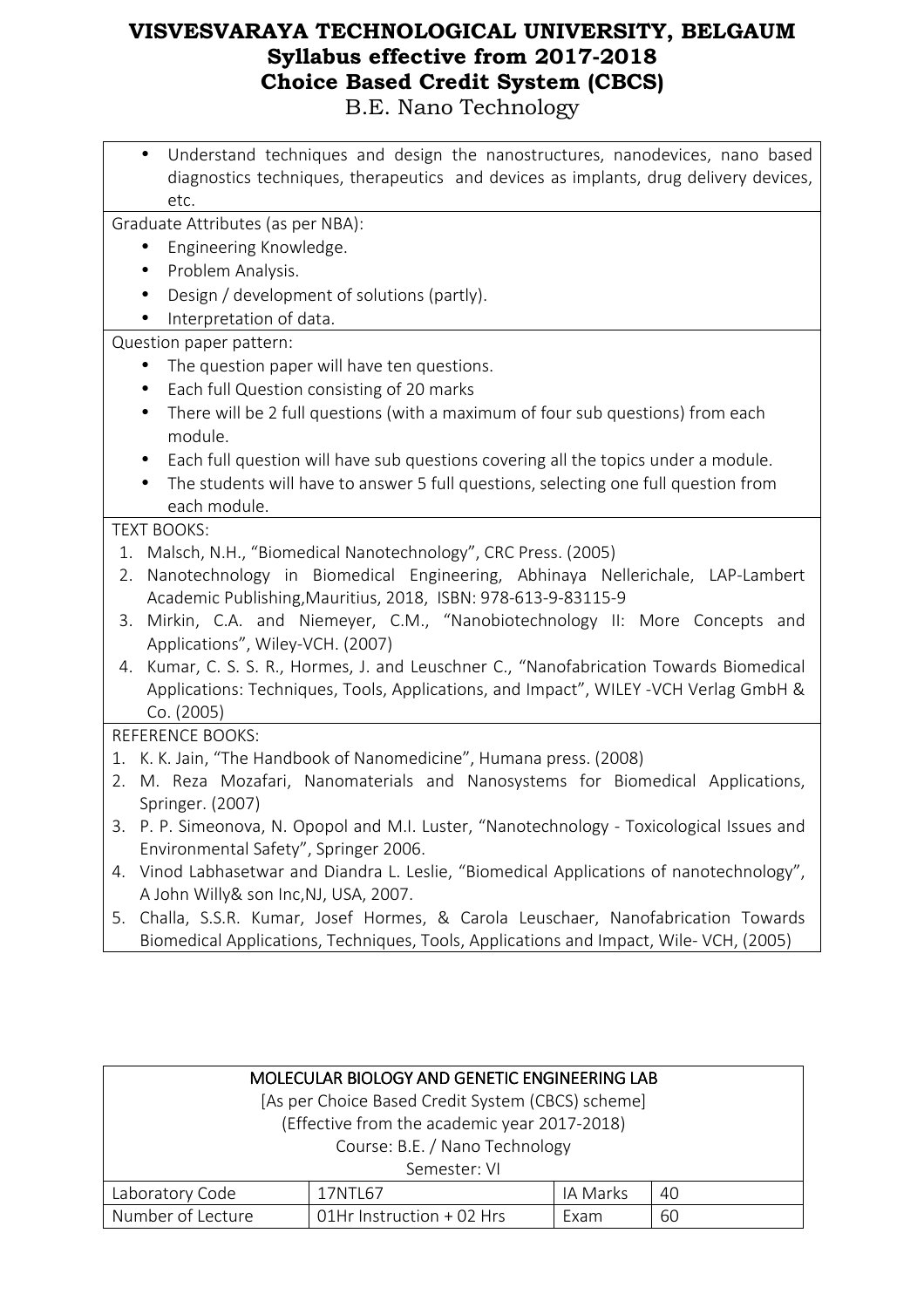- Understand techniques and design the nanostructures, nanodevices, nano based diagnostics techniques, therapeutics and devices as implants, drug delivery devices, etc.

Graduate Attributes (as per NBA):

- Engineering Knowledge.
- Problem Analysis.
- Design / development of solutions (partly).
- Interpretation of data.

Question paper pattern:

- The question paper will have ten questions.
- Each full Question consisting of 20 marks
- There will be 2 full questions (with a maximum of four sub questions) from each module.
- Each full question will have sub questions covering all the topics under a module.
- The students will have to answer 5 full questions, selecting one full question from each module.

TEXT BOOKS:

1. Malsch, N.H., "Biomedical Nanotechnology", CRC Press. (2005)
2. Nanotechnology in Biomedical Engineering, Abhinaya Nellerichale, LAP-Lambert Academic Publishing,Mauritius, 2018, ISBN: 978-613-9-83115-9
3. Mirkin, C.A. and Niemeyer, C.M., "Nanobiotechnology II: More Concepts and Applications", Wiley-VCH. (2007)
4. Kumar, C. S. S. R., Hormes, J. and Leuschner C., "Nanofabrication Towards Biomedical Applications: Techniques, Tools, Applications, and Impact", WILEY -VCH Verlag GmbH & Co. (2005)

REFERENCE BOOKS:

1. K. K. Jain, "The Handbook of Nanomedicine", Humana press. (2008)
2. M. Reza Mozafari, Nanomaterials and Nanosystems for Biomedical Applications, Springer. (2007)
3. P. P. Simeonova, N. Opopol and M.I. Luster, "Nanotechnology - Toxicological Issues and Environmental Safety", Springer 2006.
4. Vinod Labhasetwar and Diandra L. Leslie, "Biomedical Applications of nanotechnology", A John Willy& son Inc,NJ, USA, 2007.
5. Challa, S.S.R. Kumar, Josef Hormes, & Carola Leuschaer, Nanofabrication Towards Biomedical Applications, Techniques, Tools, Applications and Impact, Wile- VCH, (2005)

## MOLECULAR BIOLOGY AND GENETIC ENGINEERING LAB

[As per Choice Based Credit System (CBCS) scheme]
(Effective from the academic year 2017-2018)
Course: B.E. / Nano Technology
Semester: VI

| Laboratory Code | 17NTL67 | IA Marks | 40 |
|---|---|---|---|
| Number of Lecture | 01Hr Instruction + 02 Hrs | Exam | 60 |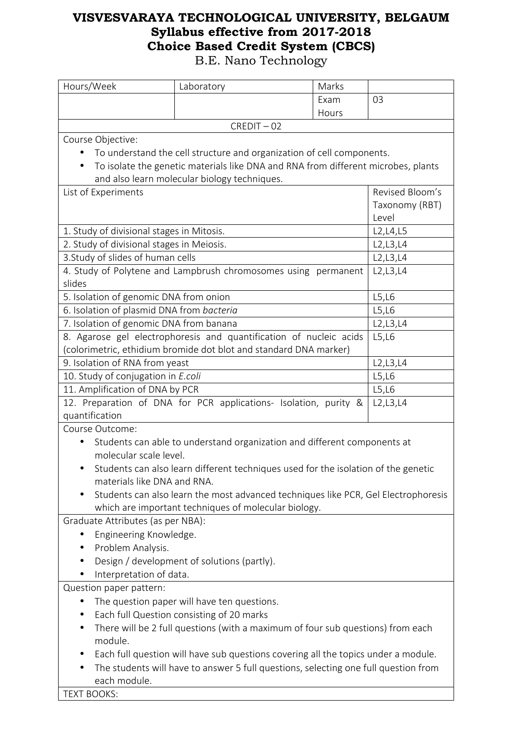# VISVESVARAYA TECHNOLOGICAL UNIVERSITY, BELGAUM
## Syllabus effective from 2017-2018
## Choice Based Credit System (CBCS)
B.E. Nano Technology

| Hours/Week | Laboratory | Marks | |
|---|---|---|---|
| | | Exam Hours | 03 |
| CREDIT – 02 | | | |

Course Objective:

- To understand the cell structure and organization of cell components.
- To isolate the genetic materials like DNA and RNA from different microbes, plants and also learn molecular biology techniques.

| List of Experiments | Revised Bloom's Taxonomy (RBT) Level |
|---|---|
| 1. Study of divisional stages in Mitosis. | L2,L4,L5 |
| 2. Study of divisional stages in Meiosis. | L2,L3,L4 |
| 3.Study of slides of human cells | L2,L3,L4 |
| 4. Study of Polytene and Lampbrush chromosomes using permanent slides | L2,L3,L4 |
| 5. Isolation of genomic DNA from onion | L5,L6 |
| 6. Isolation of plasmid DNA from *bacteria* | L5,L6 |
| 7. Isolation of genomic DNA from banana | L2,L3,L4 |
| 8. Agarose gel electrophoresis and quantification of nucleic acids (colorimetric, ethidium bromide dot blot and standard DNA marker) | L5,L6 |
| 9. Isolation of RNA from yeast | L2,L3,L4 |
| 10. Study of conjugation in *E.coli* | L5,L6 |
| 11. Amplification of DNA by PCR | L5,L6 |
| 12. Preparation of DNA for PCR applications- Isolation, purity & quantification | L2,L3,L4 |

Course Outcome:

- Students can able to understand organization and different components at molecular scale level.
- Students can also learn different techniques used for the isolation of the genetic materials like DNA and RNA.
- Students can also learn the most advanced techniques like PCR, Gel Electrophoresis which are important techniques of molecular biology.

Graduate Attributes (as per NBA):

- Engineering Knowledge.
- Problem Analysis.
- Design / development of solutions (partly).
- Interpretation of data.

Question paper pattern:

- The question paper will have ten questions.
- Each full Question consisting of 20 marks
- There will be 2 full questions (with a maximum of four sub questions) from each module.
- Each full question will have sub questions covering all the topics under a module.
- The students will have to answer 5 full questions, selecting one full question from each module.

TEXT BOOKS: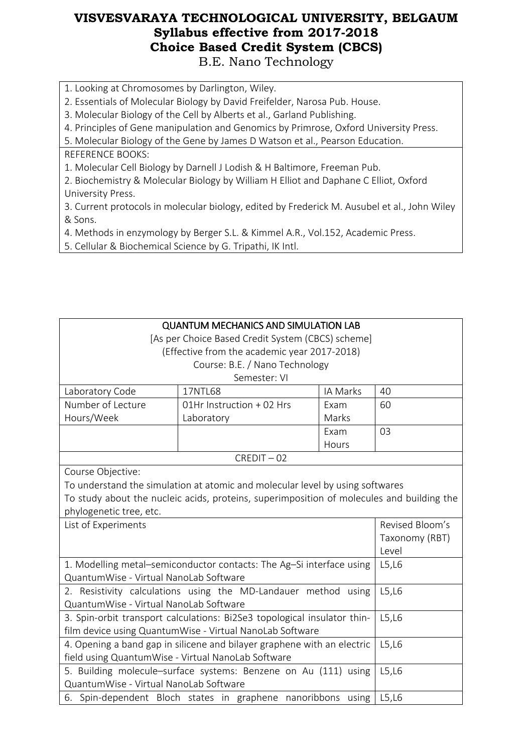# VISVESVARAYA TECHNOLOGICAL UNIVERSITY, BELGAUM
## Syllabus effective from 2017-2018
## Choice Based Credit System (CBCS)
B.E. Nano Technology

1. Looking at Chromosomes by Darlington, Wiley.
2. Essentials of Molecular Biology by David Freifelder, Narosa Pub. House.
3. Molecular Biology of the Cell by Alberts et al., Garland Publishing.
4. Principles of Gene manipulation and Genomics by Primrose, Oxford University Press.
5. Molecular Biology of the Gene by James D Watson et al., Pearson Education.

REFERENCE BOOKS:

1. Molecular Cell Biology by Darnell J Lodish & H Baltimore, Freeman Pub.
2. Biochemistry & Molecular Biology by William H Elliot and Daphane C Elliot, Oxford University Press.
3. Current protocols in molecular biology, edited by Frederick M. Ausubel et al., John Wiley & Sons.
4. Methods in enzymology by Berger S.L. & Kimmel A.R., Vol.152, Academic Press.
5. Cellular & Biochemical Science by G. Tripathi, IK Intl.

**QUANTUM MECHANICS AND SIMULATION LAB**

[As per Choice Based Credit System (CBCS) scheme]
(Effective from the academic year 2017-2018)
Course: B.E. / Nano Technology
Semester: VI

| Laboratory Code | 17NTL68 | IA Marks | 40 |
|---|---|---|---|
| Number of Lecture Hours/Week | 01Hr Instruction + 02 Hrs Laboratory | Exam Marks | 60 |
| | | Exam Hours | 03 |

CREDIT – 02

Course Objective:
To understand the simulation at atomic and molecular level by using softwares
To study about the nucleic acids, proteins, superimposition of molecules and building the phylogenetic tree, etc.

| List of Experiments | Revised Bloom's Taxonomy (RBT) Level |
|---|---|
| 1. Modelling metal–semiconductor contacts: The Ag–Si interface using QuantumWise - Virtual NanoLab Software | L5,L6 |
| 2. Resistivity calculations using the MD-Landauer method using QuantumWise - Virtual NanoLab Software | L5,L6 |
| 3. Spin-orbit transport calculations: Bi2Se3 topological insulator thin-film device using QuantumWise - Virtual NanoLab Software | L5,L6 |
| 4. Opening a band gap in silicene and bilayer graphene with an electric field using QuantumWise - Virtual NanoLab Software | L5,L6 |
| 5. Building molecule–surface systems: Benzene on Au (111) using QuantumWise - Virtual NanoLab Software | L5,L6 |
| 6. Spin-dependent Bloch states in graphene nanoribbons using | L5,L6 |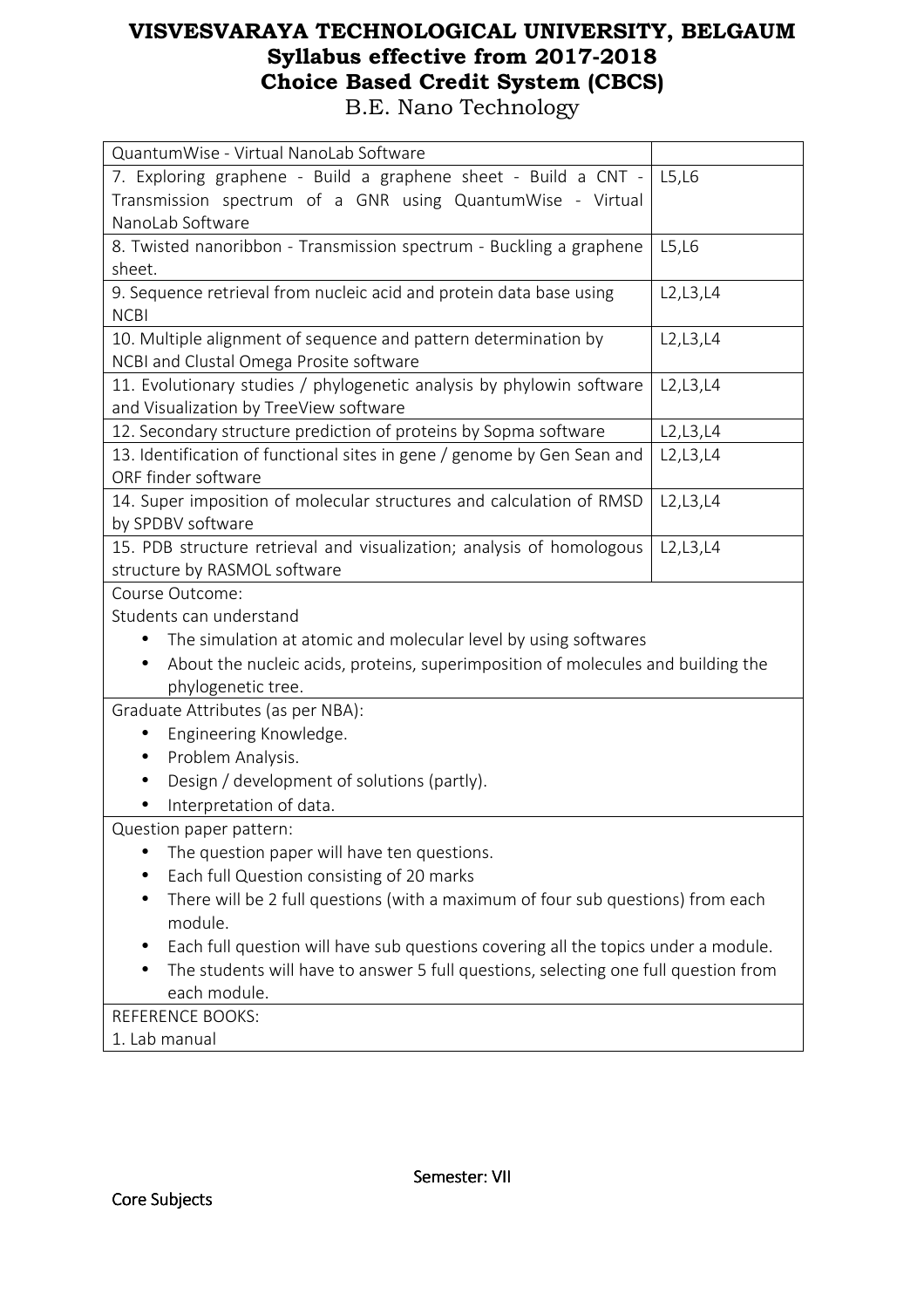| QuantumWise - Virtual NanoLab Software | |
|---|---|
| 7. Exploring graphene - Build a graphene sheet - Build a CNT - Transmission spectrum of a GNR using QuantumWise - Virtual NanoLab Software | L5,L6 |
| 8. Twisted nanoribbon - Transmission spectrum - Buckling a graphene sheet. | L5,L6 |
| 9. Sequence retrieval from nucleic acid and protein data base using NCBI | L2,L3,L4 |
| 10. Multiple alignment of sequence and pattern determination by NCBI and Clustal Omega Prosite software | L2,L3,L4 |
| 11. Evolutionary studies / phylogenetic analysis by phylowin software and Visualization by TreeView software | L2,L3,L4 |
| 12. Secondary structure prediction of proteins by Sopma software | L2,L3,L4 |
| 13. Identification of functional sites in gene / genome by Gen Sean and ORF finder software | L2,L3,L4 |
| 14. Super imposition of molecular structures and calculation of RMSD by SPDBV software | L2,L3,L4 |
| 15. PDB structure retrieval and visualization; analysis of homologous structure by RASMOL software | L2,L3,L4 |

Course Outcome:

Students can understand

- The simulation at atomic and molecular level by using softwares
- About the nucleic acids, proteins, superimposition of molecules and building the phylogenetic tree.

Graduate Attributes (as per NBA):

- Engineering Knowledge.
- Problem Analysis.
- Design / development of solutions (partly).
- Interpretation of data.

Question paper pattern:

- The question paper will have ten questions.
- Each full Question consisting of 20 marks
- There will be 2 full questions (with a maximum of four sub questions) from each module.
- Each full question will have sub questions covering all the topics under a module.
- The students will have to answer 5 full questions, selecting one full question from each module.

REFERENCE BOOKS:

1. Lab manual

Semester: VII

Core Subjects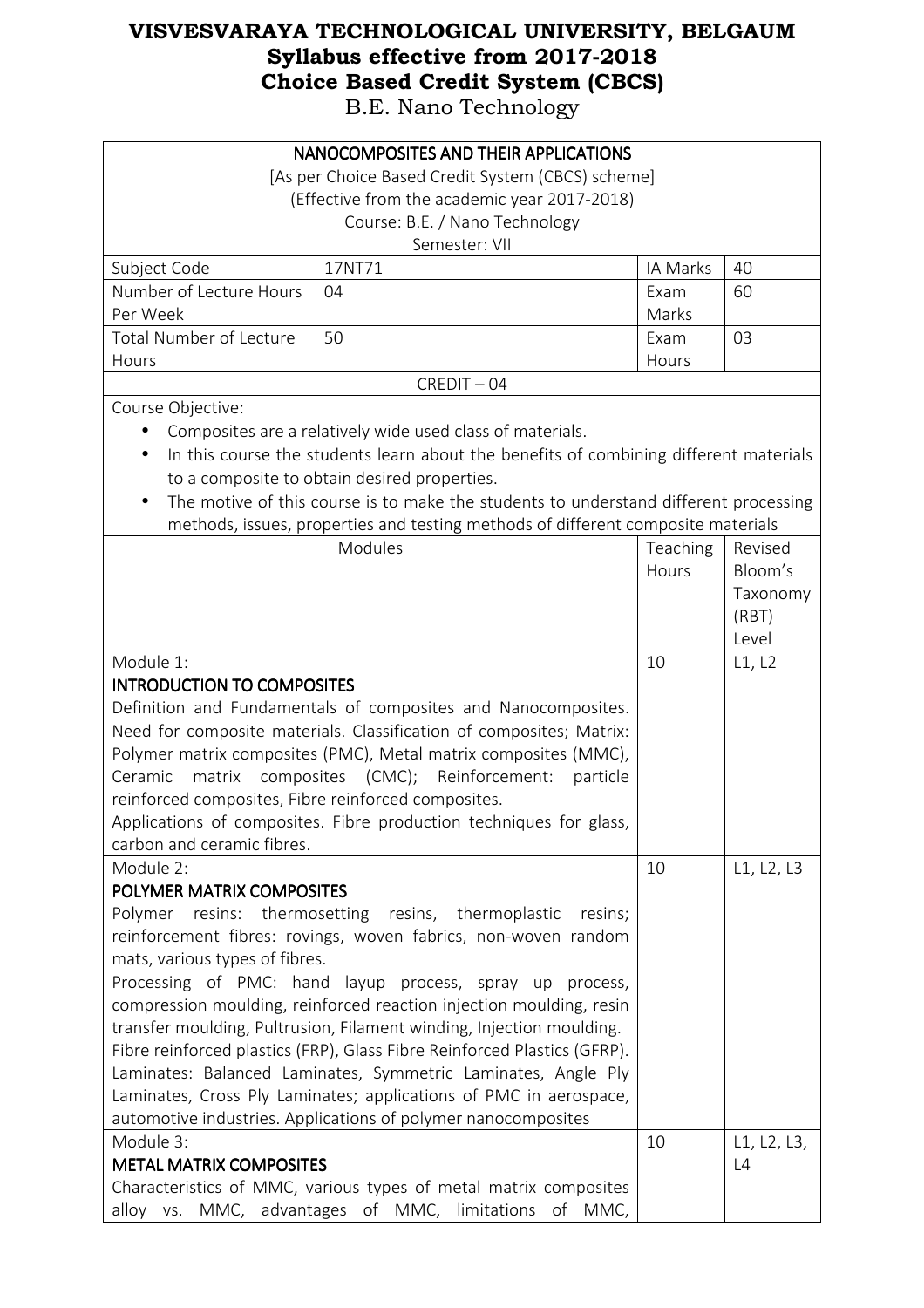# VISVESVARAYA TECHNOLOGICAL UNIVERSITY, BELGAUM
## Syllabus effective from 2017-2018
## Choice Based Credit System (CBCS)
B.E. Nano Technology

**NANOCOMPOSITES AND THEIR APPLICATIONS**

[As per Choice Based Credit System (CBCS) scheme]
(Effective from the academic year 2017-2018)
Course: B.E. / Nano Technology
Semester: VII

| Subject Code | 17NT71 | IA Marks | 40 |
|---|---|---|---|
| Number of Lecture Hours Per Week | 04 | Exam Marks | 60 |
| Total Number of Lecture Hours | 50 | Exam Hours | 03 |

CREDIT – 04

Course Objective:

- Composites are a relatively wide used class of materials.
- In this course the students learn about the benefits of combining different materials to a composite to obtain desired properties.
- The motive of this course is to make the students to understand different processing methods, issues, properties and testing methods of different composite materials

| Modules | Teaching Hours | Revised Bloom's Taxonomy (RBT) Level |
|---|---|---|
| Module 1:<br>**INTRODUCTION TO COMPOSITES**<br>Definition and Fundamentals of composites and Nanocomposites. Need for composite materials. Classification of composites; Matrix: Polymer matrix composites (PMC), Metal matrix composites (MMC), Ceramic matrix composites (CMC); Reinforcement: particle reinforced composites, Fibre reinforced composites.<br>Applications of composites. Fibre production techniques for glass, carbon and ceramic fibres. | 10 | L1, L2 |
| Module 2:<br>**POLYMER MATRIX COMPOSITES**<br>Polymer resins: thermosetting resins, thermoplastic resins; reinforcement fibres: rovings, woven fabrics, non-woven random mats, various types of fibres.<br>Processing of PMC: hand layup process, spray up process, compression moulding, reinforced reaction injection moulding, resin transfer moulding, Pultrusion, Filament winding, Injection moulding. Fibre reinforced plastics (FRP), Glass Fibre Reinforced Plastics (GFRP). Laminates: Balanced Laminates, Symmetric Laminates, Angle Ply Laminates, Cross Ply Laminates; applications of PMC in aerospace, automotive industries. Applications of polymer nanocomposites | 10 | L1, L2, L3 |
| Module 3:<br>**METAL MATRIX COMPOSITES**<br>Characteristics of MMC, various types of metal matrix composites alloy vs. MMC, advantages of MMC, limitations of MMC, | 10 | L1, L2, L3, L4 |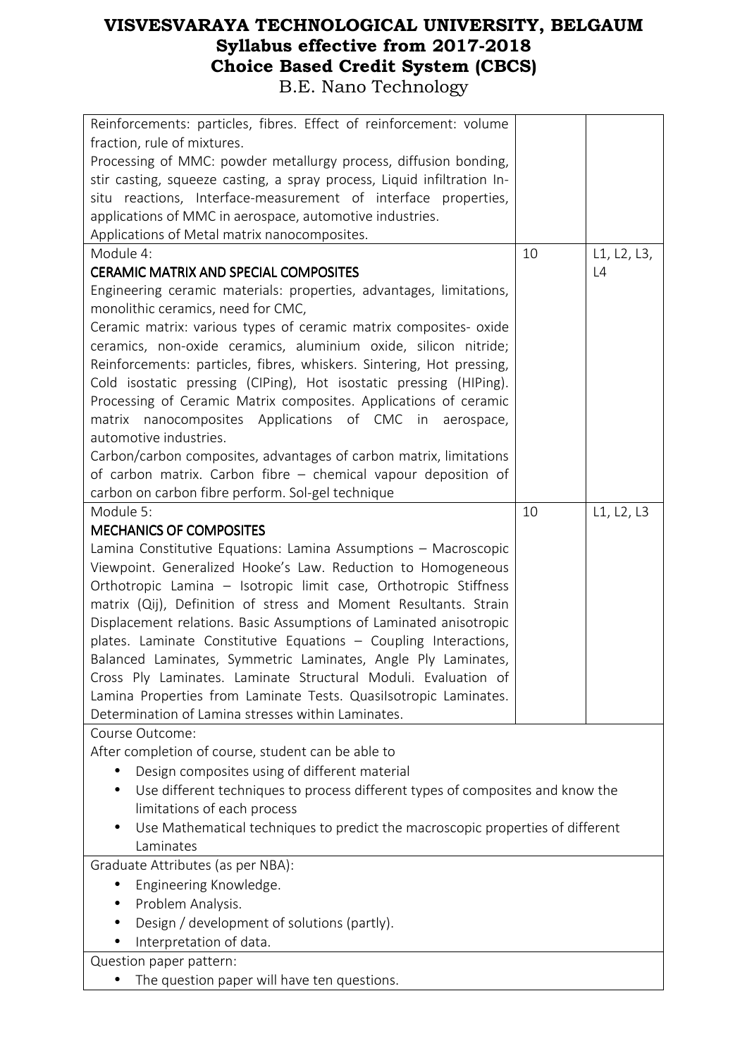| | | |
|---|---|---|
| Reinforcements: particles, fibres. Effect of reinforcement: volume fraction, rule of mixtures.<br>Processing of MMC: powder metallurgy process, diffusion bonding, stir casting, squeeze casting, a spray process, Liquid infiltration In-situ reactions, Interface-measurement of interface properties, applications of MMC in aerospace, automotive industries.<br>Applications of Metal matrix nanocomposites. | | |
| Module 4:<br>**CERAMIC MATRIX AND SPECIAL COMPOSITES**<br>Engineering ceramic materials: properties, advantages, limitations, monolithic ceramics, need for CMC,<br>Ceramic matrix: various types of ceramic matrix composites- oxide ceramics, non-oxide ceramics, aluminium oxide, silicon nitride; Reinforcements: particles, fibres, whiskers. Sintering, Hot pressing, Cold isostatic pressing (CIPing), Hot isostatic pressing (HIPing). Processing of Ceramic Matrix composites. Applications of ceramic matrix nanocomposites Applications of CMC in aerospace, automotive industries.<br>Carbon/carbon composites, advantages of carbon matrix, limitations of carbon matrix. Carbon fibre – chemical vapour deposition of carbon on carbon fibre perform. Sol-gel technique | 10 | L1, L2, L3, L4 |
| Module 5:<br>**MECHANICS OF COMPOSITES**<br>Lamina Constitutive Equations: Lamina Assumptions – Macroscopic Viewpoint. Generalized Hooke's Law. Reduction to Homogeneous Orthotropic Lamina – Isotropic limit case, Orthotropic Stiffness matrix (Qij), Definition of stress and Moment Resultants. Strain Displacement relations. Basic Assumptions of Laminated anisotropic plates. Laminate Constitutive Equations – Coupling Interactions, Balanced Laminates, Symmetric Laminates, Angle Ply Laminates, Cross Ply Laminates. Laminate Structural Moduli. Evaluation of Lamina Properties from Laminate Tests. QuasiIsotropic Laminates. Determination of Lamina stresses within Laminates. | 10 | L1, L2, L3 |

Course Outcome:

After completion of course, student can be able to

- Design composites using of different material
- Use different techniques to process different types of composites and know the limitations of each process
- Use Mathematical techniques to predict the macroscopic properties of different Laminates

Graduate Attributes (as per NBA):

- Engineering Knowledge.
- Problem Analysis.
- Design / development of solutions (partly).
- Interpretation of data.

Question paper pattern:

- The question paper will have ten questions.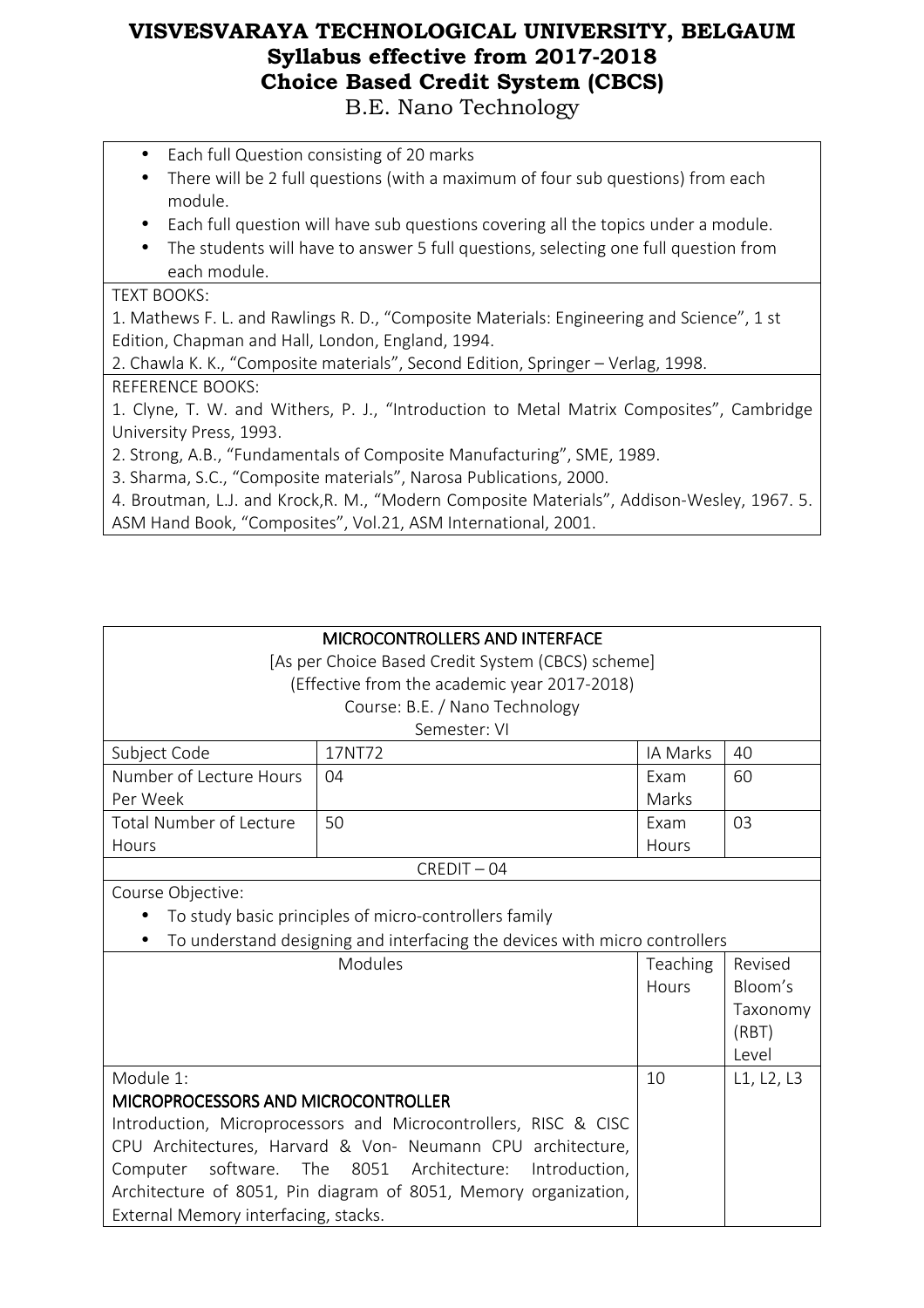- Each full Question consisting of 20 marks
- There will be 2 full questions (with a maximum of four sub questions) from each module.
- Each full question will have sub questions covering all the topics under a module.
- The students will have to answer 5 full questions, selecting one full question from each module.

TEXT BOOKS:

1. Mathews F. L. and Rawlings R. D., "Composite Materials: Engineering and Science", 1 st Edition, Chapman and Hall, London, England, 1994.
2. Chawla K. K., "Composite materials", Second Edition, Springer – Verlag, 1998.

REFERENCE BOOKS:

1. Clyne, T. W. and Withers, P. J., "Introduction to Metal Matrix Composites", Cambridge University Press, 1993.
2. Strong, A.B., "Fundamentals of Composite Manufacturing", SME, 1989.
3. Sharma, S.C., "Composite materials", Narosa Publications, 2000.
4. Broutman, L.J. and Krock,R. M., "Modern Composite Materials", Addison-Wesley, 1967. 5. ASM Hand Book, "Composites", Vol.21, ASM International, 2001.

## MICROCONTROLLERS AND INTERFACE

[As per Choice Based Credit System (CBCS) scheme]
(Effective from the academic year 2017-2018)
Course: B.E. / Nano Technology
Semester: VI

| Subject Code | 17NT72 | IA Marks | 40 |
|---|---|---|---|
| Number of Lecture Hours Per Week | 04 | Exam Marks | 60 |
| Total Number of Lecture Hours | 50 | Exam Hours | 03 |

CREDIT – 04

Course Objective:

- To study basic principles of micro-controllers family
- To understand designing and interfacing the devices with micro controllers

| Modules | Teaching Hours | Revised Bloom's Taxonomy (RBT) Level |
|---|---|---|
| Module 1: **MICROPROCESSORS AND MICROCONTROLLER** Introduction, Microprocessors and Microcontrollers, RISC & CISC CPU Architectures, Harvard & Von- Neumann CPU architecture, Computer software. The 8051 Architecture: Introduction, Architecture of 8051, Pin diagram of 8051, Memory organization, External Memory interfacing, stacks. | 10 | L1, L2, L3 |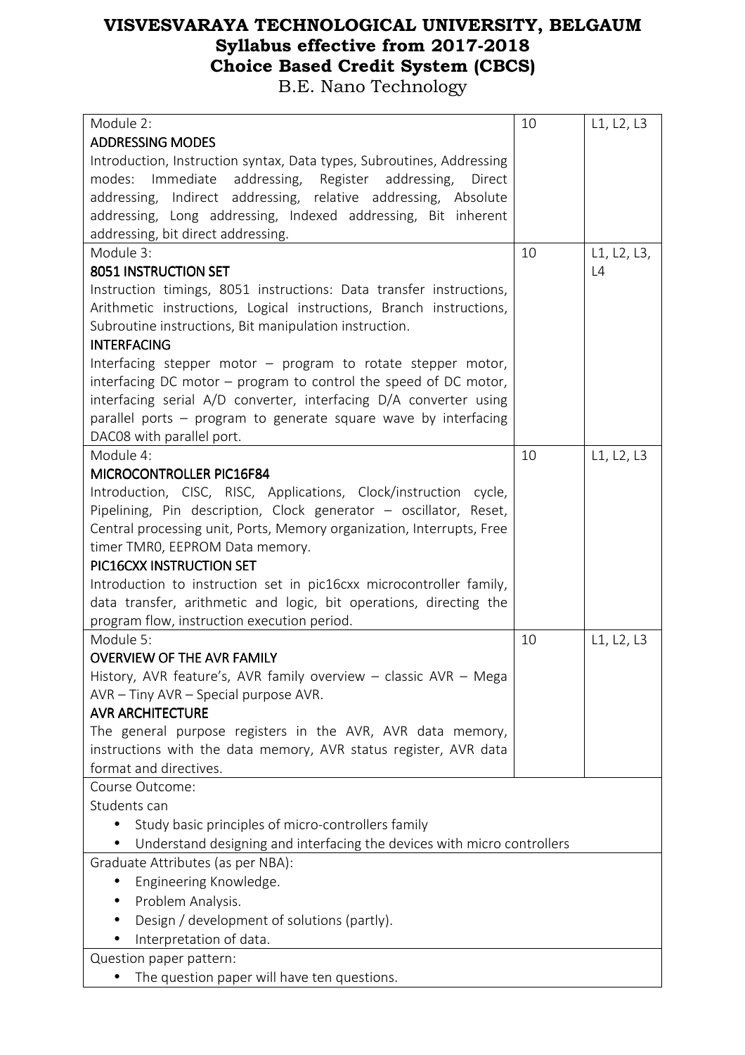# VISVESVARAYA TECHNOLOGICAL UNIVERSITY, BELGAUM
## Syllabus effective from 2017-2018
## Choice Based Credit System (CBCS)
B.E. Nano Technology

| | | |
|---|---|---|
| Module 2:<br>**ADDRESSING MODES**<br>Introduction, Instruction syntax, Data types, Subroutines, Addressing modes: Immediate addressing, Register addressing, Direct addressing, Indirect addressing, relative addressing, Absolute addressing, Long addressing, Indexed addressing, Bit inherent addressing, bit direct addressing. | 10 | L1, L2, L3 |
| Module 3:<br>**8051 INSTRUCTION SET**<br>Instruction timings, 8051 instructions: Data transfer instructions, Arithmetic instructions, Logical instructions, Branch instructions, Subroutine instructions, Bit manipulation instruction.<br>**INTERFACING**<br>Interfacing stepper motor – program to rotate stepper motor, interfacing DC motor – program to control the speed of DC motor, interfacing serial A/D converter, interfacing D/A converter using parallel ports – program to generate square wave by interfacing DAC08 with parallel port. | 10 | L1, L2, L3, L4 |
| Module 4:<br>**MICROCONTROLLER PIC16F84**<br>Introduction, CISC, RISC, Applications, Clock/instruction cycle, Pipelining, Pin description, Clock generator – oscillator, Reset, Central processing unit, Ports, Memory organization, Interrupts, Free timer TMR0, EEPROM Data memory.<br>**PIC16CXX INSTRUCTION SET**<br>Introduction to instruction set in pic16cxx microcontroller family, data transfer, arithmetic and logic, bit operations, directing the program flow, instruction execution period. | 10 | L1, L2, L3 |
| Module 5:<br>**OVERVIEW OF THE AVR FAMILY**<br>History, AVR feature's, AVR family overview – classic AVR – Mega AVR – Tiny AVR – Special purpose AVR.<br>**AVR ARCHITECTURE**<br>The general purpose registers in the AVR, AVR data memory, instructions with the data memory, AVR status register, AVR data format and directives. | 10 | L1, L2, L3 |

Course Outcome:

Students can

- Study basic principles of micro-controllers family
- Understand designing and interfacing the devices with micro controllers

Graduate Attributes (as per NBA):

- Engineering Knowledge.
- Problem Analysis.
- Design / development of solutions (partly).
- Interpretation of data.

Question paper pattern:

- The question paper will have ten questions.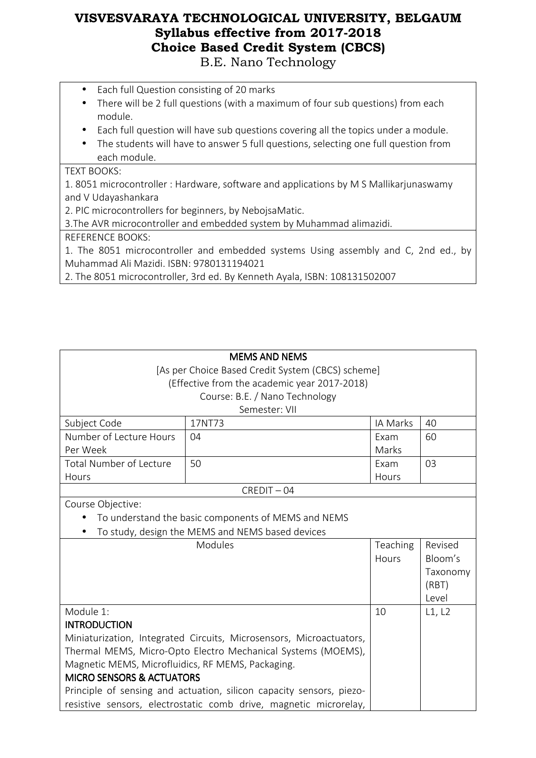- Each full Question consisting of 20 marks
- There will be 2 full questions (with a maximum of four sub questions) from each module.
- Each full question will have sub questions covering all the topics under a module.
- The students will have to answer 5 full questions, selecting one full question from each module.

TEXT BOOKS:

1. 8051 microcontroller : Hardware, software and applications by M S Mallikarjunaswamy and V Udayashankara
2. PIC microcontrollers for beginners, by NebojsaMatic.
3. The AVR microcontroller and embedded system by Muhammad alimazidi.

REFERENCE BOOKS:

1. The 8051 microcontroller and embedded systems Using assembly and C, 2nd ed., by Muhammad Ali Mazidi. ISBN: 9780131194021
2. The 8051 microcontroller, 3rd ed. By Kenneth Ayala, ISBN: 108131502007

## MEMS AND NEMS

[As per Choice Based Credit System (CBCS) scheme]
(Effective from the academic year 2017-2018)
Course: B.E. / Nano Technology
Semester: VII

| Subject Code | 17NT73 | IA Marks | 40 |
|---|---|---|---|
| Number of Lecture Hours Per Week | 04 | Exam Marks | 60 |
| Total Number of Lecture Hours | 50 | Exam Hours | 03 |

CREDIT – 04

Course Objective:

- To understand the basic components of MEMS and NEMS
- To study, design the MEMS and NEMS based devices

| Modules | Teaching Hours | Revised Bloom's Taxonomy (RBT) Level |
|---|---|---|
| Module 1:<br>**INTRODUCTION**<br>Miniaturization, Integrated Circuits, Microsensors, Microactuators, Thermal MEMS, Micro-Opto Electro Mechanical Systems (MOEMS), Magnetic MEMS, Microfluidics, RF MEMS, Packaging.<br>**MICRO SENSORS & ACTUATORS**<br>Principle of sensing and actuation, silicon capacity sensors, piezo-resistive sensors, electrostatic comb drive, magnetic microrelay, | 10 | L1, L2 |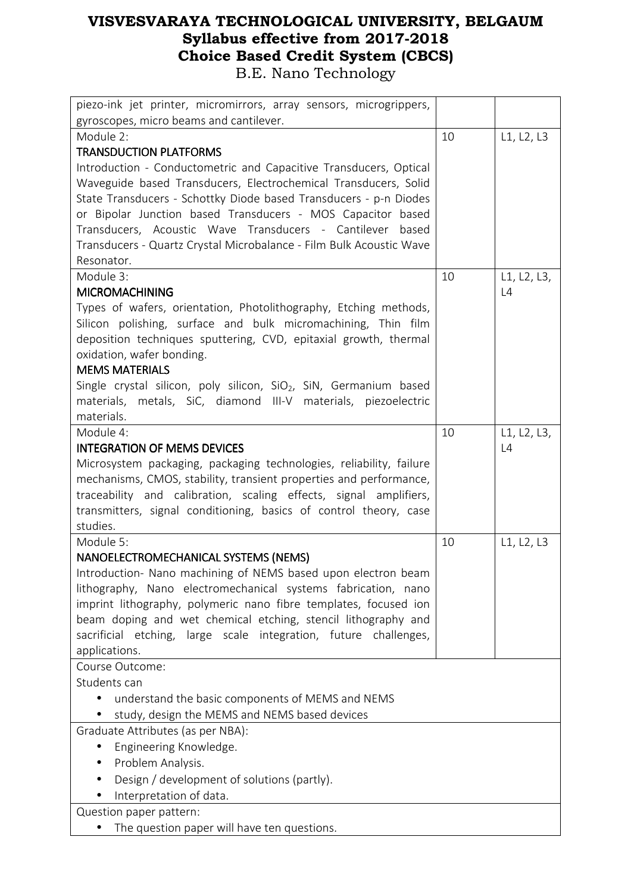| | | |
|---|---|---|
| piezo-ink jet printer, micromirrors, array sensors, microgrippers, gyroscopes, micro beams and cantilever. | | |
| Module 2:<br>**TRANSDUCTION PLATFORMS**<br>Introduction - Conductometric and Capacitive Transducers, Optical Waveguide based Transducers, Electrochemical Transducers, Solid State Transducers - Schottky Diode based Transducers - p-n Diodes or Bipolar Junction based Transducers - MOS Capacitor based Transducers, Acoustic Wave Transducers - Cantilever based Transducers - Quartz Crystal Microbalance - Film Bulk Acoustic Wave Resonator. | 10 | L1, L2, L3 |
| Module 3:<br>**MICROMACHINING**<br>Types of wafers, orientation, Photolithography, Etching methods, Silicon polishing, surface and bulk micromachining, Thin film deposition techniques sputtering, CVD, epitaxial growth, thermal oxidation, wafer bonding.<br>**MEMS MATERIALS**<br>Single crystal silicon, poly silicon, $SiO_2$, SiN, Germanium based materials, metals, SiC, diamond III-V materials, piezoelectric materials. | 10 | L1, L2, L3, L4 |
| Module 4:<br>**INTEGRATION OF MEMS DEVICES**<br>Microsystem packaging, packaging technologies, reliability, failure mechanisms, CMOS, stability, transient properties and performance, traceability and calibration, scaling effects, signal amplifiers, transmitters, signal conditioning, basics of control theory, case studies. | 10 | L1, L2, L3, L4 |
| Module 5:<br>**NANOELECTROMECHANICAL SYSTEMS (NEMS)**<br>Introduction- Nano machining of NEMS based upon electron beam lithography, Nano electromechanical systems fabrication, nano imprint lithography, polymeric nano fibre templates, focused ion beam doping and wet chemical etching, stencil lithography and sacrificial etching, large scale integration, future challenges, applications. | 10 | L1, L2, L3 |

Course Outcome:

Students can

- understand the basic components of MEMS and NEMS
- study, design the MEMS and NEMS based devices

Graduate Attributes (as per NBA):

- Engineering Knowledge.
- Problem Analysis.
- Design / development of solutions (partly).
- Interpretation of data.

Question paper pattern:

- The question paper will have ten questions.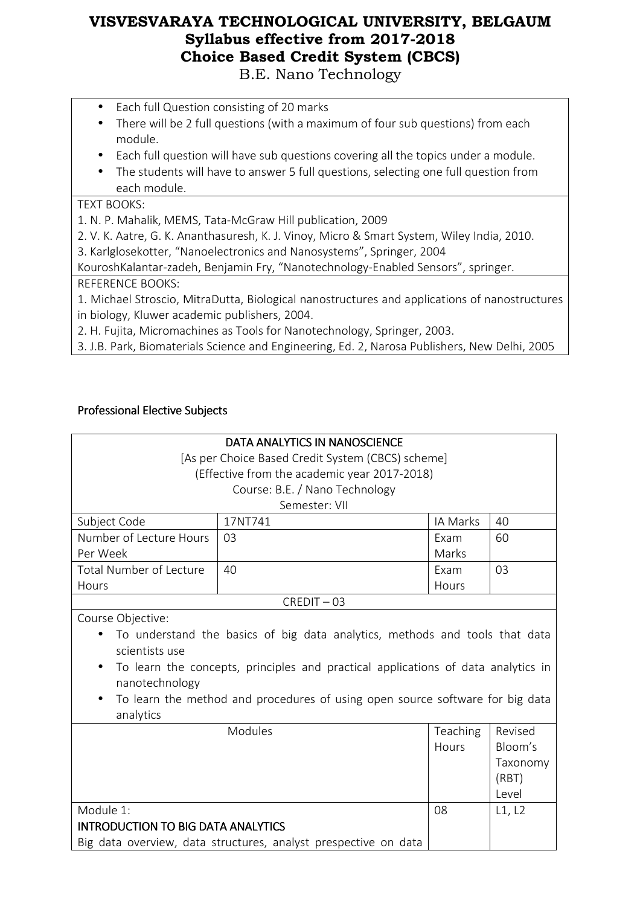- Each full Question consisting of 20 marks
- There will be 2 full questions (with a maximum of four sub questions) from each module.
- Each full question will have sub questions covering all the topics under a module.
- The students will have to answer 5 full questions, selecting one full question from each module.

TEXT BOOKS:

1. N. P. Mahalik, MEMS, Tata-McGraw Hill publication, 2009
2. V. K. Aatre, G. K. Ananthasuresh, K. J. Vinoy, Micro & Smart System, Wiley India, 2010.
3. Karlglosekotter, "Nanoelectronics and Nanosystems", Springer, 2004

KouroshKalantar-zadeh, Benjamin Fry, "Nanotechnology-Enabled Sensors", springer.

REFERENCE BOOKS:

1. Michael Stroscio, MitraDutta, Biological nanostructures and applications of nanostructures in biology, Kluwer academic publishers, 2004.
2. H. Fujita, Micromachines as Tools for Nanotechnology, Springer, 2003.
3. J.B. Park, Biomaterials Science and Engineering, Ed. 2, Narosa Publishers, New Delhi, 2005

## Professional Elective Subjects

### DATA ANALYTICS IN NANOSCIENCE

[As per Choice Based Credit System (CBCS) scheme]
(Effective from the academic year 2017-2018)
Course: B.E. / Nano Technology
Semester: VII

| Subject Code | 17NT741 | IA Marks | 40 |
|---|---|---|---|
| Number of Lecture Hours Per Week | 03 | Exam Marks | 60 |
| Total Number of Lecture Hours | 40 | Exam Hours | 03 |

CREDIT – 03

Course Objective:

- To understand the basics of big data analytics, methods and tools that data scientists use
- To learn the concepts, principles and practical applications of data analytics in nanotechnology
- To learn the method and procedures of using open source software for big data analytics

| Modules | Teaching Hours | Revised Bloom's Taxonomy (RBT) Level |
|---|---|---|
| Module 1:<br>INTRODUCTION TO BIG DATA ANALYTICS<br>Big data overview, data structures, analyst prespective on data | 08 | L1, L2 |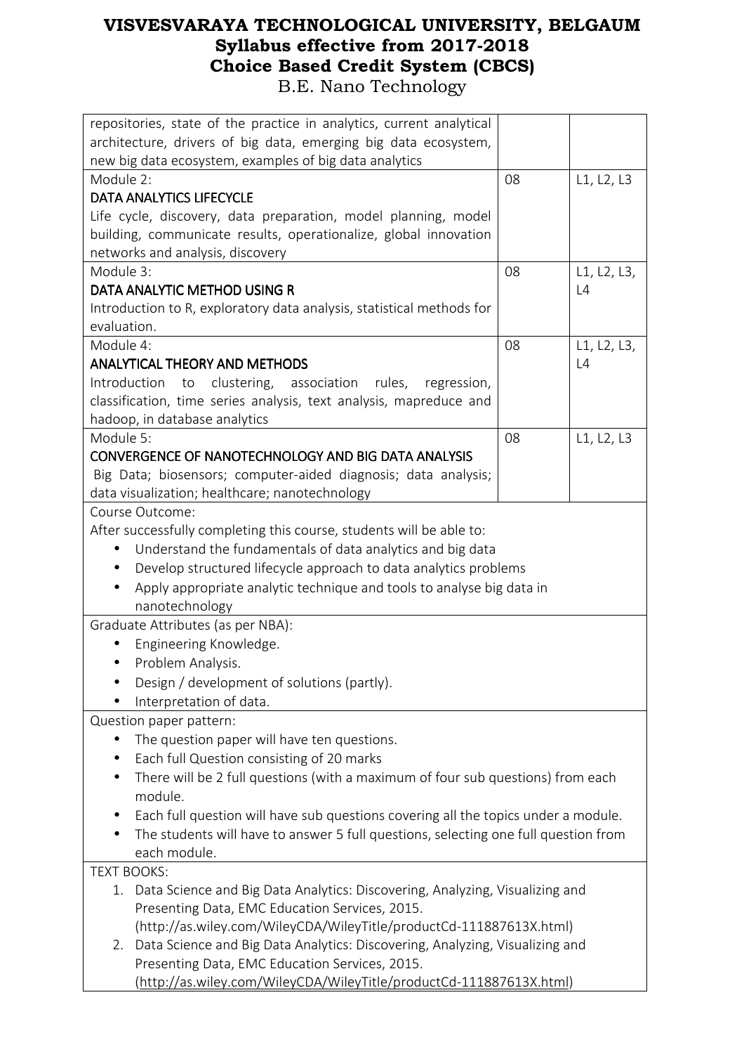| | | |
|---|---|---|
| repositories, state of the practice in analytics, current analytical architecture, drivers of big data, emerging big data ecosystem, new big data ecosystem, examples of big data analytics | | |
| Module 2:<br>**DATA ANALYTICS LIFECYCLE**<br>Life cycle, discovery, data preparation, model planning, model building, communicate results, operationalize, global innovation networks and analysis, discovery | 08 | L1, L2, L3 |
| Module 3:<br>**DATA ANALYTIC METHOD USING R**<br>Introduction to R, exploratory data analysis, statistical methods for evaluation. | 08 | L1, L2, L3, L4 |
| Module 4:<br>**ANALYTICAL THEORY AND METHODS**<br>Introduction to clustering, association rules, regression, classification, time series analysis, text analysis, mapreduce and hadoop, in database analytics | 08 | L1, L2, L3, L4 |
| Module 5:<br>**CONVERGENCE OF NANOTECHNOLOGY AND BIG DATA ANALYSIS**<br>Big Data; biosensors; computer-aided diagnosis; data analysis; data visualization; healthcare; nanotechnology | 08 | L1, L2, L3 |

Course Outcome:

After successfully completing this course, students will be able to:

- Understand the fundamentals of data analytics and big data
- Develop structured lifecycle approach to data analytics problems
- Apply appropriate analytic technique and tools to analyse big data in nanotechnology

Graduate Attributes (as per NBA):

- Engineering Knowledge.
- Problem Analysis.
- Design / development of solutions (partly).
- Interpretation of data.

Question paper pattern:

- The question paper will have ten questions.
- Each full Question consisting of 20 marks
- There will be 2 full questions (with a maximum of four sub questions) from each module.
- Each full question will have sub questions covering all the topics under a module.
- The students will have to answer 5 full questions, selecting one full question from each module.

TEXT BOOKS:

1. Data Science and Big Data Analytics: Discovering, Analyzing, Visualizing and Presenting Data, EMC Education Services, 2015. (http://as.wiley.com/WileyCDA/WileyTitle/productCd-111887613X.html)
2. Data Science and Big Data Analytics: Discovering, Analyzing, Visualizing and Presenting Data, EMC Education Services, 2015. (http://as.wiley.com/WileyCDA/WileyTitle/productCd-111887613X.html)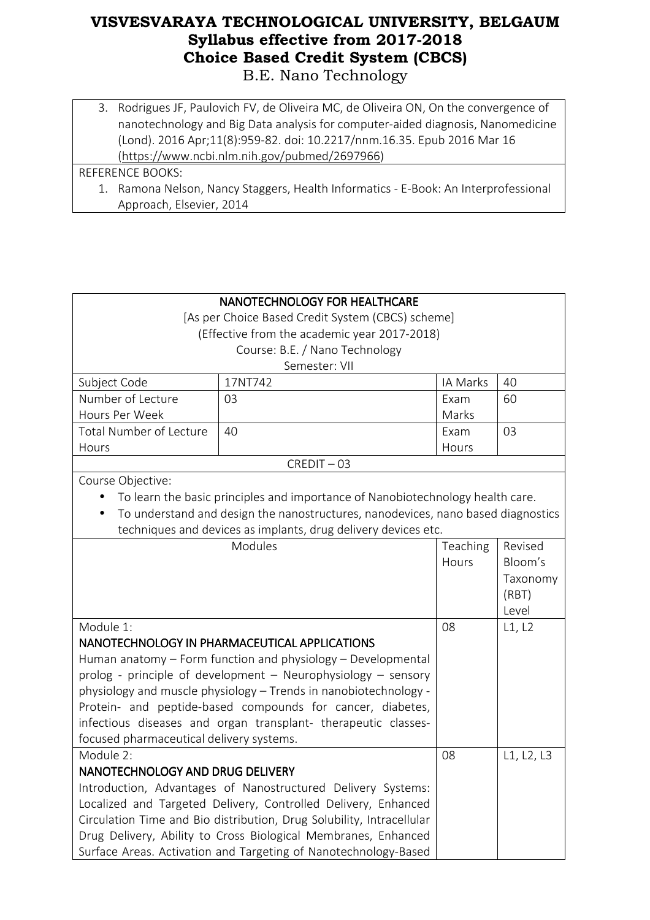3. Rodrigues JF, Paulovich FV, de Oliveira MC, de Oliveira ON, On the convergence of nanotechnology and Big Data analysis for computer-aided diagnosis, Nanomedicine (Lond). 2016 Apr;11(8):959-82. doi: 10.2217/nnm.16.35. Epub 2016 Mar 16 (https://www.ncbi.nlm.nih.gov/pubmed/2697966)

REFERENCE BOOKS:

1. Ramona Nelson, Nancy Staggers, Health Informatics - E-Book: An Interprofessional Approach, Elsevier, 2014

## NANOTECHNOLOGY FOR HEALTHCARE

[As per Choice Based Credit System (CBCS) scheme]
(Effective from the academic year 2017-2018)
Course: B.E. / Nano Technology
Semester: VII

| Subject Code | 17NT742 | IA Marks | 40 |
|---|---|---|---|
| Number of Lecture Hours Per Week | 03 | Exam Marks | 60 |
| Total Number of Lecture Hours | 40 | Exam Hours | 03 |

CREDIT – 03

Course Objective:

- To learn the basic principles and importance of Nanobiotechnology health care.
- To understand and design the nanostructures, nanodevices, nano based diagnostics techniques and devices as implants, drug delivery devices etc.

| Modules | Teaching Hours | Revised Bloom's Taxonomy (RBT) Level |
|---|---|---|
| Module 1: **NANOTECHNOLOGY IN PHARMACEUTICAL APPLICATIONS** Human anatomy – Form function and physiology – Developmental prolog - principle of development – Neurophysiology – sensory physiology and muscle physiology – Trends in nanobiotechnology - Protein- and peptide-based compounds for cancer, diabetes, infectious diseases and organ transplant- therapeutic classes- focused pharmaceutical delivery systems. | 08 | L1, L2 |
| Module 2: **NANOTECHNOLOGY AND DRUG DELIVERY** Introduction, Advantages of Nanostructured Delivery Systems: Localized and Targeted Delivery, Controlled Delivery, Enhanced Circulation Time and Bio distribution, Drug Solubility, Intracellular Drug Delivery, Ability to Cross Biological Membranes, Enhanced Surface Areas. Activation and Targeting of Nanotechnology-Based | 08 | L1, L2, L3 |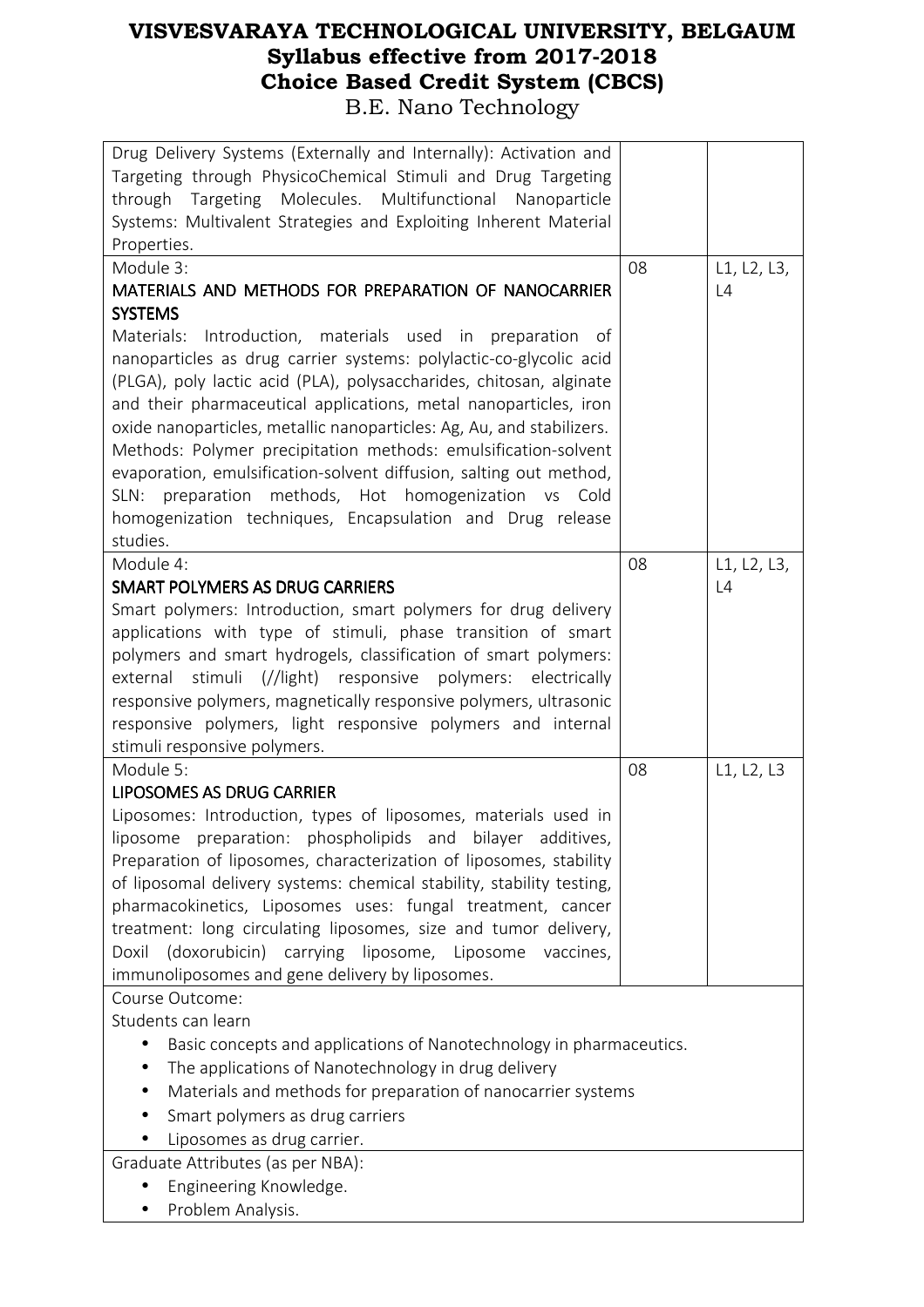# VISVESVARAYA TECHNOLOGICAL UNIVERSITY, BELGAUM
## Syllabus effective from 2017-2018
## Choice Based Credit System (CBCS)
B.E. Nano Technology

| | | |
|---|---|---|
| Drug Delivery Systems (Externally and Internally): Activation and Targeting through PhysicoChemical Stimuli and Drug Targeting through Targeting Molecules. Multifunctional Nanoparticle Systems: Multivalent Strategies and Exploiting Inherent Material Properties. | | |
| Module 3:<br>**MATERIALS AND METHODS FOR PREPARATION OF NANOCARRIER SYSTEMS**<br>Materials: Introduction, materials used in preparation of nanoparticles as drug carrier systems: polylactic-co-glycolic acid (PLGA), poly lactic acid (PLA), polysaccharides, chitosan, alginate and their pharmaceutical applications, metal nanoparticles, iron oxide nanoparticles, metallic nanoparticles: Ag, Au, and stabilizers. Methods: Polymer precipitation methods: emulsification-solvent evaporation, emulsification-solvent diffusion, salting out method, SLN: preparation methods, Hot homogenization vs Cold homogenization techniques, Encapsulation and Drug release studies. | 08 | L1, L2, L3, L4 |
| Module 4:<br>**SMART POLYMERS AS DRUG CARRIERS**<br>Smart polymers: Introduction, smart polymers for drug delivery applications with type of stimuli, phase transition of smart polymers and smart hydrogels, classification of smart polymers: external stimuli (//light) responsive polymers: electrically responsive polymers, magnetically responsive polymers, ultrasonic responsive polymers, light responsive polymers and internal stimuli responsive polymers. | 08 | L1, L2, L3, L4 |
| Module 5:<br>**LIPOSOMES AS DRUG CARRIER**<br>Liposomes: Introduction, types of liposomes, materials used in liposome preparation: phospholipids and bilayer additives, Preparation of liposomes, characterization of liposomes, stability of liposomal delivery systems: chemical stability, stability testing, pharmacokinetics, Liposomes uses: fungal treatment, cancer treatment: long circulating liposomes, size and tumor delivery, Doxil (doxorubicin) carrying liposome, Liposome vaccines, immunoliposomes and gene delivery by liposomes. | 08 | L1, L2, L3 |

Course Outcome:

Students can learn

- Basic concepts and applications of Nanotechnology in pharmaceutics.
- The applications of Nanotechnology in drug delivery
- Materials and methods for preparation of nanocarrier systems
- Smart polymers as drug carriers
- Liposomes as drug carrier.

Graduate Attributes (as per NBA):

- Engineering Knowledge.
- Problem Analysis.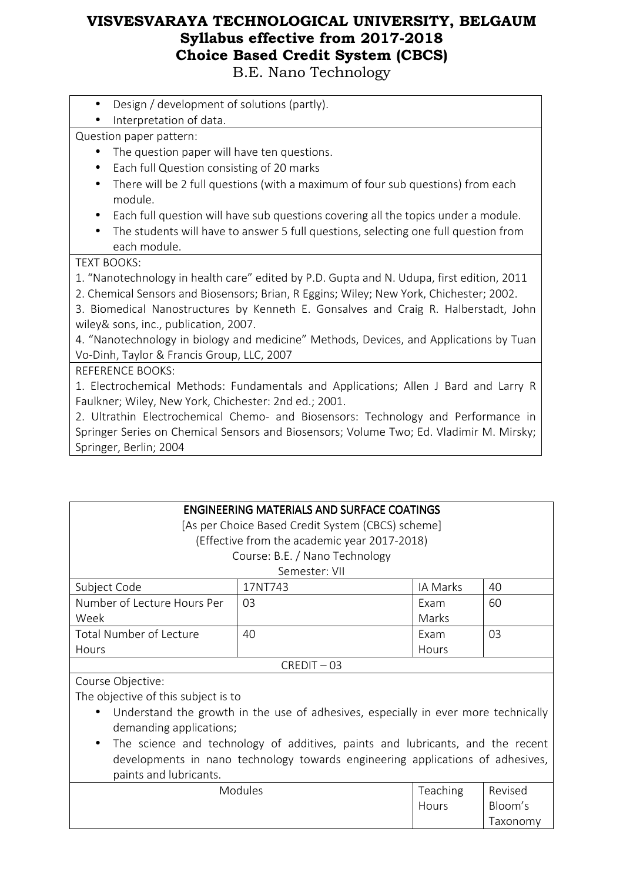- Design / development of solutions (partly).
- Interpretation of data.

Question paper pattern:

- The question paper will have ten questions.
- Each full Question consisting of 20 marks
- There will be 2 full questions (with a maximum of four sub questions) from each module.
- Each full question will have sub questions covering all the topics under a module.
- The students will have to answer 5 full questions, selecting one full question from each module.

TEXT BOOKS:

1. "Nanotechnology in health care" edited by P.D. Gupta and N. Udupa, first edition, 2011
2. Chemical Sensors and Biosensors; Brian, R Eggins; Wiley; New York, Chichester; 2002.
3. Biomedical Nanostructures by Kenneth E. Gonsalves and Craig R. Halberstadt, John wiley& sons, inc., publication, 2007.
4. "Nanotechnology in biology and medicine" Methods, Devices, and Applications by Tuan Vo-Dinh, Taylor & Francis Group, LLC, 2007

REFERENCE BOOKS:

1. Electrochemical Methods: Fundamentals and Applications; Allen J Bard and Larry R Faulkner; Wiley, New York, Chichester: 2nd ed.; 2001.
2. Ultrathin Electrochemical Chemo- and Biosensors: Technology and Performance in Springer Series on Chemical Sensors and Biosensors; Volume Two; Ed. Vladimir M. Mirsky; Springer, Berlin; 2004

## ENGINEERING MATERIALS AND SURFACE COATINGS

[As per Choice Based Credit System (CBCS) scheme]
(Effective from the academic year 2017-2018)
Course: B.E. / Nano Technology
Semester: VII

| Subject Code | 17NT743 | IA Marks | 40 |
|---|---|---|---|
| Number of Lecture Hours Per Week | 03 | Exam Marks | 60 |
| Total Number of Lecture Hours | 40 | Exam Hours | 03 |
| CREDIT – 03 | | | |

Course Objective:

The objective of this subject is to

- Understand the growth in the use of adhesives, especially in ever more technically demanding applications;
- The science and technology of additives, paints and lubricants, and the recent developments in nano technology towards engineering applications of adhesives, paints and lubricants.

| Modules | Teaching Hours | Revised Bloom's Taxonomy |
|---|---|---|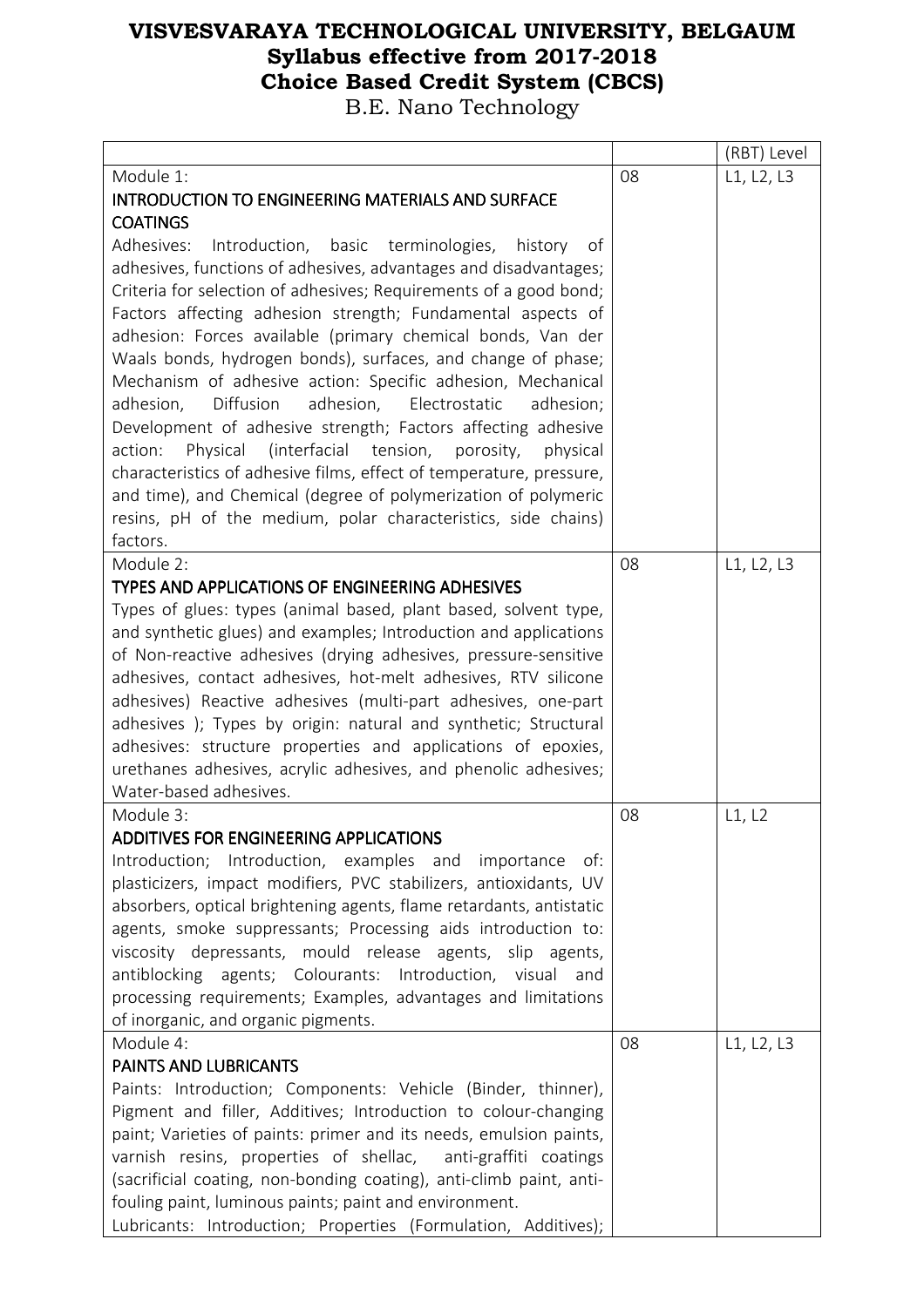# VISVESVARAYA TECHNOLOGICAL UNIVERSITY, BELGAUM
## Syllabus effective from 2017-2018
## Choice Based Credit System (CBCS)
B.E. Nano Technology

| | | (RBT) Level |
|---|---|---|
| Module 1:<br>**INTRODUCTION TO ENGINEERING MATERIALS AND SURFACE COATINGS**<br>Adhesives: Introduction, basic terminologies, history of adhesives, functions of adhesives, advantages and disadvantages; Criteria for selection of adhesives; Requirements of a good bond; Factors affecting adhesion strength; Fundamental aspects of adhesion: Forces available (primary chemical bonds, Van der Waals bonds, hydrogen bonds), surfaces, and change of phase; Mechanism of adhesive action: Specific adhesion, Mechanical adhesion, Diffusion adhesion, Electrostatic adhesion; Development of adhesive strength; Factors affecting adhesive action: Physical (interfacial tension, porosity, physical characteristics of adhesive films, effect of temperature, pressure, and time), and Chemical (degree of polymerization of polymeric resins, pH of the medium, polar characteristics, side chains) factors. | 08 | L1, L2, L3 |
| Module 2:<br>**TYPES AND APPLICATIONS OF ENGINEERING ADHESIVES**<br>Types of glues: types (animal based, plant based, solvent type, and synthetic glues) and examples; Introduction and applications of Non-reactive adhesives (drying adhesives, pressure-sensitive adhesives, contact adhesives, hot-melt adhesives, RTV silicone adhesives) Reactive adhesives (multi-part adhesives, one-part adhesives ); Types by origin: natural and synthetic; Structural adhesives: structure properties and applications of epoxies, urethanes adhesives, acrylic adhesives, and phenolic adhesives; Water-based adhesives. | 08 | L1, L2, L3 |
| Module 3:<br>**ADDITIVES FOR ENGINEERING APPLICATIONS**<br>Introduction; Introduction, examples and importance of: plasticizers, impact modifiers, PVC stabilizers, antioxidants, UV absorbers, optical brightening agents, flame retardants, antistatic agents, smoke suppressants; Processing aids introduction to: viscosity depressants, mould release agents, slip agents, antiblocking agents; Colourants: Introduction, visual and processing requirements; Examples, advantages and limitations of inorganic, and organic pigments. | 08 | L1, L2 |
| Module 4:<br>**PAINTS AND LUBRICANTS**<br>Paints: Introduction; Components: Vehicle (Binder, thinner), Pigment and filler, Additives; Introduction to colour-changing paint; Varieties of paints: primer and its needs, emulsion paints, varnish resins, properties of shellac, anti-graffiti coatings (sacrificial coating, non-bonding coating), anti-climb paint, anti-fouling paint, luminous paints; paint and environment.<br>Lubricants: Introduction; Properties (Formulation, Additives); | 08 | L1, L2, L3 |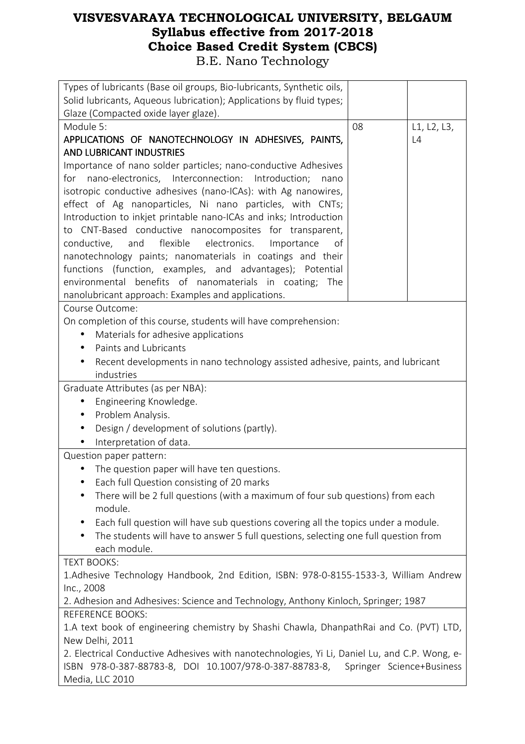# VISVESVARAYA TECHNOLOGICAL UNIVERSITY, BELGAUM
## Syllabus effective from 2017-2018
## Choice Based Credit System (CBCS)
B.E. Nano Technology

| | | |
|---|---|---|
| Types of lubricants (Base oil groups, Bio-lubricants, Synthetic oils, Solid lubricants, Aqueous lubrication); Applications by fluid types; Glaze (Compacted oxide layer glaze). | | |
| Module 5:<br>APPLICATIONS OF NANOTECHNOLOGY IN ADHESIVES, PAINTS, AND LUBRICANT INDUSTRIES<br>Importance of nano solder particles; nano-conductive Adhesives for nano-electronics, Interconnection: Introduction; nano isotropic conductive adhesives (nano-ICAs): with Ag nanowires, effect of Ag nanoparticles, Ni nano particles, with CNTs; Introduction to inkjet printable nano-ICAs and inks; Introduction to CNT-Based conductive nanocomposites for transparent, conductive, and flexible electronics. Importance of nanotechnology paints; nanomaterials in coatings and their functions (function, examples, and advantages); Potential environmental benefits of nanomaterials in coating; The nanolubricant approach: Examples and applications. | 08 | L1, L2, L3, L4 |

Course Outcome:

On completion of this course, students will have comprehension:

- Materials for adhesive applications
- Paints and Lubricants
- Recent developments in nano technology assisted adhesive, paints, and lubricant industries

Graduate Attributes (as per NBA):

- Engineering Knowledge.
- Problem Analysis.
- Design / development of solutions (partly).
- Interpretation of data.

Question paper pattern:

- The question paper will have ten questions.
- Each full Question consisting of 20 marks
- There will be 2 full questions (with a maximum of four sub questions) from each module.
- Each full question will have sub questions covering all the topics under a module.
- The students will have to answer 5 full questions, selecting one full question from each module.

TEXT BOOKS:

1.Adhesive Technology Handbook, 2nd Edition, ISBN: 978-0-8155-1533-3, William Andrew Inc., 2008

2. Adhesion and Adhesives: Science and Technology, Anthony Kinloch, Springer; 1987

REFERENCE BOOKS:

1.A text book of engineering chemistry by Shashi Chawla, DhanpathRai and Co. (PVT) LTD, New Delhi, 2011

2. Electrical Conductive Adhesives with nanotechnologies, Yi Li, Daniel Lu, and C.P. Wong, e-ISBN 978-0-387-88783-8, DOI 10.1007/978-0-387-88783-8, Springer Science+Business Media, LLC 2010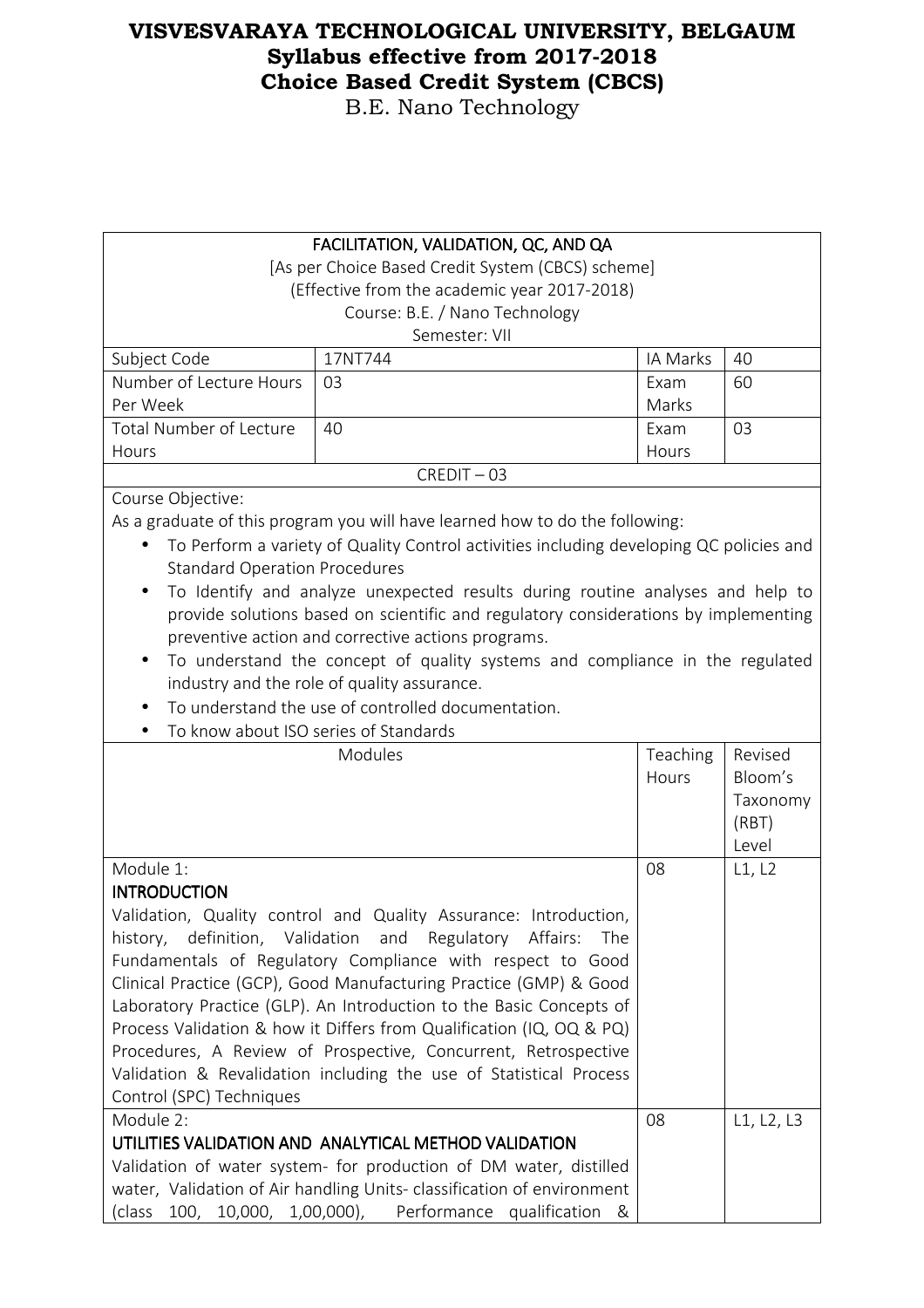# VISVESVARAYA TECHNOLOGICAL UNIVERSITY, BELGAUM
## Syllabus effective from 2017-2018
## Choice Based Credit System (CBCS)
B.E. Nano Technology

| FACILITATION, VALIDATION, QC, AND QA<br>[As per Choice Based Credit System (CBCS) scheme]<br>(Effective from the academic year 2017-2018)<br>Course: B.E. / Nano Technology<br>Semester: VII | | | |
|---|---|---|---|
| Subject Code | 17NT744 | IA Marks | 40 |
| Number of Lecture Hours Per Week | 03 | Exam Marks | 60 |
| Total Number of Lecture Hours | 40 | Exam Hours | 03 |
| CREDIT – 03 | | | |

Course Objective:

As a graduate of this program you will have learned how to do the following:

- To Perform a variety of Quality Control activities including developing QC policies and Standard Operation Procedures
- To Identify and analyze unexpected results during routine analyses and help to provide solutions based on scientific and regulatory considerations by implementing preventive action and corrective actions programs.
- To understand the concept of quality systems and compliance in the regulated industry and the role of quality assurance.
- To understand the use of controlled documentation.
- To know about ISO series of Standards

| Modules | Teaching Hours | Revised Bloom's Taxonomy (RBT) Level |
|---|---|---|
| Module 1:<br>**INTRODUCTION**<br>Validation, Quality control and Quality Assurance: Introduction, history, definition, Validation and Regulatory Affairs: The Fundamentals of Regulatory Compliance with respect to Good Clinical Practice (GCP), Good Manufacturing Practice (GMP) & Good Laboratory Practice (GLP). An Introduction to the Basic Concepts of Process Validation & how it Differs from Qualification (IQ, OQ & PQ) Procedures, A Review of Prospective, Concurrent, Retrospective Validation & Revalidation including the use of Statistical Process Control (SPC) Techniques | 08 | L1, L2 |
| Module 2:<br>**UTILITIES VALIDATION AND ANALYTICAL METHOD VALIDATION**<br>Validation of water system- for production of DM water, distilled water, Validation of Air handling Units- classification of environment (class 100, 10,000, 1,00,000), Performance qualification & | 08 | L1, L2, L3 |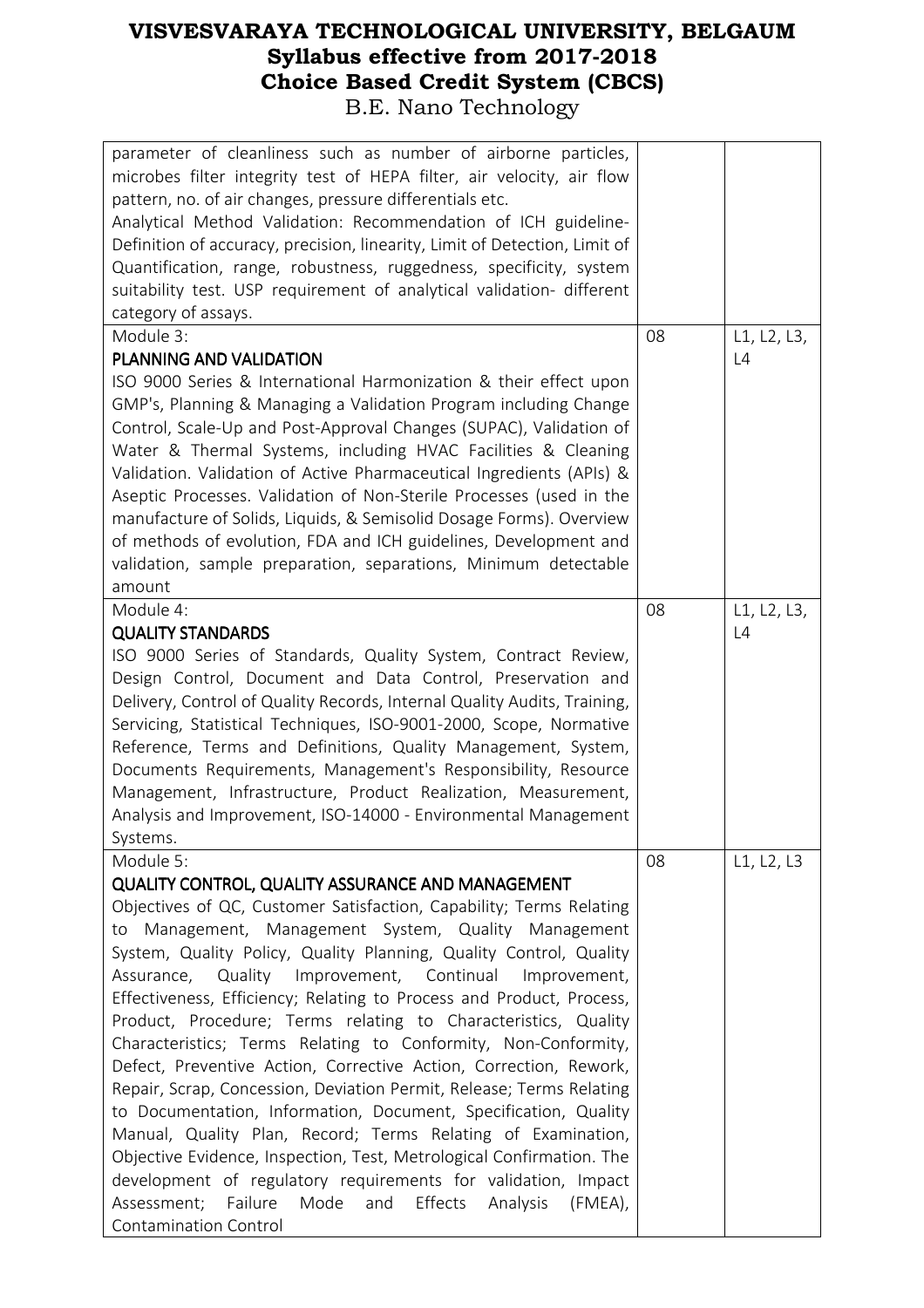| | | |
|---|---|---|
| parameter of cleanliness such as number of airborne particles, microbes filter integrity test of HEPA filter, air velocity, air flow pattern, no. of air changes, pressure differentials etc.<br>Analytical Method Validation: Recommendation of ICH guideline-Definition of accuracy, precision, linearity, Limit of Detection, Limit of Quantification, range, robustness, ruggedness, specificity, system suitability test. USP requirement of analytical validation- different category of assays. | | |
| Module 3:<br>**PLANNING AND VALIDATION**<br>ISO 9000 Series & International Harmonization & their effect upon GMP's, Planning & Managing a Validation Program including Change Control, Scale-Up and Post-Approval Changes (SUPAC), Validation of Water & Thermal Systems, including HVAC Facilities & Cleaning Validation. Validation of Active Pharmaceutical Ingredients (APIs) & Aseptic Processes. Validation of Non-Sterile Processes (used in the manufacture of Solids, Liquids, & Semisolid Dosage Forms). Overview of methods of evolution, FDA and ICH guidelines, Development and validation, sample preparation, separations, Minimum detectable amount | 08 | L1, L2, L3, L4 |
| Module 4:<br>**QUALITY STANDARDS**<br>ISO 9000 Series of Standards, Quality System, Contract Review, Design Control, Document and Data Control, Preservation and Delivery, Control of Quality Records, Internal Quality Audits, Training, Servicing, Statistical Techniques, ISO-9001-2000, Scope, Normative Reference, Terms and Definitions, Quality Management, System, Documents Requirements, Management's Responsibility, Resource Management, Infrastructure, Product Realization, Measurement, Analysis and Improvement, ISO-14000 - Environmental Management Systems. | 08 | L1, L2, L3, L4 |
| Module 5:<br>**QUALITY CONTROL, QUALITY ASSURANCE AND MANAGEMENT**<br>Objectives of QC, Customer Satisfaction, Capability; Terms Relating to Management, Management System, Quality Management System, Quality Policy, Quality Planning, Quality Control, Quality Assurance, Quality Improvement, Continual Improvement, Effectiveness, Efficiency; Relating to Process and Product, Process, Product, Procedure; Terms relating to Characteristics, Quality Characteristics; Terms Relating to Conformity, Non-Conformity, Defect, Preventive Action, Corrective Action, Correction, Rework, Repair, Scrap, Concession, Deviation Permit, Release; Terms Relating to Documentation, Information, Document, Specification, Quality Manual, Quality Plan, Record; Terms Relating of Examination, Objective Evidence, Inspection, Test, Metrological Confirmation. The development of regulatory requirements for validation, Impact Assessment; Failure Mode and Effects Analysis (FMEA), Contamination Control | 08 | L1, L2, L3 |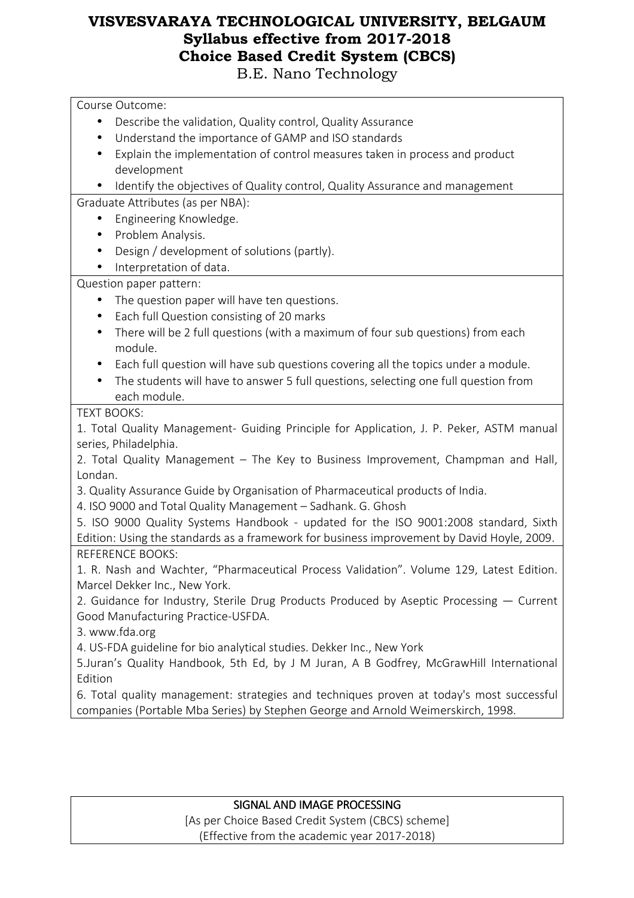Course Outcome:

- Describe the validation, Quality control, Quality Assurance
- Understand the importance of GAMP and ISO standards
- Explain the implementation of control measures taken in process and product development
- Identify the objectives of Quality control, Quality Assurance and management

Graduate Attributes (as per NBA):

- Engineering Knowledge.
- Problem Analysis.
- Design / development of solutions (partly).
- Interpretation of data.

Question paper pattern:

- The question paper will have ten questions.
- Each full Question consisting of 20 marks
- There will be 2 full questions (with a maximum of four sub questions) from each module.
- Each full question will have sub questions covering all the topics under a module.
- The students will have to answer 5 full questions, selecting one full question from each module.

TEXT BOOKS:

1. Total Quality Management- Guiding Principle for Application, J. P. Peker, ASTM manual series, Philadelphia.
2. Total Quality Management – The Key to Business Improvement, Champman and Hall, Londan.
3. Quality Assurance Guide by Organisation of Pharmaceutical products of India.
4. ISO 9000 and Total Quality Management – Sadhank. G. Ghosh
5. ISO 9000 Quality Systems Handbook - updated for the ISO 9001:2008 standard, Sixth Edition: Using the standards as a framework for business improvement by David Hoyle, 2009.

REFERENCE BOOKS:

1. R. Nash and Wachter, "Pharmaceutical Process Validation". Volume 129, Latest Edition. Marcel Dekker Inc., New York.
2. Guidance for Industry, Sterile Drug Products Produced by Aseptic Processing — Current Good Manufacturing Practice-USFDA.
3. www.fda.org
4. US-FDA guideline for bio analytical studies. Dekker Inc., New York
5. Juran's Quality Handbook, 5th Ed, by J M Juran, A B Godfrey, McGrawHill International Edition
6. Total quality management: strategies and techniques proven at today's most successful companies (Portable Mba Series) by Stephen George and Arnold Weimerskirch, 1998.

## SIGNAL AND IMAGE PROCESSING

[As per Choice Based Credit System (CBCS) scheme]
(Effective from the academic year 2017-2018)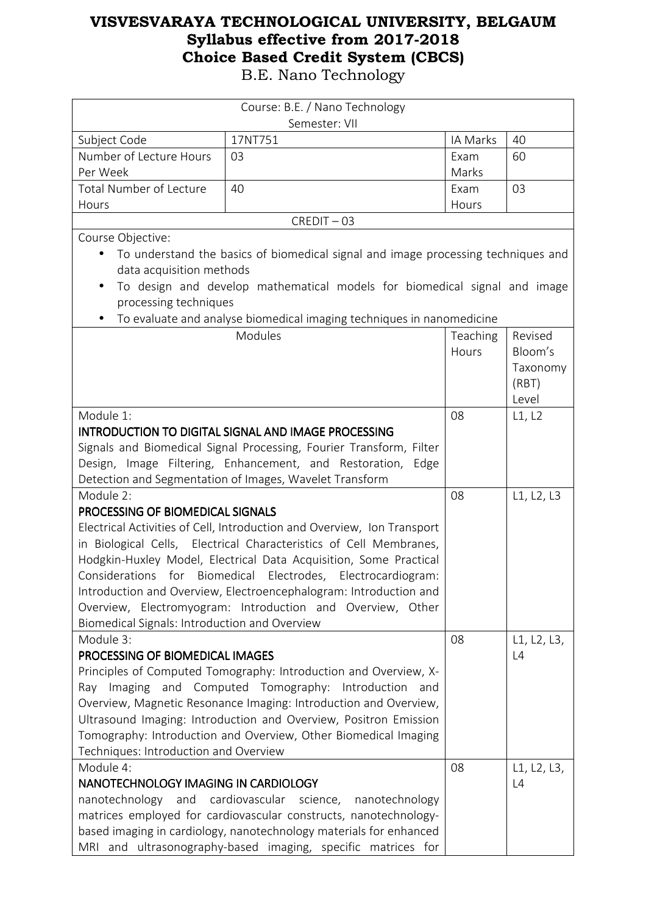# VISVESVARAYA TECHNOLOGICAL UNIVERSITY, BELGAUM
## Syllabus effective from 2017-2018
## Choice Based Credit System (CBCS)
B.E. Nano Technology

| Course: B.E. / Nano Technology<br>Semester: VII | | | |
|---|---|---|---|
| Subject Code | 17NT751 | IA Marks | 40 |
| Number of Lecture Hours Per Week | 03 | Exam Marks | 60 |
| Total Number of Lecture Hours | 40 | Exam Hours | 03 |
| CREDIT – 03 | | | |

Course Objective:

- To understand the basics of biomedical signal and image processing techniques and data acquisition methods
- To design and develop mathematical models for biomedical signal and image processing techniques
- To evaluate and analyse biomedical imaging techniques in nanomedicine

| Modules | Teaching Hours | Revised Bloom's Taxonomy (RBT) Level |
|---|---|---|
| Module 1:<br>**INTRODUCTION TO DIGITAL SIGNAL AND IMAGE PROCESSING**<br>Signals and Biomedical Signal Processing, Fourier Transform, Filter Design, Image Filtering, Enhancement, and Restoration, Edge Detection and Segmentation of Images, Wavelet Transform | 08 | L1, L2 |
| Module 2:<br>**PROCESSING OF BIOMEDICAL SIGNALS**<br>Electrical Activities of Cell, Introduction and Overview, Ion Transport in Biological Cells, Electrical Characteristics of Cell Membranes, Hodgkin-Huxley Model, Electrical Data Acquisition, Some Practical Considerations for Biomedical Electrodes, Electrocardiogram: Introduction and Overview, Electroencephalogram: Introduction and Overview, Electromyogram: Introduction and Overview, Other Biomedical Signals: Introduction and Overview | 08 | L1, L2, L3 |
| Module 3:<br>**PROCESSING OF BIOMEDICAL IMAGES**<br>Principles of Computed Tomography: Introduction and Overview, X-Ray Imaging and Computed Tomography: Introduction and Overview, Magnetic Resonance Imaging: Introduction and Overview, Ultrasound Imaging: Introduction and Overview, Positron Emission Tomography: Introduction and Overview, Other Biomedical Imaging Techniques: Introduction and Overview | 08 | L1, L2, L3, L4 |
| Module 4:<br>**NANOTECHNOLOGY IMAGING IN CARDIOLOGY**<br>nanotechnology and cardiovascular science, nanotechnology matrices employed for cardiovascular constructs, nanotechnology-based imaging in cardiology, nanotechnology materials for enhanced MRI and ultrasonography-based imaging, specific matrices for | 08 | L1, L2, L3, L4 |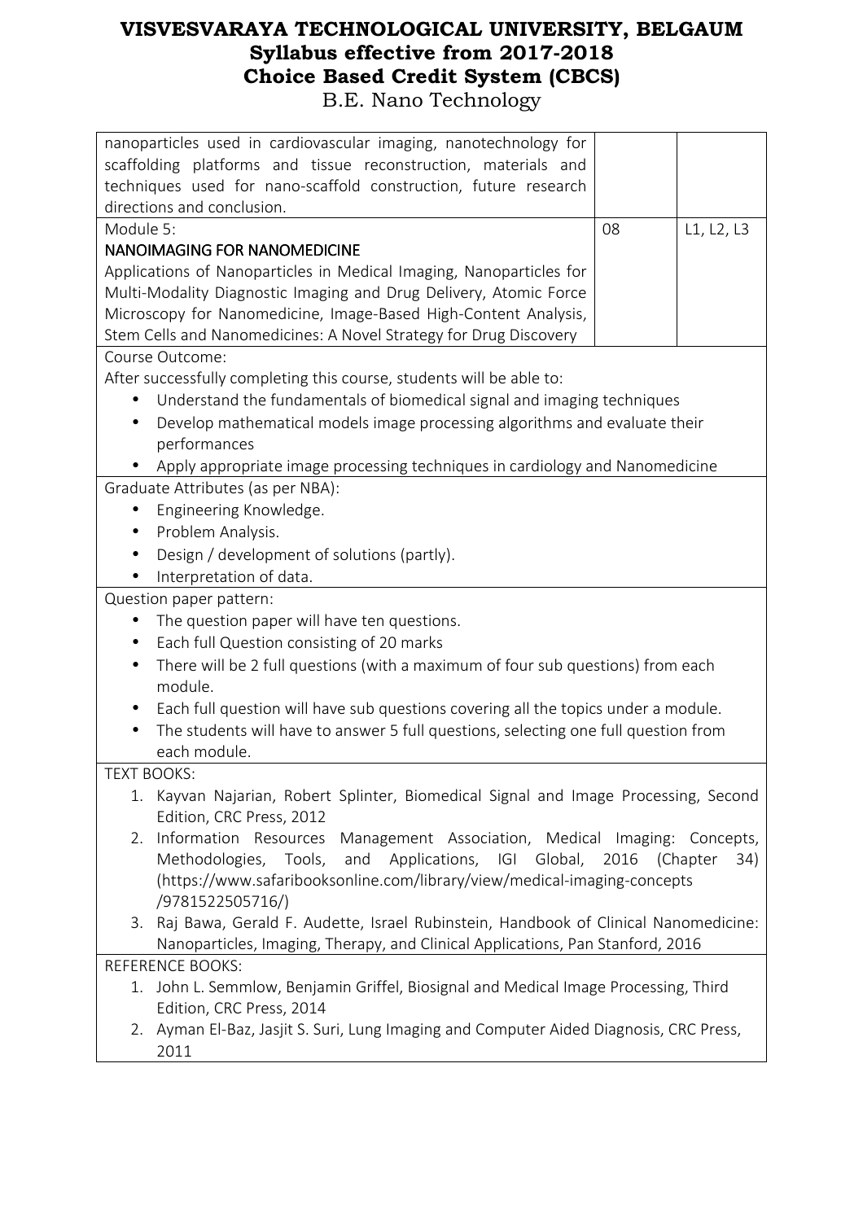| | | |
|---|---|---|
| nanoparticles used in cardiovascular imaging, nanotechnology for scaffolding platforms and tissue reconstruction, materials and techniques used for nano-scaffold construction, future research directions and conclusion. | | |
| Module 5:<br>NANOIMAGING FOR NANOMEDICINE<br>Applications of Nanoparticles in Medical Imaging, Nanoparticles for Multi-Modality Diagnostic Imaging and Drug Delivery, Atomic Force Microscopy for Nanomedicine, Image-Based High-Content Analysis, Stem Cells and Nanomedicines: A Novel Strategy for Drug Discovery | 08 | L1, L2, L3 |

Course Outcome:

After successfully completing this course, students will be able to:

- Understand the fundamentals of biomedical signal and imaging techniques
- Develop mathematical models image processing algorithms and evaluate their performances
- Apply appropriate image processing techniques in cardiology and Nanomedicine

Graduate Attributes (as per NBA):

- Engineering Knowledge.
- Problem Analysis.
- Design / development of solutions (partly).
- Interpretation of data.

Question paper pattern:

- The question paper will have ten questions.
- Each full Question consisting of 20 marks
- There will be 2 full questions (with a maximum of four sub questions) from each module.
- Each full question will have sub questions covering all the topics under a module.
- The students will have to answer 5 full questions, selecting one full question from each module.

TEXT BOOKS:

1. Kayvan Najarian, Robert Splinter, Biomedical Signal and Image Processing, Second Edition, CRC Press, 2012
2. Information Resources Management Association, Medical Imaging: Concepts, Methodologies, Tools, and Applications, IGI Global, 2016 (Chapter 34) (https://www.safaribooksonline.com/library/view/medical-imaging-concepts/9781522505716/)
3. Raj Bawa, Gerald F. Audette, Israel Rubinstein, Handbook of Clinical Nanomedicine: Nanoparticles, Imaging, Therapy, and Clinical Applications, Pan Stanford, 2016

REFERENCE BOOKS:

1. John L. Semmlow, Benjamin Griffel, Biosignal and Medical Image Processing, Third Edition, CRC Press, 2014
2. Ayman El-Baz, Jasjit S. Suri, Lung Imaging and Computer Aided Diagnosis, CRC Press, 2011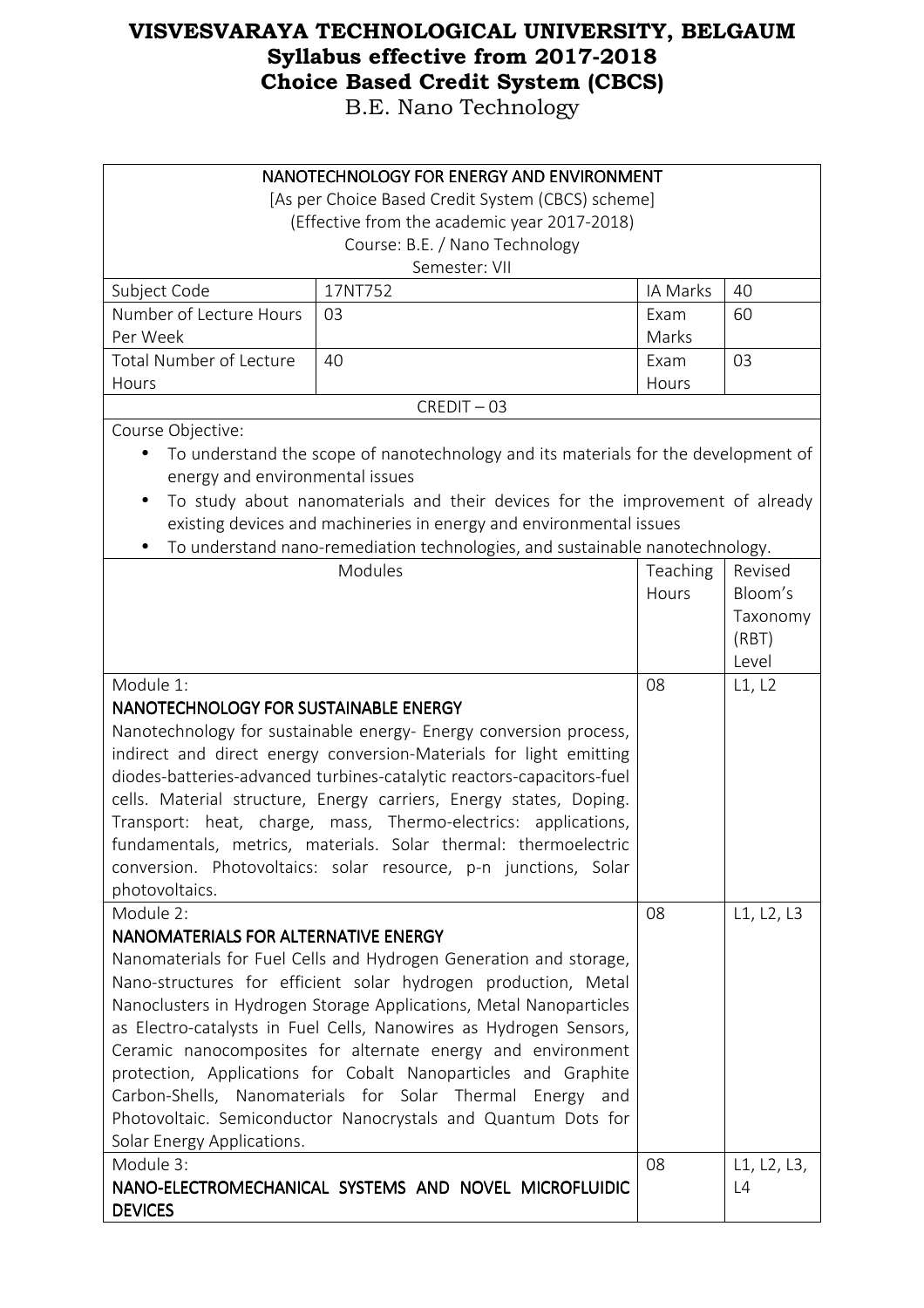# VISVESVARAYA TECHNOLOGICAL UNIVERSITY, BELGAUM
## Syllabus effective from 2017-2018
## Choice Based Credit System (CBCS)
B.E. Nano Technology

| NANOTECHNOLOGY FOR ENERGY AND ENVIRONMENT<br>[As per Choice Based Credit System (CBCS) scheme]<br>(Effective from the academic year 2017-2018)<br>Course: B.E. / Nano Technology<br>Semester: VII | | | |
|---|---|---|---|
| Subject Code | 17NT752 | IA Marks | 40 |
| Number of Lecture Hours Per Week | 03 | Exam Marks | 60 |
| Total Number of Lecture Hours | 40 | Exam Hours | 03 |
| CREDIT – 03 | | | |

Course Objective:

- To understand the scope of nanotechnology and its materials for the development of energy and environmental issues
- To study about nanomaterials and their devices for the improvement of already existing devices and machineries in energy and environmental issues
- To understand nano-remediation technologies, and sustainable nanotechnology.

| Modules | Teaching Hours | Revised Bloom's Taxonomy (RBT) Level |
|---|---|---|
| Module 1:<br>**NANOTECHNOLOGY FOR SUSTAINABLE ENERGY**<br>Nanotechnology for sustainable energy- Energy conversion process, indirect and direct energy conversion-Materials for light emitting diodes-batteries-advanced turbines-catalytic reactors-capacitors-fuel cells. Material structure, Energy carriers, Energy states, Doping. Transport: heat, charge, mass, Thermo-electrics: applications, fundamentals, metrics, materials. Solar thermal: thermoelectric conversion. Photovoltaics: solar resource, p-n junctions, Solar photovoltaics. | 08 | L1, L2 |
| Module 2:<br>**NANOMATERIALS FOR ALTERNATIVE ENERGY**<br>Nanomaterials for Fuel Cells and Hydrogen Generation and storage, Nano-structures for efficient solar hydrogen production, Metal Nanoclusters in Hydrogen Storage Applications, Metal Nanoparticles as Electro-catalysts in Fuel Cells, Nanowires as Hydrogen Sensors, Ceramic nanocomposites for alternate energy and environment protection, Applications for Cobalt Nanoparticles and Graphite Carbon-Shells, Nanomaterials for Solar Thermal Energy and Photovoltaic. Semiconductor Nanocrystals and Quantum Dots for Solar Energy Applications. | 08 | L1, L2, L3 |
| Module 3:<br>**NANO-ELECTROMECHANICAL SYSTEMS AND NOVEL MICROFLUIDIC DEVICES** | 08 | L1, L2, L3, L4 |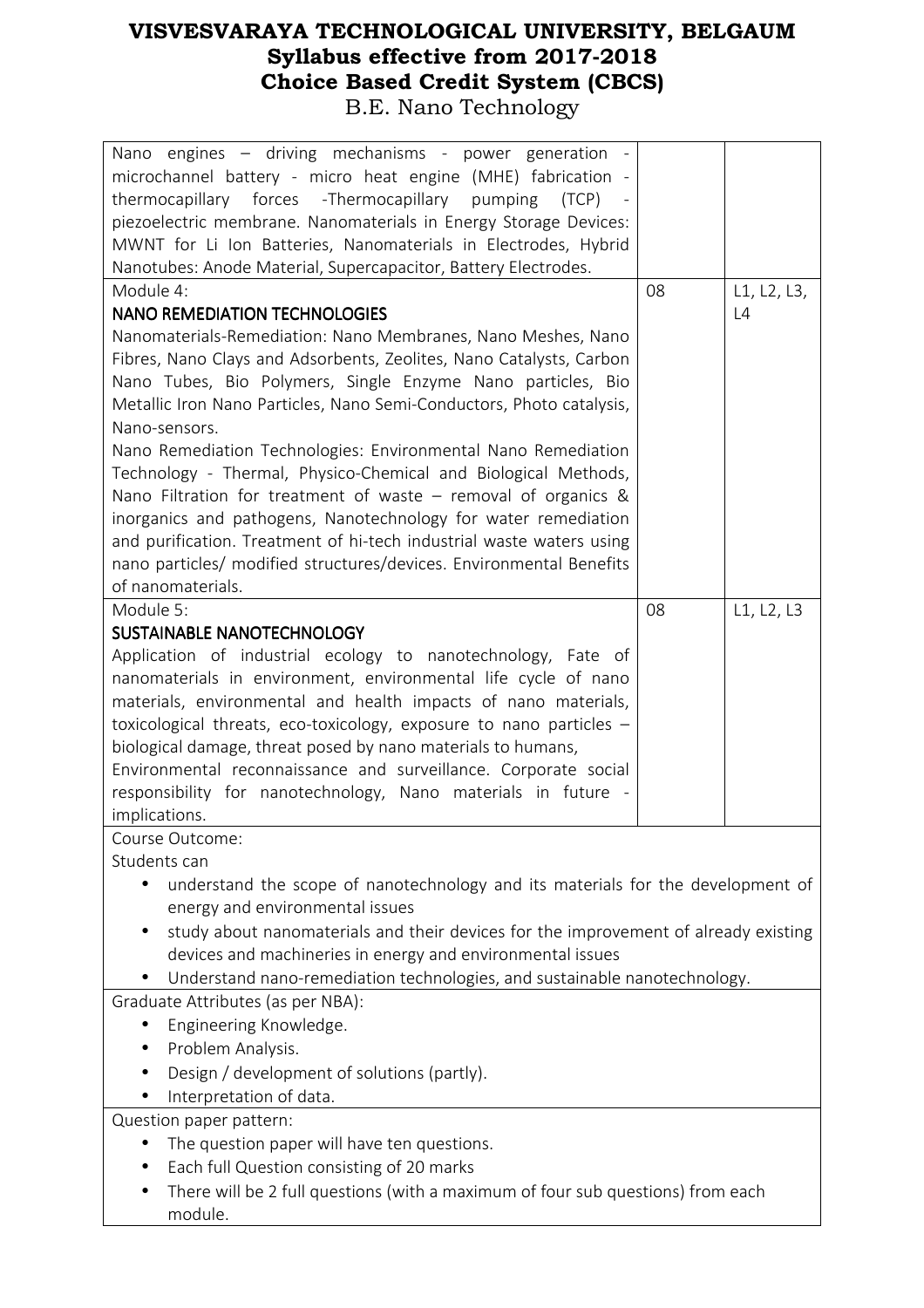| | | |
|---|---|---|
| Nano engines – driving mechanisms - power generation - microchannel battery - micro heat engine (MHE) fabrication - thermocapillary forces -Thermocapillary pumping (TCP) - piezoelectric membrane. Nanomaterials in Energy Storage Devices: MWNT for Li Ion Batteries, Nanomaterials in Electrodes, Hybrid Nanotubes: Anode Material, Supercapacitor, Battery Electrodes. | | |
| Module 4:<br>**NANO REMEDIATION TECHNOLOGIES**<br>Nanomaterials-Remediation: Nano Membranes, Nano Meshes, Nano Fibres, Nano Clays and Adsorbents, Zeolites, Nano Catalysts, Carbon Nano Tubes, Bio Polymers, Single Enzyme Nano particles, Bio Metallic Iron Nano Particles, Nano Semi-Conductors, Photo catalysis, Nano-sensors.<br>Nano Remediation Technologies: Environmental Nano Remediation Technology - Thermal, Physico-Chemical and Biological Methods, Nano Filtration for treatment of waste – removal of organics & inorganics and pathogens, Nanotechnology for water remediation and purification. Treatment of hi-tech industrial waste waters using nano particles/ modified structures/devices. Environmental Benefits of nanomaterials. | 08 | L1, L2, L3, L4 |
| Module 5:<br>**SUSTAINABLE NANOTECHNOLOGY**<br>Application of industrial ecology to nanotechnology, Fate of nanomaterials in environment, environmental life cycle of nano materials, environmental and health impacts of nano materials, toxicological threats, eco-toxicology, exposure to nano particles – biological damage, threat posed by nano materials to humans, Environmental reconnaissance and surveillance. Corporate social responsibility for nanotechnology, Nano materials in future - implications. | 08 | L1, L2, L3 |

Course Outcome:

Students can

- understand the scope of nanotechnology and its materials for the development of energy and environmental issues
- study about nanomaterials and their devices for the improvement of already existing devices and machineries in energy and environmental issues
- Understand nano-remediation technologies, and sustainable nanotechnology.

Graduate Attributes (as per NBA):

- Engineering Knowledge.
- Problem Analysis.
- Design / development of solutions (partly).
- Interpretation of data.

Question paper pattern:

- The question paper will have ten questions.
- Each full Question consisting of 20 marks
- There will be 2 full questions (with a maximum of four sub questions) from each module.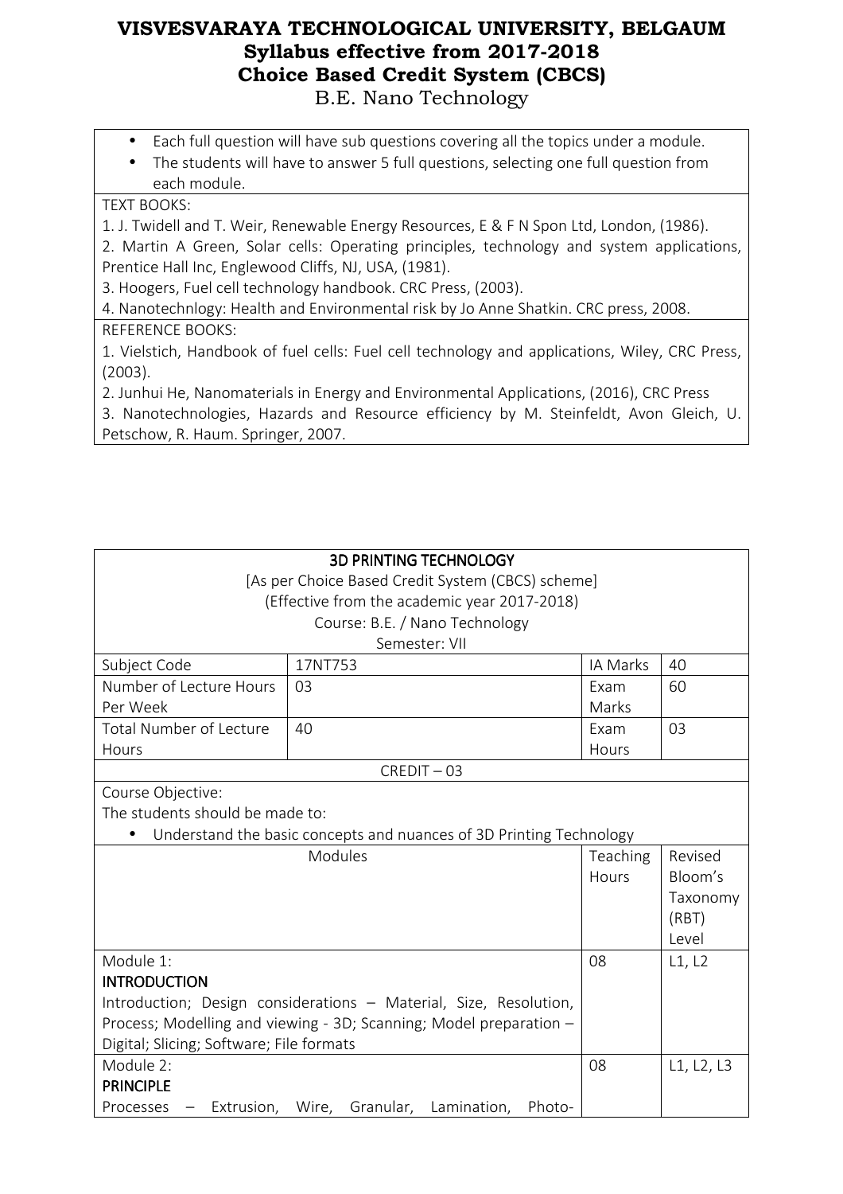- Each full question will have sub questions covering all the topics under a module.
- The students will have to answer 5 full questions, selecting one full question from each module.

TEXT BOOKS:

1. J. Twidell and T. Weir, Renewable Energy Resources, E & F N Spon Ltd, London, (1986).
2. Martin A Green, Solar cells: Operating principles, technology and system applications, Prentice Hall Inc, Englewood Cliffs, NJ, USA, (1981).
3. Hoogers, Fuel cell technology handbook. CRC Press, (2003).
4. Nanotechnlogy: Health and Environmental risk by Jo Anne Shatkin. CRC press, 2008.

REFERENCE BOOKS:

1. Vielstich, Handbook of fuel cells: Fuel cell technology and applications, Wiley, CRC Press, (2003).
2. Junhui He, Nanomaterials in Energy and Environmental Applications, (2016), CRC Press
3. Nanotechnologies, Hazards and Resource efficiency by M. Steinfeldt, Avon Gleich, U. Petschow, R. Haum. Springer, 2007.

## 3D PRINTING TECHNOLOGY

[As per Choice Based Credit System (CBCS) scheme]
(Effective from the academic year 2017-2018)
Course: B.E. / Nano Technology
Semester: VII

| Subject Code | 17NT753 | IA Marks | 40 |
|---|---|---|---|
| Number of Lecture Hours Per Week | 03 | Exam Marks | 60 |
| Total Number of Lecture Hours | 40 | Exam Hours | 03 |

CREDIT – 03

Course Objective:

The students should be made to:

- Understand the basic concepts and nuances of 3D Printing Technology

| Modules | Teaching Hours | Revised Bloom's Taxonomy (RBT) Level |
|---|---|---|
| Module 1:<br>**INTRODUCTION**<br>Introduction; Design considerations – Material, Size, Resolution, Process; Modelling and viewing - 3D; Scanning; Model preparation – Digital; Slicing; Software; File formats | 08 | L1, L2 |
| Module 2:<br>**PRINCIPLE**<br>Processes – Extrusion, Wire, Granular, Lamination, Photo- | 08 | L1, L2, L3 |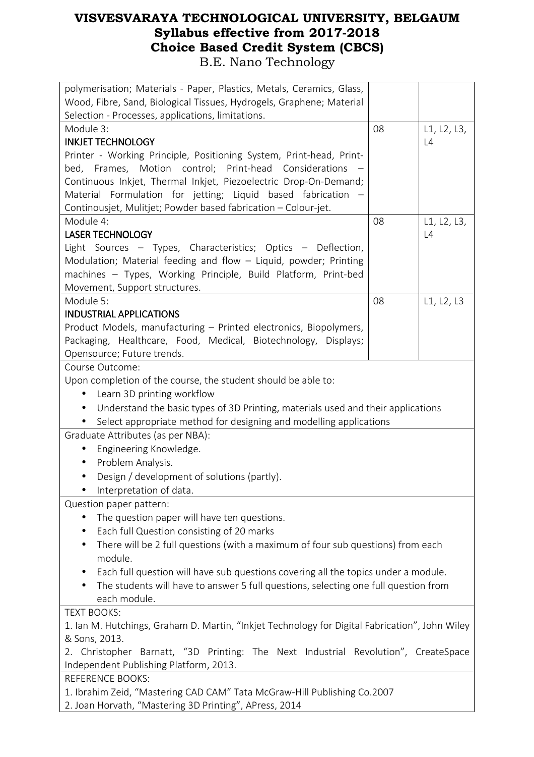| | | |
|---|---|---|
| polymerisation; Materials - Paper, Plastics, Metals, Ceramics, Glass, Wood, Fibre, Sand, Biological Tissues, Hydrogels, Graphene; Material Selection - Processes, applications, limitations. | | |
| Module 3:<br>**INKJET TECHNOLOGY**<br>Printer - Working Principle, Positioning System, Print-head, Print-bed, Frames, Motion control; Print-head Considerations – Continuous Inkjet, Thermal Inkjet, Piezoelectric Drop-On-Demand; Material Formulation for jetting; Liquid based fabrication – Continousjet, Mulitjet; Powder based fabrication – Colour-jet. | 08 | L1, L2, L3, L4 |
| Module 4:<br>**LASER TECHNOLOGY**<br>Light Sources – Types, Characteristics; Optics – Deflection, Modulation; Material feeding and flow – Liquid, powder; Printing machines – Types, Working Principle, Build Platform, Print-bed Movement, Support structures. | 08 | L1, L2, L3, L4 |
| Module 5:<br>**INDUSTRIAL APPLICATIONS**<br>Product Models, manufacturing – Printed electronics, Biopolymers, Packaging, Healthcare, Food, Medical, Biotechnology, Displays; Opensource; Future trends. | 08 | L1, L2, L3 |

Course Outcome:

Upon completion of the course, the student should be able to:

- Learn 3D printing workflow
- Understand the basic types of 3D Printing, materials used and their applications
- Select appropriate method for designing and modelling applications

Graduate Attributes (as per NBA):

- Engineering Knowledge.
- Problem Analysis.
- Design / development of solutions (partly).
- Interpretation of data.

Question paper pattern:

- The question paper will have ten questions.
- Each full Question consisting of 20 marks
- There will be 2 full questions (with a maximum of four sub questions) from each module.
- Each full question will have sub questions covering all the topics under a module.
- The students will have to answer 5 full questions, selecting one full question from each module.

TEXT BOOKS:

1. Ian M. Hutchings, Graham D. Martin, "Inkjet Technology for Digital Fabrication", John Wiley & Sons, 2013.
2. Christopher Barnatt, "3D Printing: The Next Industrial Revolution", CreateSpace Independent Publishing Platform, 2013.

REFERENCE BOOKS:

1. Ibrahim Zeid, "Mastering CAD CAM" Tata McGraw-Hill Publishing Co.2007
2. Joan Horvath, "Mastering 3D Printing", APress, 2014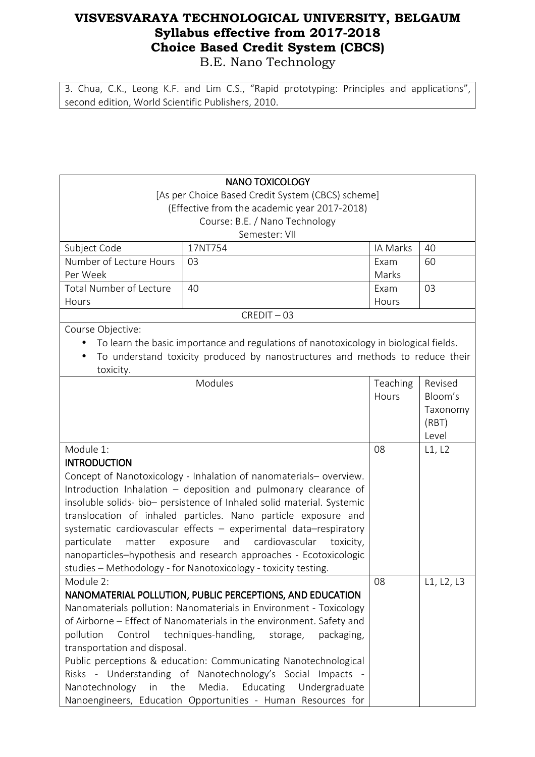3. Chua, C.K., Leong K.F. and Lim C.S., "Rapid prototyping: Principles and applications", second edition, World Scientific Publishers, 2010.

## NANO TOXICOLOGY

[As per Choice Based Credit System (CBCS) scheme]
(Effective from the academic year 2017-2018)
Course: B.E. / Nano Technology
Semester: VII

| Subject Code | 17NT754 | IA Marks | 40 |
|---|---|---|---|
| Number of Lecture Hours Per Week | 03 | Exam Marks | 60 |
| Total Number of Lecture Hours | 40 | Exam Hours | 03 |

CREDIT – 03

Course Objective:

- To learn the basic importance and regulations of nanotoxicology in biological fields.
- To understand toxicity produced by nanostructures and methods to reduce their toxicity.

| Modules | Teaching Hours | Revised Bloom's Taxonomy (RBT) Level |
|---|---|---|
| Module 1: **INTRODUCTION** Concept of Nanotoxicology - Inhalation of nanomaterials– overview. Introduction Inhalation – deposition and pulmonary clearance of insoluble solids- bio– persistence of Inhaled solid material. Systemic translocation of inhaled particles. Nano particle exposure and systematic cardiovascular effects – experimental data–respiratory particulate matter exposure and cardiovascular toxicity, nanoparticles–hypothesis and research approaches - Ecotoxicologic studies – Methodology - for Nanotoxicology - toxicity testing. | 08 | L1, L2 |
| Module 2: **NANOMATERIAL POLLUTION, PUBLIC PERCEPTIONS, AND EDUCATION** Nanomaterials pollution: Nanomaterials in Environment - Toxicology of Airborne – Effect of Nanomaterials in the environment. Safety and pollution Control techniques-handling, storage, packaging, transportation and disposal. Public perceptions & education: Communicating Nanotechnological Risks - Understanding of Nanotechnology's Social Impacts - Nanotechnology in the Media. Educating Undergraduate Nanoengineers, Education Opportunities - Human Resources for | 08 | L1, L2, L3 |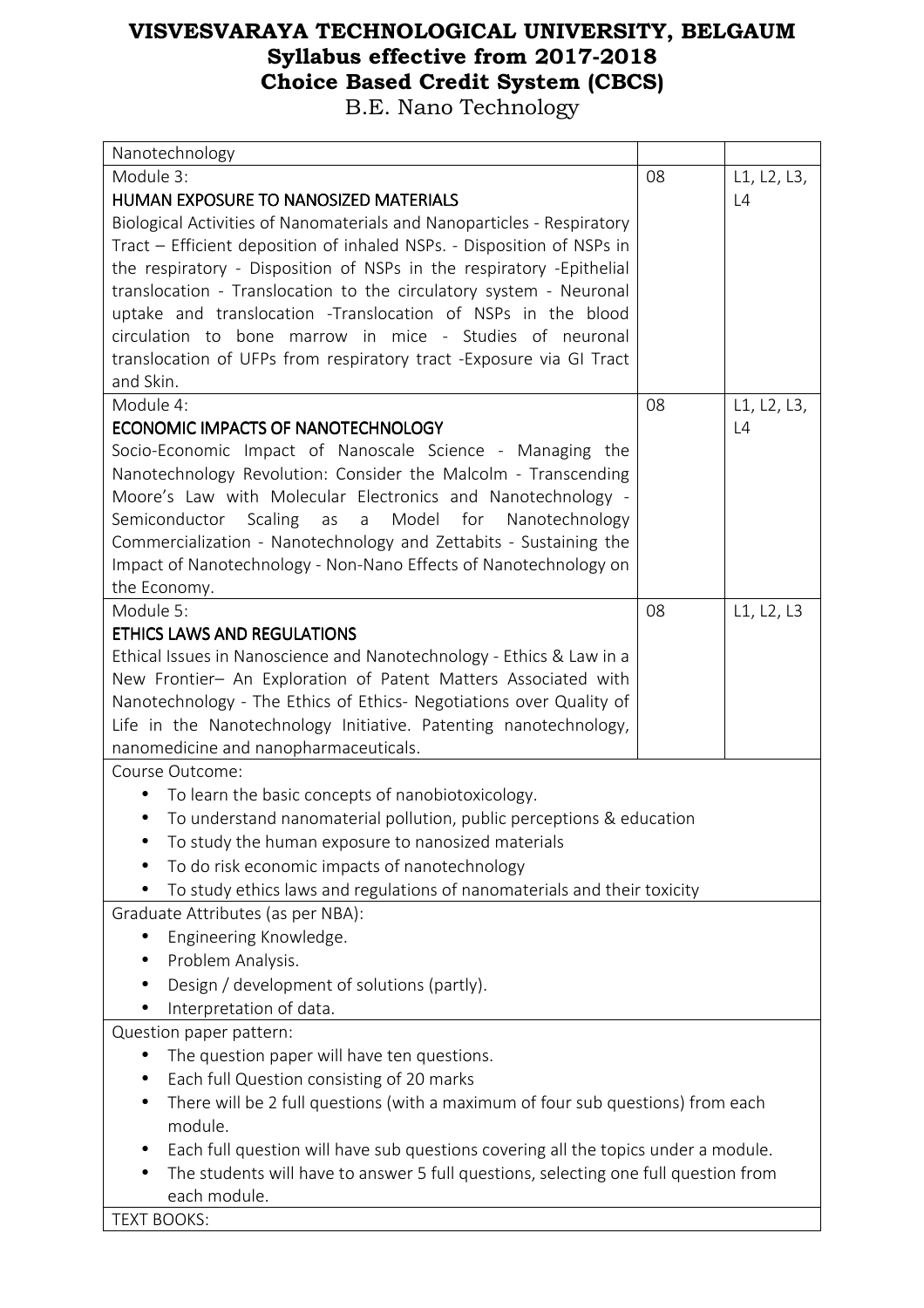# VISVESVARAYA TECHNOLOGICAL UNIVERSITY, BELGAUM
## Syllabus effective from 2017-2018
## Choice Based Credit System (CBCS)
B.E. Nano Technology

| | | |
|---|---|---|
| Nanotechnology | | |
| Module 3:<br>**HUMAN EXPOSURE TO NANOSIZED MATERIALS**<br>Biological Activities of Nanomaterials and Nanoparticles - Respiratory Tract – Efficient deposition of inhaled NSPs. - Disposition of NSPs in the respiratory - Disposition of NSPs in the respiratory -Epithelial translocation - Translocation to the circulatory system - Neuronal uptake and translocation -Translocation of NSPs in the blood circulation to bone marrow in mice - Studies of neuronal translocation of UFPs from respiratory tract -Exposure via GI Tract and Skin. | 08 | L1, L2, L3, L4 |
| Module 4:<br>**ECONOMIC IMPACTS OF NANOTECHNOLOGY**<br>Socio-Economic Impact of Nanoscale Science - Managing the Nanotechnology Revolution: Consider the Malcolm - Transcending Moore's Law with Molecular Electronics and Nanotechnology - Semiconductor Scaling as a Model for Nanotechnology Commercialization - Nanotechnology and Zettabits - Sustaining the Impact of Nanotechnology - Non-Nano Effects of Nanotechnology on the Economy. | 08 | L1, L2, L3, L4 |
| Module 5:<br>**ETHICS LAWS AND REGULATIONS**<br>Ethical Issues in Nanoscience and Nanotechnology - Ethics & Law in a New Frontier– An Exploration of Patent Matters Associated with Nanotechnology - The Ethics of Ethics- Negotiations over Quality of Life in the Nanotechnology Initiative. Patenting nanotechnology, nanomedicine and nanopharmaceuticals. | 08 | L1, L2, L3 |

Course Outcome:

- To learn the basic concepts of nanobiotoxicology.
- To understand nanomaterial pollution, public perceptions & education
- To study the human exposure to nanosized materials
- To do risk economic impacts of nanotechnology
- To study ethics laws and regulations of nanomaterials and their toxicity

Graduate Attributes (as per NBA):

- Engineering Knowledge.
- Problem Analysis.
- Design / development of solutions (partly).
- Interpretation of data.

Question paper pattern:

- The question paper will have ten questions.
- Each full Question consisting of 20 marks
- There will be 2 full questions (with a maximum of four sub questions) from each module.
- Each full question will have sub questions covering all the topics under a module.
- The students will have to answer 5 full questions, selecting one full question from each module.

TEXT BOOKS: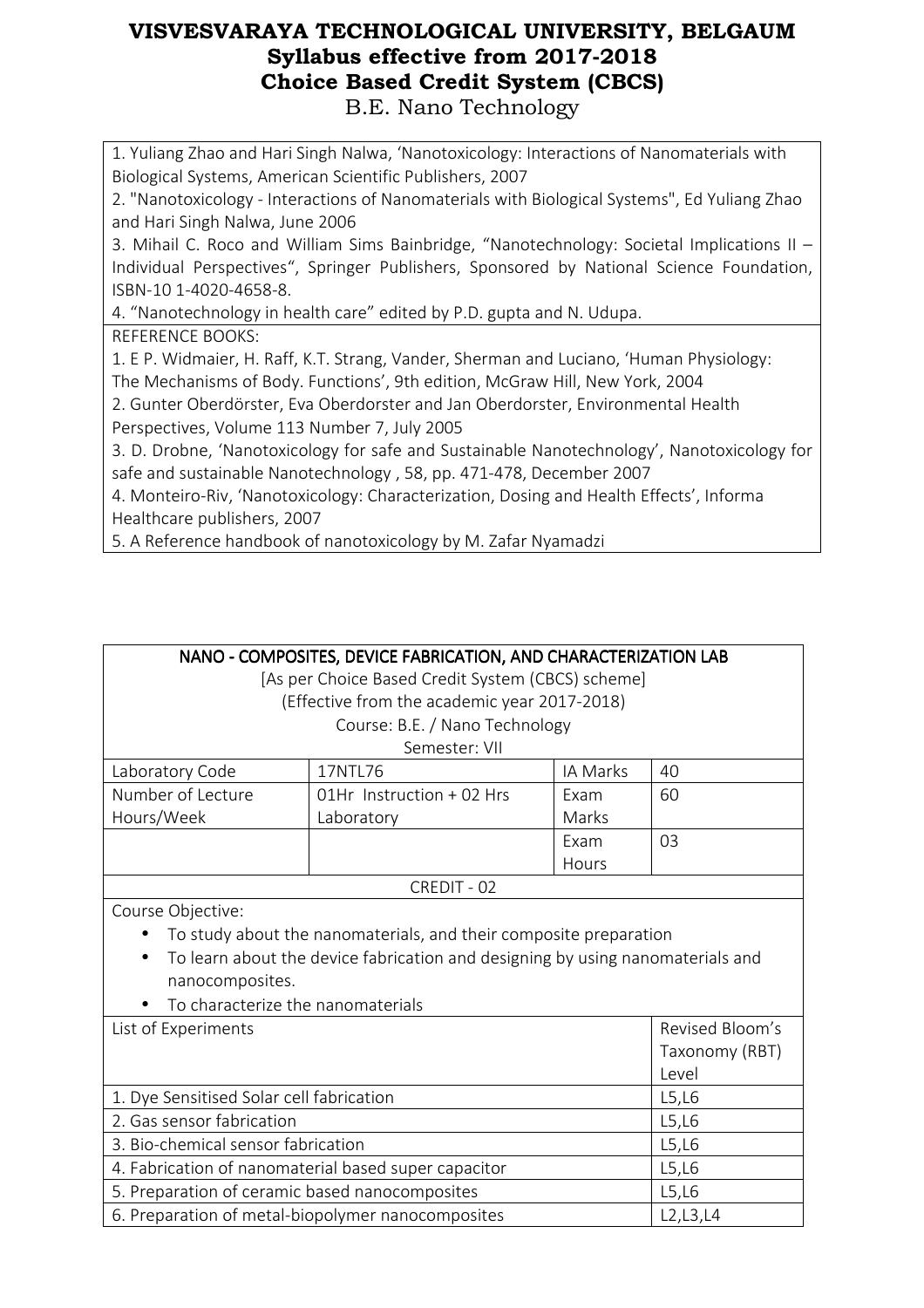# VISVESVARAYA TECHNOLOGICAL UNIVERSITY, BELGAUM
## Syllabus effective from 2017-2018
## Choice Based Credit System (CBCS)
B.E. Nano Technology

1. Yuliang Zhao and Hari Singh Nalwa, 'Nanotoxicology: Interactions of Nanomaterials with Biological Systems, American Scientific Publishers, 2007
2. "Nanotoxicology - Interactions of Nanomaterials with Biological Systems", Ed Yuliang Zhao and Hari Singh Nalwa, June 2006
3. Mihail C. Roco and William Sims Bainbridge, "Nanotechnology: Societal Implications II – Individual Perspectives", Springer Publishers, Sponsored by National Science Foundation, ISBN-10 1-4020-4658-8.
4. "Nanotechnology in health care" edited by P.D. gupta and N. Udupa.

REFERENCE BOOKS:

1. E P. Widmaier, H. Raff, K.T. Strang, Vander, Sherman and Luciano, 'Human Physiology: The Mechanisms of Body. Functions', 9th edition, McGraw Hill, New York, 2004
2. Gunter Oberdörster, Eva Oberdorster and Jan Oberdorster, Environmental Health Perspectives, Volume 113 Number 7, July 2005
3. D. Drobne, 'Nanotoxicology for safe and Sustainable Nanotechnology', Nanotoxicology for safe and sustainable Nanotechnology , 58, pp. 471-478, December 2007
4. Monteiro-Riv, 'Nanotoxicology: Characterization, Dosing and Health Effects', Informa Healthcare publishers, 2007
5. A Reference handbook of nanotoxicology by M. Zafar Nyamadzi

## NANO - COMPOSITES, DEVICE FABRICATION, AND CHARACTERIZATION LAB

[As per Choice Based Credit System (CBCS) scheme]
(Effective from the academic year 2017-2018)
Course: B.E. / Nano Technology
Semester: VII

| Laboratory Code | 17NTL76 | IA Marks | 40 |
|---|---|---|---|
| Number of Lecture Hours/Week | 01Hr Instruction + 02 Hrs Laboratory | Exam Marks | 60 |
| | | Exam Hours | 03 |

CREDIT - 02

Course Objective:

- To study about the nanomaterials, and their composite preparation
- To learn about the device fabrication and designing by using nanomaterials and nanocomposites.
- To characterize the nanomaterials

| List of Experiments | Revised Bloom's Taxonomy (RBT) Level |
|---|---|
| 1. Dye Sensitised Solar cell fabrication | L5,L6 |
| 2. Gas sensor fabrication | L5,L6 |
| 3. Bio-chemical sensor fabrication | L5,L6 |
| 4. Fabrication of nanomaterial based super capacitor | L5,L6 |
| 5. Preparation of ceramic based nanocomposites | L5,L6 |
| 6. Preparation of metal-biopolymer nanocomposites | L2,L3,L4 |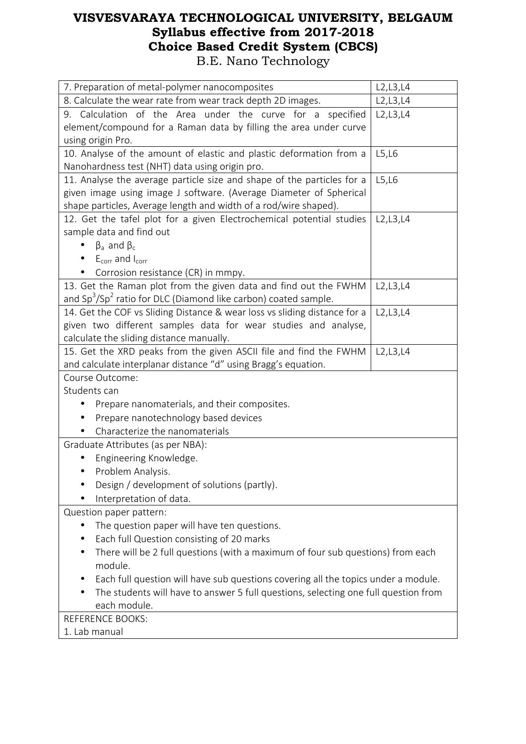# VISVESVARAYA TECHNOLOGICAL UNIVERSITY, BELGAUM
## Syllabus effective from 2017-2018
## Choice Based Credit System (CBCS)
B.E. Nano Technology

| | |
|---|---|
| 7. Preparation of metal-polymer nanocomposites | L2,L3,L4 |
| 8. Calculate the wear rate from wear track depth 2D images. | L2,L3,L4 |
| 9. Calculation of the Area under the curve for a specified element/compound for a Raman data by filling the area under curve using origin Pro. | L2,L3,L4 |
| 10. Analyse of the amount of elastic and plastic deformation from a Nanohardness test (NHT) data using origin pro. | L5,L6 |
| 11. Analyse the average particle size and shape of the particles for a given image using image J software. (Average Diameter of Spherical shape particles, Average length and width of a rod/wire shaped). | L5,L6 |
| 12. Get the tafel plot for a given Electrochemical potential studies sample data and find out<br>• $\beta_a$ and $\beta_c$<br>• $E_{corr}$ and $I_{corr}$<br>• Corrosion resistance (CR) in mmpy. | L2,L3,L4 |
| 13. Get the Raman plot from the given data and find out the FWHM and $Sp^3/Sp^2$ ratio for DLC (Diamond like carbon) coated sample. | L2,L3,L4 |
| 14. Get the COF vs Sliding Distance & wear loss vs sliding distance for a given two different samples data for wear studies and analyse, calculate the sliding distance manually. | L2,L3,L4 |
| 15. Get the XRD peaks from the given ASCII file and find the FWHM and calculate interplanar distance "d" using Bragg's equation. | L2,L3,L4 |

Course Outcome:

Students can

- Prepare nanomaterials, and their composites.
- Prepare nanotechnology based devices
- Characterize the nanomaterials

Graduate Attributes (as per NBA):

- Engineering Knowledge.
- Problem Analysis.
- Design / development of solutions (partly).
- Interpretation of data.

Question paper pattern:

- The question paper will have ten questions.
- Each full Question consisting of 20 marks
- There will be 2 full questions (with a maximum of four sub questions) from each module.
- Each full question will have sub questions covering all the topics under a module.
- The students will have to answer 5 full questions, selecting one full question from each module.

REFERENCE BOOKS:

1. Lab manual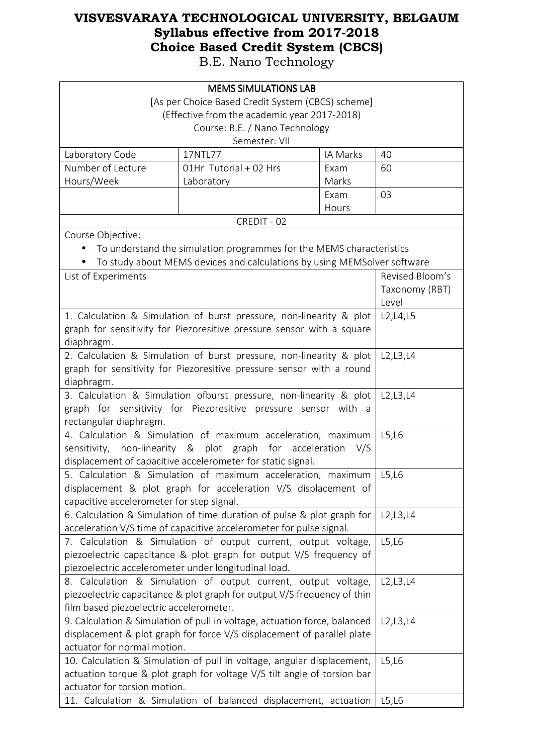# VISVESVARAYA TECHNOLOGICAL UNIVERSITY, BELGAUM
## Syllabus effective from 2017-2018
## Choice Based Credit System (CBCS)
B.E. Nano Technology

**MEMS SIMULATIONS LAB**

[As per Choice Based Credit System (CBCS) scheme]
(Effective from the academic year 2017-2018)
Course: B.E. / Nano Technology
Semester: VII

| Laboratory Code | 17NTL77 | IA Marks | 40 |
|---|---|---|---|
| Number of Lecture Hours/Week | 01Hr Tutorial + 02 Hrs Laboratory | Exam Marks | 60 |
| | | Exam Hours | 03 |

CREDIT - 02

Course Objective:

- To understand the simulation programmes for the MEMS characteristics
- To study about MEMS devices and calculations by using MEMSolver software

| List of Experiments | Revised Bloom's Taxonomy (RBT) Level |
|---|---|
| 1. Calculation & Simulation of burst pressure, non-linearity & plot graph for sensitivity for Piezoresitive pressure sensor with a square diaphragm. | L2,L4,L5 |
| 2. Calculation & Simulation of burst pressure, non-linearity & plot graph for sensitivity for Piezoresitive pressure sensor with a round diaphragm. | L2,L3,L4 |
| 3. Calculation & Simulation ofburst pressure, non-linearity & plot graph for sensitivity for Piezoresitive pressure sensor with a rectangular diaphragm. | L2,L3,L4 |
| 4. Calculation & Simulation of maximum acceleration, maximum sensitivity, non-linearity & plot graph for acceleration V/S displacement of capacitive accelerometer for static signal. | L5,L6 |
| 5. Calculation & Simulation of maximum acceleration, maximum displacement & plot graph for acceleration V/S displacement of capacitive accelerometer for step signal. | L5,L6 |
| 6. Calculation & Simulation of time duration of pulse & plot graph for acceleration V/S time of capacitive accelerometer for pulse signal. | L2,L3,L4 |
| 7. Calculation & Simulation of output current, output voltage, piezoelectric capacitance & plot graph for output V/S frequency of piezoelectric accelerometer under longitudinal load. | L5,L6 |
| 8. Calculation & Simulation of output current, output voltage, piezoelectric capacitance & plot graph for output V/S frequency of thin film based piezoelectric accelerometer. | L2,L3,L4 |
| 9. Calculation & Simulation of pull in voltage, actuation force, balanced displacement & plot graph for force V/S displacement of parallel plate actuator for normal motion. | L2,L3,L4 |
| 10. Calculation & Simulation of pull in voltage, angular displacement, actuation torque & plot graph for voltage V/S tilt angle of torsion bar actuator for torsion motion. | L5,L6 |
| 11. Calculation & Simulation of balanced displacement, actuation | L5,L6 |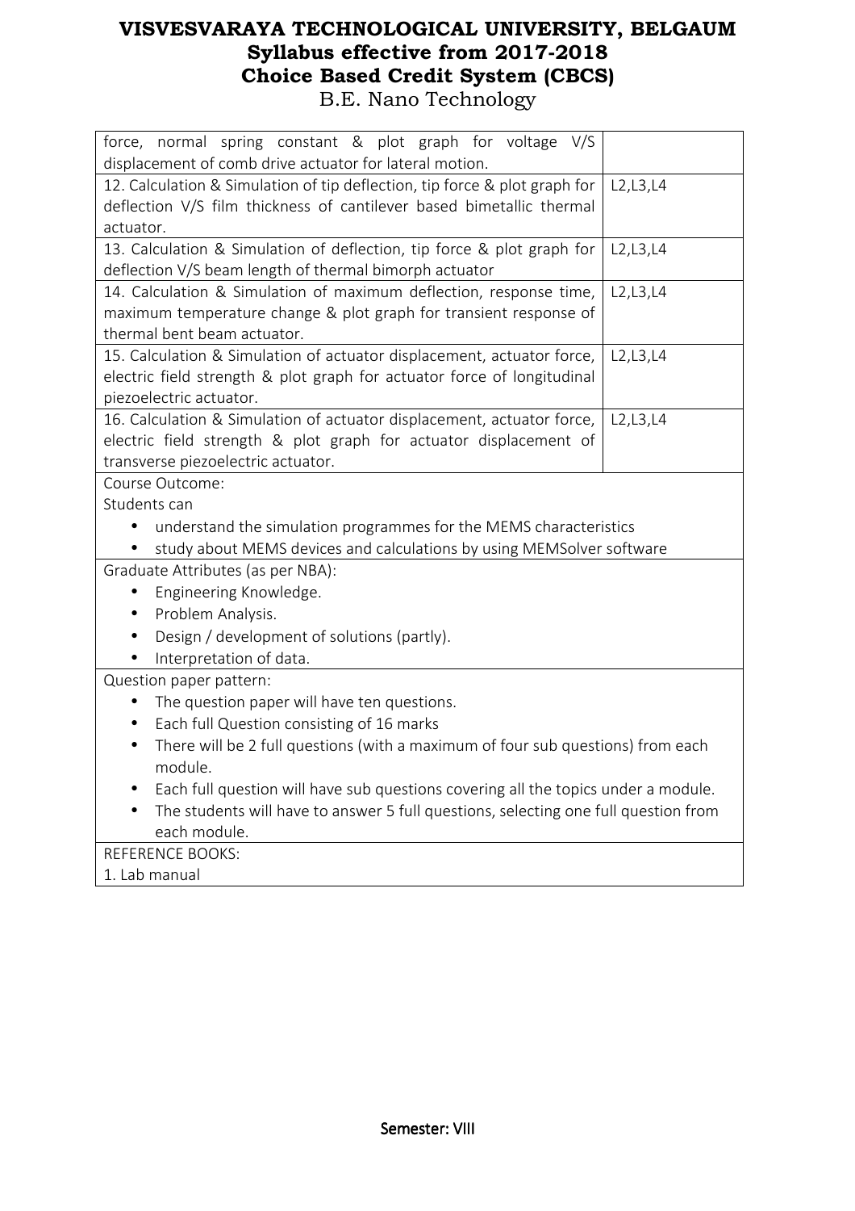| | |
|---|---|
| force, normal spring constant & plot graph for voltage V/S displacement of comb drive actuator for lateral motion. | |
| 12. Calculation & Simulation of tip deflection, tip force & plot graph for deflection V/S film thickness of cantilever based bimetallic thermal actuator. | L2,L3,L4 |
| 13. Calculation & Simulation of deflection, tip force & plot graph for deflection V/S beam length of thermal bimorph actuator | L2,L3,L4 |
| 14. Calculation & Simulation of maximum deflection, response time, maximum temperature change & plot graph for transient response of thermal bent beam actuator. | L2,L3,L4 |
| 15. Calculation & Simulation of actuator displacement, actuator force, electric field strength & plot graph for actuator force of longitudinal piezoelectric actuator. | L2,L3,L4 |
| 16. Calculation & Simulation of actuator displacement, actuator force, electric field strength & plot graph for actuator displacement of transverse piezoelectric actuator. | L2,L3,L4 |

Course Outcome:

Students can

- understand the simulation programmes for the MEMS characteristics
- study about MEMS devices and calculations by using MEMSolver software

Graduate Attributes (as per NBA):

- Engineering Knowledge.
- Problem Analysis.
- Design / development of solutions (partly).
- Interpretation of data.

Question paper pattern:

- The question paper will have ten questions.
- Each full Question consisting of 16 marks
- There will be 2 full questions (with a maximum of four sub questions) from each module.
- Each full question will have sub questions covering all the topics under a module.
- The students will have to answer 5 full questions, selecting one full question from each module.

REFERENCE BOOKS:

1. Lab manual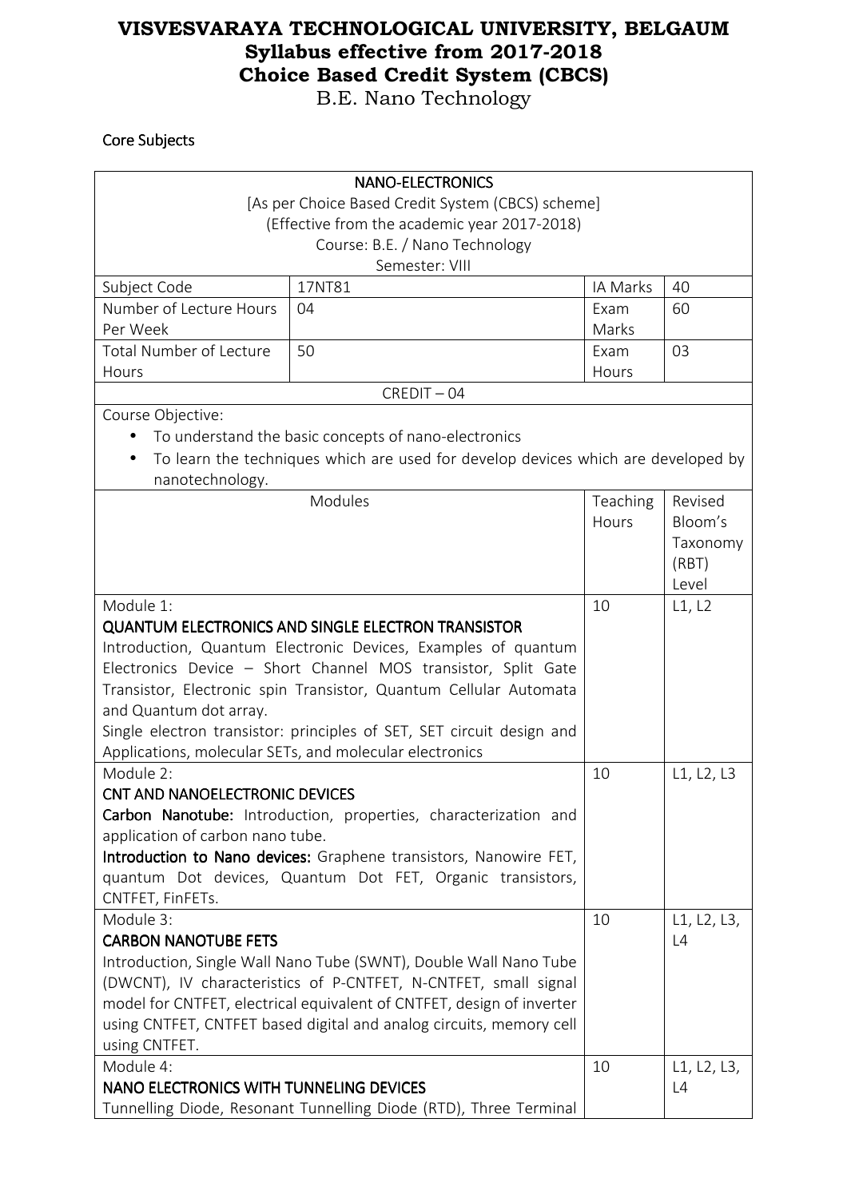# VISVESVARAYA TECHNOLOGICAL UNIVERSITY, BELGAUM
## Syllabus effective from 2017-2018
## Choice Based Credit System (CBCS)
B.E. Nano Technology

**Core Subjects**

| NANO-ELECTRONICS<br>[As per Choice Based Credit System (CBCS) scheme]<br>(Effective from the academic year 2017-2018)<br>Course: B.E. / Nano Technology<br>Semester: VIII | | | |
|---|---|---|---|
| Subject Code | 17NT81 | IA Marks | 40 |
| Number of Lecture Hours Per Week | 04 | Exam Marks | 60 |
| Total Number of Lecture Hours | 50 | Exam Hours | 03 |
| CREDIT – 04 | | | |

Course Objective:

- To understand the basic concepts of nano-electronics
- To learn the techniques which are used for develop devices which are developed by nanotechnology.

| Modules | Teaching Hours | Revised Bloom's Taxonomy (RBT) Level |
|---|---|---|
| Module 1:<br>**QUANTUM ELECTRONICS AND SINGLE ELECTRON TRANSISTOR**<br>Introduction, Quantum Electronic Devices, Examples of quantum Electronics Device – Short Channel MOS transistor, Split Gate Transistor, Electronic spin Transistor, Quantum Cellular Automata and Quantum dot array.<br>Single electron transistor: principles of SET, SET circuit design and Applications, molecular SETs, and molecular electronics | 10 | L1, L2 |
| Module 2:<br>**CNT AND NANOELECTRONIC DEVICES**<br>**Carbon Nanotube:** Introduction, properties, characterization and application of carbon nano tube.<br>**Introduction to Nano devices:** Graphene transistors, Nanowire FET, quantum Dot devices, Quantum Dot FET, Organic transistors, CNTFET, FinFETs. | 10 | L1, L2, L3 |
| Module 3:<br>**CARBON NANOTUBE FETS**<br>Introduction, Single Wall Nano Tube (SWNT), Double Wall Nano Tube (DWCNT), IV characteristics of P-CNTFET, N-CNTFET, small signal model for CNTFET, electrical equivalent of CNTFET, design of inverter using CNTFET, CNTFET based digital and analog circuits, memory cell using CNTFET. | 10 | L1, L2, L3, L4 |
| Module 4:<br>**NANO ELECTRONICS WITH TUNNELING DEVICES**<br>Tunnelling Diode, Resonant Tunnelling Diode (RTD), Three Terminal | 10 | L1, L2, L3, L4 |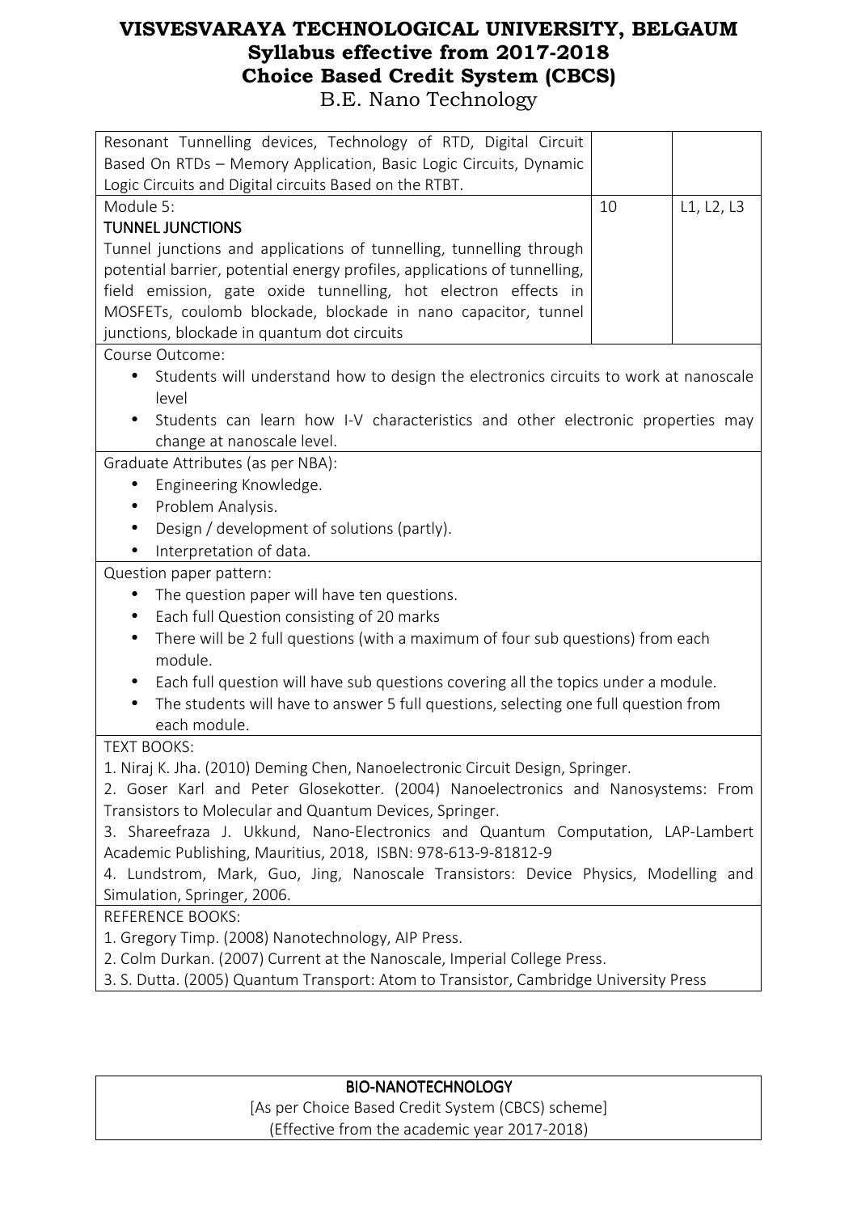| | | |
|---|---|---|
| Resonant Tunnelling devices, Technology of RTD, Digital Circuit Based On RTDs – Memory Application, Basic Logic Circuits, Dynamic Logic Circuits and Digital circuits Based on the RTBT. | | |
| Module 5:<br>**TUNNEL JUNCTIONS**<br>Tunnel junctions and applications of tunnelling, tunnelling through potential barrier, potential energy profiles, applications of tunnelling, field emission, gate oxide tunnelling, hot electron effects in MOSFETs, coulomb blockade, blockade in nano capacitor, tunnel junctions, blockade in quantum dot circuits | 10 | L1, L2, L3 |

Course Outcome:

- Students will understand how to design the electronics circuits to work at nanoscale level
- Students can learn how I-V characteristics and other electronic properties may change at nanoscale level.

Graduate Attributes (as per NBA):

- Engineering Knowledge.
- Problem Analysis.
- Design / development of solutions (partly).
- Interpretation of data.

Question paper pattern:

- The question paper will have ten questions.
- Each full Question consisting of 20 marks
- There will be 2 full questions (with a maximum of four sub questions) from each module.
- Each full question will have sub questions covering all the topics under a module.
- The students will have to answer 5 full questions, selecting one full question from each module.

TEXT BOOKS:

1. Niraj K. Jha. (2010) Deming Chen, Nanoelectronic Circuit Design, Springer.
2. Goser Karl and Peter Glosekotter. (2004) Nanoelectronics and Nanosystems: From Transistors to Molecular and Quantum Devices, Springer.
3. Shareefraza J. Ukkund, Nano-Electronics and Quantum Computation, LAP-Lambert Academic Publishing, Mauritius, 2018, ISBN: 978-613-9-81812-9
4. Lundstrom, Mark, Guo, Jing, Nanoscale Transistors: Device Physics, Modelling and Simulation, Springer, 2006.

REFERENCE BOOKS:

1. Gregory Timp. (2008) Nanotechnology, AIP Press.
2. Colm Durkan. (2007) Current at the Nanoscale, Imperial College Press.
3. S. Dutta. (2005) Quantum Transport: Atom to Transistor, Cambridge University Press

**BIO-NANOTECHNOLOGY**

[As per Choice Based Credit System (CBCS) scheme]

(Effective from the academic year 2017-2018)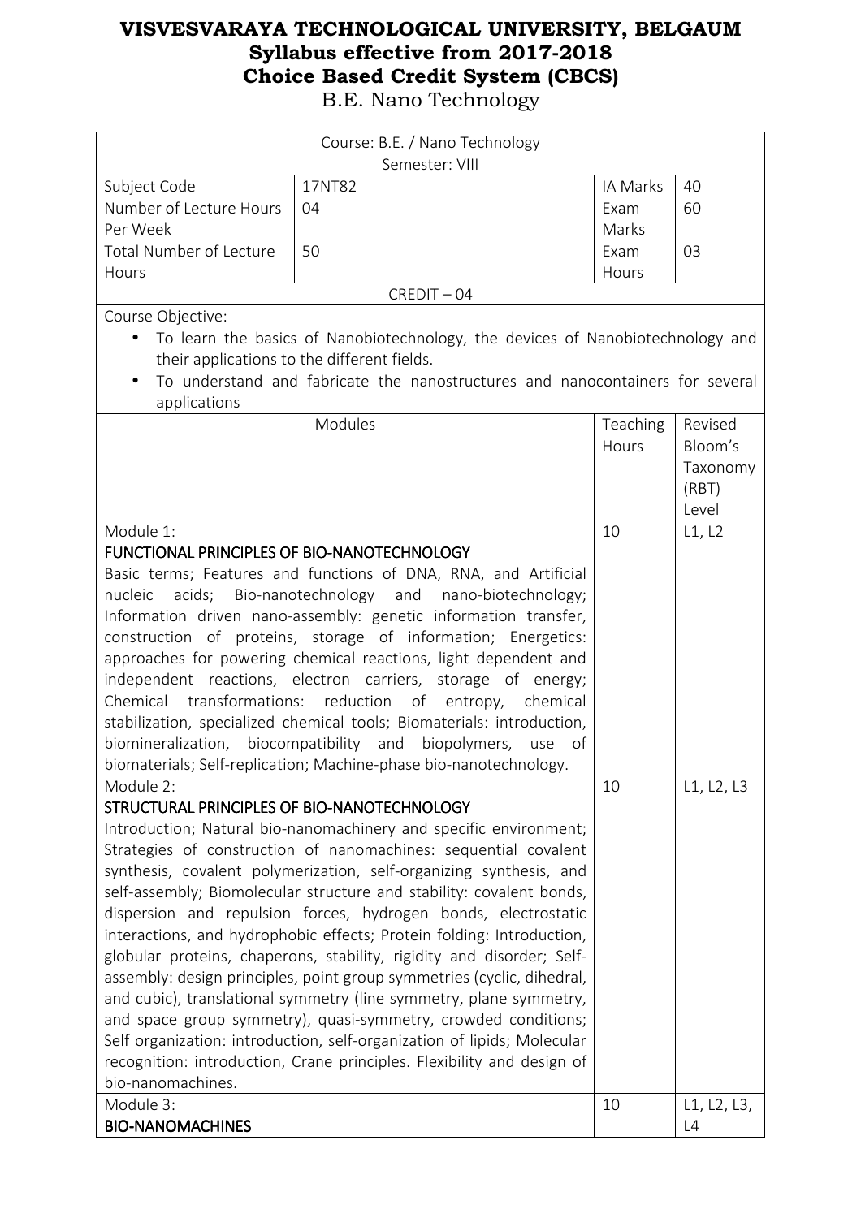# VISVESVARAYA TECHNOLOGICAL UNIVERSITY, BELGAUM
## Syllabus effective from 2017-2018
## Choice Based Credit System (CBCS)
B.E. Nano Technology

| Course: B.E. / Nano Technology<br>Semester: VIII | | | |
|---|---|---|---|
| Subject Code | 17NT82 | IA Marks | 40 |
| Number of Lecture Hours Per Week | 04 | Exam Marks | 60 |
| Total Number of Lecture Hours | 50 | Exam Hours | 03 |
| CREDIT – 04 | | | |

Course Objective:

- To learn the basics of Nanobiotechnology, the devices of Nanobiotechnology and their applications to the different fields.
- To understand and fabricate the nanostructures and nanocontainers for several applications

| Modules | Teaching Hours | Revised Bloom's Taxonomy (RBT) Level |
|---|---|---|
| Module 1:<br>FUNCTIONAL PRINCIPLES OF BIO-NANOTECHNOLOGY<br>Basic terms; Features and functions of DNA, RNA, and Artificial nucleic acids; Bio-nanotechnology and nano-biotechnology; Information driven nano-assembly: genetic information transfer, construction of proteins, storage of information; Energetics: approaches for powering chemical reactions, light dependent and independent reactions, electron carriers, storage of energy; Chemical transformations: reduction of entropy, chemical stabilization, specialized chemical tools; Biomaterials: introduction, biomineralization, biocompatibility and biopolymers, use of biomaterials; Self-replication; Machine-phase bio-nanotechnology. | 10 | L1, L2 |
| Module 2:<br>STRUCTURAL PRINCIPLES OF BIO-NANOTECHNOLOGY<br>Introduction; Natural bio-nanomachinery and specific environment; Strategies of construction of nanomachines: sequential covalent synthesis, covalent polymerization, self-organizing synthesis, and self-assembly; Biomolecular structure and stability: covalent bonds, dispersion and repulsion forces, hydrogen bonds, electrostatic interactions, and hydrophobic effects; Protein folding: Introduction, globular proteins, chaperons, stability, rigidity and disorder; Self-assembly: design principles, point group symmetries (cyclic, dihedral, and cubic), translational symmetry (line symmetry, plane symmetry, and space group symmetry), quasi-symmetry, crowded conditions; Self organization: introduction, self-organization of lipids; Molecular recognition: introduction, Crane principles. Flexibility and design of bio-nanomachines. | 10 | L1, L2, L3 |
| Module 3:<br>BIO-NANOMACHINES | 10 | L1, L2, L3, L4 |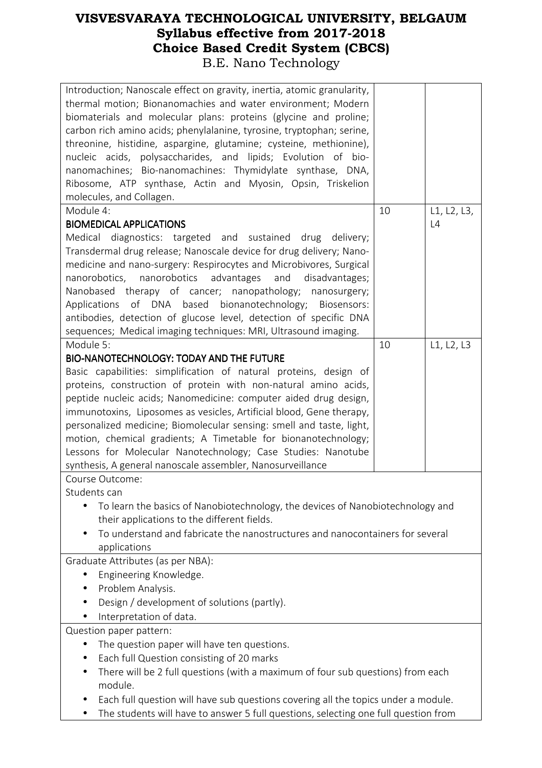| | | |
|---|---|---|
| Introduction; Nanoscale effect on gravity, inertia, atomic granularity, thermal motion; Bionanomachies and water environment; Modern biomaterials and molecular plans: proteins (glycine and proline; carbon rich amino acids; phenylalanine, tyrosine, tryptophan; serine, threonine, histidine, aspargine, glutamine; cysteine, methionine), nucleic acids, polysaccharides, and lipids; Evolution of bio-nanomachines; Bio-nanomachines: Thymidylate synthase, DNA, Ribosome, ATP synthase, Actin and Myosin, Opsin, Triskelion molecules, and Collagen. | | |
| Module 4:<br>**BIOMEDICAL APPLICATIONS**<br>Medical diagnostics: targeted and sustained drug delivery; Transdermal drug release; Nanoscale device for drug delivery; Nano-medicine and nano-surgery: Respirocytes and Microbivores, Surgical nanorobotics, nanorobotics advantages and disadvantages; Nanobased therapy of cancer; nanopathology; nanosurgery; Applications of DNA based bionanotechnology; Biosensors: antibodies, detection of glucose level, detection of specific DNA sequences; Medical imaging techniques: MRI, Ultrasound imaging. | 10 | L1, L2, L3, L4 |
| Module 5:<br>**BIO-NANOTECHNOLOGY: TODAY AND THE FUTURE**<br>Basic capabilities: simplification of natural proteins, design of proteins, construction of protein with non-natural amino acids, peptide nucleic acids; Nanomedicine: computer aided drug design, immunotoxins, Liposomes as vesicles, Artificial blood, Gene therapy, personalized medicine; Biomolecular sensing: smell and taste, light, motion, chemical gradients; A Timetable for bionanotechnology; Lessons for Molecular Nanotechnology; Case Studies: Nanotube synthesis, A general nanoscale assembler, Nanosurveillance | 10 | L1, L2, L3 |

Course Outcome:

Students can

- To learn the basics of Nanobiotechnology, the devices of Nanobiotechnology and their applications to the different fields.
- To understand and fabricate the nanostructures and nanocontainers for several applications

Graduate Attributes (as per NBA):

- Engineering Knowledge.
- Problem Analysis.
- Design / development of solutions (partly).
- Interpretation of data.

Question paper pattern:

- The question paper will have ten questions.
- Each full Question consisting of 20 marks
- There will be 2 full questions (with a maximum of four sub questions) from each module.
- Each full question will have sub questions covering all the topics under a module.
- The students will have to answer 5 full questions, selecting one full question from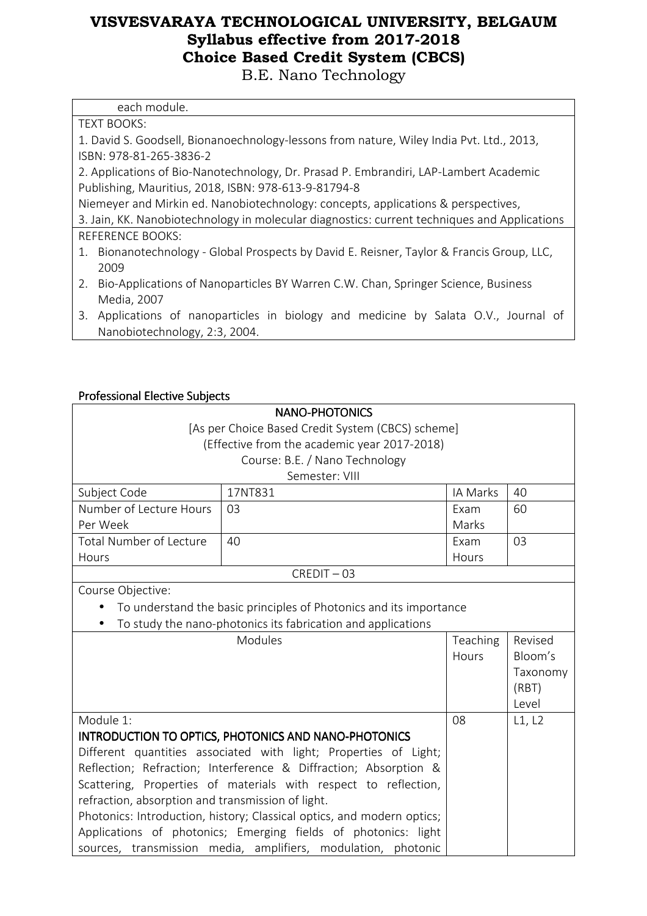each module.

TEXT BOOKS:

1. David S. Goodsell, Bionanoechnology-lessons from nature, Wiley India Pvt. Ltd., 2013, ISBN: 978-81-265-3836-2
2. Applications of Bio-Nanotechnology, Dr. Prasad P. Embrandiri, LAP-Lambert Academic Publishing, Mauritius, 2018, ISBN: 978-613-9-81794-8

Niemeyer and Mirkin ed. Nanobiotechnology: concepts, applications & perspectives,

3. Jain, KK. Nanobiotechnology in molecular diagnostics: current techniques and Applications

REFERENCE BOOKS:

1. Bionanotechnology - Global Prospects by David E. Reisner, Taylor & Francis Group, LLC, 2009
2. Bio-Applications of Nanoparticles BY Warren C.W. Chan, Springer Science, Business Media, 2007
3. Applications of nanoparticles in biology and medicine by Salata O.V., Journal of Nanobiotechnology, 2:3, 2004.

## Professional Elective Subjects

**NANO-PHOTONICS**

[As per Choice Based Credit System (CBCS) scheme]

(Effective from the academic year 2017-2018)

Course: B.E. / Nano Technology

Semester: VIII

| Subject Code | 17NT831 | IA Marks | 40 |
|---|---|---|---|
| Number of Lecture Hours Per Week | 03 | Exam Marks | 60 |
| Total Number of Lecture Hours | 40 | Exam Hours | 03 |

CREDIT – 03

Course Objective:

- To understand the basic principles of Photonics and its importance
- To study the nano-photonics its fabrication and applications

| Modules | Teaching Hours | Revised Bloom's Taxonomy (RBT) Level |
|---|---|---|
| Module 1: **INTRODUCTION TO OPTICS, PHOTONICS AND NANO-PHOTONICS** Different quantities associated with light; Properties of Light; Reflection; Refraction; Interference & Diffraction; Absorption & Scattering, Properties of materials with respect to reflection, refraction, absorption and transmission of light. Photonics: Introduction, history; Classical optics, and modern optics; Applications of photonics; Emerging fields of photonics: light sources, transmission media, amplifiers, modulation, photonic | 08 | L1, L2 |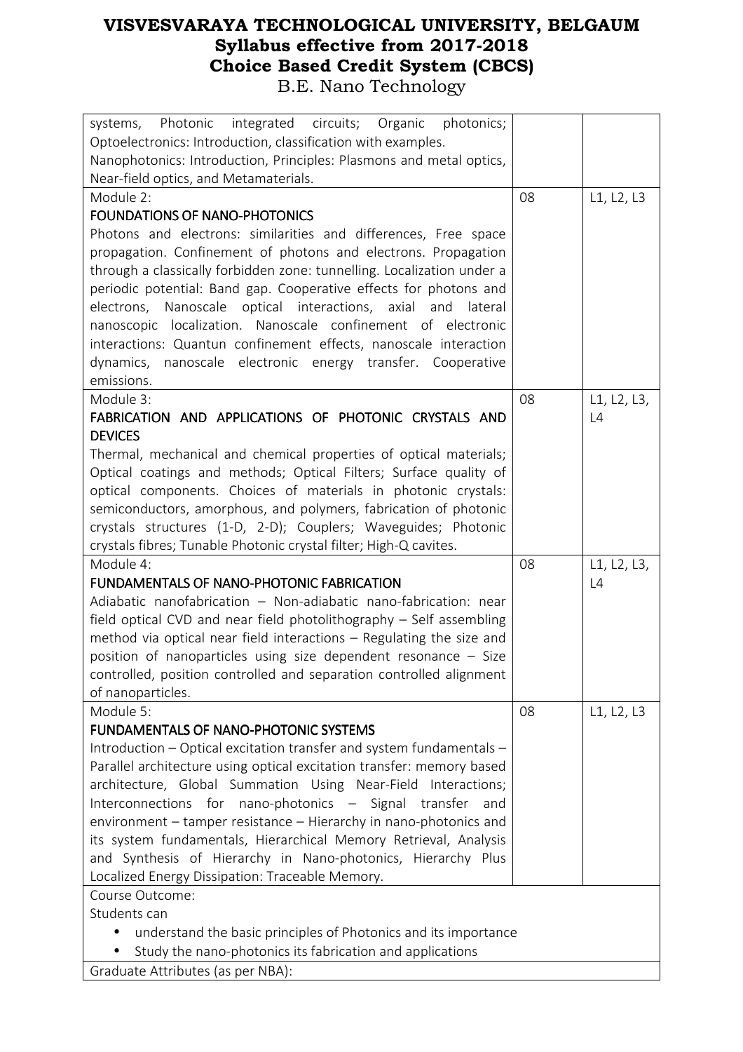| | | |
|---|---|---|
| systems, Photonic integrated circuits; Organic photonics; Optoelectronics: Introduction, classification with examples. Nanophotonics: Introduction, Principles: Plasmons and metal optics, Near-field optics, and Metamaterials. | | |
| Module 2: **FOUNDATIONS OF NANO-PHOTONICS** Photons and electrons: similarities and differences, Free space propagation. Confinement of photons and electrons. Propagation through a classically forbidden zone: tunnelling. Localization under a periodic potential: Band gap. Cooperative effects for photons and electrons, Nanoscale optical interactions, axial and lateral nanoscopic localization. Nanoscale confinement of electronic interactions: Quantun confinement effects, nanoscale interaction dynamics, nanoscale electronic energy transfer. Cooperative emissions. | 08 | L1, L2, L3 |
| Module 3: **FABRICATION AND APPLICATIONS OF PHOTONIC CRYSTALS AND DEVICES** Thermal, mechanical and chemical properties of optical materials; Optical coatings and methods; Optical Filters; Surface quality of optical components. Choices of materials in photonic crystals: semiconductors, amorphous, and polymers, fabrication of photonic crystals structures (1-D, 2-D); Couplers; Waveguides; Photonic crystals fibres; Tunable Photonic crystal filter; High-Q cavites. | 08 | L1, L2, L3, L4 |
| Module 4: **FUNDAMENTALS OF NANO-PHOTONIC FABRICATION** Adiabatic nanofabrication – Non-adiabatic nano-fabrication: near field optical CVD and near field photolithography – Self assembling method via optical near field interactions – Regulating the size and position of nanoparticles using size dependent resonance – Size controlled, position controlled and separation controlled alignment of nanoparticles. | 08 | L1, L2, L3, L4 |
| Module 5: **FUNDAMENTALS OF NANO-PHOTONIC SYSTEMS** Introduction – Optical excitation transfer and system fundamentals – Parallel architecture using optical excitation transfer: memory based architecture, Global Summation Using Near-Field Interactions; Interconnections for nano-photonics – Signal transfer and environment – tamper resistance – Hierarchy in nano-photonics and its system fundamentals, Hierarchical Memory Retrieval, Analysis and Synthesis of Hierarchy in Nano-photonics, Hierarchy Plus Localized Energy Dissipation: Traceable Memory. | 08 | L1, L2, L3 |

Course Outcome:

Students can

- understand the basic principles of Photonics and its importance
- Study the nano-photonics its fabrication and applications

Graduate Attributes (as per NBA):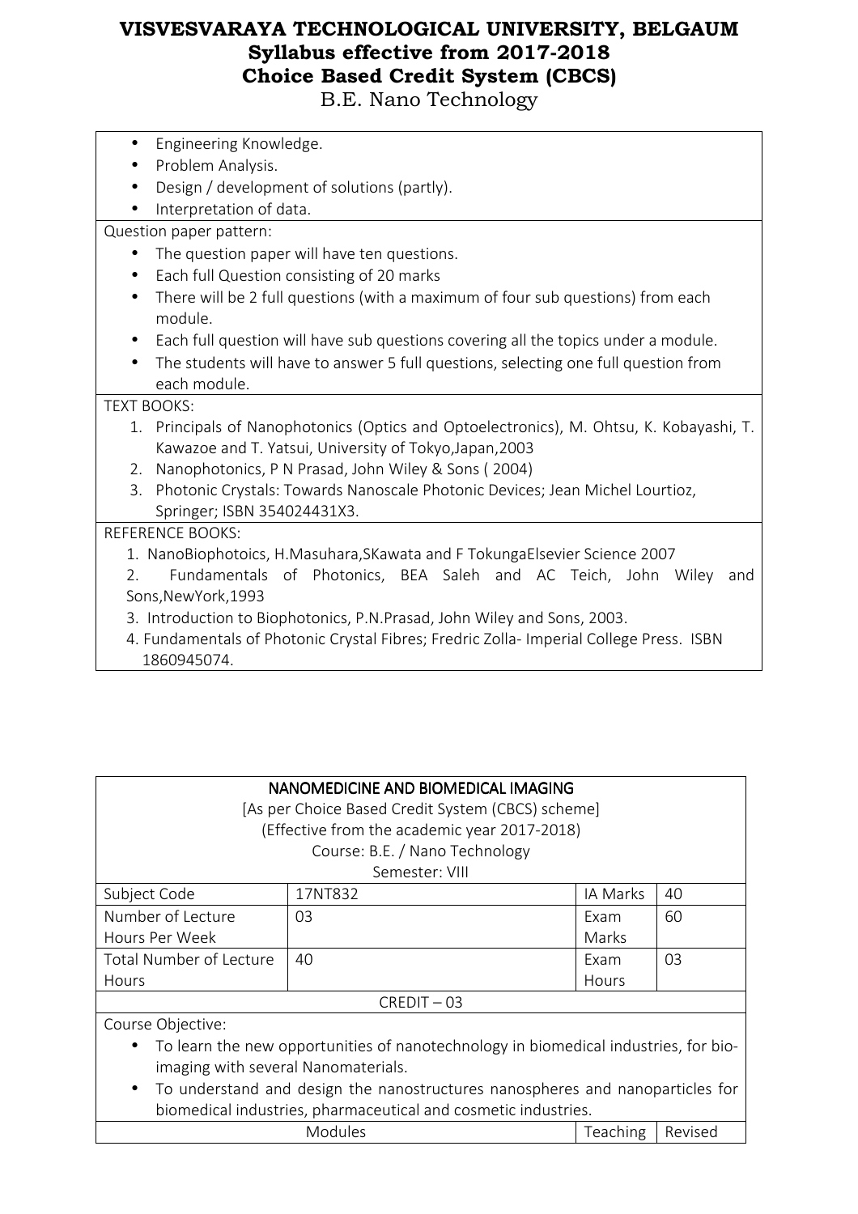- Engineering Knowledge.
- Problem Analysis.
- Design / development of solutions (partly).
- Interpretation of data.

Question paper pattern:

- The question paper will have ten questions.
- Each full Question consisting of 20 marks
- There will be 2 full questions (with a maximum of four sub questions) from each module.
- Each full question will have sub questions covering all the topics under a module.
- The students will have to answer 5 full questions, selecting one full question from each module.

TEXT BOOKS:

1. Principals of Nanophotonics (Optics and Optoelectronics), M. Ohtsu, K. Kobayashi, T. Kawazoe and T. Yatsui, University of Tokyo,Japan,2003
2. Nanophotonics, P N Prasad, John Wiley & Sons ( 2004)
3. Photonic Crystals: Towards Nanoscale Photonic Devices; Jean Michel Lourtioz, Springer; ISBN 354024431X3.

REFERENCE BOOKS:

1. NanoBiophotoics, H.Masuhara,SKawata and F TokungaElsevier Science 2007
2. Fundamentals of Photonics, BEA Saleh and AC Teich, John Wiley and Sons,NewYork,1993
3. Introduction to Biophotonics, P.N.Prasad, John Wiley and Sons, 2003.
4. Fundamentals of Photonic Crystal Fibres; Fredric Zolla- Imperial College Press. ISBN 1860945074.

## NANOMEDICINE AND BIOMEDICAL IMAGING

[As per Choice Based Credit System (CBCS) scheme]
(Effective from the academic year 2017-2018)
Course: B.E. / Nano Technology
Semester: VIII

| Subject Code | 17NT832 | IA Marks | 40 |
|---|---|---|---|
| Number of Lecture Hours Per Week | 03 | Exam Marks | 60 |
| Total Number of Lecture Hours | 40 | Exam Hours | 03 |

CREDIT – 03

Course Objective:

- To learn the new opportunities of nanotechnology in biomedical industries, for bio-imaging with several Nanomaterials.
- To understand and design the nanostructures nanospheres and nanoparticles for biomedical industries, pharmaceutical and cosmetic industries.

| Modules | Teaching | Revised |
|---|---|---|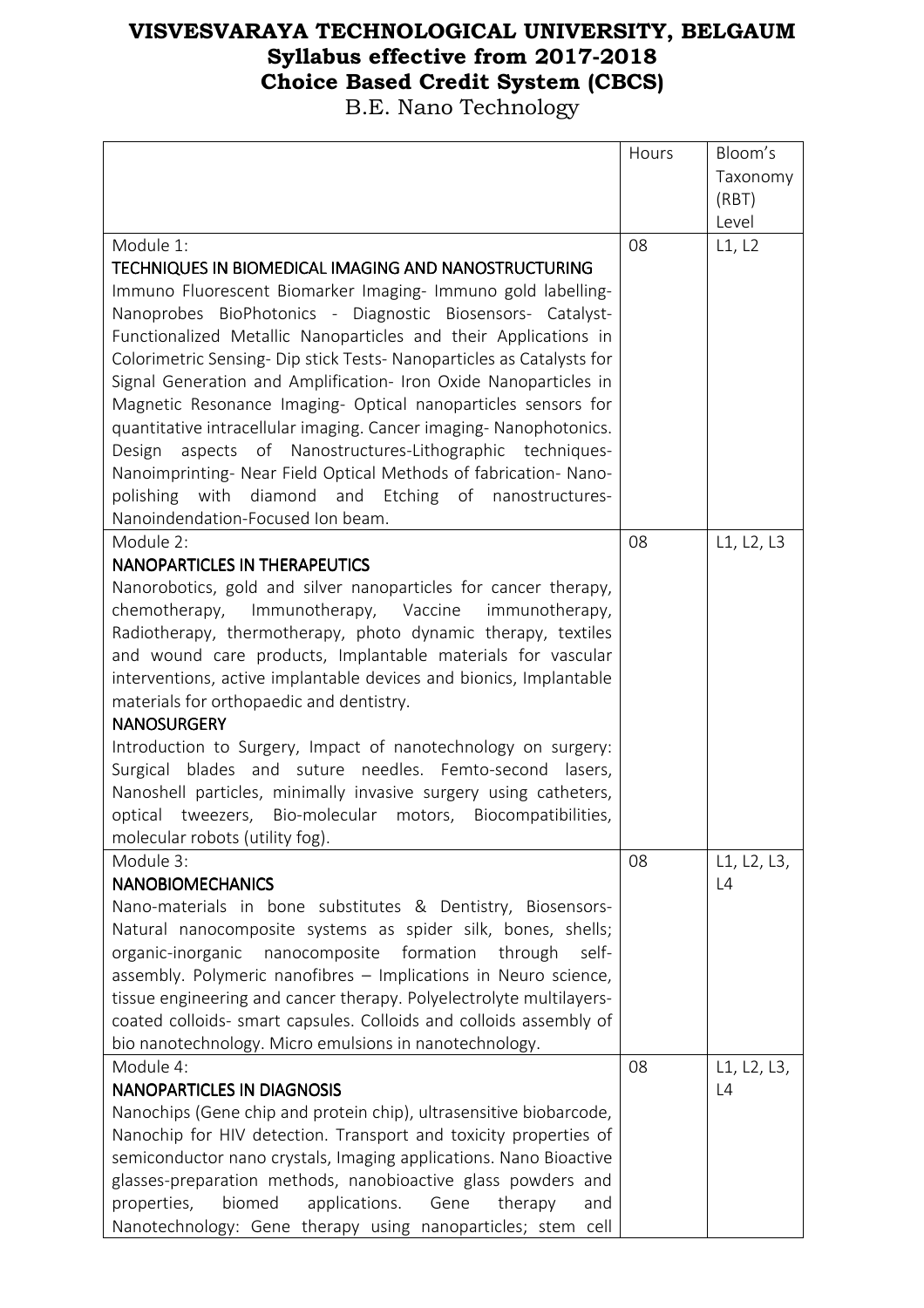# VISVESVARAYA TECHNOLOGICAL UNIVERSITY, BELGAUM
## Syllabus effective from 2017-2018
## Choice Based Credit System (CBCS)
B.E. Nano Technology

| | Hours | Bloom's Taxonomy (RBT) Level |
|---|---|---|
| Module 1:<br>**TECHNIQUES IN BIOMEDICAL IMAGING AND NANOSTRUCTURING**<br>Immuno Fluorescent Biomarker Imaging- Immuno gold labelling- Nanoprobes BioPhotonics - Diagnostic Biosensors- Catalyst-Functionalized Metallic Nanoparticles and their Applications in Colorimetric Sensing- Dip stick Tests- Nanoparticles as Catalysts for Signal Generation and Amplification- Iron Oxide Nanoparticles in Magnetic Resonance Imaging- Optical nanoparticles sensors for quantitative intracellular imaging. Cancer imaging- Nanophotonics. Design aspects of Nanostructures-Lithographic techniques-Nanoimprinting- Near Field Optical Methods of fabrication- Nano-polishing with diamond and Etching of nanostructures-Nanoindendation-Focused Ion beam. | 08 | L1, L2 |
| Module 2:<br>**NANOPARTICLES IN THERAPEUTICS**<br>Nanorobotics, gold and silver nanoparticles for cancer therapy, chemotherapy, Immunotherapy, Vaccine immunotherapy, Radiotherapy, thermotherapy, photo dynamic therapy, textiles and wound care products, Implantable materials for vascular interventions, active implantable devices and bionics, Implantable materials for orthopaedic and dentistry.<br>**NANOSURGERY**<br>Introduction to Surgery, Impact of nanotechnology on surgery: Surgical blades and suture needles. Femto-second lasers, Nanoshell particles, minimally invasive surgery using catheters, optical tweezers, Bio-molecular motors, Biocompatibilities, molecular robots (utility fog). | 08 | L1, L2, L3 |
| Module 3:<br>**NANOBIOMECHANICS**<br>Nano-materials in bone substitutes & Dentistry, Biosensors-Natural nanocomposite systems as spider silk, bones, shells; organic-inorganic nanocomposite formation through self-assembly. Polymeric nanofibres – Implications in Neuro science, tissue engineering and cancer therapy. Polyelectrolyte multilayers-coated colloids- smart capsules. Colloids and colloids assembly of bio nanotechnology. Micro emulsions in nanotechnology. | 08 | L1, L2, L3, L4 |
| Module 4:<br>**NANOPARTICLES IN DIAGNOSIS**<br>Nanochips (Gene chip and protein chip), ultrasensitive biobarcode, Nanochip for HIV detection. Transport and toxicity properties of semiconductor nano crystals, Imaging applications. Nano Bioactive glasses-preparation methods, nanobioactive glass powders and properties, biomed applications. Gene therapy and Nanotechnology: Gene therapy using nanoparticles; stem cell | 08 | L1, L2, L3, L4 |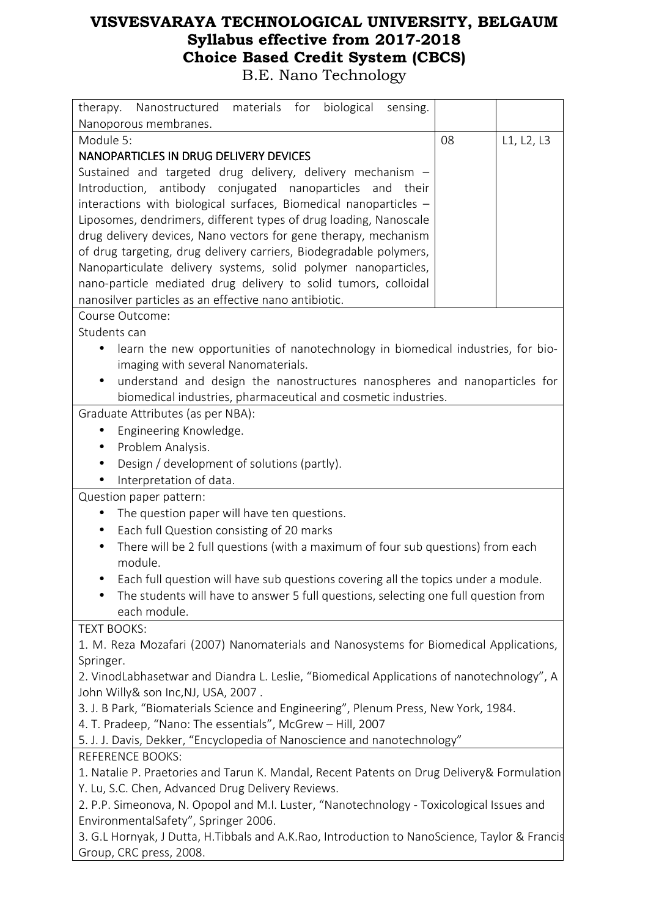| | | |
|---|---|---|
| therapy. Nanostructured materials for biological sensing. Nanoporous membranes. | | |
| Module 5:<br>NANOPARTICLES IN DRUG DELIVERY DEVICES<br>Sustained and targeted drug delivery, delivery mechanism – Introduction, antibody conjugated nanoparticles and their interactions with biological surfaces, Biomedical nanoparticles – Liposomes, dendrimers, different types of drug loading, Nanoscale drug delivery devices, Nano vectors for gene therapy, mechanism of drug targeting, drug delivery carriers, Biodegradable polymers, Nanoparticulate delivery systems, solid polymer nanoparticles, nano-particle mediated drug delivery to solid tumors, colloidal nanosilver particles as an effective nano antibiotic. | 08 | L1, L2, L3 |

Course Outcome:

Students can

- learn the new opportunities of nanotechnology in biomedical industries, for bio-imaging with several Nanomaterials.
- understand and design the nanostructures nanospheres and nanoparticles for biomedical industries, pharmaceutical and cosmetic industries.

Graduate Attributes (as per NBA):

- Engineering Knowledge.
- Problem Analysis.
- Design / development of solutions (partly).
- Interpretation of data.

Question paper pattern:

- The question paper will have ten questions.
- Each full Question consisting of 20 marks
- There will be 2 full questions (with a maximum of four sub questions) from each module.
- Each full question will have sub questions covering all the topics under a module.
- The students will have to answer 5 full questions, selecting one full question from each module.

TEXT BOOKS:

1. M. Reza Mozafari (2007) Nanomaterials and Nanosystems for Biomedical Applications, Springer.
2. VinodLabhasetwar and Diandra L. Leslie, "Biomedical Applications of nanotechnology", A John Willy& son Inc,NJ, USA, 2007 .
3. J. B Park, "Biomaterials Science and Engineering", Plenum Press, New York, 1984.
4. T. Pradeep, "Nano: The essentials", McGrew – Hill, 2007
5. J. J. Davis, Dekker, "Encyclopedia of Nanoscience and nanotechnology"

REFERENCE BOOKS:

1. Natalie P. Praetories and Tarun K. Mandal, Recent Patents on Drug Delivery& Formulation Y. Lu, S.C. Chen, Advanced Drug Delivery Reviews.
2. P.P. Simeonova, N. Opopol and M.I. Luster, "Nanotechnology - Toxicological Issues and EnvironmentalSafety", Springer 2006.
3. G.L Hornyak, J Dutta, H.Tibbals and A.K.Rao, Introduction to NanoScience, Taylor & Francis Group, CRC press, 2008.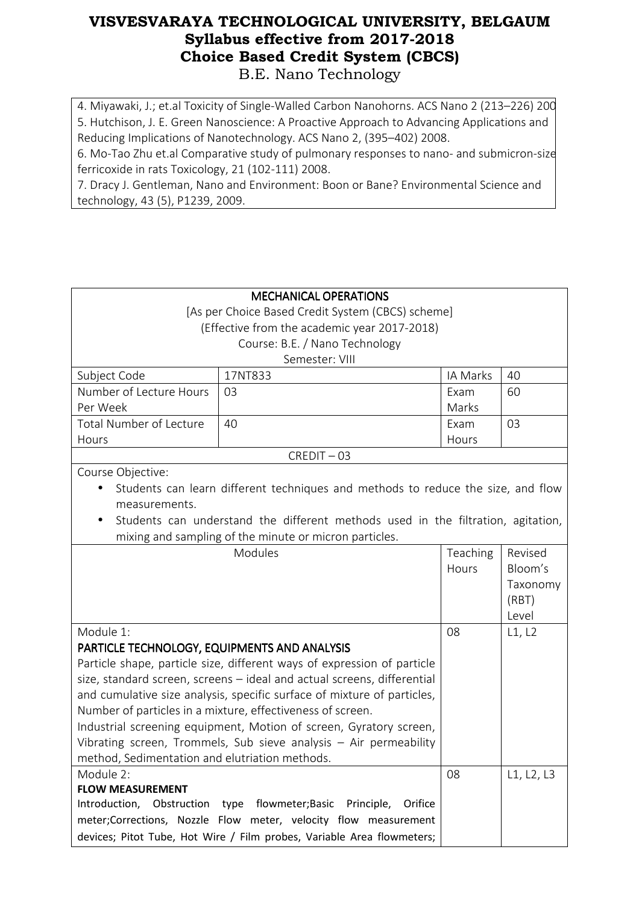4. Miyawaki, J.; et.al Toxicity of Single-Walled Carbon Nanohorns. ACS Nano 2 (213–226) 200
5. Hutchison, J. E. Green Nanoscience: A Proactive Approach to Advancing Applications and Reducing Implications of Nanotechnology. ACS Nano 2, (395–402) 2008.
6. Mo-Tao Zhu et.al Comparative study of pulmonary responses to nano- and submicron-size ferricoxide in rats Toxicology, 21 (102-111) 2008.
7. Dracy J. Gentleman, Nano and Environment: Boon or Bane? Environmental Science and technology, 43 (5), P1239, 2009.

## MECHANICAL OPERATIONS

[As per Choice Based Credit System (CBCS) scheme]
(Effective from the academic year 2017-2018)
Course: B.E. / Nano Technology
Semester: VIII

| Subject Code | 17NT833 | IA Marks | 40 |
|---|---|---|---|
| Number of Lecture Hours Per Week | 03 | Exam Marks | 60 |
| Total Number of Lecture Hours | 40 | Exam Hours | 03 |

CREDIT – 03

Course Objective:

- Students can learn different techniques and methods to reduce the size, and flow measurements.
- Students can understand the different methods used in the filtration, agitation, mixing and sampling of the minute or micron particles.

| Modules | Teaching Hours | Revised Bloom's Taxonomy (RBT) Level |
|---|---|---|
| Module 1: **PARTICLE TECHNOLOGY, EQUIPMENTS AND ANALYSIS** Particle shape, particle size, different ways of expression of particle size, standard screen, screens – ideal and actual screens, differential and cumulative size analysis, specific surface of mixture of particles, Number of particles in a mixture, effectiveness of screen. Industrial screening equipment, Motion of screen, Gyratory screen, Vibrating screen, Trommels, Sub sieve analysis – Air permeability method, Sedimentation and elutriation methods. | 08 | L1, L2 |
| Module 2: **FLOW MEASUREMENT** Introduction, Obstruction type flowmeter;Basic Principle, Orifice meter;Corrections, Nozzle Flow meter, velocity flow measurement devices; Pitot Tube, Hot Wire / Film probes, Variable Area flowmeters; | 08 | L1, L2, L3 |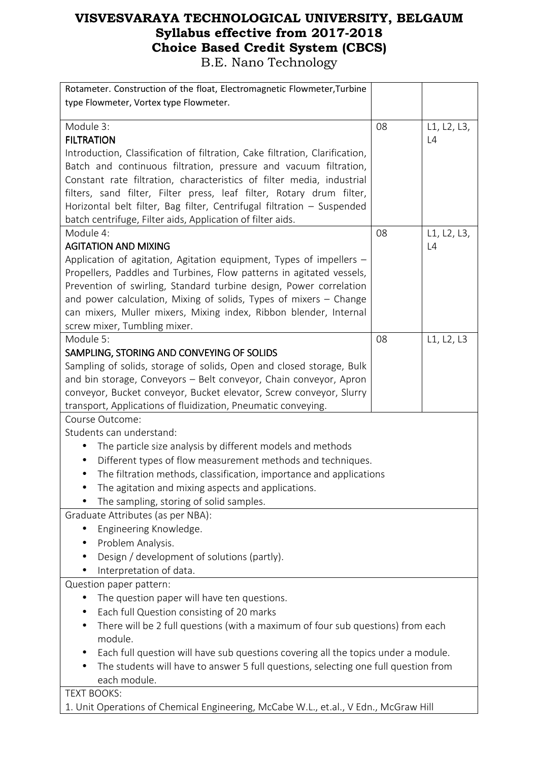| | | |
|---|---|---|
| Rotameter. Construction of the float, Electromagnetic Flowmeter,Turbine type Flowmeter, Vortex type Flowmeter. | | |
| Module 3:<br>**FILTRATION**<br>Introduction, Classification of filtration, Cake filtration, Clarification, Batch and continuous filtration, pressure and vacuum filtration, Constant rate filtration, characteristics of filter media, industrial filters, sand filter, Filter press, leaf filter, Rotary drum filter, Horizontal belt filter, Bag filter, Centrifugal filtration – Suspended batch centrifuge, Filter aids, Application of filter aids. | 08 | L1, L2, L3, L4 |
| Module 4:<br>**AGITATION AND MIXING**<br>Application of agitation, Agitation equipment, Types of impellers – Propellers, Paddles and Turbines, Flow patterns in agitated vessels, Prevention of swirling, Standard turbine design, Power correlation and power calculation, Mixing of solids, Types of mixers – Change can mixers, Muller mixers, Mixing index, Ribbon blender, Internal screw mixer, Tumbling mixer. | 08 | L1, L2, L3, L4 |
| Module 5:<br>**SAMPLING, STORING AND CONVEYING OF SOLIDS**<br>Sampling of solids, storage of solids, Open and closed storage, Bulk and bin storage, Conveyors – Belt conveyor, Chain conveyor, Apron conveyor, Bucket conveyor, Bucket elevator, Screw conveyor, Slurry transport, Applications of fluidization, Pneumatic conveying. | 08 | L1, L2, L3 |

Course Outcome:

Students can understand:

- The particle size analysis by different models and methods
- Different types of flow measurement methods and techniques.
- The filtration methods, classification, importance and applications
- The agitation and mixing aspects and applications.
- The sampling, storing of solid samples.

Graduate Attributes (as per NBA):

- Engineering Knowledge.
- Problem Analysis.
- Design / development of solutions (partly).
- Interpretation of data.

Question paper pattern:

- The question paper will have ten questions.
- Each full Question consisting of 20 marks
- There will be 2 full questions (with a maximum of four sub questions) from each module.
- Each full question will have sub questions covering all the topics under a module.
- The students will have to answer 5 full questions, selecting one full question from each module.

TEXT BOOKS:

1. Unit Operations of Chemical Engineering, McCabe W.L., et.al., V Edn., McGraw Hill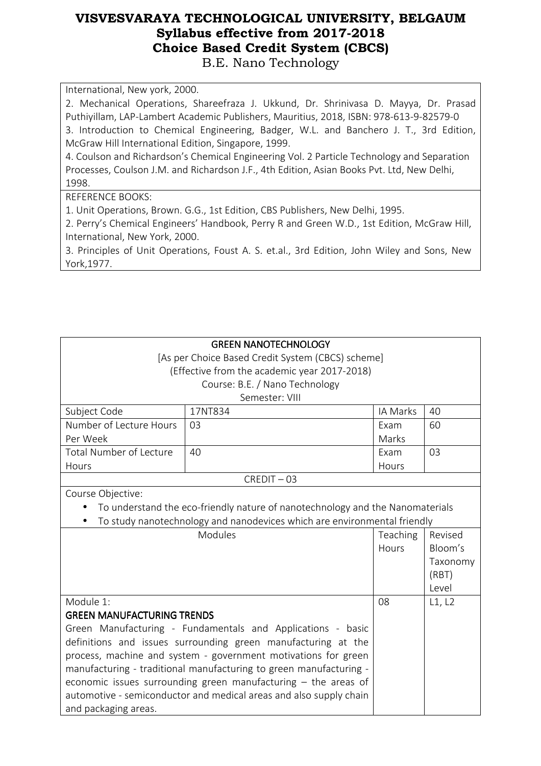International, New york, 2000.

2. Mechanical Operations, Shareefraza J. Ukkund, Dr. Shrinivasa D. Mayya, Dr. Prasad Puthiyillam, LAP-Lambert Academic Publishers, Mauritius, 2018, ISBN: 978-613-9-82579-0

3. Introduction to Chemical Engineering, Badger, W.L. and Banchero J. T., 3rd Edition, McGraw Hill International Edition, Singapore, 1999.

4. Coulson and Richardson's Chemical Engineering Vol. 2 Particle Technology and Separation Processes, Coulson J.M. and Richardson J.F., 4th Edition, Asian Books Pvt. Ltd, New Delhi, 1998.

REFERENCE BOOKS:

1. Unit Operations, Brown. G.G., 1st Edition, CBS Publishers, New Delhi, 1995.

2. Perry's Chemical Engineers' Handbook, Perry R and Green W.D., 1st Edition, McGraw Hill, International, New York, 2000.

3. Principles of Unit Operations, Foust A. S. et.al., 3rd Edition, John Wiley and Sons, New York,1977.

## GREEN NANOTECHNOLOGY

[As per Choice Based Credit System (CBCS) scheme]
(Effective from the academic year 2017-2018)
Course: B.E. / Nano Technology
Semester: VIII

| Subject Code | 17NT834 | IA Marks | 40 |
|---|---|---|---|
| Number of Lecture Hours Per Week | 03 | Exam Marks | 60 |
| Total Number of Lecture Hours | 40 | Exam Hours | 03 |

CREDIT – 03

Course Objective:

- To understand the eco-friendly nature of nanotechnology and the Nanomaterials
- To study nanotechnology and nanodevices which are environmental friendly

| Modules | Teaching Hours | Revised Bloom's Taxonomy (RBT) Level |
|---|---|---|
| Module 1:<br>**GREEN MANUFACTURING TRENDS**<br>Green Manufacturing - Fundamentals and Applications - basic definitions and issues surrounding green manufacturing at the process, machine and system - government motivations for green manufacturing - traditional manufacturing to green manufacturing - economic issues surrounding green manufacturing – the areas of automotive - semiconductor and medical areas and also supply chain and packaging areas. | 08 | L1, L2 |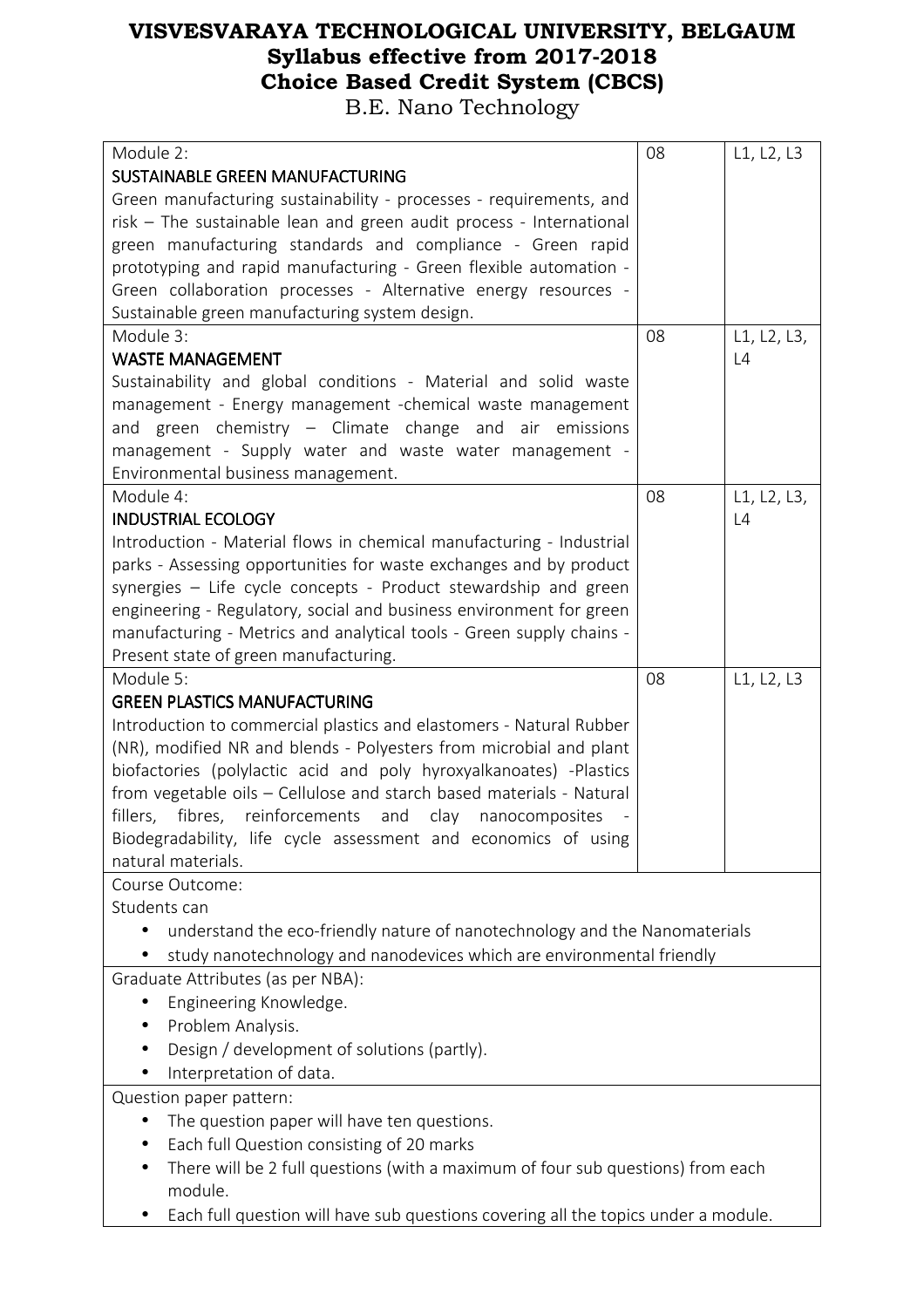# VISVESVARAYA TECHNOLOGICAL UNIVERSITY, BELGAUM
## Syllabus effective from 2017-2018
## Choice Based Credit System (CBCS)
B.E. Nano Technology

| | | |
|---|---|---|
| Module 2:<br>**SUSTAINABLE GREEN MANUFACTURING**<br>Green manufacturing sustainability - processes - requirements, and risk – The sustainable lean and green audit process - International green manufacturing standards and compliance - Green rapid prototyping and rapid manufacturing - Green flexible automation - Green collaboration processes - Alternative energy resources - Sustainable green manufacturing system design. | 08 | L1, L2, L3 |
| Module 3:<br>**WASTE MANAGEMENT**<br>Sustainability and global conditions - Material and solid waste management - Energy management -chemical waste management and green chemistry – Climate change and air emissions management - Supply water and waste water management - Environmental business management. | 08 | L1, L2, L3, L4 |
| Module 4:<br>**INDUSTRIAL ECOLOGY**<br>Introduction - Material flows in chemical manufacturing - Industrial parks - Assessing opportunities for waste exchanges and by product synergies – Life cycle concepts - Product stewardship and green engineering - Regulatory, social and business environment for green manufacturing - Metrics and analytical tools - Green supply chains - Present state of green manufacturing. | 08 | L1, L2, L3, L4 |
| Module 5:<br>**GREEN PLASTICS MANUFACTURING**<br>Introduction to commercial plastics and elastomers - Natural Rubber (NR), modified NR and blends - Polyesters from microbial and plant biofactories (polylactic acid and poly hyroxyalkanoates) -Plastics from vegetable oils – Cellulose and starch based materials - Natural fillers, fibres, reinforcements and clay nanocomposites - Biodegradability, life cycle assessment and economics of using natural materials. | 08 | L1, L2, L3 |

Course Outcome:

Students can

- understand the eco-friendly nature of nanotechnology and the Nanomaterials
- study nanotechnology and nanodevices which are environmental friendly

Graduate Attributes (as per NBA):

- Engineering Knowledge.
- Problem Analysis.
- Design / development of solutions (partly).
- Interpretation of data.

Question paper pattern:

- The question paper will have ten questions.
- Each full Question consisting of 20 marks
- There will be 2 full questions (with a maximum of four sub questions) from each module.
- Each full question will have sub questions covering all the topics under a module.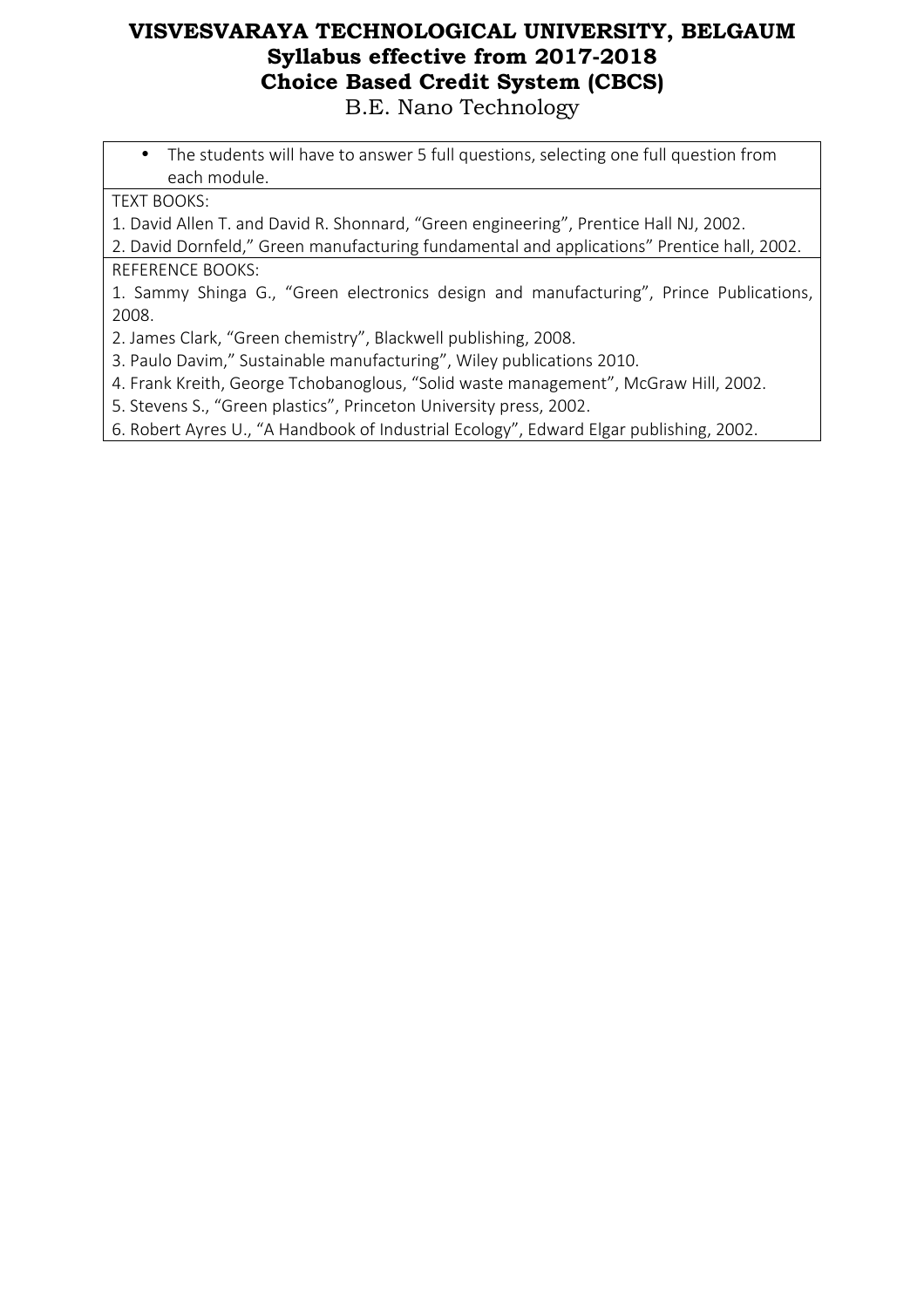- The students will have to answer 5 full questions, selecting one full question from each module.

TEXT BOOKS:

1. David Allen T. and David R. Shonnard, “Green engineering”, Prentice Hall NJ, 2002.
2. David Dornfeld,” Green manufacturing fundamental and applications” Prentice hall, 2002.

REFERENCE BOOKS:

1. Sammy Shinga G., “Green electronics design and manufacturing”, Prince Publications, 2008.
2. James Clark, “Green chemistry”, Blackwell publishing, 2008.
3. Paulo Davim,” Sustainable manufacturing”, Wiley publications 2010.
4. Frank Kreith, George Tchobanoglous, “Solid waste management”, McGraw Hill, 2002.
5. Stevens S., “Green plastics”, Princeton University press, 2002.
6. Robert Ayres U., “A Handbook of Industrial Ecology”, Edward Elgar publishing, 2002.